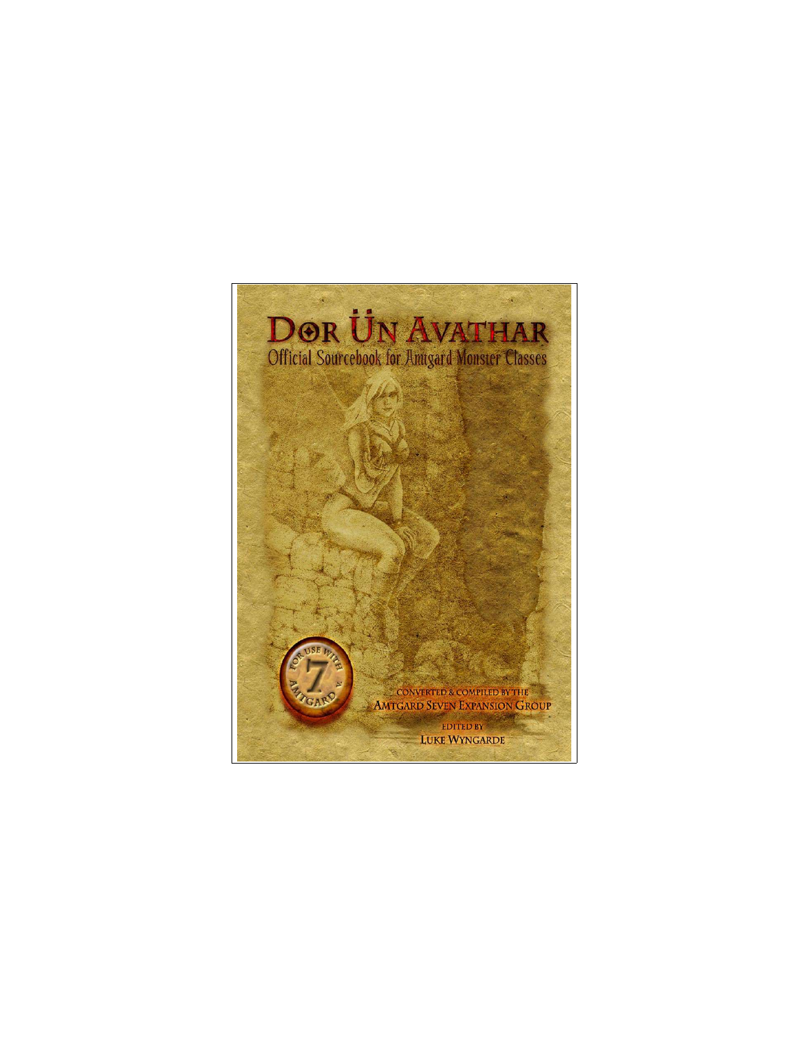# Dor Ün Avathar

## Official Sourcebook for Amtgard Monster Classes

For Use With Amtgard v. 7

Converted & Compiled by the Amtgard Seven Expansion Group

Edited by Luke Wyngarde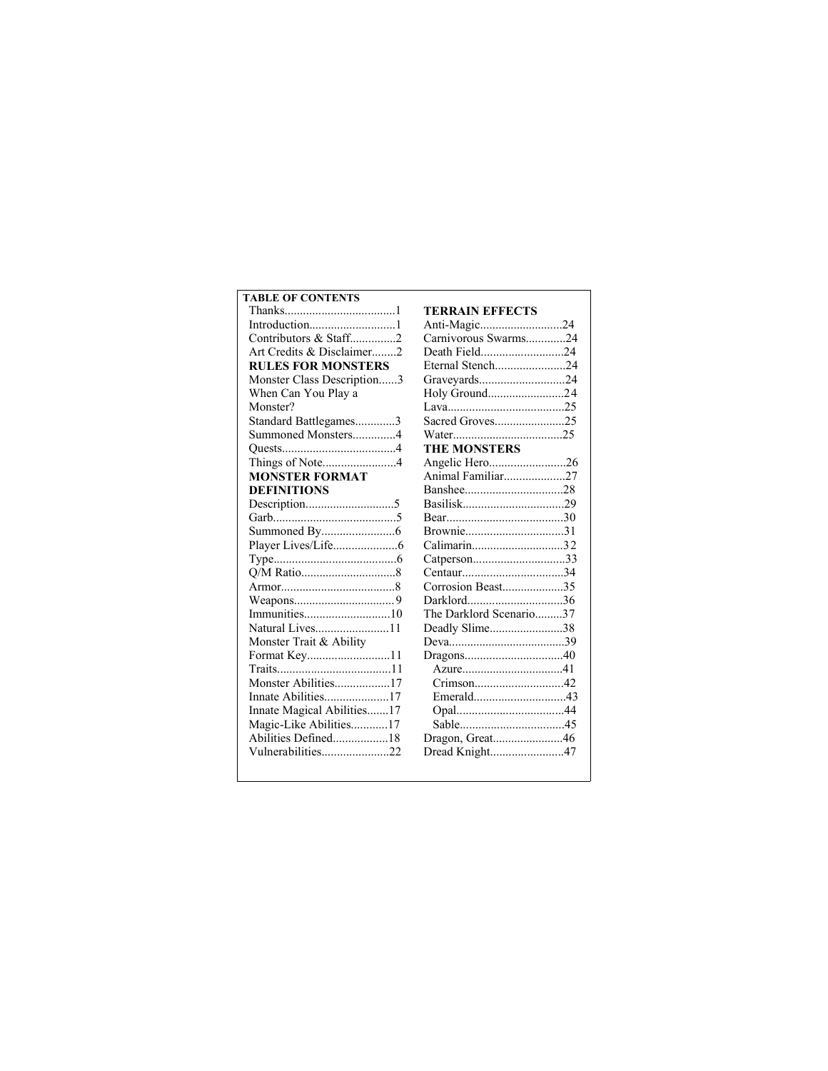**TABLE OF CONTENTS**

Thanks....................................1
Introduction............................1
Contributors & Staff...............2
Art Credits & Disclaimer........2

**RULES FOR MONSTERS**

Monster Class Description......3
When Can You Play a Monster?
Standard Battlegames.............3
Summoned Monsters..............4
Quests.....................................4
Things of Note........................4

**MONSTER FORMAT DEFINITIONS**

Description.............................5
Garb........................................5
Summoned By........................6
Player Lives/Life.....................6
Type........................................6
Q/M Ratio...............................8
Armor.....................................8
Weapons.................................9
Immunities............................10
Natural Lives........................11
Monster Trait & Ability Format Key...........................11
Traits.....................................11
Monster Abilities..................17
Innate Abilities.....................17
Innate Magical Abilities.......17
Magic-Like Abilities............17
Abilities Defined..................18
Vulnerabilities......................22

**TERRAIN EFFECTS**

Anti-Magic...........................24
Carnivorous Swarms.............24
Death Field...........................24
Eternal Stench.......................24
Graveyards............................24
Holy Ground.........................24
Lava......................................25
Sacred Groves.......................25
Water....................................25

**THE MONSTERS**

Angelic Hero.........................26
Animal Familiar....................27
Banshee................................28
Basilisk.................................29
Bear......................................30
Brownie................................31
Calimarin..............................32
Catperson..............................33
Centaur.................................34
Corrosion Beast....................35
Darklord...............................36
The Darklord Scenario.........37
Deadly Slime........................38
Deva......................................39
Dragons................................40
- Azure................................41
- Crimson.............................42
- Emerald..............................43
- Opal..................................44
- Sable..................................45

Dragon, Great.......................46
Dread Knight........................47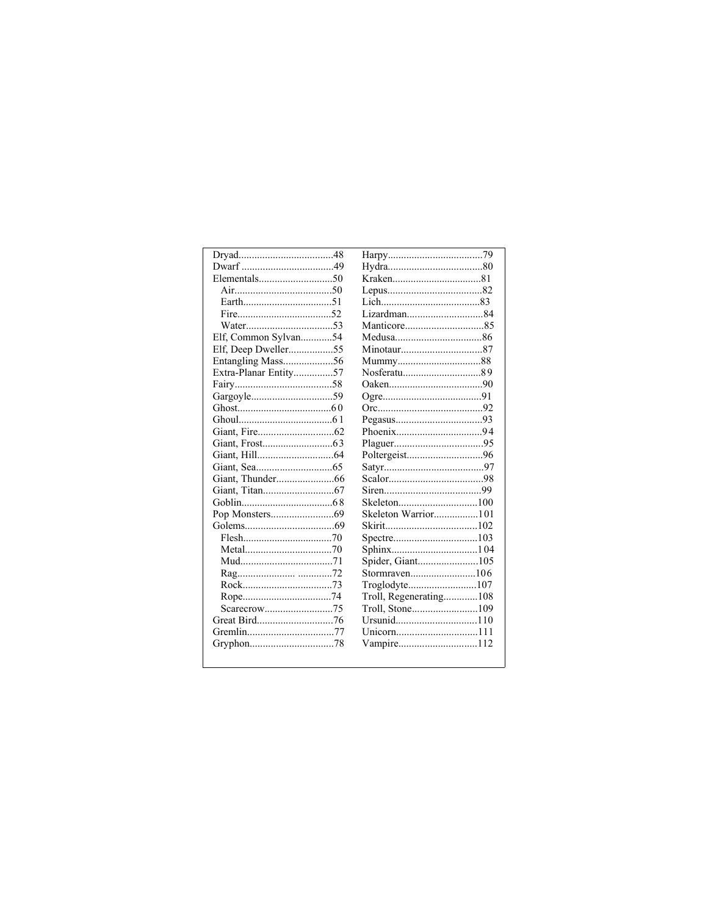Dryad....................................48
Dwarf ...................................49
Elementals............................50
  Air.....................................50
  Earth..................................51
  Fire....................................52
  Water.................................53
Elf, Common Sylvan............54
Elf, Deep Dweller.................55
Entangling Mass...................56
Extra-Planar Entity...............57
Fairy.....................................58
Gargoyle...............................59
Ghost...................................60
Ghoul...................................61
Giant, Fire............................62
Giant, Frost..........................63
Giant, Hill............................64
Giant, Sea............................65
Giant, Thunder......................66
Giant, Titan...........................67
Goblin..................................68
Pop Monsters........................69
Golems..................................69
  Flesh..................................70
  Metal.................................70
  Mud...................................71
  Rag..................... .............72
  Rock..................................73
  Rope..................................74
  Scarecrow..........................75
Great Bird.............................76
Gremlin.................................77
Gryphon................................78
Harpy....................................79
Hydra....................................80
Kraken..................................81
Lepus....................................82
Lich......................................83
Lizardman.............................84
Manticore..............................85
Medusa.................................86
Minotaur...............................87
Mummy................................88
Nosferatu..............................89
Oaken...................................90
Ogre......................................91
Orc........................................92
Pegasus.................................93
Phoenix.................................94
Plaguer..................................95
Poltergeist.............................96
Satyr......................................97
Scalor....................................98
Siren.....................................99
Skeleton..............................100
Skeleton Warrior.................101
Skirit...................................102
Spectre................................103
Sphinx.................................104
Spider, Giant.......................105
Stormraven.........................106
Troglodyte..........................107
Troll, Regenerating.............108
Troll, Stone.........................109
Ursunid...............................110
Unicorn...............................111
Vampire..............................112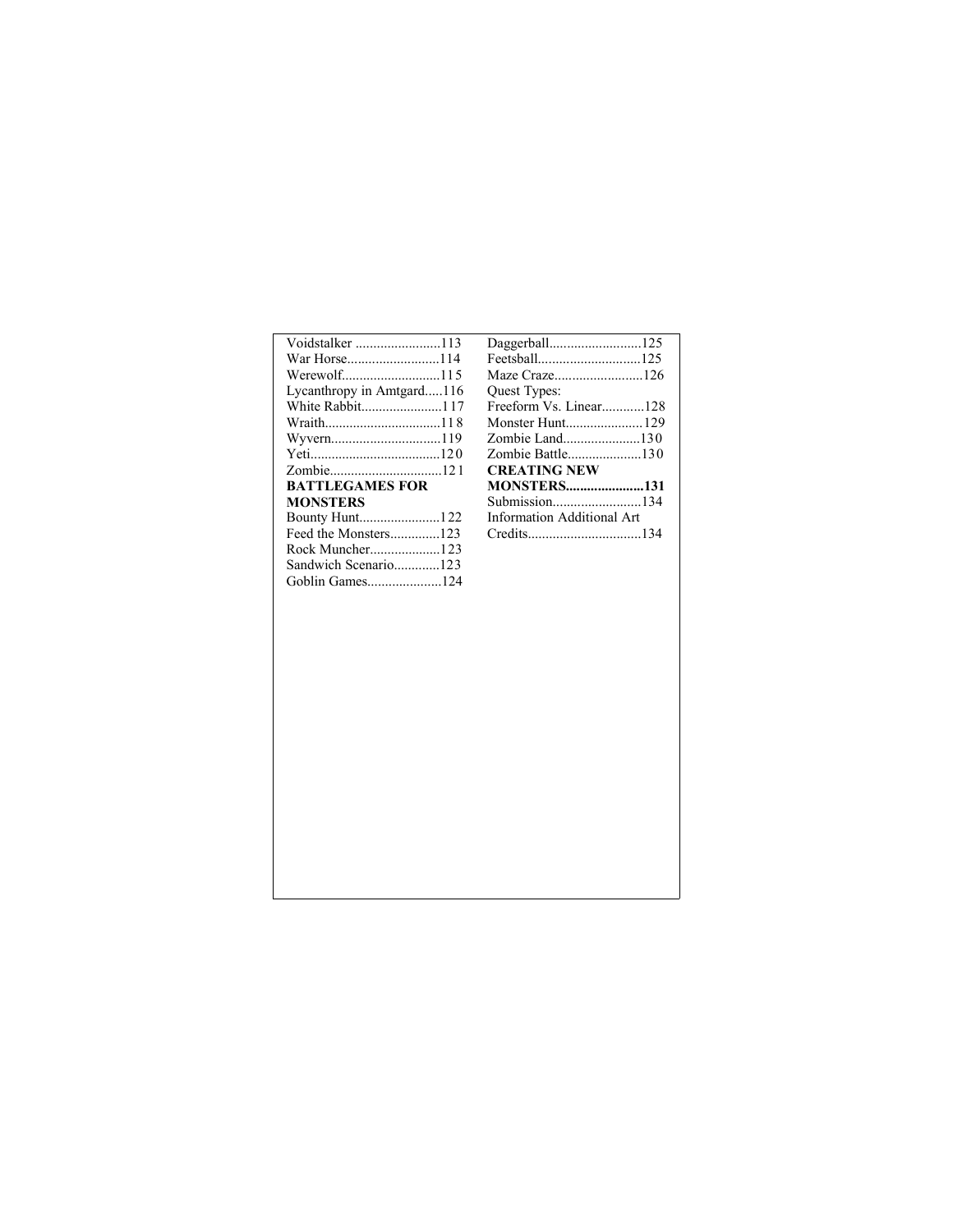Voidstalker ........................113
War Horse..........................114
Werewolf............................115
Lycanthropy in Amtgard.....116
White Rabbit.......................117
Wraith.................................118
Wyvern...............................119
Yeti.....................................120
Zombie................................121

**BATTLEGAMES FOR MONSTERS**

Bounty Hunt.......................122
Feed the Monsters..............123
Rock Muncher....................123
Sandwich Scenario.............123
Goblin Games.....................124
Daggerball..........................125
Feetsball.............................125
Maze Craze.........................126
Quest Types:
Freeform Vs. Linear............128
Monster Hunt......................129
Zombie Land......................130
Zombie Battle.....................130

**CREATING NEW MONSTERS......................131**

Submission.........................134
Information Additional Art Credits................................134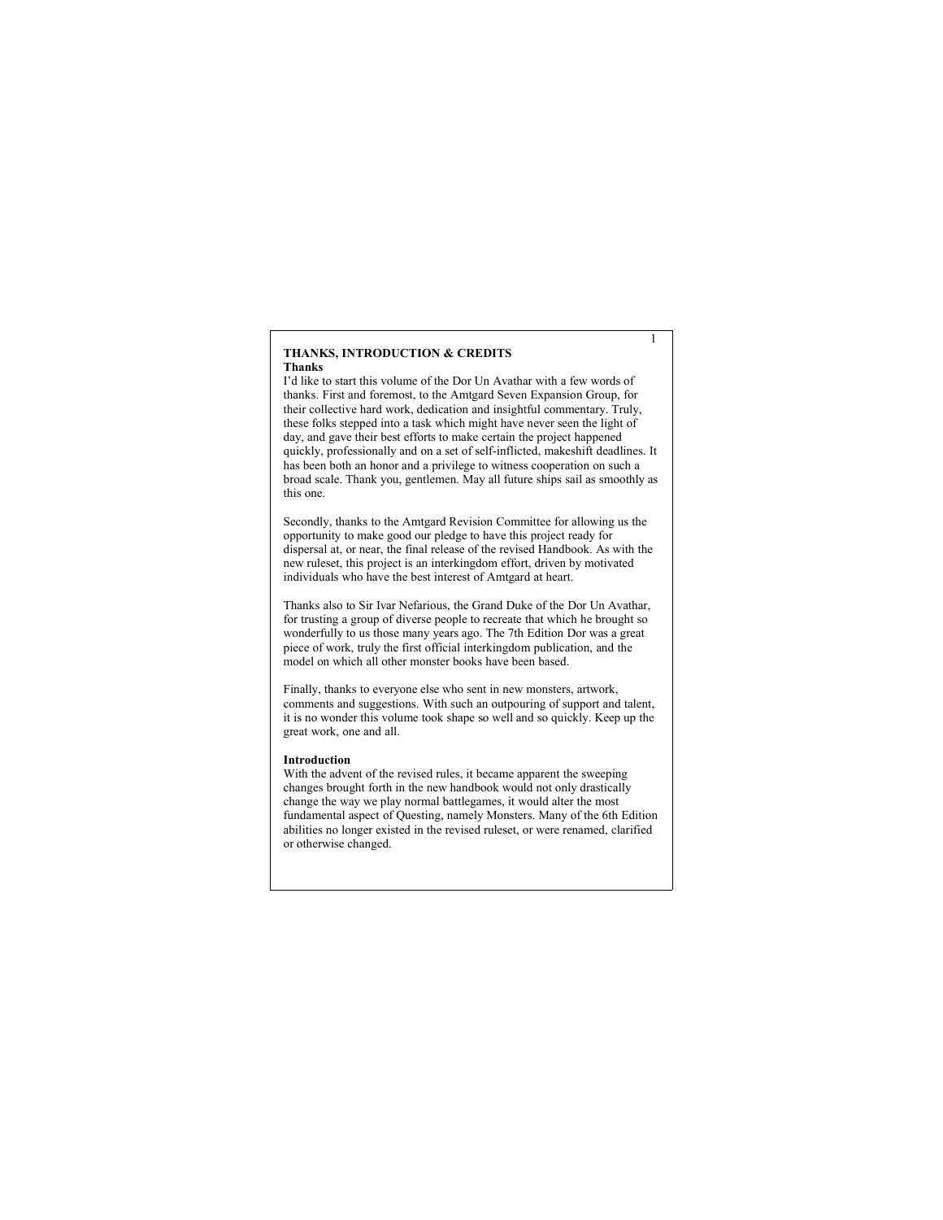## THANKS, INTRODUCTION & CREDITS

### Thanks

I'd like to start this volume of the Dor Un Avathar with a few words of thanks. First and foremost, to the Amtgard Seven Expansion Group, for their collective hard work, dedication and insightful commentary. Truly, these folks stepped into a task which might have never seen the light of day, and gave their best efforts to make certain the project happened quickly, professionally and on a set of self-inflicted, makeshift deadlines. It has been both an honor and a privilege to witness cooperation on such a broad scale. Thank you, gentlemen. May all future ships sail as smoothly as this one.

Secondly, thanks to the Amtgard Revision Committee for allowing us the opportunity to make good our pledge to have this project ready for dispersal at, or near, the final release of the revised Handbook. As with the new ruleset, this project is an interkingdom effort, driven by motivated individuals who have the best interest of Amtgard at heart.

Thanks also to Sir Ivar Nefarious, the Grand Duke of the Dor Un Avathar, for trusting a group of diverse people to recreate that which he brought so wonderfully to us those many years ago. The 7th Edition Dor was a great piece of work, truly the first official interkingdom publication, and the model on which all other monster books have been based.

Finally, thanks to everyone else who sent in new monsters, artwork, comments and suggestions. With such an outpouring of support and talent, it is no wonder this volume took shape so well and so quickly. Keep up the great work, one and all.

### Introduction

With the advent of the revised rules, it became apparent the sweeping changes brought forth in the new handbook would not only drastically change the way we play normal battlegames, it would alter the most fundamental aspect of Questing, namely Monsters. Many of the 6th Edition abilities no longer existed in the revised ruleset, or were renamed, clarified or otherwise changed.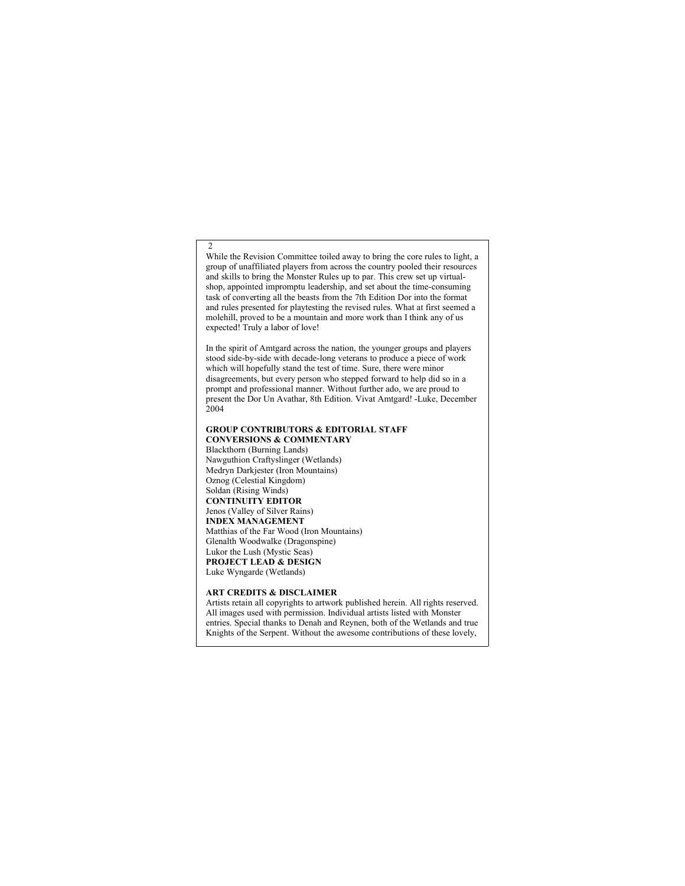While the Revision Committee toiled away to bring the core rules to light, a group of unaffiliated players from across the country pooled their resources and skills to bring the Monster Rules up to par. This crew set up virtual-shop, appointed impromptu leadership, and set about the time-consuming task of converting all the beasts from the 7th Edition Dor into the format and rules presented for playtesting the revised rules. What at first seemed a molehill, proved to be a mountain and more work than I think any of us expected! Truly a labor of love!

In the spirit of Amtgard across the nation, the younger groups and players stood side-by-side with decade-long veterans to produce a piece of work which will hopefully stand the test of time. Sure, there were minor disagreements, but every person who stepped forward to help did so in a prompt and professional manner. Without further ado, we are proud to present the Dor Un Avathar, 8th Edition. Vivat Amtgard! -Luke, December 2004

**GROUP CONTRIBUTORS & EDITORIAL STAFF**

**CONVERSIONS & COMMENTARY**

Blackthorn (Burning Lands)
Nawguthion Craftyslinger (Wetlands)
Medryn Darkjester (Iron Mountains)
Oznog (Celestial Kingdom)
Soldan (Rising Winds)

**CONTINUITY EDITOR**

Jenos (Valley of Silver Rains)

**INDEX MANAGEMENT**

Matthias of the Far Wood (Iron Mountains)
Glenalth Woodwalke (Dragonspine)
Lukor the Lush (Mystic Seas)

**PROJECT LEAD & DESIGN**

Luke Wyngarde (Wetlands)

**ART CREDITS & DISCLAIMER**

Artists retain all copyrights to artwork published herein. All rights reserved. All images used with permission. Individual artists listed with Monster entries. Special thanks to Denah and Reynen, both of the Wetlands and true Knights of the Serpent. Without the awesome contributions of these lovely,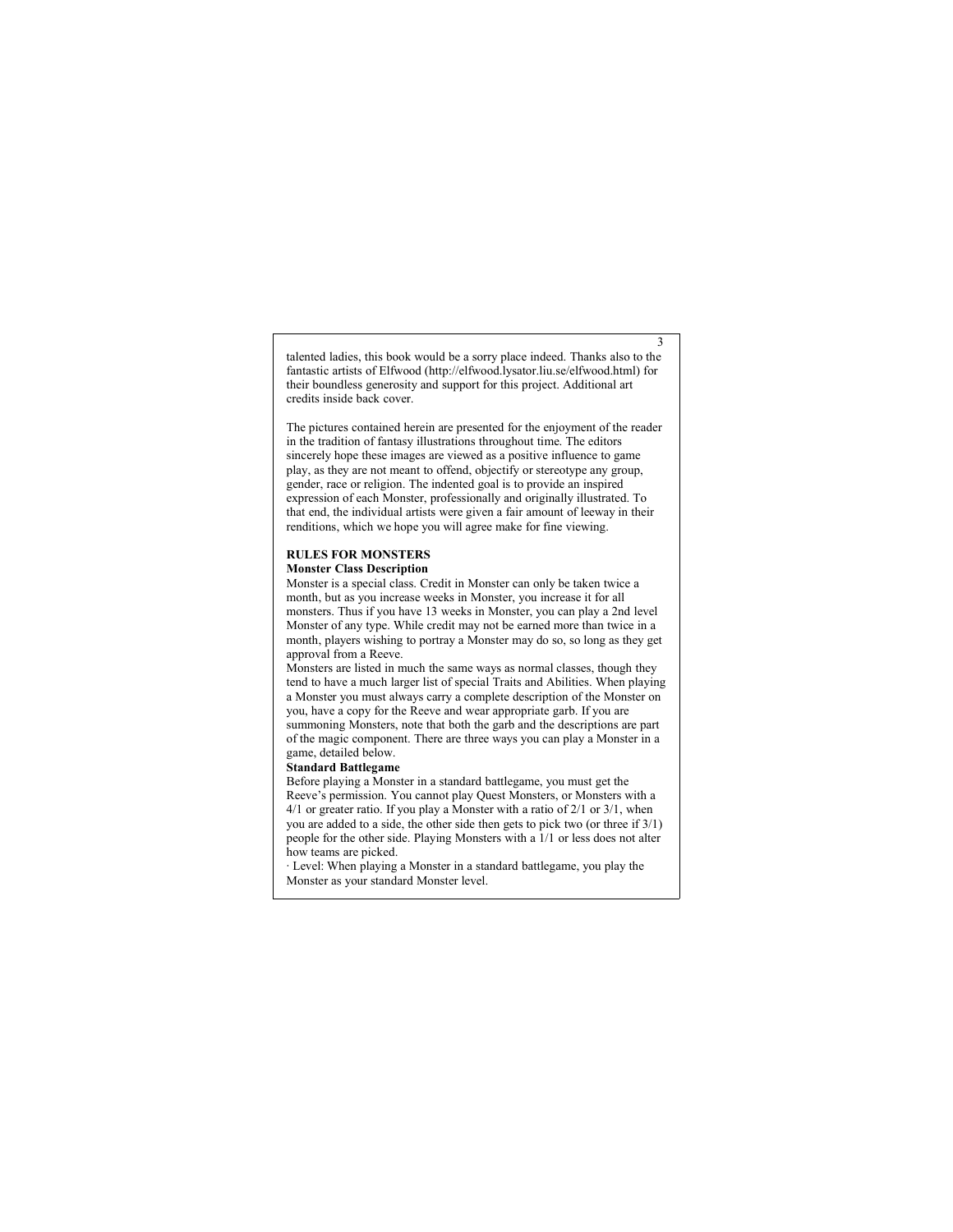talented ladies, this book would be a sorry place indeed. Thanks also to the fantastic artists of Elfwood (http://elfwood.lysator.liu.se/elfwood.html) for their boundless generosity and support for this project. Additional art credits inside back cover.

The pictures contained herein are presented for the enjoyment of the reader in the tradition of fantasy illustrations throughout time. The editors sincerely hope these images are viewed as a positive influence to game play, as they are not meant to offend, objectify or stereotype any group, gender, race or religion. The indented goal is to provide an inspired expression of each Monster, professionally and originally illustrated. To that end, the individual artists were given a fair amount of leeway in their renditions, which we hope you will agree make for fine viewing.

## RULES FOR MONSTERS

### Monster Class Description

Monster is a special class. Credit in Monster can only be taken twice a month, but as you increase weeks in Monster, you increase it for all monsters. Thus if you have 13 weeks in Monster, you can play a 2nd level Monster of any type. While credit may not be earned more than twice in a month, players wishing to portray a Monster may do so, so long as they get approval from a Reeve.

Monsters are listed in much the same ways as normal classes, though they tend to have a much larger list of special Traits and Abilities. When playing a Monster you must always carry a complete description of the Monster on you, have a copy for the Reeve and wear appropriate garb. If you are summoning Monsters, note that both the garb and the descriptions are part of the magic component. There are three ways you can play a Monster in a game, detailed below.

### Standard Battlegame

Before playing a Monster in a standard battlegame, you must get the Reeve's permission. You cannot play Quest Monsters, or Monsters with a 4/1 or greater ratio. If you play a Monster with a ratio of 2/1 or 3/1, when you are added to a side, the other side then gets to pick two (or three if 3/1) people for the other side. Playing Monsters with a 1/1 or less does not alter how teams are picked.

· Level: When playing a Monster in a standard battlegame, you play the Monster as your standard Monster level.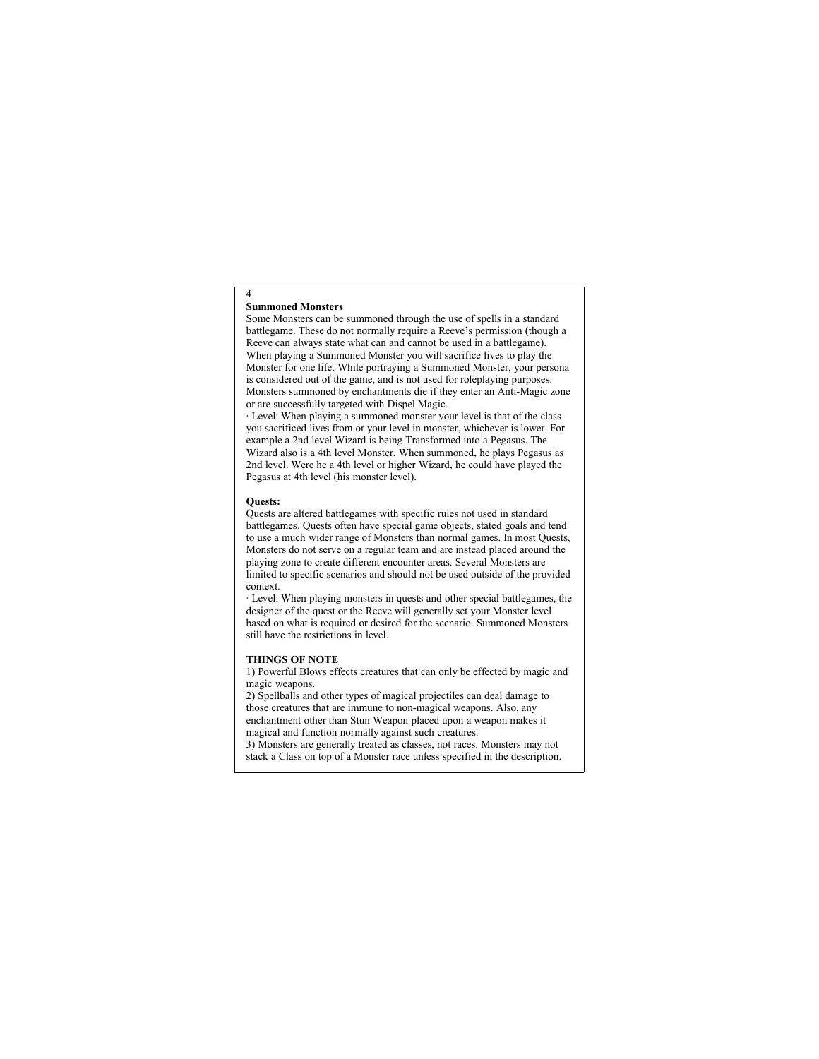**Summoned Monsters**

Some Monsters can be summoned through the use of spells in a standard battlegame. These do not normally require a Reeve's permission (though a Reeve can always state what can and cannot be used in a battlegame). When playing a Summoned Monster you will sacrifice lives to play the Monster for one life. While portraying a Summoned Monster, your persona is considered out of the game, and is not used for roleplaying purposes. Monsters summoned by enchantments die if they enter an Anti-Magic zone or are successfully targeted with Dispel Magic.

· Level: When playing a summoned monster your level is that of the class you sacrificed lives from or your level in monster, whichever is lower. For example a 2nd level Wizard is being Transformed into a Pegasus. The Wizard also is a 4th level Monster. When summoned, he plays Pegasus as 2nd level. Were he a 4th level or higher Wizard, he could have played the Pegasus at 4th level (his monster level).

**Quests:**

Quests are altered battlegames with specific rules not used in standard battlegames. Quests often have special game objects, stated goals and tend to use a much wider range of Monsters than normal games. In most Quests, Monsters do not serve on a regular team and are instead placed around the playing zone to create different encounter areas. Several Monsters are limited to specific scenarios and should not be used outside of the provided context.

· Level: When playing monsters in quests and other special battlegames, the designer of the quest or the Reeve will generally set your Monster level based on what is required or desired for the scenario. Summoned Monsters still have the restrictions in level.

**THINGS OF NOTE**

1) Powerful Blows effects creatures that can only be effected by magic and magic weapons.
2) Spellballs and other types of magical projectiles can deal damage to those creatures that are immune to non-magical weapons. Also, any enchantment other than Stun Weapon placed upon a weapon makes it magical and function normally against such creatures.
3) Monsters are generally treated as classes, not races. Monsters may not stack a Class on top of a Monster race unless specified in the description.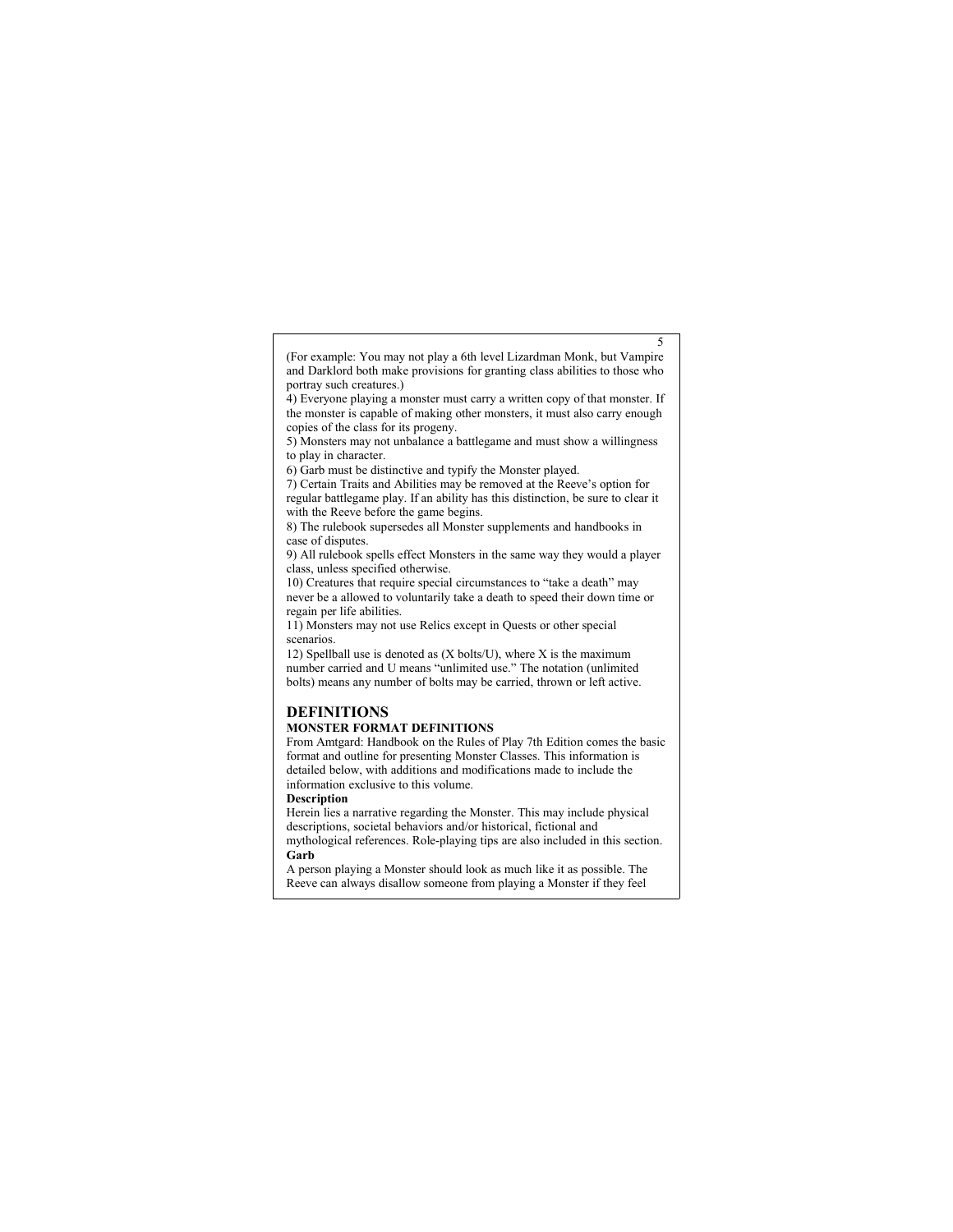(For example: You may not play a 6th level Lizardman Monk, but Vampire and Darklord both make provisions for granting class abilities to those who portray such creatures.)

4) Everyone playing a monster must carry a written copy of that monster. If the monster is capable of making other monsters, it must also carry enough copies of the class for its progeny.

5) Monsters may not unbalance a battlegame and must show a willingness to play in character.

6) Garb must be distinctive and typify the Monster played.

7) Certain Traits and Abilities may be removed at the Reeve's option for regular battlegame play. If an ability has this distinction, be sure to clear it with the Reeve before the game begins.

8) The rulebook supersedes all Monster supplements and handbooks in case of disputes.

9) All rulebook spells effect Monsters in the same way they would a player class, unless specified otherwise.

10) Creatures that require special circumstances to "take a death" may never be a allowed to voluntarily take a death to speed their down time or regain per life abilities.

11) Monsters may not use Relics except in Quests or other special scenarios.

12) Spellball use is denoted as (X bolts/U), where X is the maximum number carried and U means "unlimited use." The notation (unlimited bolts) means any number of bolts may be carried, thrown or left active.

## DEFINITIONS

### MONSTER FORMAT DEFINITIONS

From Amtgard: Handbook on the Rules of Play 7th Edition comes the basic format and outline for presenting Monster Classes. This information is detailed below, with additions and modifications made to include the information exclusive to this volume.

**Description**

Herein lies a narrative regarding the Monster. This may include physical descriptions, societal behaviors and/or historical, fictional and mythological references. Role-playing tips are also included in this section.

**Garb**

A person playing a Monster should look as much like it as possible. The Reeve can always disallow someone from playing a Monster if they feel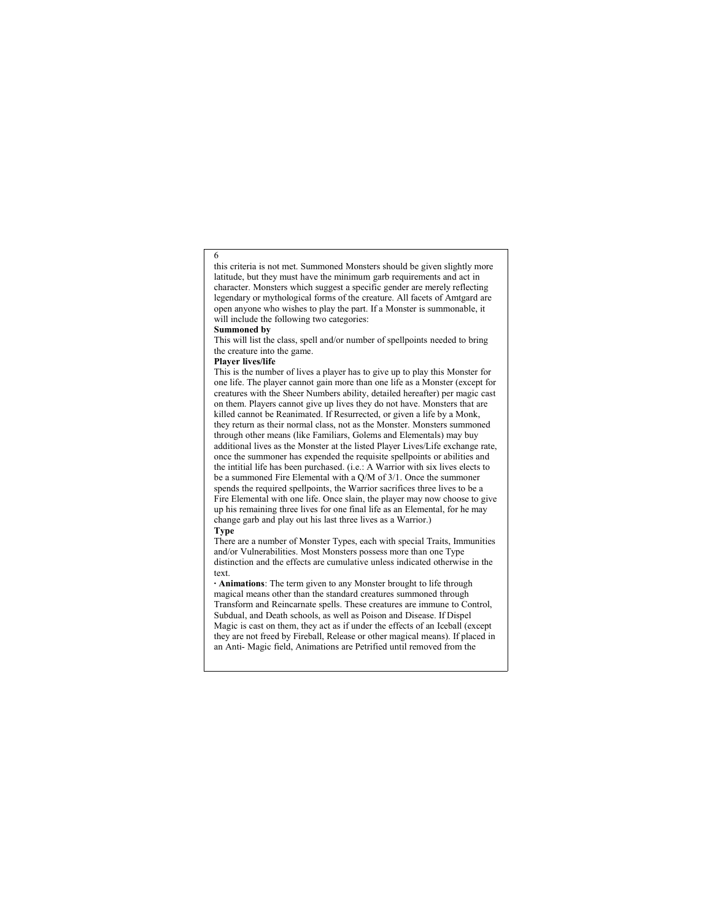this criteria is not met. Summoned Monsters should be given slightly more latitude, but they must have the minimum garb requirements and act in character. Monsters which suggest a specific gender are merely reflecting legendary or mythological forms of the creature. All facets of Amtgard are open anyone who wishes to play the part. If a Monster is summonable, it will include the following two categories:

**Summoned by**

This will list the class, spell and/or number of spellpoints needed to bring the creature into the game.

**Player lives/life**

This is the number of lives a player has to give up to play this Monster for one life. The player cannot gain more than one life as a Monster (except for creatures with the Sheer Numbers ability, detailed hereafter) per magic cast on them. Players cannot give up lives they do not have. Monsters that are killed cannot be Reanimated. If Resurrected, or given a life by a Monk, they return as their normal class, not as the Monster. Monsters summoned through other means (like Familiars, Golems and Elementals) may buy additional lives as the Monster at the listed Player Lives/Life exchange rate, once the summoner has expended the requisite spellpoints or abilities and the intitial life has been purchased. (i.e.: A Warrior with six lives elects to be a summoned Fire Elemental with a Q/M of 3/1. Once the summoner spends the required spellpoints, the Warrior sacrifices three lives to be a Fire Elemental with one life. Once slain, the player may now choose to give up his remaining three lives for one final life as an Elemental, for he may change garb and play out his last three lives as a Warrior.)

**Type**

There are a number of Monster Types, each with special Traits, Immunities and/or Vulnerabilities. Most Monsters possess more than one Type distinction and the effects are cumulative unless indicated otherwise in the text.

· **Animations**: The term given to any Monster brought to life through magical means other than the standard creatures summoned through Transform and Reincarnate spells. These creatures are immune to Control, Subdual, and Death schools, as well as Poison and Disease. If Dispel Magic is cast on them, they act as if under the effects of an Iceball (except they are not freed by Fireball, Release or other magical means). If placed in an Anti- Magic field, Animations are Petrified until removed from the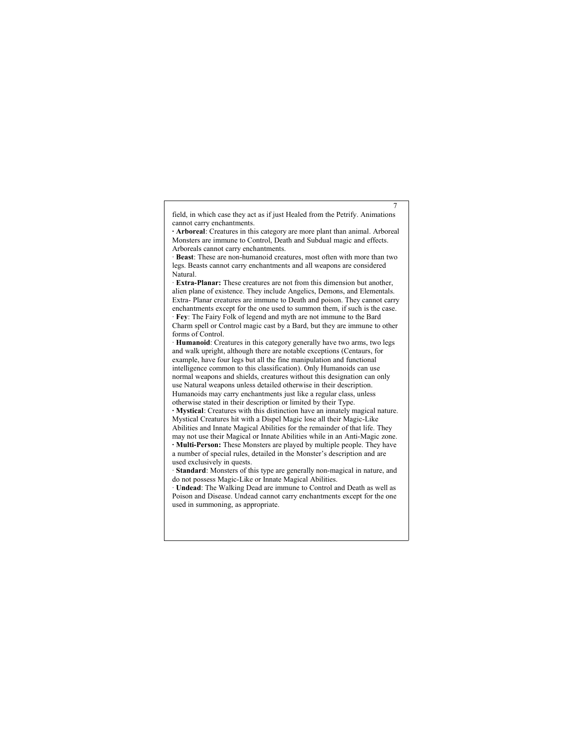field, in which case they act as if just Healed from the Petrify. Animations cannot carry enchantments.

· **Arboreal**: Creatures in this category are more plant than animal. Arboreal Monsters are immune to Control, Death and Subdual magic and effects. Arboreals cannot carry enchantments.

· **Beast**: These are non-humanoid creatures, most often with more than two legs. Beasts cannot carry enchantments and all weapons are considered Natural.

· **Extra-Planar:** These creatures are not from this dimension but another, alien plane of existence. They include Angelics, Demons, and Elementals. Extra- Planar creatures are immune to Death and poison. They cannot carry enchantments except for the one used to summon them, if such is the case.

· **Fey**: The Fairy Folk of legend and myth are not immune to the Bard Charm spell or Control magic cast by a Bard, but they are immune to other forms of Control.

· **Humanoid**: Creatures in this category generally have two arms, two legs and walk upright, although there are notable exceptions (Centaurs, for example, have four legs but all the fine manipulation and functional intelligence common to this classification). Only Humanoids can use normal weapons and shields, creatures without this designation can only use Natural weapons unless detailed otherwise in their description. Humanoids may carry enchantments just like a regular class, unless otherwise stated in their description or limited by their Type.

· **Mystical**: Creatures with this distinction have an innately magical nature. Mystical Creatures hit with a Dispel Magic lose all their Magic-Like Abilities and Innate Magical Abilities for the remainder of that life. They may not use their Magical or Innate Abilities while in an Anti-Magic zone.

· **Multi-Person:** These Monsters are played by multiple people. They have a number of special rules, detailed in the Monster's description and are used exclusively in quests.

· **Standard**: Monsters of this type are generally non-magical in nature, and do not possess Magic-Like or Innate Magical Abilities.

· **Undead**: The Walking Dead are immune to Control and Death as well as Poison and Disease. Undead cannot carry enchantments except for the one used in summoning, as appropriate.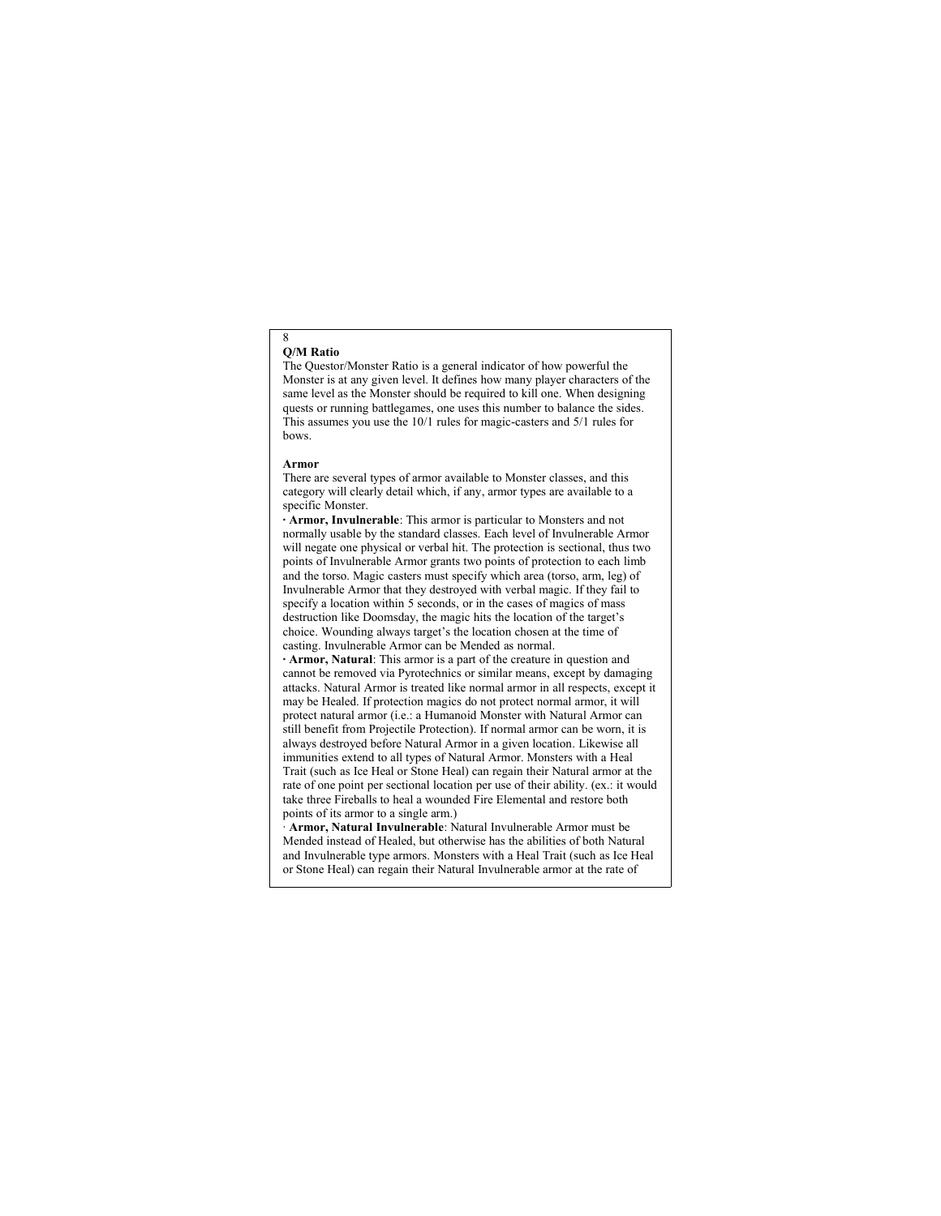**Q/M Ratio**

The Questor/Monster Ratio is a general indicator of how powerful the Monster is at any given level. It defines how many player characters of the same level as the Monster should be required to kill one. When designing quests or running battlegames, one uses this number to balance the sides. This assumes you use the 10/1 rules for magic-casters and 5/1 rules for bows.

**Armor**

There are several types of armor available to Monster classes, and this category will clearly detail which, if any, armor types are available to a specific Monster.

· **Armor, Invulnerable**: This armor is particular to Monsters and not normally usable by the standard classes. Each level of Invulnerable Armor will negate one physical or verbal hit. The protection is sectional, thus two points of Invulnerable Armor grants two points of protection to each limb and the torso. Magic casters must specify which area (torso, arm, leg) of Invulnerable Armor that they destroyed with verbal magic. If they fail to specify a location within 5 seconds, or in the cases of magics of mass destruction like Doomsday, the magic hits the location of the target's choice. Wounding always target's the location chosen at the time of casting. Invulnerable Armor can be Mended as normal.

· **Armor, Natural**: This armor is a part of the creature in question and cannot be removed via Pyrotechnics or similar means, except by damaging attacks. Natural Armor is treated like normal armor in all respects, except it may be Healed. If protection magics do not protect normal armor, it will protect natural armor (i.e.: a Humanoid Monster with Natural Armor can still benefit from Projectile Protection). If normal armor can be worn, it is always destroyed before Natural Armor in a given location. Likewise all immunities extend to all types of Natural Armor. Monsters with a Heal Trait (such as Ice Heal or Stone Heal) can regain their Natural armor at the rate of one point per sectional location per use of their ability. (ex.: it would take three Fireballs to heal a wounded Fire Elemental and restore both points of its armor to a single arm.)

· **Armor, Natural Invulnerable**: Natural Invulnerable Armor must be Mended instead of Healed, but otherwise has the abilities of both Natural and Invulnerable type armors. Monsters with a Heal Trait (such as Ice Heal or Stone Heal) can regain their Natural Invulnerable armor at the rate of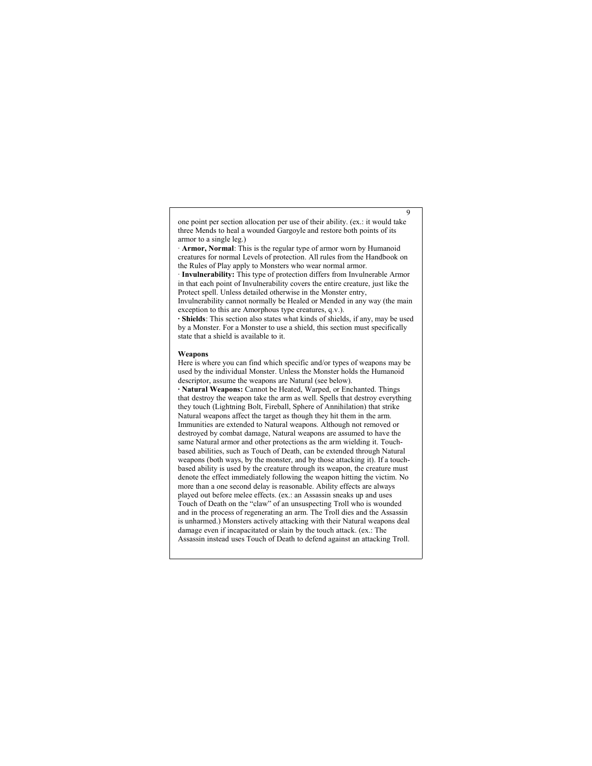one point per section allocation per use of their ability. (ex.: it would take three Mends to heal a wounded Gargoyle and restore both points of its armor to a single leg.)

· **Armor, Normal**: This is the regular type of armor worn by Humanoid creatures for normal Levels of protection. All rules from the Handbook on the Rules of Play apply to Monsters who wear normal armor.

· **Invulnerability:** This type of protection differs from Invulnerable Armor in that each point of Invulnerability covers the entire creature, just like the Protect spell. Unless detailed otherwise in the Monster entry, Invulnerability cannot normally be Healed or Mended in any way (the main exception to this are Amorphous type creatures, q.v.).

· **Shields**: This section also states what kinds of shields, if any, may be used by a Monster. For a Monster to use a shield, this section must specifically state that a shield is available to it.

**Weapons**

Here is where you can find which specific and/or types of weapons may be used by the individual Monster. Unless the Monster holds the Humanoid descriptor, assume the weapons are Natural (see below).

· **Natural Weapons:** Cannot be Heated, Warped, or Enchanted. Things that destroy the weapon take the arm as well. Spells that destroy everything they touch (Lightning Bolt, Fireball, Sphere of Annihilation) that strike Natural weapons affect the target as though they hit them in the arm. Immunities are extended to Natural weapons. Although not removed or destroyed by combat damage, Natural weapons are assumed to have the same Natural armor and other protections as the arm wielding it. Touch-based abilities, such as Touch of Death, can be extended through Natural weapons (both ways, by the monster, and by those attacking it). If a touch-based ability is used by the creature through its weapon, the creature must denote the effect immediately following the weapon hitting the victim. No more than a one second delay is reasonable. Ability effects are always played out before melee effects. (ex.: an Assassin sneaks up and uses Touch of Death on the "claw" of an unsuspecting Troll who is wounded and in the process of regenerating an arm. The Troll dies and the Assassin is unharmed.) Monsters actively attacking with their Natural weapons deal damage even if incapacitated or slain by the touch attack. (ex.: The Assassin instead uses Touch of Death to defend against an attacking Troll.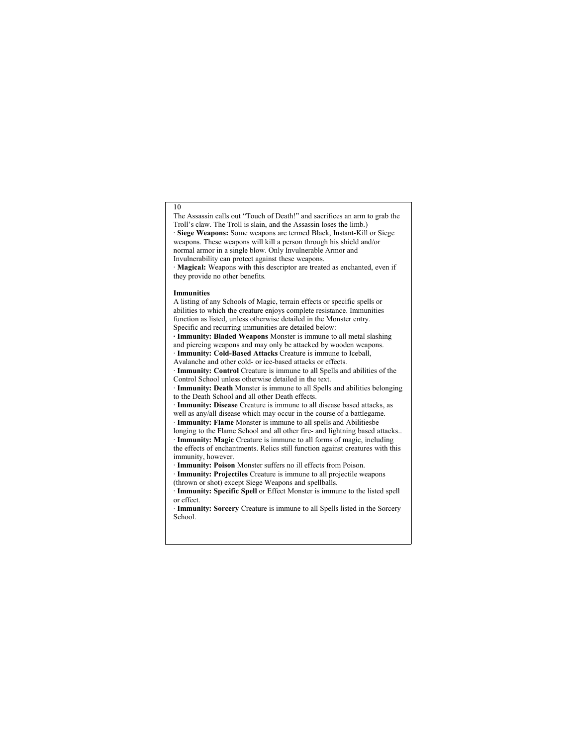The Assassin calls out "Touch of Death!" and sacrifices an arm to grab the Troll's claw. The Troll is slain, and the Assassin loses the limb.)

- **Siege Weapons:** Some weapons are termed Black, Instant-Kill or Siege weapons. These weapons will kill a person through his shield and/or normal armor in a single blow. Only Invulnerable Armor and Invulnerability can protect against these weapons.
- **Magical:** Weapons with this descriptor are treated as enchanted, even if they provide no other benefits.

**Immunities**

A listing of any Schools of Magic, terrain effects or specific spells or abilities to which the creature enjoys complete resistance. Immunities function as listed, unless otherwise detailed in the Monster entry. Specific and recurring immunities are detailed below:

- **Immunity: Bladed Weapons** Monster is immune to all metal slashing and piercing weapons and may only be attacked by wooden weapons.
- **Immunity: Cold-Based Attacks** Creature is immune to Iceball, Avalanche and other cold- or ice-based attacks or effects.
- **Immunity: Control** Creature is immune to all Spells and abilities of the Control School unless otherwise detailed in the text.
- **Immunity: Death** Monster is immune to all Spells and abilities belonging to the Death School and all other Death effects.
- **Immunity: Disease** Creature is immune to all disease based attacks, as well as any/all disease which may occur in the course of a battlegame.
- **Immunity: Flame** Monster is immune to all spells and Abilitiesbe longing to the Flame School and all other fire- and lightning based attacks..
- **Immunity: Magic** Creature is immune to all forms of magic, including the effects of enchantments. Relics still function against creatures with this immunity, however.
- **Immunity: Poison** Monster suffers no ill effects from Poison.
- **Immunity: Projectiles** Creature is immune to all projectile weapons (thrown or shot) except Siege Weapons and spellballs.
- **Immunity: Specific Spell** or Effect Monster is immune to the listed spell or effect.
- **Immunity: Sorcery** Creature is immune to all Spells listed in the Sorcery School.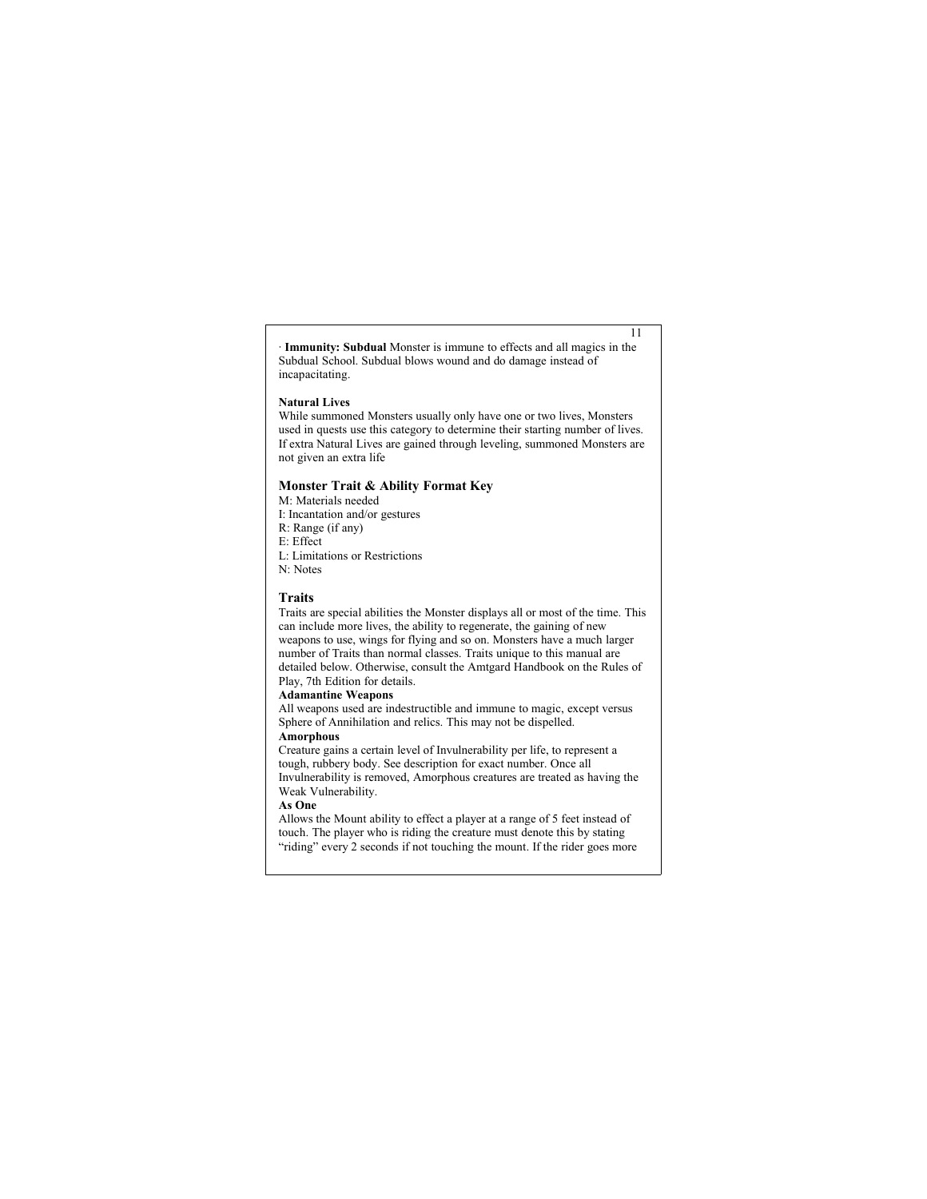· **Immunity: Subdual** Monster is immune to effects and all magics in the Subdual School. Subdual blows wound and do damage instead of incapacitating.

**Natural Lives**

While summoned Monsters usually only have one or two lives, Monsters used in quests use this category to determine their starting number of lives. If extra Natural Lives are gained through leveling, summoned Monsters are not given an extra life

## Monster Trait & Ability Format Key

M: Materials needed
I: Incantation and/or gestures
R: Range (if any)
E: Effect
L: Limitations or Restrictions
N: Notes

## Traits

Traits are special abilities the Monster displays all or most of the time. This can include more lives, the ability to regenerate, the gaining of new weapons to use, wings for flying and so on. Monsters have a much larger number of Traits than normal classes. Traits unique to this manual are detailed below. Otherwise, consult the Amtgard Handbook on the Rules of Play, 7th Edition for details.

**Adamantine Weapons**

All weapons used are indestructible and immune to magic, except versus Sphere of Annihilation and relics. This may not be dispelled.

**Amorphous**

Creature gains a certain level of Invulnerability per life, to represent a tough, rubbery body. See description for exact number. Once all Invulnerability is removed, Amorphous creatures are treated as having the Weak Vulnerability.

**As One**

Allows the Mount ability to effect a player at a range of 5 feet instead of touch. The player who is riding the creature must denote this by stating "riding" every 2 seconds if not touching the mount. If the rider goes more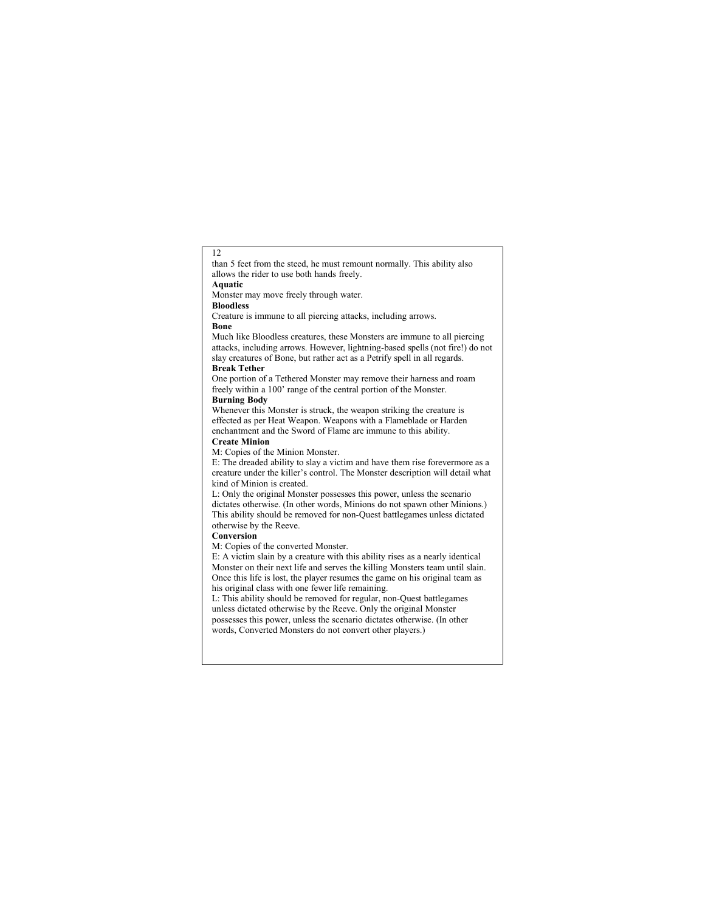than 5 feet from the steed, he must remount normally. This ability also allows the rider to use both hands freely.

**Aquatic**

Monster may move freely through water.

**Bloodless**

Creature is immune to all piercing attacks, including arrows.

**Bone**

Much like Bloodless creatures, these Monsters are immune to all piercing attacks, including arrows. However, lightning-based spells (not fire!) do not slay creatures of Bone, but rather act as a Petrify spell in all regards.

**Break Tether**

One portion of a Tethered Monster may remove their harness and roam freely within a 100' range of the central portion of the Monster.

**Burning Body**

Whenever this Monster is struck, the weapon striking the creature is effected as per Heat Weapon. Weapons with a Flameblade or Harden enchantment and the Sword of Flame are immune to this ability.

**Create Minion**

M: Copies of the Minion Monster.

E: The dreaded ability to slay a victim and have them rise forevermore as a creature under the killer's control. The Monster description will detail what kind of Minion is created.

L: Only the original Monster possesses this power, unless the scenario dictates otherwise. (In other words, Minions do not spawn other Minions.) This ability should be removed for non-Quest battlegames unless dictated otherwise by the Reeve.

**Conversion**

M: Copies of the converted Monster.

E: A victim slain by a creature with this ability rises as a nearly identical Monster on their next life and serves the killing Monsters team until slain. Once this life is lost, the player resumes the game on his original team as his original class with one fewer life remaining.

L: This ability should be removed for regular, non-Quest battlegames unless dictated otherwise by the Reeve. Only the original Monster possesses this power, unless the scenario dictates otherwise. (In other words, Converted Monsters do not convert other players.)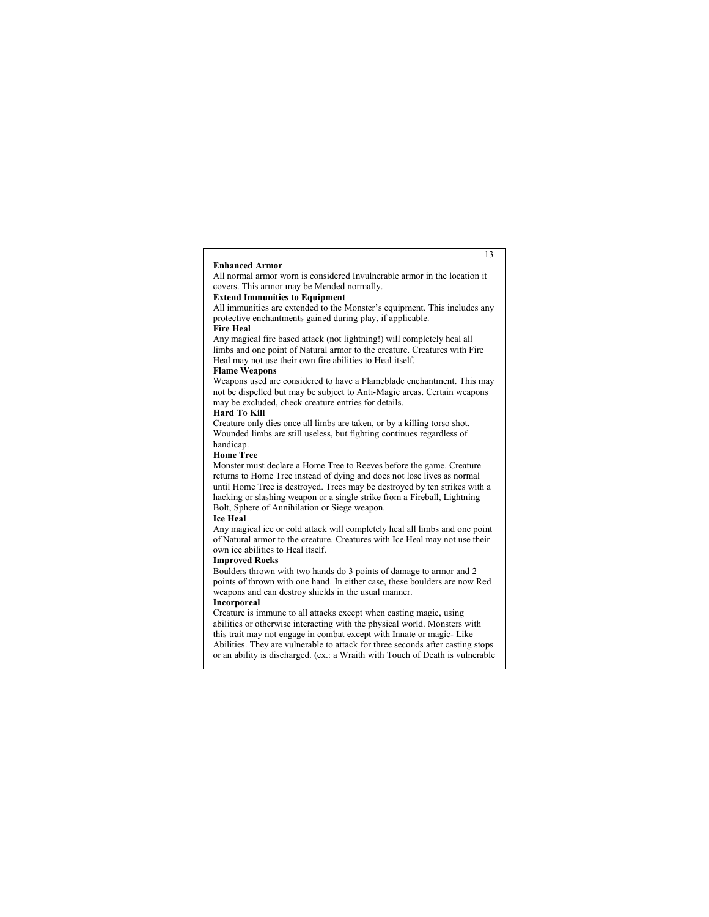**Enhanced Armor**

All normal armor worn is considered Invulnerable armor in the location it covers. This armor may be Mended normally.

**Extend Immunities to Equipment**

All immunities are extended to the Monster's equipment. This includes any protective enchantments gained during play, if applicable.

**Fire Heal**

Any magical fire based attack (not lightning!) will completely heal all limbs and one point of Natural armor to the creature. Creatures with Fire Heal may not use their own fire abilities to Heal itself.

**Flame Weapons**

Weapons used are considered to have a Flameblade enchantment. This may not be dispelled but may be subject to Anti-Magic areas. Certain weapons may be excluded, check creature entries for details.

**Hard To Kill**

Creature only dies once all limbs are taken, or by a killing torso shot. Wounded limbs are still useless, but fighting continues regardless of handicap.

**Home Tree**

Monster must declare a Home Tree to Reeves before the game. Creature returns to Home Tree instead of dying and does not lose lives as normal until Home Tree is destroyed. Trees may be destroyed by ten strikes with a hacking or slashing weapon or a single strike from a Fireball, Lightning Bolt, Sphere of Annihilation or Siege weapon.

**Ice Heal**

Any magical ice or cold attack will completely heal all limbs and one point of Natural armor to the creature. Creatures with Ice Heal may not use their own ice abilities to Heal itself.

**Improved Rocks**

Boulders thrown with two hands do 3 points of damage to armor and 2 points of thrown with one hand. In either case, these boulders are now Red weapons and can destroy shields in the usual manner.

**Incorporeal**

Creature is immune to all attacks except when casting magic, using abilities or otherwise interacting with the physical world. Monsters with this trait may not engage in combat except with Innate or magic- Like Abilities. They are vulnerable to attack for three seconds after casting stops or an ability is discharged. (ex.: a Wraith with Touch of Death is vulnerable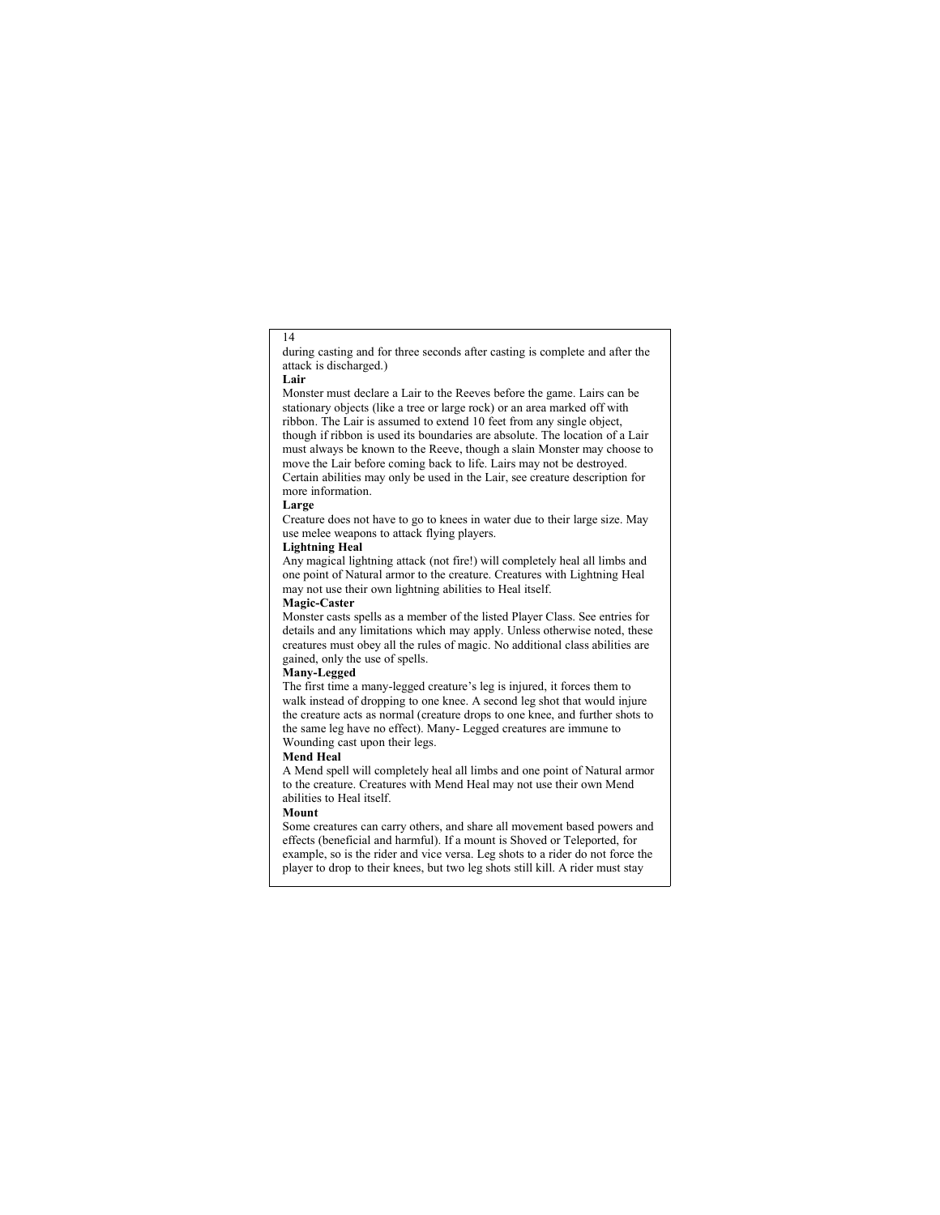during casting and for three seconds after casting is complete and after the attack is discharged.)

**Lair**

Monster must declare a Lair to the Reeves before the game. Lairs can be stationary objects (like a tree or large rock) or an area marked off with ribbon. The Lair is assumed to extend 10 feet from any single object, though if ribbon is used its boundaries are absolute. The location of a Lair must always be known to the Reeve, though a slain Monster may choose to move the Lair before coming back to life. Lairs may not be destroyed. Certain abilities may only be used in the Lair, see creature description for more information.

**Large**

Creature does not have to go to knees in water due to their large size. May use melee weapons to attack flying players.

**Lightning Heal**

Any magical lightning attack (not fire!) will completely heal all limbs and one point of Natural armor to the creature. Creatures with Lightning Heal may not use their own lightning abilities to Heal itself.

**Magic-Caster**

Monster casts spells as a member of the listed Player Class. See entries for details and any limitations which may apply. Unless otherwise noted, these creatures must obey all the rules of magic. No additional class abilities are gained, only the use of spells.

**Many-Legged**

The first time a many-legged creature's leg is injured, it forces them to walk instead of dropping to one knee. A second leg shot that would injure the creature acts as normal (creature drops to one knee, and further shots to the same leg have no effect). Many- Legged creatures are immune to Wounding cast upon their legs.

**Mend Heal**

A Mend spell will completely heal all limbs and one point of Natural armor to the creature. Creatures with Mend Heal may not use their own Mend abilities to Heal itself.

**Mount**

Some creatures can carry others, and share all movement based powers and effects (beneficial and harmful). If a mount is Shoved or Teleported, for example, so is the rider and vice versa. Leg shots to a rider do not force the player to drop to their knees, but two leg shots still kill. A rider must stay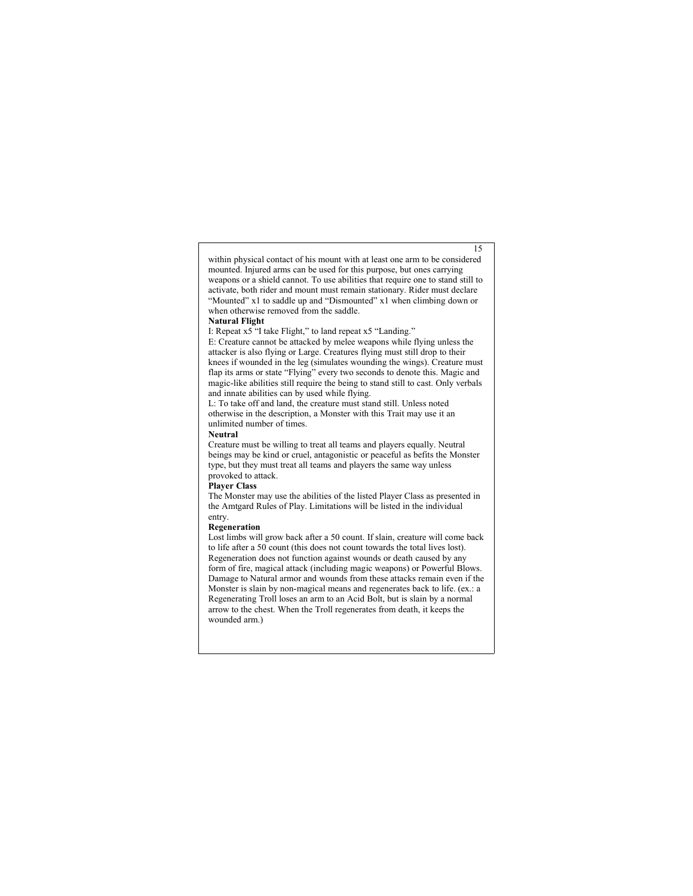within physical contact of his mount with at least one arm to be considered mounted. Injured arms can be used for this purpose, but ones carrying weapons or a shield cannot. To use abilities that require one to stand still to activate, both rider and mount must remain stationary. Rider must declare "Mounted" x1 to saddle up and "Dismounted" x1 when climbing down or when otherwise removed from the saddle.

**Natural Flight**

I: Repeat x5 "I take Flight," to land repeat x5 "Landing."

E: Creature cannot be attacked by melee weapons while flying unless the attacker is also flying or Large. Creatures flying must still drop to their knees if wounded in the leg (simulates wounding the wings). Creature must flap its arms or state "Flying" every two seconds to denote this. Magic and magic-like abilities still require the being to stand still to cast. Only verbals and innate abilities can by used while flying.

L: To take off and land, the creature must stand still. Unless noted otherwise in the description, a Monster with this Trait may use it an unlimited number of times.

**Neutral**

Creature must be willing to treat all teams and players equally. Neutral beings may be kind or cruel, antagonistic or peaceful as befits the Monster type, but they must treat all teams and players the same way unless provoked to attack.

**Player Class**

The Monster may use the abilities of the listed Player Class as presented in the Amtgard Rules of Play. Limitations will be listed in the individual entry.

**Regeneration**

Lost limbs will grow back after a 50 count. If slain, creature will come back to life after a 50 count (this does not count towards the total lives lost). Regeneration does not function against wounds or death caused by any form of fire, magical attack (including magic weapons) or Powerful Blows. Damage to Natural armor and wounds from these attacks remain even if the Monster is slain by non-magical means and regenerates back to life. (ex.: a Regenerating Troll loses an arm to an Acid Bolt, but is slain by a normal arrow to the chest. When the Troll regenerates from death, it keeps the wounded arm.)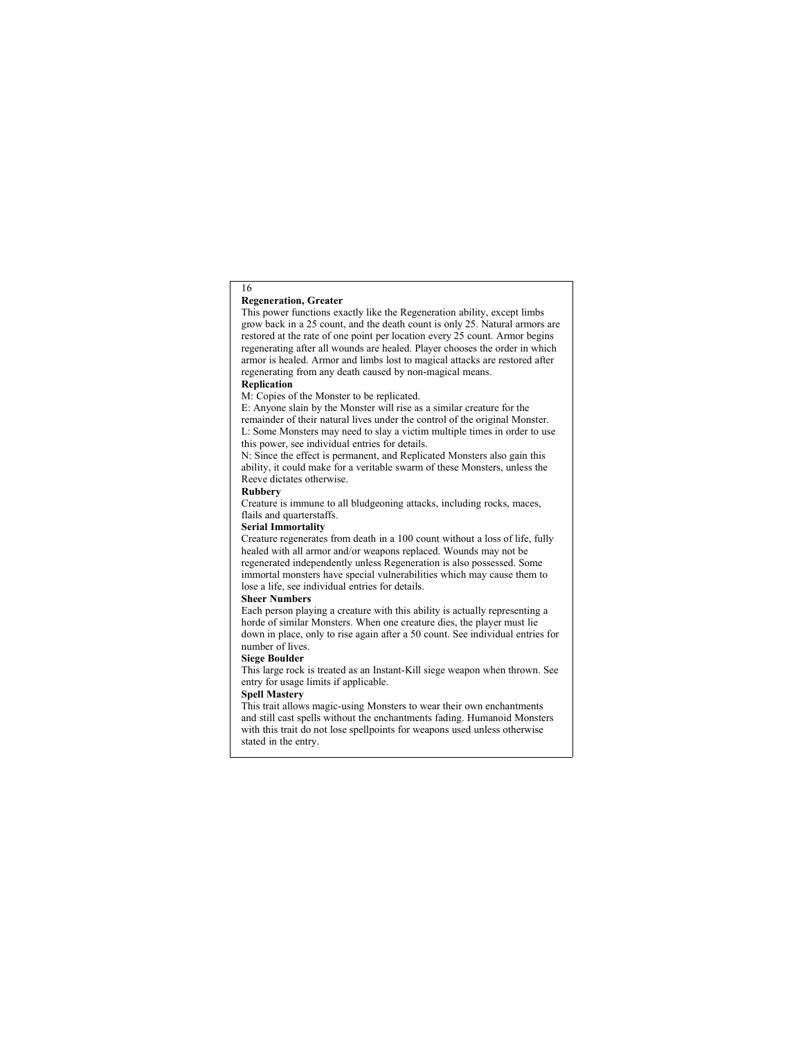**Regeneration, Greater**

This power functions exactly like the Regeneration ability, except limbs grow back in a 25 count, and the death count is only 25. Natural armors are restored at the rate of one point per location every 25 count. Armor begins regenerating after all wounds are healed. Player chooses the order in which armor is healed. Armor and limbs lost to magical attacks are restored after regenerating from any death caused by non-magical means.

**Replication**

M: Copies of the Monster to be replicated.

E: Anyone slain by the Monster will rise as a similar creature for the remainder of their natural lives under the control of the original Monster.

L: Some Monsters may need to slay a victim multiple times in order to use this power, see individual entries for details.

N: Since the effect is permanent, and Replicated Monsters also gain this ability, it could make for a veritable swarm of these Monsters, unless the Reeve dictates otherwise.

**Rubbery**

Creature is immune to all bludgeoning attacks, including rocks, maces, flails and quarterstaffs.

**Serial Immortality**

Creature regenerates from death in a 100 count without a loss of life, fully healed with all armor and/or weapons replaced. Wounds may not be regenerated independently unless Regeneration is also possessed. Some immortal monsters have special vulnerabilities which may cause them to lose a life, see individual entries for details.

**Sheer Numbers**

Each person playing a creature with this ability is actually representing a horde of similar Monsters. When one creature dies, the player must lie down in place, only to rise again after a 50 count. See individual entries for number of lives.

**Siege Boulder**

This large rock is treated as an Instant-Kill siege weapon when thrown. See entry for usage limits if applicable.

**Spell Mastery**

This trait allows magic-using Monsters to wear their own enchantments and still cast spells without the enchantments fading. Humanoid Monsters with this trait do not lose spellpoints for weapons used unless otherwise stated in the entry.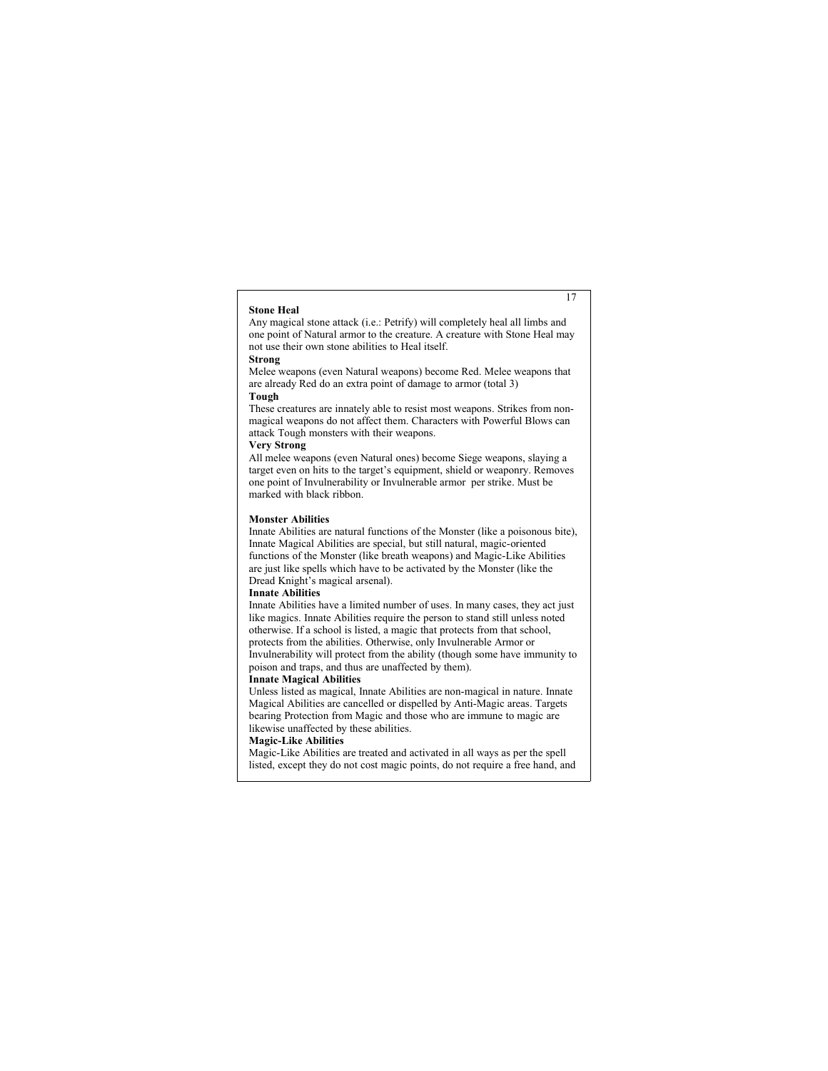**Stone Heal**

Any magical stone attack (i.e.: Petrify) will completely heal all limbs and one point of Natural armor to the creature. A creature with Stone Heal may not use their own stone abilities to Heal itself.

**Strong**

Melee weapons (even Natural weapons) become Red. Melee weapons that are already Red do an extra point of damage to armor (total 3)

**Tough**

These creatures are innately able to resist most weapons. Strikes from non-magical weapons do not affect them. Characters with Powerful Blows can attack Tough monsters with their weapons.

**Very Strong**

All melee weapons (even Natural ones) become Siege weapons, slaying a target even on hits to the target's equipment, shield or weaponry. Removes one point of Invulnerability or Invulnerable armor per strike. Must be marked with black ribbon.

**Monster Abilities**

Innate Abilities are natural functions of the Monster (like a poisonous bite), Innate Magical Abilities are special, but still natural, magic-oriented functions of the Monster (like breath weapons) and Magic-Like Abilities are just like spells which have to be activated by the Monster (like the Dread Knight's magical arsenal).

**Innate Abilities**

Innate Abilities have a limited number of uses. In many cases, they act just like magics. Innate Abilities require the person to stand still unless noted otherwise. If a school is listed, a magic that protects from that school, protects from the abilities. Otherwise, only Invulnerable Armor or Invulnerability will protect from the ability (though some have immunity to poison and traps, and thus are unaffected by them).

**Innate Magical Abilities**

Unless listed as magical, Innate Abilities are non-magical in nature. Innate Magical Abilities are cancelled or dispelled by Anti-Magic areas. Targets bearing Protection from Magic and those who are immune to magic are likewise unaffected by these abilities.

**Magic-Like Abilities**

Magic-Like Abilities are treated and activated in all ways as per the spell listed, except they do not cost magic points, do not require a free hand, and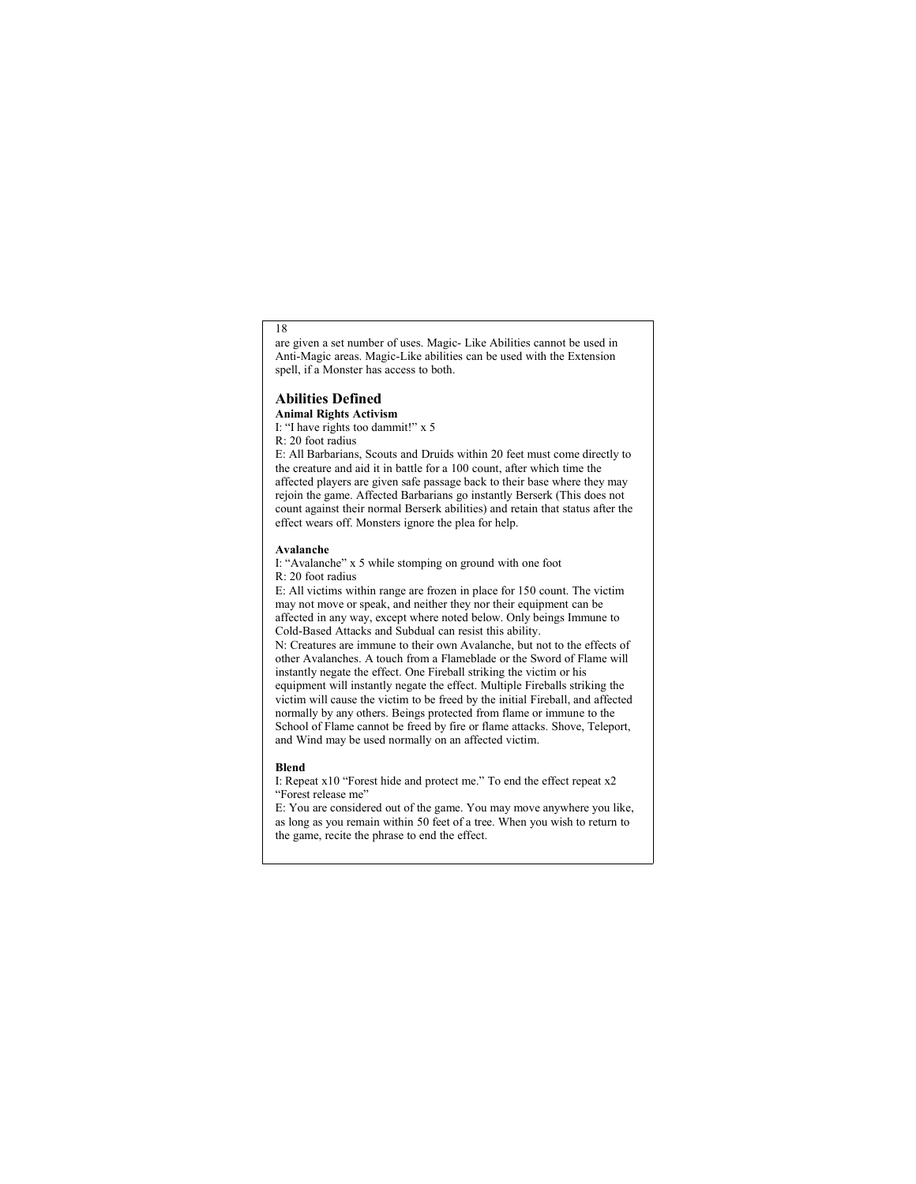are given a set number of uses. Magic- Like Abilities cannot be used in Anti-Magic areas. Magic-Like abilities can be used with the Extension spell, if a Monster has access to both.

## Abilities Defined

**Animal Rights Activism**

I: "I have rights too dammit!" x 5

R: 20 foot radius

E: All Barbarians, Scouts and Druids within 20 feet must come directly to the creature and aid it in battle for a 100 count, after which time the affected players are given safe passage back to their base where they may rejoin the game. Affected Barbarians go instantly Berserk (This does not count against their normal Berserk abilities) and retain that status after the effect wears off. Monsters ignore the plea for help.

**Avalanche**

I: "Avalanche" x 5 while stomping on ground with one foot

R: 20 foot radius

E: All victims within range are frozen in place for 150 count. The victim may not move or speak, and neither they nor their equipment can be affected in any way, except where noted below. Only beings Immune to Cold-Based Attacks and Subdual can resist this ability.

N: Creatures are immune to their own Avalanche, but not to the effects of other Avalanches. A touch from a Flameblade or the Sword of Flame will instantly negate the effect. One Fireball striking the victim or his equipment will instantly negate the effect. Multiple Fireballs striking the victim will cause the victim to be freed by the initial Fireball, and affected normally by any others. Beings protected from flame or immune to the School of Flame cannot be freed by fire or flame attacks. Shove, Teleport, and Wind may be used normally on an affected victim.

**Blend**

I: Repeat x10 "Forest hide and protect me." To end the effect repeat x2 "Forest release me"

E: You are considered out of the game. You may move anywhere you like, as long as you remain within 50 feet of a tree. When you wish to return to the game, recite the phrase to end the effect.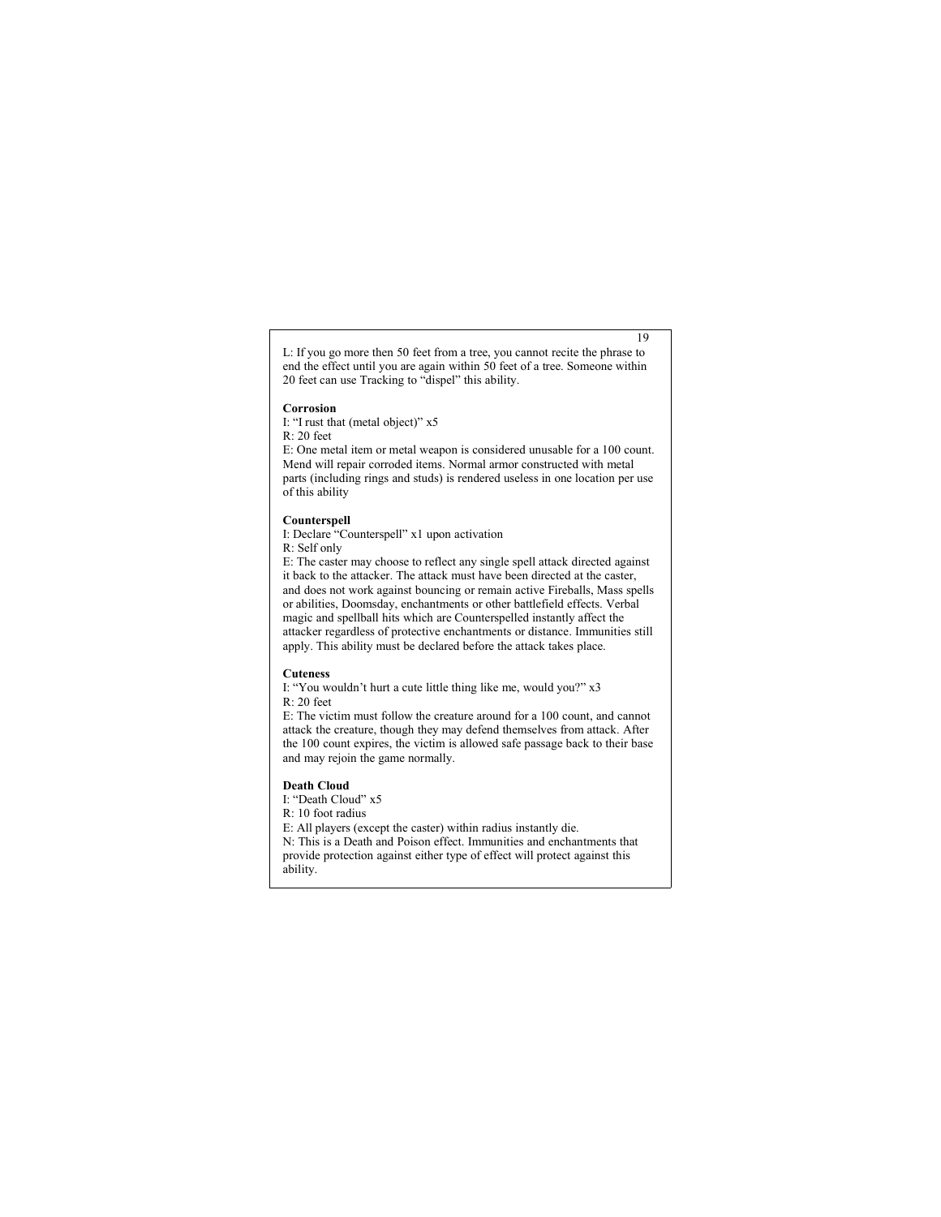L: If you go more then 50 feet from a tree, you cannot recite the phrase to end the effect until you are again within 50 feet of a tree. Someone within 20 feet can use Tracking to "dispel" this ability.

**Corrosion**

I: "I rust that (metal object)" x5
R: 20 feet
E: One metal item or metal weapon is considered unusable for a 100 count. Mend will repair corroded items. Normal armor constructed with metal parts (including rings and studs) is rendered useless in one location per use of this ability

**Counterspell**

I: Declare "Counterspell" x1 upon activation
R: Self only
E: The caster may choose to reflect any single spell attack directed against it back to the attacker. The attack must have been directed at the caster, and does not work against bouncing or remain active Fireballs, Mass spells or abilities, Doomsday, enchantments or other battlefield effects. Verbal magic and spellball hits which are Counterspelled instantly affect the attacker regardless of protective enchantments or distance. Immunities still apply. This ability must be declared before the attack takes place.

**Cuteness**

I: "You wouldn't hurt a cute little thing like me, would you?" x3
R: 20 feet
E: The victim must follow the creature around for a 100 count, and cannot attack the creature, though they may defend themselves from attack. After the 100 count expires, the victim is allowed safe passage back to their base and may rejoin the game normally.

**Death Cloud**

I: "Death Cloud" x5
R: 10 foot radius
E: All players (except the caster) within radius instantly die.
N: This is a Death and Poison effect. Immunities and enchantments that provide protection against either type of effect will protect against this ability.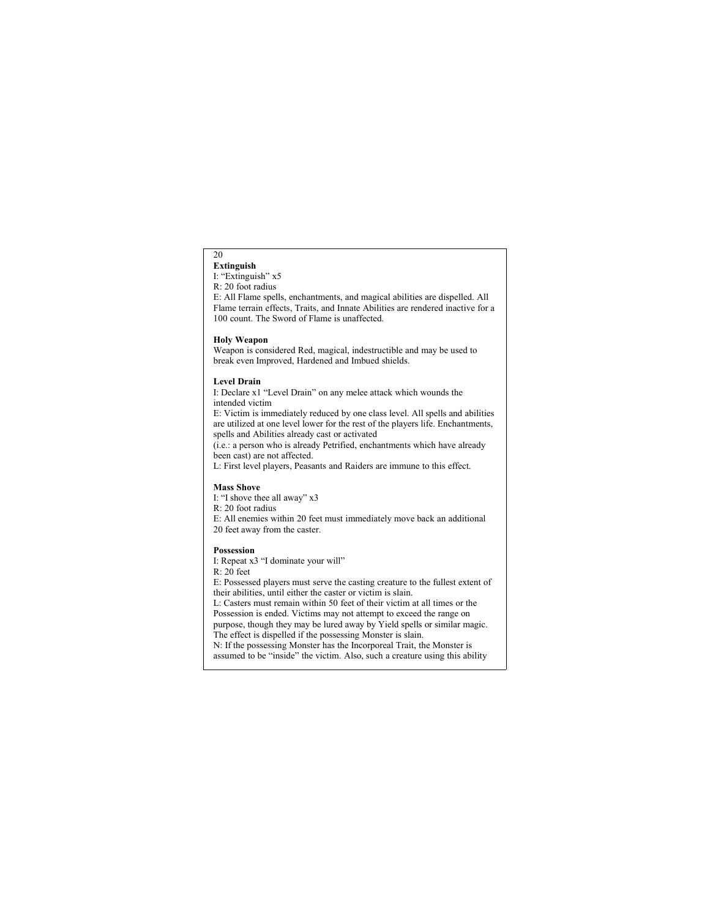**Extinguish**

I: “Extinguish” x5

R: 20 foot radius

E: All Flame spells, enchantments, and magical abilities are dispelled. All Flame terrain effects, Traits, and Innate Abilities are rendered inactive for a 100 count. The Sword of Flame is unaffected.

**Holy Weapon**

Weapon is considered Red, magical, indestructible and may be used to break even Improved, Hardened and Imbued shields.

**Level Drain**

I: Declare x1 “Level Drain” on any melee attack which wounds the intended victim

E: Victim is immediately reduced by one class level. All spells and abilities are utilized at one level lower for the rest of the players life. Enchantments, spells and Abilities already cast or activated (i.e.: a person who is already Petrified, enchantments which have already been cast) are not affected.

L: First level players, Peasants and Raiders are immune to this effect.

**Mass Shove**

I: “I shove thee all away” x3

R: 20 foot radius

E: All enemies within 20 feet must immediately move back an additional 20 feet away from the caster.

**Possession**

I: Repeat x3 “I dominate your will”

R: 20 feet

E: Possessed players must serve the casting creature to the fullest extent of their abilities, until either the caster or victim is slain.

L: Casters must remain within 50 feet of their victim at all times or the Possession is ended. Victims may not attempt to exceed the range on purpose, though they may be lured away by Yield spells or similar magic. The effect is dispelled if the possessing Monster is slain.

N: If the possessing Monster has the Incorporeal Trait, the Monster is assumed to be “inside” the victim. Also, such a creature using this ability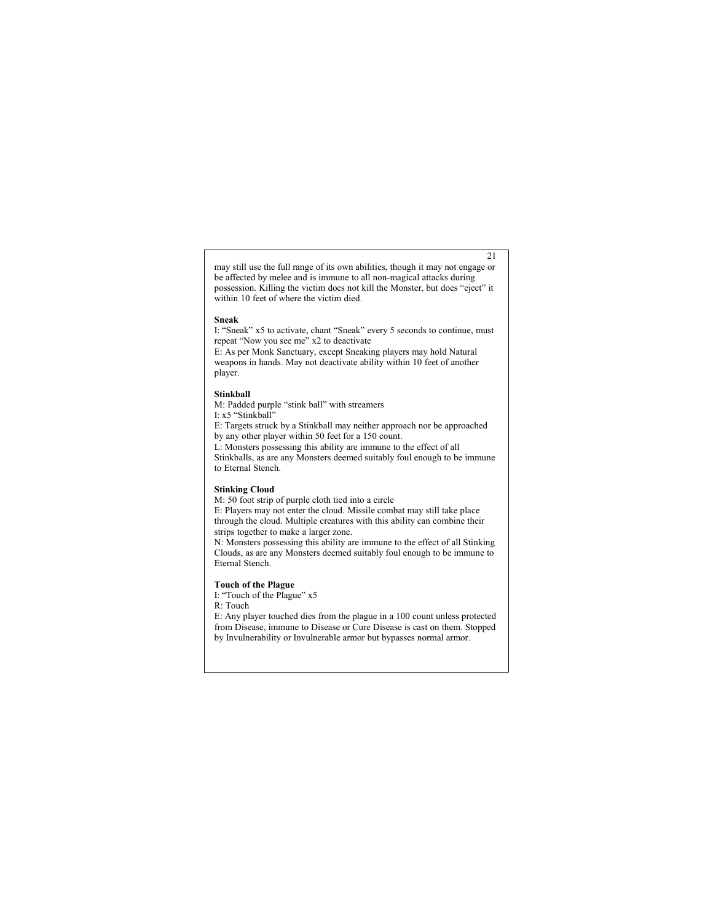may still use the full range of its own abilities, though it may not engage or be affected by melee and is immune to all non-magical attacks during possession. Killing the victim does not kill the Monster, but does "eject" it within 10 feet of where the victim died.

**Sneak**

I: "Sneak" x5 to activate, chant "Sneak" every 5 seconds to continue, must repeat "Now you see me" x2 to deactivate

E: As per Monk Sanctuary, except Sneaking players may hold Natural weapons in hands. May not deactivate ability within 10 feet of another player.

**Stinkball**

M: Padded purple "stink ball" with streamers

I: x5 "Stinkball"

E: Targets struck by a Stinkball may neither approach nor be approached by any other player within 50 feet for a 150 count.

L: Monsters possessing this ability are immune to the effect of all Stinkballs, as are any Monsters deemed suitably foul enough to be immune to Eternal Stench.

**Stinking Cloud**

M: 50 foot strip of purple cloth tied into a circle

E: Players may not enter the cloud. Missile combat may still take place through the cloud. Multiple creatures with this ability can combine their strips together to make a larger zone.

N: Monsters possessing this ability are immune to the effect of all Stinking Clouds, as are any Monsters deemed suitably foul enough to be immune to Eternal Stench.

**Touch of the Plague**

I: "Touch of the Plague" x5

R: Touch

E: Any player touched dies from the plague in a 100 count unless protected from Disease, immune to Disease or Cure Disease is cast on them. Stopped by Invulnerability or Invulnerable armor but bypasses normal armor.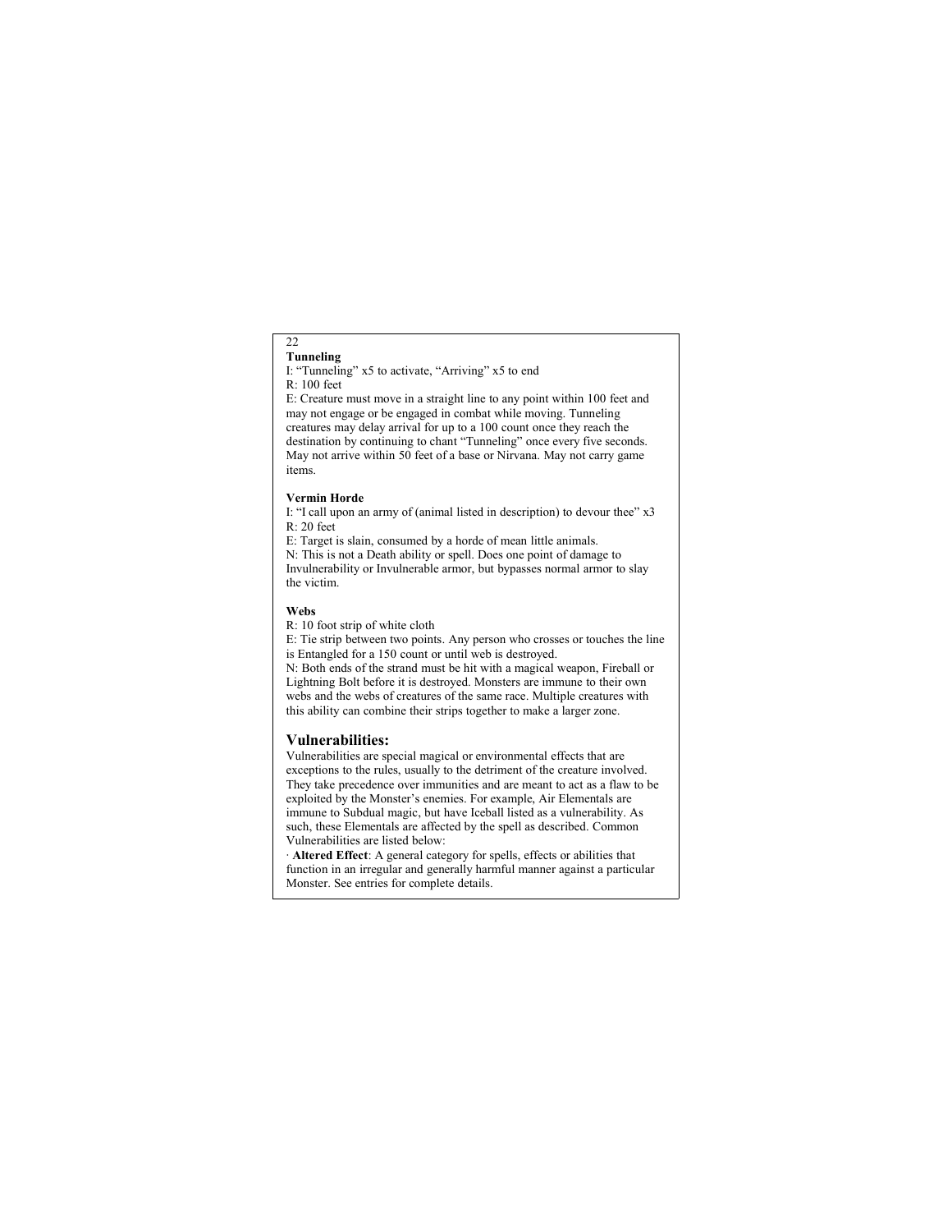**Tunneling**

I: "Tunneling" x5 to activate, "Arriving" x5 to end
R: 100 feet
E: Creature must move in a straight line to any point within 100 feet and may not engage or be engaged in combat while moving. Tunneling creatures may delay arrival for up to a 100 count once they reach the destination by continuing to chant "Tunneling" once every five seconds. May not arrive within 50 feet of a base or Nirvana. May not carry game items.

**Vermin Horde**

I: "I call upon an army of (animal listed in description) to devour thee" x3
R: 20 feet
E: Target is slain, consumed by a horde of mean little animals.
N: This is not a Death ability or spell. Does one point of damage to Invulnerability or Invulnerable armor, but bypasses normal armor to slay the victim.

**Webs**

R: 10 foot strip of white cloth
E: Tie strip between two points. Any person who crosses or touches the line is Entangled for a 150 count or until web is destroyed.
N: Both ends of the strand must be hit with a magical weapon, Fireball or Lightning Bolt before it is destroyed. Monsters are immune to their own webs and the webs of creatures of the same race. Multiple creatures with this ability can combine their strips together to make a larger zone.

## Vulnerabilities:

Vulnerabilities are special magical or environmental effects that are exceptions to the rules, usually to the detriment of the creature involved. They take precedence over immunities and are meant to act as a flaw to be exploited by the Monster's enemies. For example, Air Elementals are immune to Subdual magic, but have Iceball listed as a vulnerability. As such, these Elementals are affected by the spell as described. Common Vulnerabilities are listed below:

· **Altered Effect**: A general category for spells, effects or abilities that function in an irregular and generally harmful manner against a particular Monster. See entries for complete details.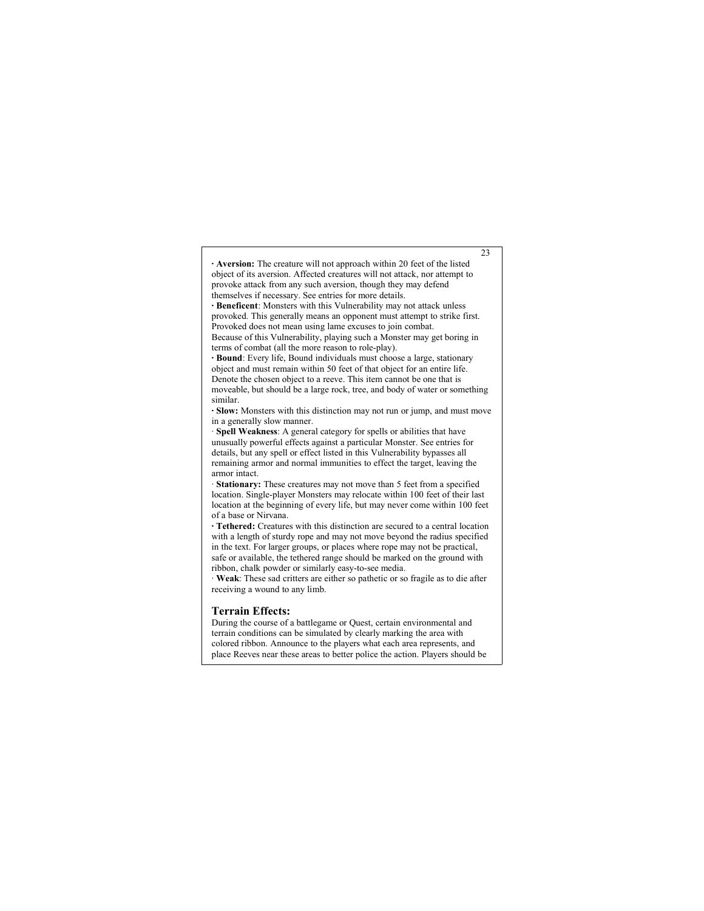**· Aversion:** The creature will not approach within 20 feet of the listed object of its aversion. Affected creatures will not attack, nor attempt to provoke attack from any such aversion, though they may defend themselves if necessary. See entries for more details.

**· Beneficent**: Monsters with this Vulnerability may not attack unless provoked. This generally means an opponent must attempt to strike first. Provoked does not mean using lame excuses to join combat.
Because of this Vulnerability, playing such a Monster may get boring in terms of combat (all the more reason to role-play).

**· Bound**: Every life, Bound individuals must choose a large, stationary object and must remain within 50 feet of that object for an entire life. Denote the chosen object to a reeve. This item cannot be one that is moveable, but should be a large rock, tree, and body of water or something similar.

**· Slow:** Monsters with this distinction may not run or jump, and must move in a generally slow manner.

· **Spell Weakness**: A general category for spells or abilities that have unusually powerful effects against a particular Monster. See entries for details, but any spell or effect listed in this Vulnerability bypasses all remaining armor and normal immunities to effect the target, leaving the armor intact.

· **Stationary:** These creatures may not move than 5 feet from a specified location. Single-player Monsters may relocate within 100 feet of their last location at the beginning of every life, but may never come within 100 feet of a base or Nirvana.

**· Tethered:** Creatures with this distinction are secured to a central location with a length of sturdy rope and may not move beyond the radius specified in the text. For larger groups, or places where rope may not be practical, safe or available, the tethered range should be marked on the ground with ribbon, chalk powder or similarly easy-to-see media.

· **Weak**: These sad critters are either so pathetic or so fragile as to die after receiving a wound to any limb.

## Terrain Effects:

During the course of a battlegame or Quest, certain environmental and terrain conditions can be simulated by clearly marking the area with colored ribbon. Announce to the players what each area represents, and place Reeves near these areas to better police the action. Players should be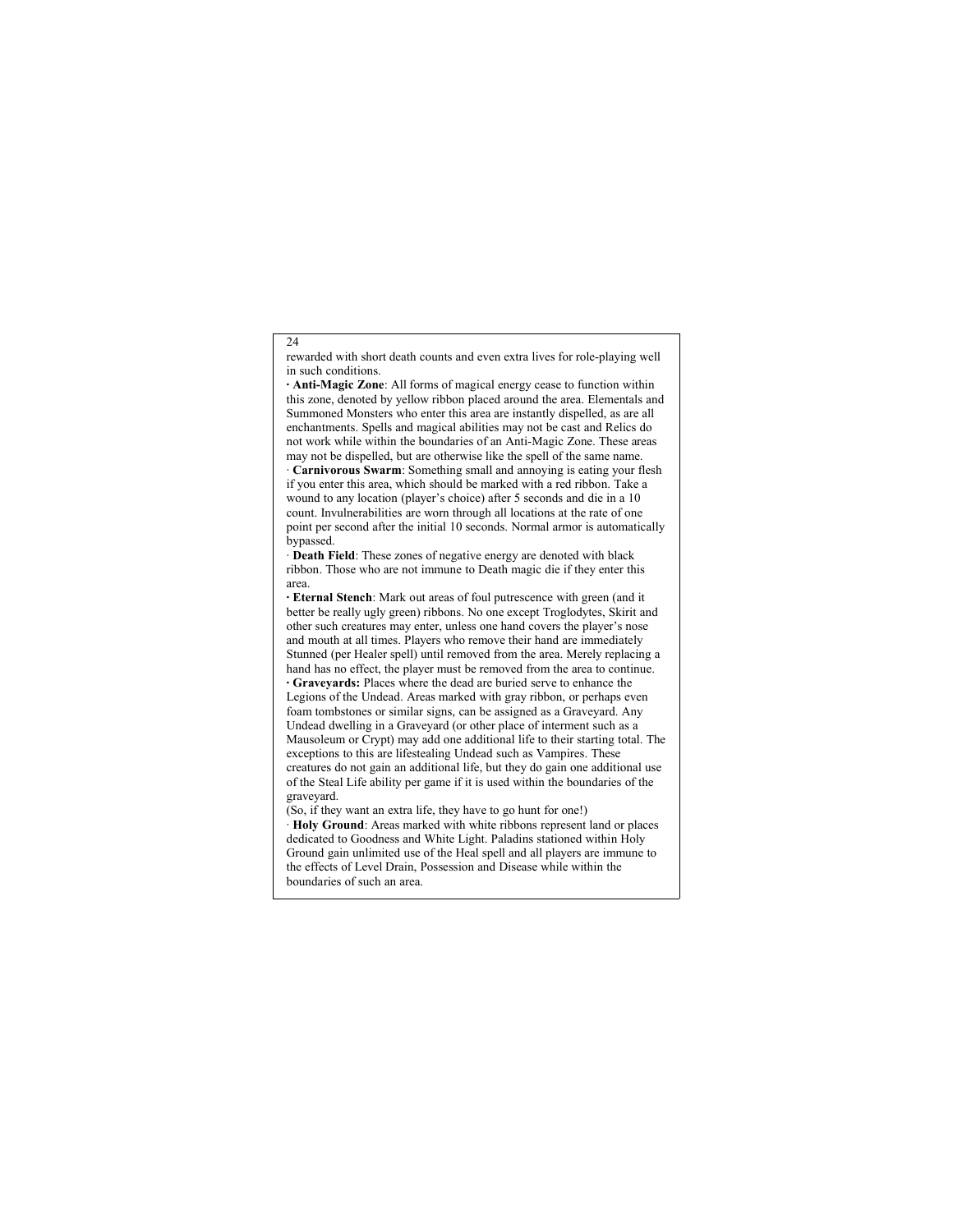rewarded with short death counts and even extra lives for role-playing well in such conditions.

· **Anti-Magic Zone**: All forms of magical energy cease to function within this zone, denoted by yellow ribbon placed around the area. Elementals and Summoned Monsters who enter this area are instantly dispelled, as are all enchantments. Spells and magical abilities may not be cast and Relics do not work while within the boundaries of an Anti-Magic Zone. These areas may not be dispelled, but are otherwise like the spell of the same name.

· **Carnivorous Swarm**: Something small and annoying is eating your flesh if you enter this area, which should be marked with a red ribbon. Take a wound to any location (player's choice) after 5 seconds and die in a 10 count. Invulnerabilities are worn through all locations at the rate of one point per second after the initial 10 seconds. Normal armor is automatically bypassed.

· **Death Field**: These zones of negative energy are denoted with black ribbon. Those who are not immune to Death magic die if they enter this area.

· **Eternal Stench**: Mark out areas of foul putrescence with green (and it better be really ugly green) ribbons. No one except Troglodytes, Skirit and other such creatures may enter, unless one hand covers the player's nose and mouth at all times. Players who remove their hand are immediately Stunned (per Healer spell) until removed from the area. Merely replacing a hand has no effect, the player must be removed from the area to continue.

· **Graveyards:** Places where the dead are buried serve to enhance the Legions of the Undead. Areas marked with gray ribbon, or perhaps even foam tombstones or similar signs, can be assigned as a Graveyard. Any Undead dwelling in a Graveyard (or other place of interment such as a Mausoleum or Crypt) may add one additional life to their starting total. The exceptions to this are lifestealing Undead such as Vampires. These creatures do not gain an additional life, but they do gain one additional use of the Steal Life ability per game if it is used within the boundaries of the graveyard.

(So, if they want an extra life, they have to go hunt for one!)

· **Holy Ground**: Areas marked with white ribbons represent land or places dedicated to Goodness and White Light. Paladins stationed within Holy Ground gain unlimited use of the Heal spell and all players are immune to the effects of Level Drain, Possession and Disease while within the boundaries of such an area.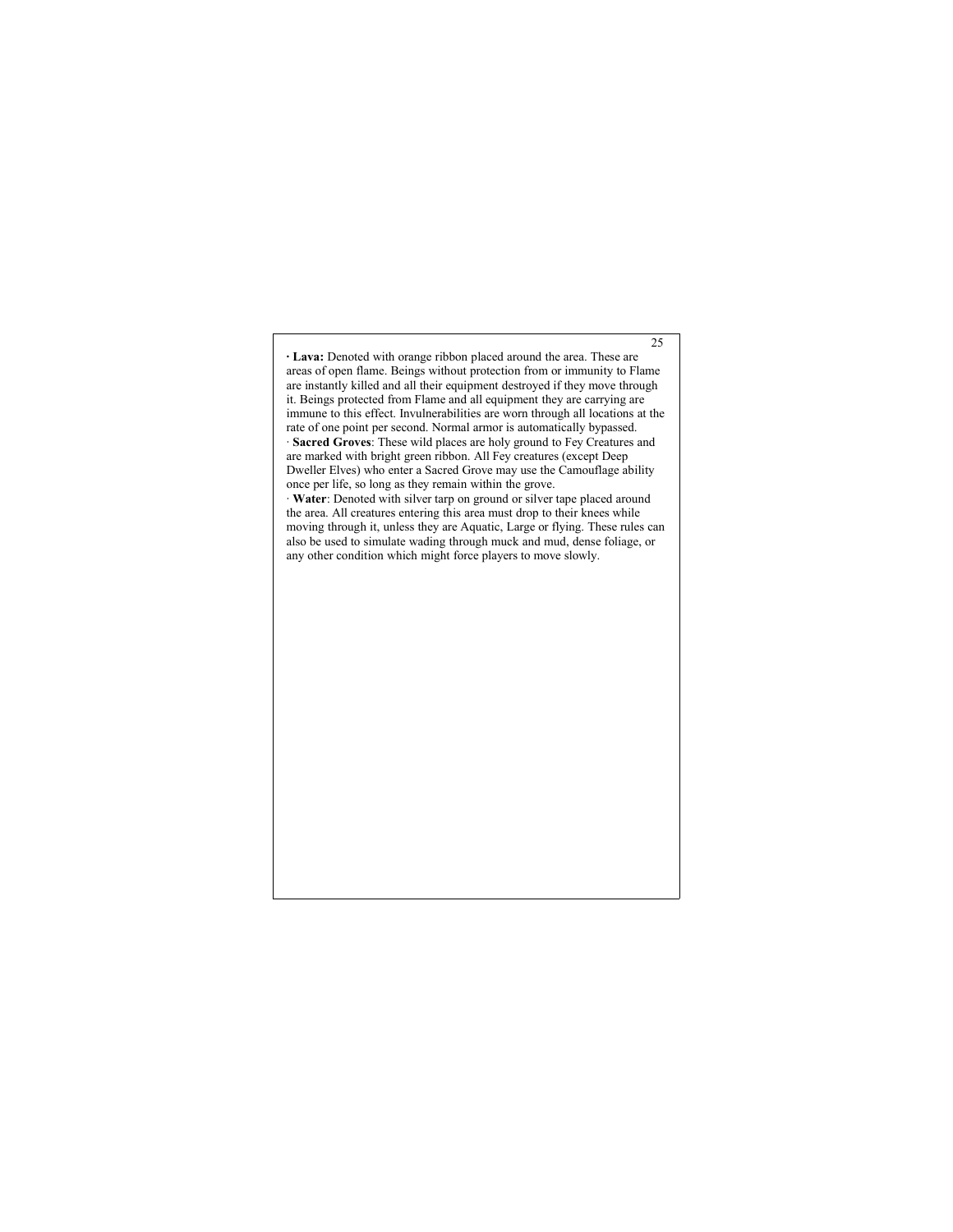- **Lava:** Denoted with orange ribbon placed around the area. These are areas of open flame. Beings without protection from or immunity to Flame are instantly killed and all their equipment destroyed if they move through it. Beings protected from Flame and all equipment they are carrying are immune to this effect. Invulnerabilities are worn through all locations at the rate of one point per second. Normal armor is automatically bypassed.
- **Sacred Groves**: These wild places are holy ground to Fey Creatures and are marked with bright green ribbon. All Fey creatures (except Deep Dweller Elves) who enter a Sacred Grove may use the Camouflage ability once per life, so long as they remain within the grove.
- **Water**: Denoted with silver tarp on ground or silver tape placed around the area. All creatures entering this area must drop to their knees while moving through it, unless they are Aquatic, Large or flying. These rules can also be used to simulate wading through muck and mud, dense foliage, or any other condition which might force players to move slowly.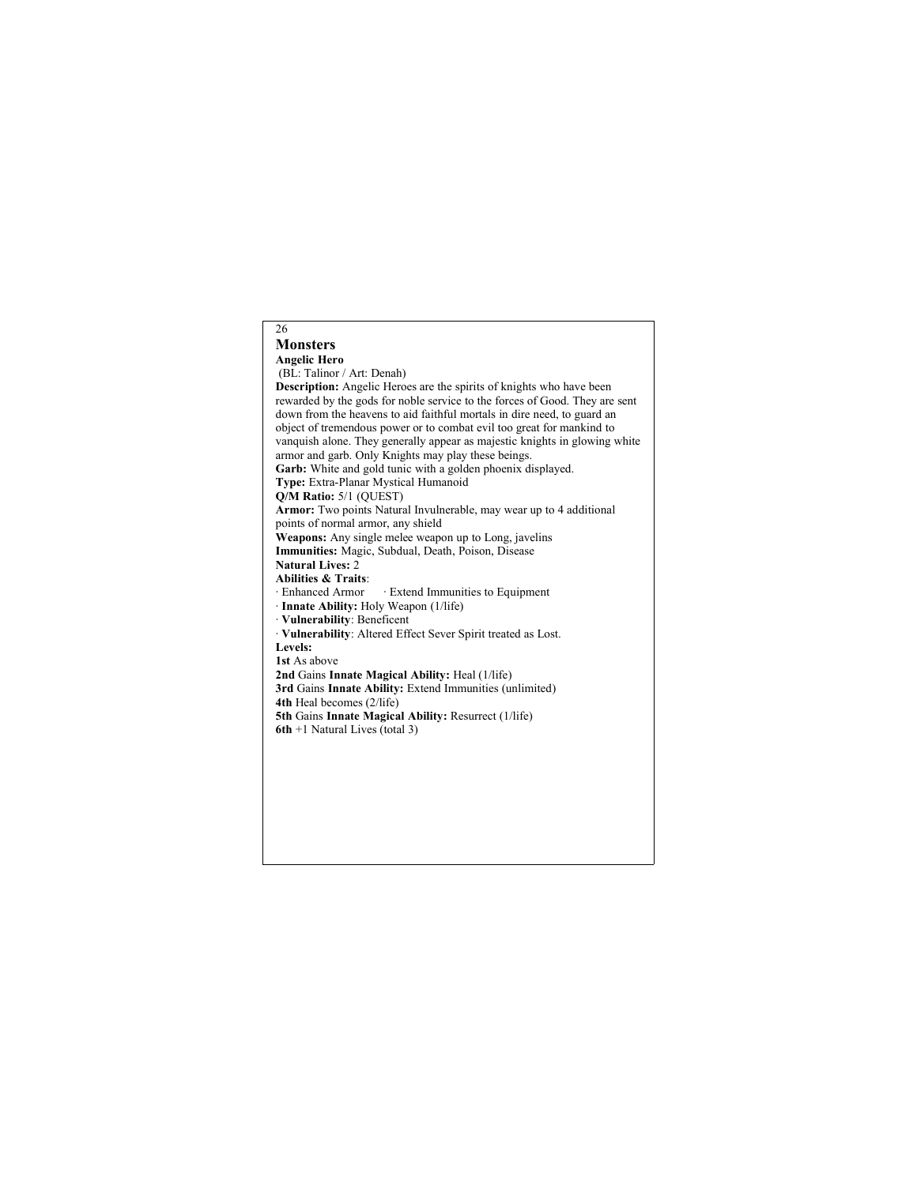# Monsters

### Angelic Hero

(BL: Talinor / Art: Denah)

**Description:** Angelic Heroes are the spirits of knights who have been rewarded by the gods for noble service to the forces of Good. They are sent down from the heavens to aid faithful mortals in dire need, to guard an object of tremendous power or to combat evil too great for mankind to vanquish alone. They generally appear as majestic knights in glowing white armor and garb. Only Knights may play these beings.

**Garb:** White and gold tunic with a golden phoenix displayed.

**Type:** Extra-Planar Mystical Humanoid

**Q/M Ratio:** 5/1 (QUEST)

**Armor:** Two points Natural Invulnerable, may wear up to 4 additional points of normal armor, any shield

**Weapons:** Any single melee weapon up to Long, javelins

**Immunities:** Magic, Subdual, Death, Poison, Disease

**Natural Lives:** 2

**Abilities & Traits**:

· Enhanced Armor · Extend Immunities to Equipment

· **Innate Ability:** Holy Weapon (1/life)

· **Vulnerability**: Beneficent

· **Vulnerability**: Altered Effect Sever Spirit treated as Lost.

**Levels:**

**1st** As above

**2nd** Gains **Innate Magical Ability:** Heal (1/life)

**3rd** Gains **Innate Ability:** Extend Immunities (unlimited)

**4th** Heal becomes (2/life)

**5th** Gains **Innate Magical Ability:** Resurrect (1/life)

**6th** +1 Natural Lives (total 3)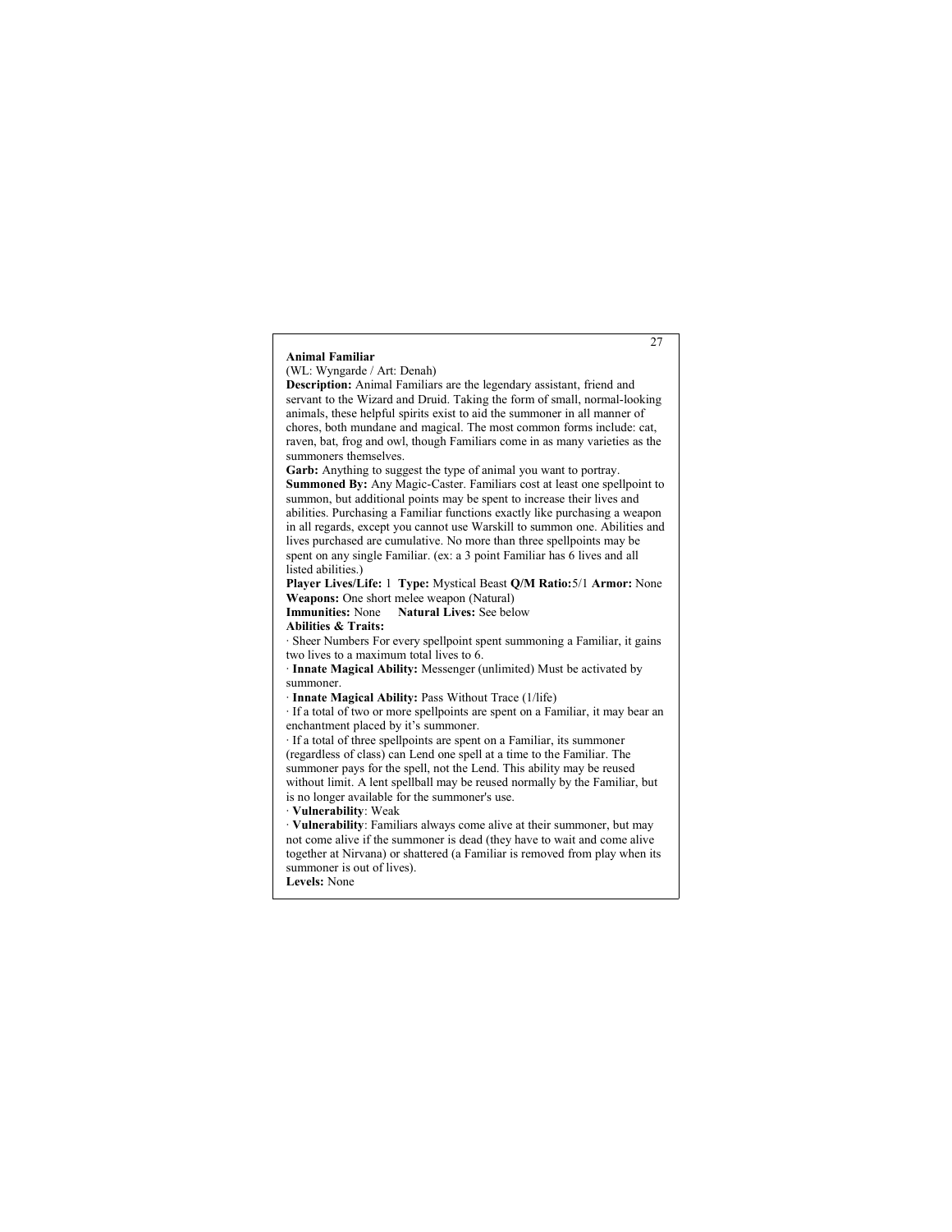**Animal Familiar**

(WL: Wyngarde / Art: Denah)

**Description:** Animal Familiars are the legendary assistant, friend and servant to the Wizard and Druid. Taking the form of small, normal-looking animals, these helpful spirits exist to aid the summoner in all manner of chores, both mundane and magical. The most common forms include: cat, raven, bat, frog and owl, though Familiars come in as many varieties as the summoners themselves.

**Garb:** Anything to suggest the type of animal you want to portray.

**Summoned By:** Any Magic-Caster. Familiars cost at least one spellpoint to summon, but additional points may be spent to increase their lives and abilities. Purchasing a Familiar functions exactly like purchasing a weapon in all regards, except you cannot use Warskill to summon one. Abilities and lives purchased are cumulative. No more than three spellpoints may be spent on any single Familiar. (ex: a 3 point Familiar has 6 lives and all listed abilities.)

**Player Lives/Life:** 1 **Type:** Mystical Beast **Q/M Ratio:** 5/1 **Armor:** None

**Weapons:** One short melee weapon (Natural)

**Immunities:** None **Natural Lives:** See below

**Abilities & Traits:**

· Sheer Numbers For every spellpoint spent summoning a Familiar, it gains two lives to a maximum total lives to 6.

· **Innate Magical Ability:** Messenger (unlimited) Must be activated by summoner.

· **Innate Magical Ability:** Pass Without Trace (1/life)

· If a total of two or more spellpoints are spent on a Familiar, it may bear an enchantment placed by it's summoner.

· If a total of three spellpoints are spent on a Familiar, its summoner (regardless of class) can Lend one spell at a time to the Familiar. The summoner pays for the spell, not the Lend. This ability may be reused without limit. A lent spellball may be reused normally by the Familiar, but is no longer available for the summoner's use.

· **Vulnerability**: Weak

· **Vulnerability**: Familiars always come alive at their summoner, but may not come alive if the summoner is dead (they have to wait and come alive together at Nirvana) or shattered (a Familiar is removed from play when its summoner is out of lives).

**Levels:** None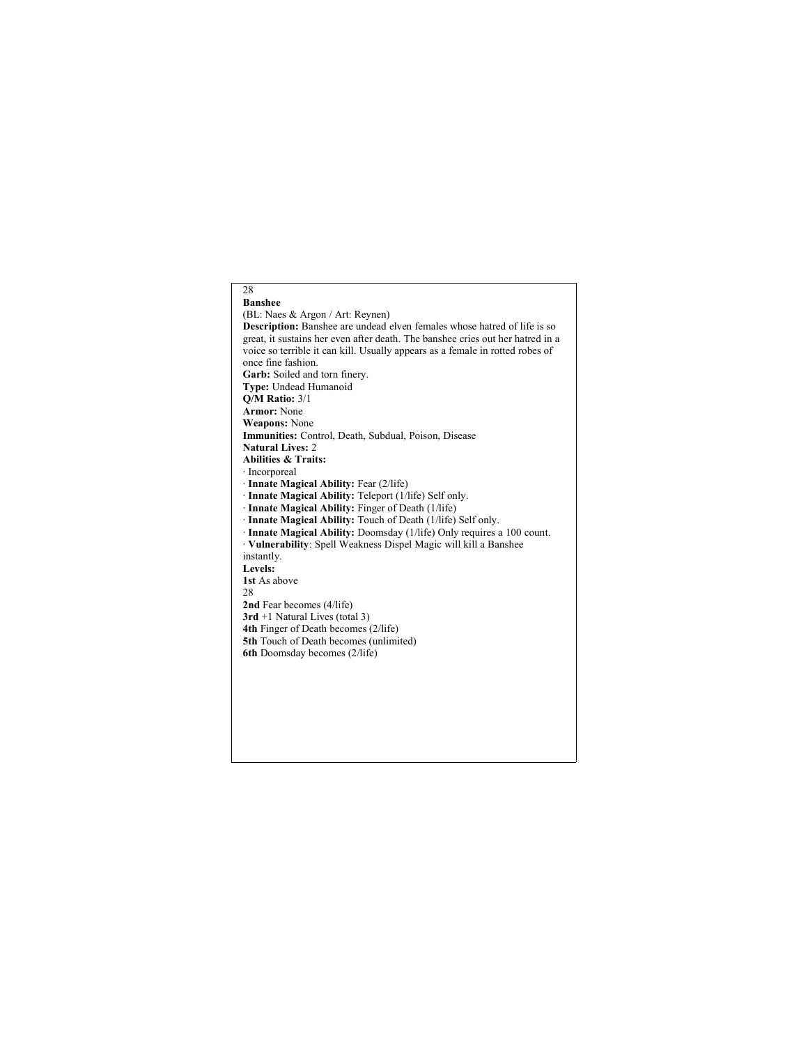## Banshee

(BL: Naes & Argon / Art: Reynen)

**Description:** Banshee are undead elven females whose hatred of life is so great, it sustains her even after death. The banshee cries out her hatred in a voice so terrible it can kill. Usually appears as a female in rotted robes of once fine fashion.

**Garb:** Soiled and torn finery.

**Type:** Undead Humanoid

**Q/M Ratio:** 3/1

**Armor:** None

**Weapons:** None

**Immunities:** Control, Death, Subdual, Poison, Disease

**Natural Lives:** 2

**Abilities & Traits:**

- Incorporeal
- **Innate Magical Ability:** Fear (2/life)
- **Innate Magical Ability:** Teleport (1/life) Self only.
- **Innate Magical Ability:** Finger of Death (1/life)
- **Innate Magical Ability:** Touch of Death (1/life) Self only.
- **Innate Magical Ability:** Doomsday (1/life) Only requires a 100 count.
- **Vulnerability**: Spell Weakness Dispel Magic will kill a Banshee instantly.

**Levels:**

**1st** As above

**2nd** Fear becomes (4/life)

**3rd** +1 Natural Lives (total 3)

**4th** Finger of Death becomes (2/life)

**5th** Touch of Death becomes (unlimited)

**6th** Doomsday becomes (2/life)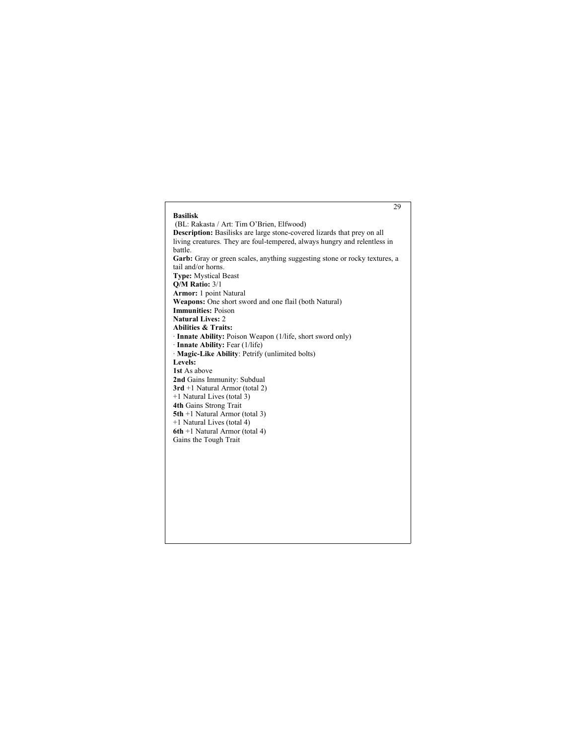**Basilisk**

(BL: Rakasta / Art: Tim O'Brien, Elfwood)

**Description:** Basilisks are large stone-covered lizards that prey on all living creatures. They are foul-tempered, always hungry and relentless in battle.

**Garb:** Gray or green scales, anything suggesting stone or rocky textures, a tail and/or horns.

**Type:** Mystical Beast

**Q/M Ratio:** 3/1

**Armor:** 1 point Natural

**Weapons:** One short sword and one flail (both Natural)

**Immunities:** Poison

**Natural Lives:** 2

**Abilities & Traits:**

· **Innate Ability:** Poison Weapon (1/life, short sword only)
· **Innate Ability:** Fear (1/life)
· **Magic-Like Ability**: Petrify (unlimited bolts)

**Levels:**

**1st** As above
**2nd** Gains Immunity: Subdual
**3rd** +1 Natural Armor (total 2)
+1 Natural Lives (total 3)
**4th** Gains Strong Trait
**5th** +1 Natural Armor (total 3)
+1 Natural Lives (total 4)
**6th** +1 Natural Armor (total 4)
Gains the Tough Trait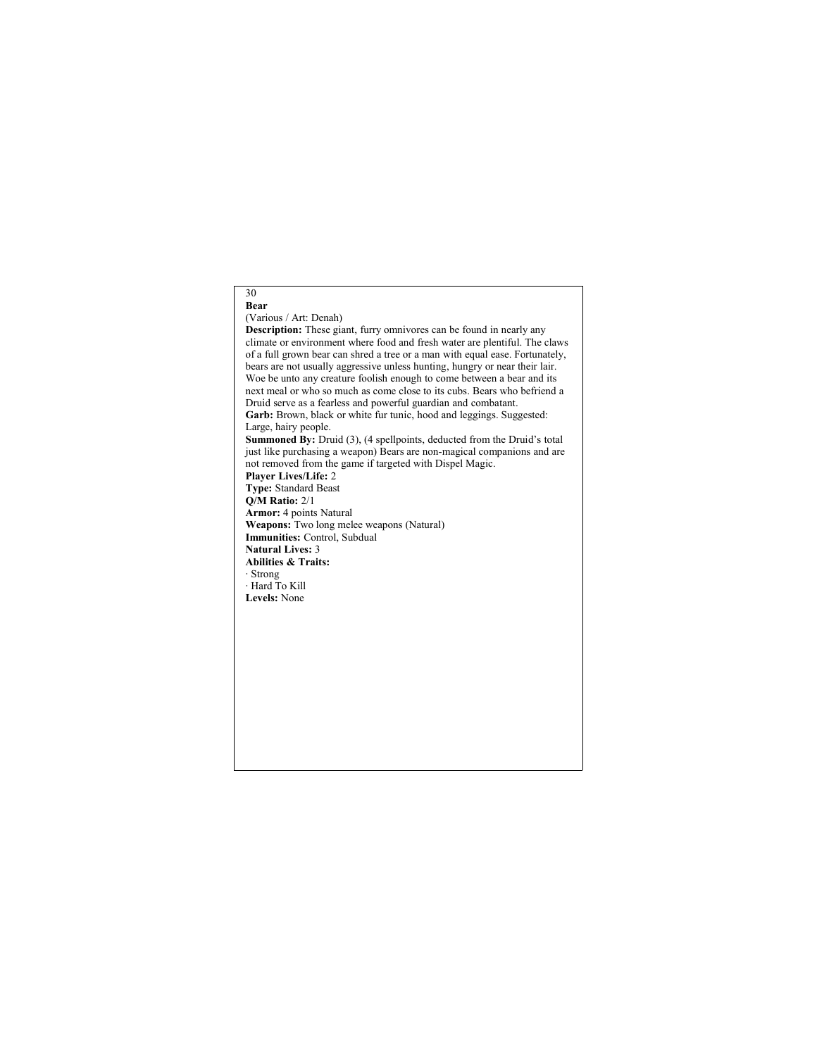## Bear

(Various / Art: Denah)

**Description:** These giant, furry omnivores can be found in nearly any climate or environment where food and fresh water are plentiful. The claws of a full grown bear can shred a tree or a man with equal ease. Fortunately, bears are not usually aggressive unless hunting, hungry or near their lair. Woe be unto any creature foolish enough to come between a bear and its next meal or who so much as come close to its cubs. Bears who befriend a Druid serve as a fearless and powerful guardian and combatant.

**Garb:** Brown, black or white fur tunic, hood and leggings. Suggested: Large, hairy people.

**Summoned By:** Druid (3), (4 spellpoints, deducted from the Druid's total just like purchasing a weapon) Bears are non-magical companions and are not removed from the game if targeted with Dispel Magic.

**Player Lives/Life:** 2

**Type:** Standard Beast

**Q/M Ratio:** 2/1

**Armor:** 4 points Natural

**Weapons:** Two long melee weapons (Natural)

**Immunities:** Control, Subdual

**Natural Lives:** 3

**Abilities & Traits:**

- Strong
- Hard To Kill

**Levels:** None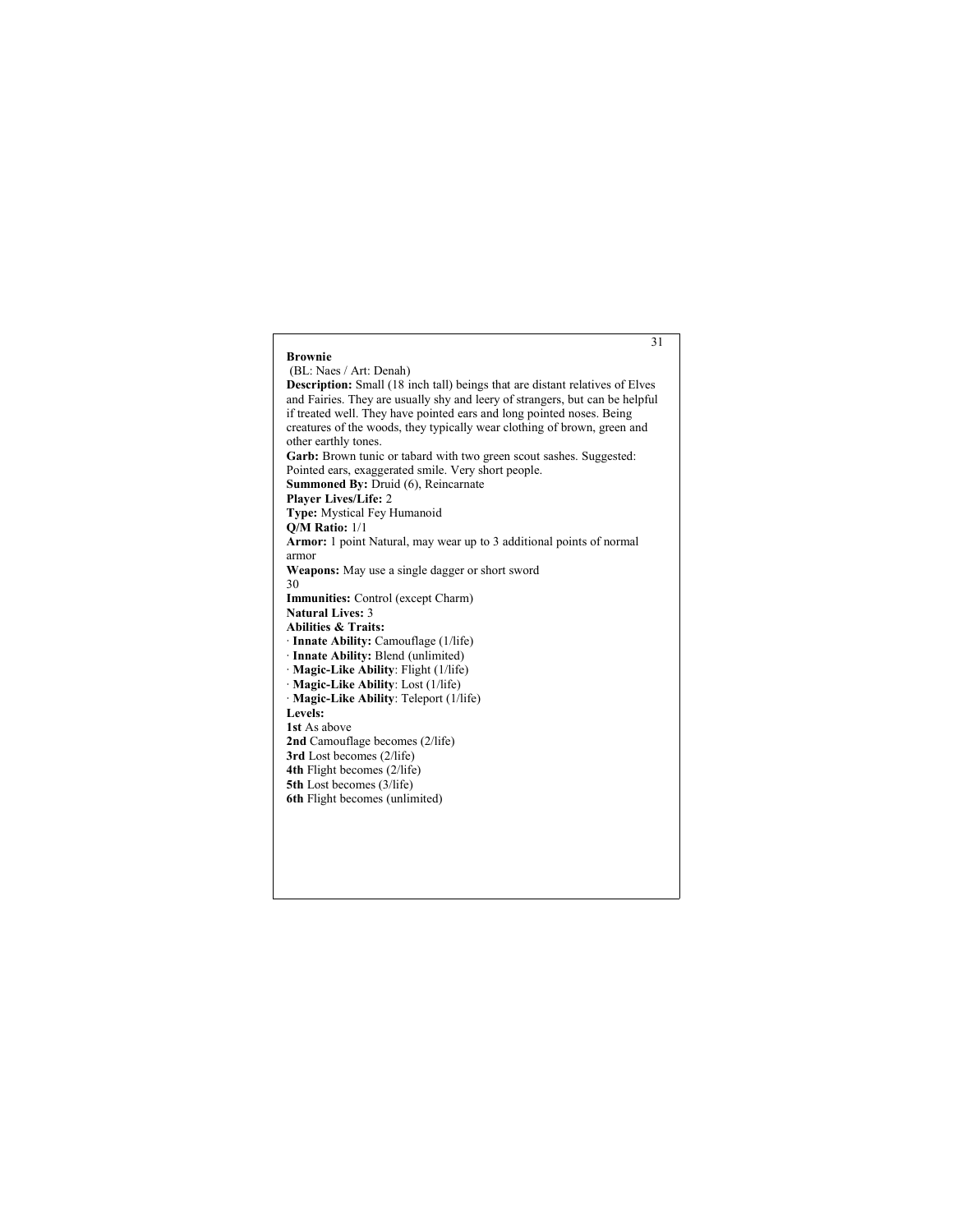**Brownie**

(BL: Naes / Art: Denah)

**Description:** Small (18 inch tall) beings that are distant relatives of Elves and Fairies. They are usually shy and leery of strangers, but can be helpful if treated well. They have pointed ears and long pointed noses. Being creatures of the woods, they typically wear clothing of brown, green and other earthly tones.

**Garb:** Brown tunic or tabard with two green scout sashes. Suggested: Pointed ears, exaggerated smile. Very short people.

**Summoned By:** Druid (6), Reincarnate

**Player Lives/Life:** 2

**Type:** Mystical Fey Humanoid

**Q/M Ratio:** 1/1

**Armor:** 1 point Natural, may wear up to 3 additional points of normal armor

**Weapons:** May use a single dagger or short sword

**Immunities:** Control (except Charm)

**Natural Lives:** 3

**Abilities & Traits:**

- **Innate Ability:** Camouflage (1/life)
- **Innate Ability:** Blend (unlimited)
- **Magic-Like Ability**: Flight (1/life)
- **Magic-Like Ability**: Lost (1/life)
- **Magic-Like Ability**: Teleport (1/life)

**Levels:**

**1st** As above

**2nd** Camouflage becomes (2/life)

**3rd** Lost becomes (2/life)

**4th** Flight becomes (2/life)

**5th** Lost becomes (3/life)

**6th** Flight becomes (unlimited)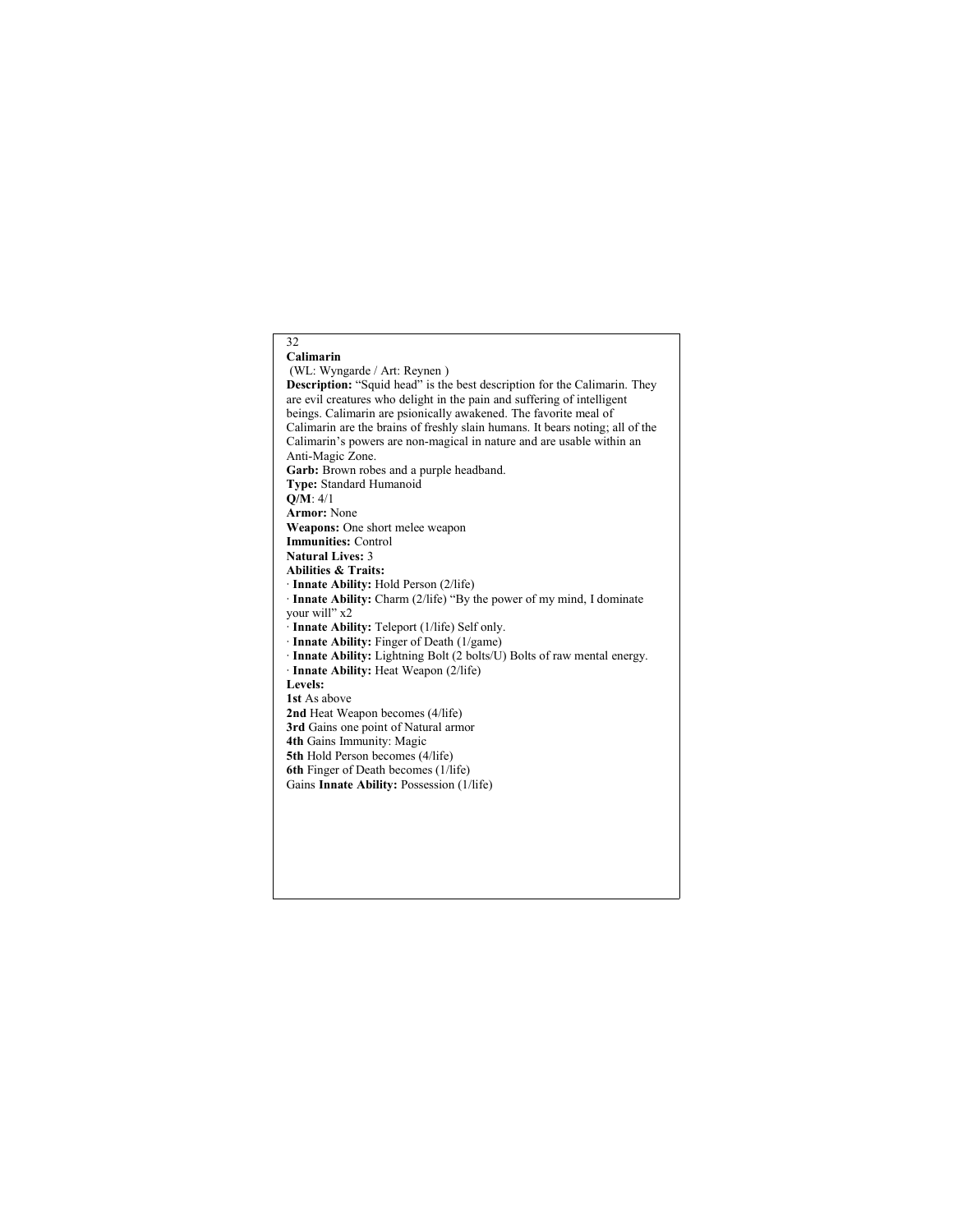## Calimarin

(WL: Wyngarde / Art: Reynen )

**Description:** “Squid head” is the best description for the Calimarin. They are evil creatures who delight in the pain and suffering of intelligent beings. Calimarin are psionically awakened. The favorite meal of Calimarin are the brains of freshly slain humans. It bears noting; all of the Calimarin’s powers are non-magical in nature and are usable within an Anti-Magic Zone.

**Garb:** Brown robes and a purple headband.

**Type:** Standard Humanoid

**Q/M**: 4/1

**Armor:** None

**Weapons:** One short melee weapon

**Immunities:** Control

**Natural Lives:** 3

**Abilities & Traits:**

· **Innate Ability:** Hold Person (2/life)

· **Innate Ability:** Charm (2/life) “By the power of my mind, I dominate your will” x2

· **Innate Ability:** Teleport (1/life) Self only.

· **Innate Ability:** Finger of Death (1/game)

· **Innate Ability:** Lightning Bolt (2 bolts/U) Bolts of raw mental energy.

· **Innate Ability:** Heat Weapon (2/life)

**Levels:**

**1st** As above

**2nd** Heat Weapon becomes (4/life)

**3rd** Gains one point of Natural armor

**4th** Gains Immunity: Magic

**5th** Hold Person becomes (4/life)

**6th** Finger of Death becomes (1/life)

Gains **Innate Ability:** Possession (1/life)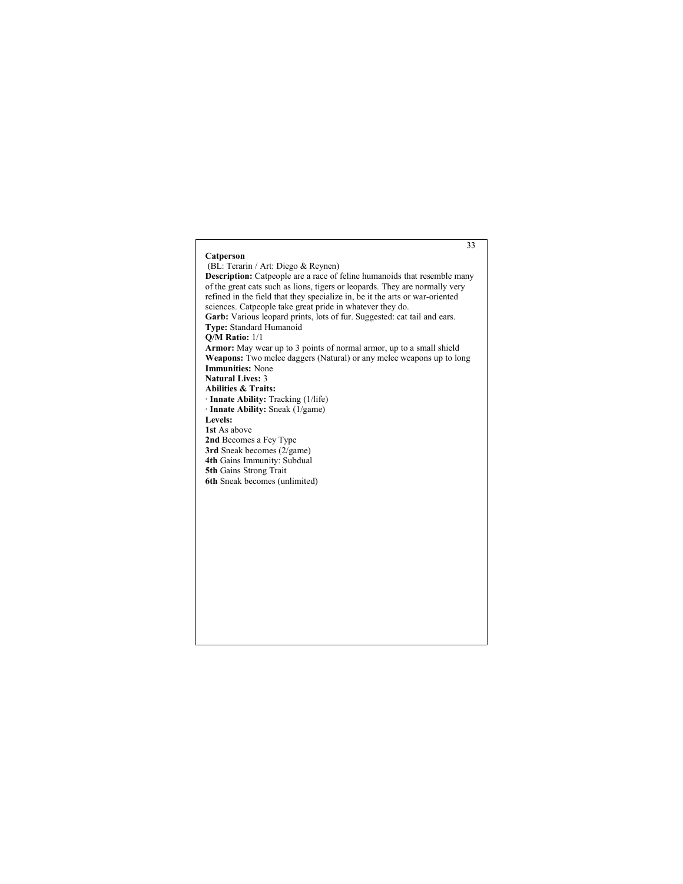## Catperson

(BL: Terarin / Art: Diego & Reynen)

**Description:** Catpeople are a race of feline humanoids that resemble many of the great cats such as lions, tigers or leopards. They are normally very refined in the field that they specialize in, be it the arts or war-oriented sciences. Catpeople take great pride in whatever they do.

**Garb:** Various leopard prints, lots of fur. Suggested: cat tail and ears.

**Type:** Standard Humanoid

**Q/M Ratio:** 1/1

**Armor:** May wear up to 3 points of normal armor, up to a small shield

**Weapons:** Two melee daggers (Natural) or any melee weapons up to long

**Immunities:** None

**Natural Lives:** 3

**Abilities & Traits:**

· **Innate Ability:** Tracking (1/life)
· **Innate Ability:** Sneak (1/game)

**Levels:**

**1st** As above
**2nd** Becomes a Fey Type
**3rd** Sneak becomes (2/game)
**4th** Gains Immunity: Subdual
**5th** Gains Strong Trait
**6th** Sneak becomes (unlimited)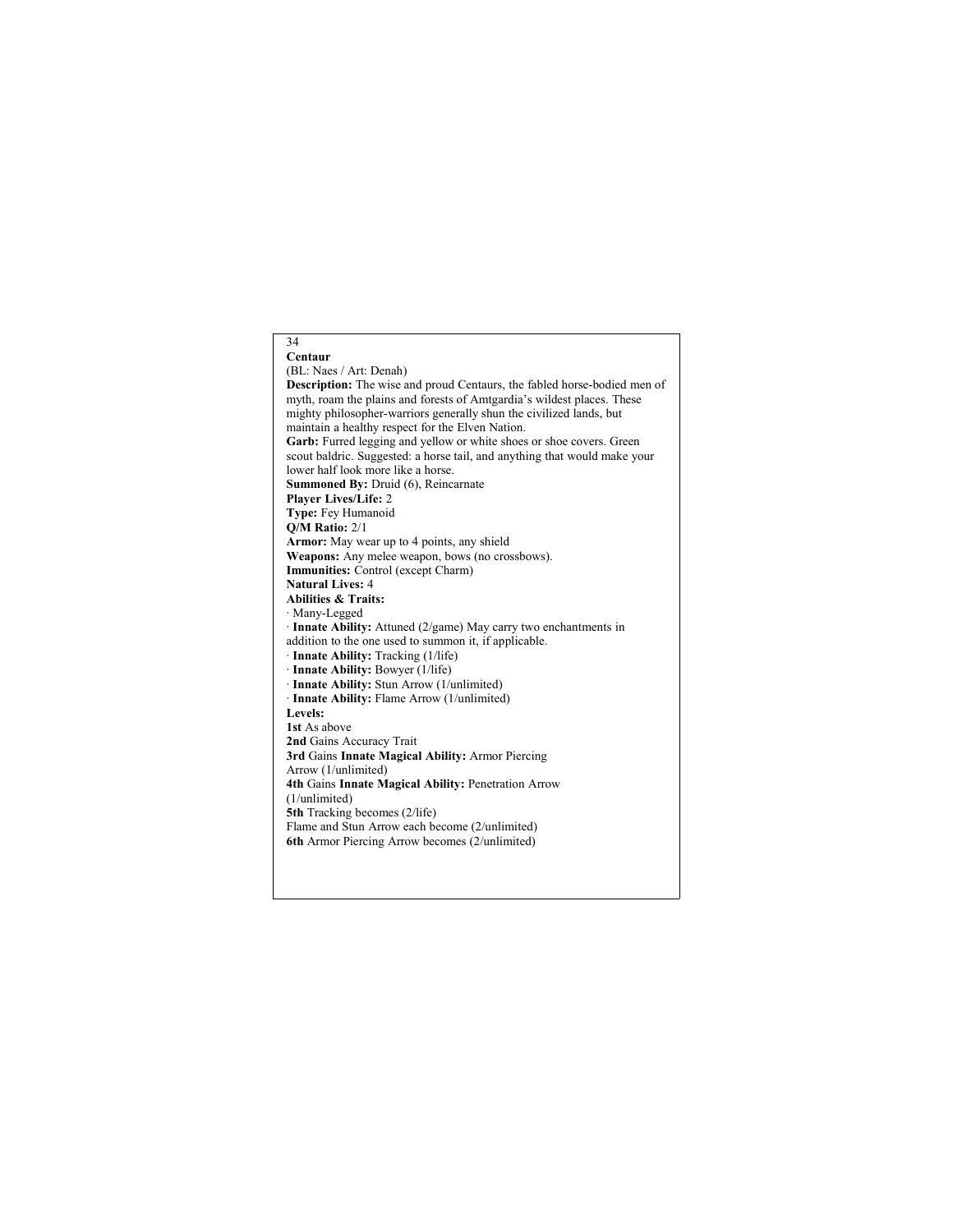## Centaur

(BL: Naes / Art: Denah)

**Description:** The wise and proud Centaurs, the fabled horse-bodied men of myth, roam the plains and forests of Amtgardia's wildest places. These mighty philosopher-warriors generally shun the civilized lands, but maintain a healthy respect for the Elven Nation.

**Garb:** Furred legging and yellow or white shoes or shoe covers. Green scout baldric. Suggested: a horse tail, and anything that would make your lower half look more like a horse.

**Summoned By:** Druid (6), Reincarnate

**Player Lives/Life:** 2

**Type:** Fey Humanoid

**Q/M Ratio:** 2/1

**Armor:** May wear up to 4 points, any shield

**Weapons:** Any melee weapon, bows (no crossbows).

**Immunities:** Control (except Charm)

**Natural Lives:** 4

**Abilities & Traits:**

· Many-Legged

· **Innate Ability:** Attuned (2/game) May carry two enchantments in addition to the one used to summon it, if applicable.

· **Innate Ability:** Tracking (1/life)

· **Innate Ability:** Bowyer (1/life)

· **Innate Ability:** Stun Arrow (1/unlimited)

· **Innate Ability:** Flame Arrow (1/unlimited)

**Levels:**

**1st** As above

**2nd** Gains Accuracy Trait

**3rd** Gains **Innate Magical Ability:** Armor Piercing Arrow (1/unlimited)

**4th** Gains **Innate Magical Ability:** Penetration Arrow (1/unlimited)

**5th** Tracking becomes (2/life)
Flame and Stun Arrow each become (2/unlimited)

**6th** Armor Piercing Arrow becomes (2/unlimited)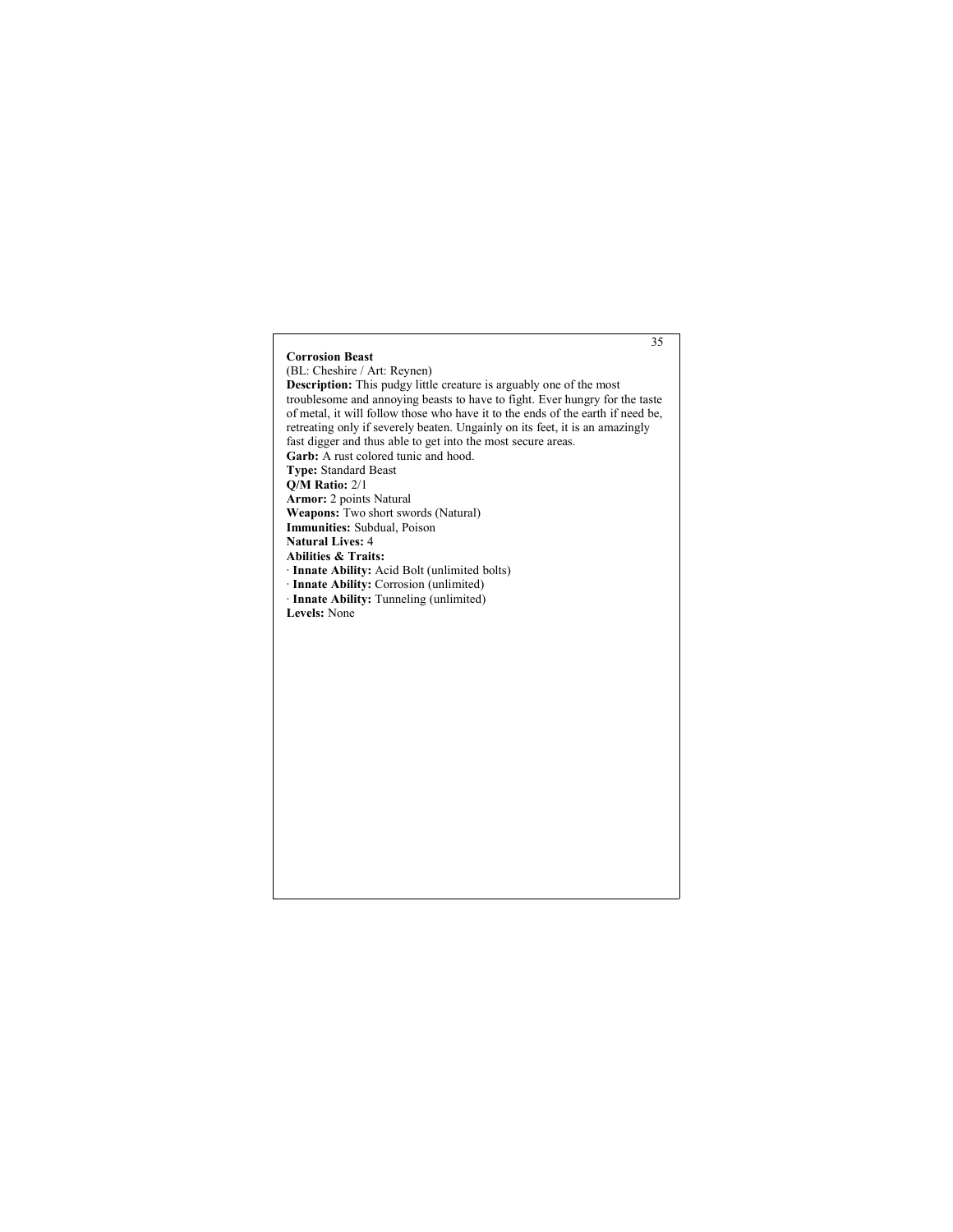**Corrosion Beast**

(BL: Cheshire / Art: Reynen)

**Description:** This pudgy little creature is arguably one of the most troublesome and annoying beasts to have to fight. Ever hungry for the taste of metal, it will follow those who have it to the ends of the earth if need be, retreating only if severely beaten. Ungainly on its feet, it is an amazingly fast digger and thus able to get into the most secure areas.

**Garb:** A rust colored tunic and hood.

**Type:** Standard Beast

**Q/M Ratio:** 2/1

**Armor:** 2 points Natural

**Weapons:** Two short swords (Natural)

**Immunities:** Subdual, Poison

**Natural Lives:** 4

**Abilities & Traits:**

· **Innate Ability:** Acid Bolt (unlimited bolts)

· **Innate Ability:** Corrosion (unlimited)

· **Innate Ability:** Tunneling (unlimited)

**Levels:** None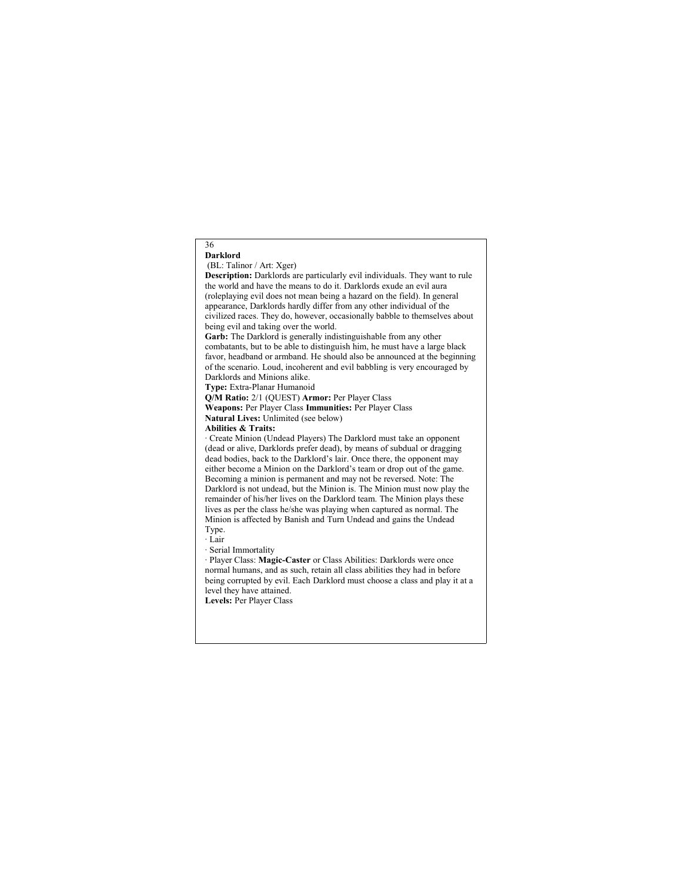## Darklord

(BL: Talinor / Art: Xger)

**Description:** Darklords are particularly evil individuals. They want to rule the world and have the means to do it. Darklords exude an evil aura (roleplaying evil does not mean being a hazard on the field). In general appearance, Darklords hardly differ from any other individual of the civilized races. They do, however, occasionally babble to themselves about being evil and taking over the world.

**Garb:** The Darklord is generally indistinguishable from any other combatants, but to be able to distinguish him, he must have a large black favor, headband or armband. He should also be announced at the beginning of the scenario. Loud, incoherent and evil babbling is very encouraged by Darklords and Minions alike.

**Type:** Extra-Planar Humanoid

**Q/M Ratio:** 2/1 (QUEST) **Armor:** Per Player Class

**Weapons:** Per Player Class **Immunities:** Per Player Class

**Natural Lives:** Unlimited (see below)

**Abilities & Traits:**

· Create Minion (Undead Players) The Darklord must take an opponent (dead or alive, Darklords prefer dead), by means of subdual or dragging dead bodies, back to the Darklord's lair. Once there, the opponent may either become a Minion on the Darklord's team or drop out of the game. Becoming a minion is permanent and may not be reversed. Note: The Darklord is not undead, but the Minion is. The Minion must now play the remainder of his/her lives on the Darklord team. The Minion plays these lives as per the class he/she was playing when captured as normal. The Minion is affected by Banish and Turn Undead and gains the Undead Type.

· Lair

· Serial Immortality

· Player Class: **Magic-Caster** or Class Abilities: Darklords were once normal humans, and as such, retain all class abilities they had in before being corrupted by evil. Each Darklord must choose a class and play it at a level they have attained.

**Levels:** Per Player Class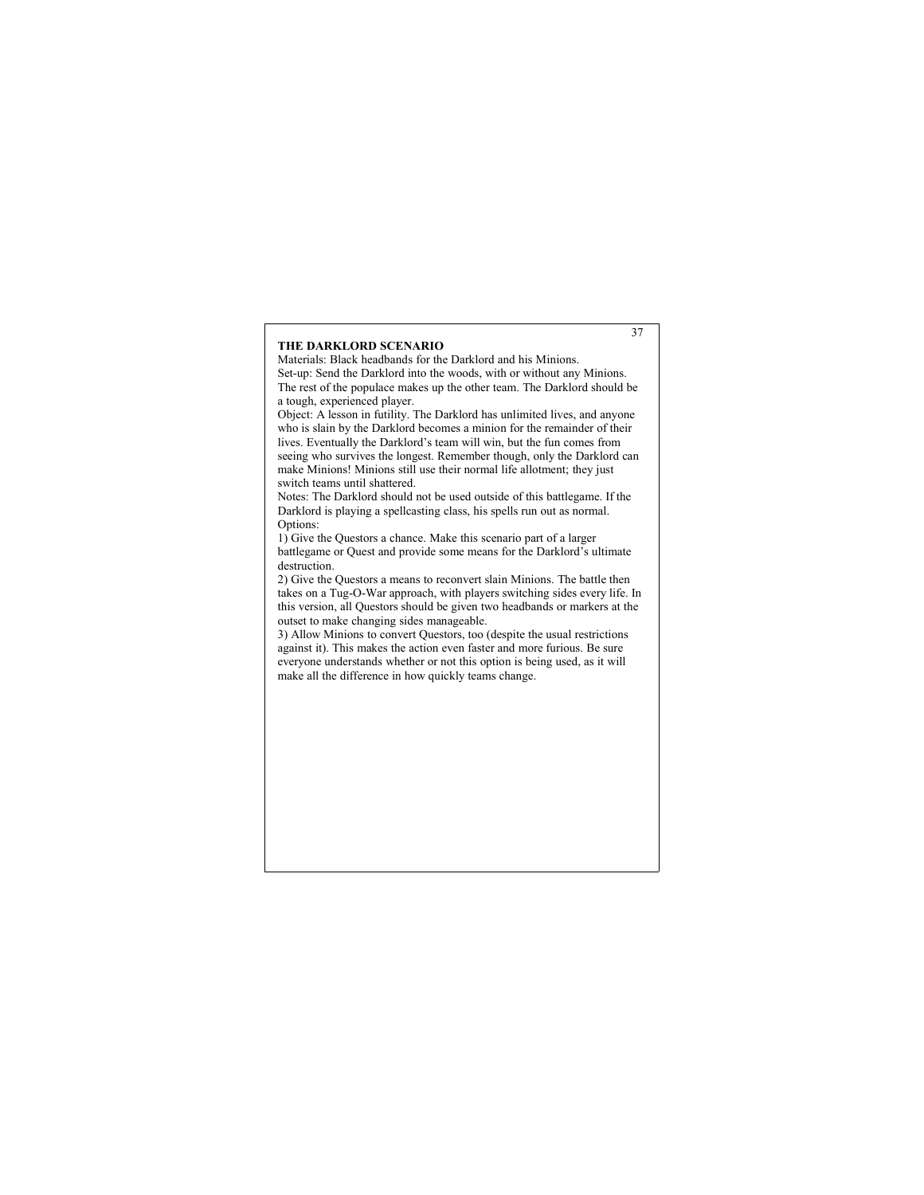## THE DARKLORD SCENARIO

Materials: Black headbands for the Darklord and his Minions.

Set-up: Send the Darklord into the woods, with or without any Minions. The rest of the populace makes up the other team. The Darklord should be a tough, experienced player.

Object: A lesson in futility. The Darklord has unlimited lives, and anyone who is slain by the Darklord becomes a minion for the remainder of their lives. Eventually the Darklord's team will win, but the fun comes from seeing who survives the longest. Remember though, only the Darklord can make Minions! Minions still use their normal life allotment; they just switch teams until shattered.

Notes: The Darklord should not be used outside of this battlegame. If the Darklord is playing a spellcasting class, his spells run out as normal.

Options:

1) Give the Questors a chance. Make this scenario part of a larger battlegame or Quest and provide some means for the Darklord's ultimate destruction.

2) Give the Questors a means to reconvert slain Minions. The battle then takes on a Tug-O-War approach, with players switching sides every life. In this version, all Questors should be given two headbands or markers at the outset to make changing sides manageable.

3) Allow Minions to convert Questors, too (despite the usual restrictions against it). This makes the action even faster and more furious. Be sure everyone understands whether or not this option is being used, as it will make all the difference in how quickly teams change.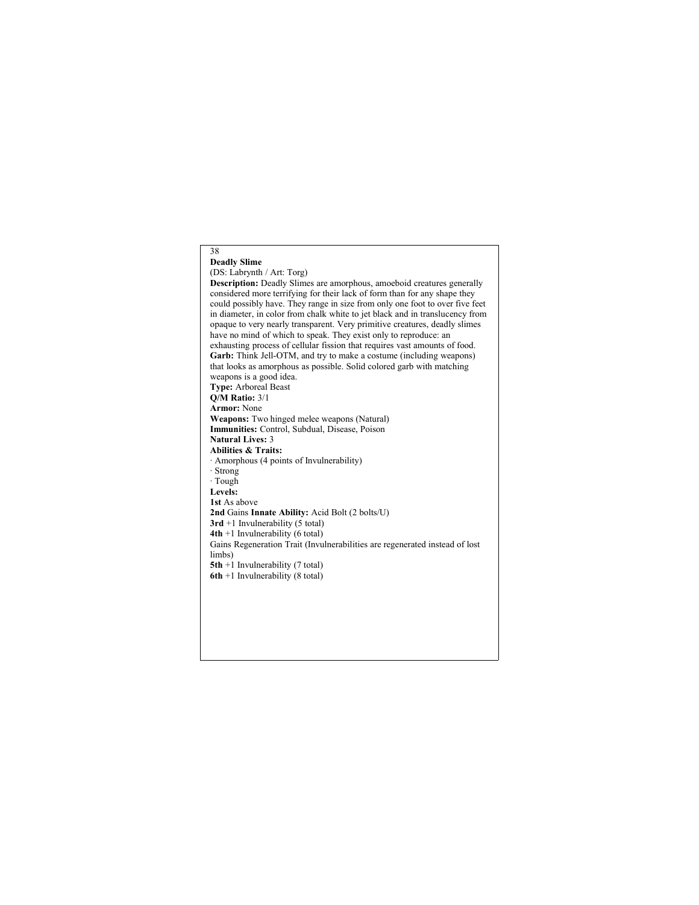## Deadly Slime

(DS: Labrynth / Art: Torg)

**Description:** Deadly Slimes are amorphous, amoeboid creatures generally considered more terrifying for their lack of form than for any shape they could possibly have. They range in size from only one foot to over five feet in diameter, in color from chalk white to jet black and in translucency from opaque to very nearly transparent. Very primitive creatures, deadly slimes have no mind of which to speak. They exist only to reproduce: an exhausting process of cellular fission that requires vast amounts of food.

**Garb:** Think Jell-OTM, and try to make a costume (including weapons) that looks as amorphous as possible. Solid colored garb with matching weapons is a good idea.

**Type:** Arboreal Beast

**Q/M Ratio:** 3/1

**Armor:** None

**Weapons:** Two hinged melee weapons (Natural)

**Immunities:** Control, Subdual, Disease, Poison

**Natural Lives:** 3

**Abilities & Traits:**

· Amorphous (4 points of Invulnerability)
· Strong
· Tough

**Levels:**

**1st** As above
**2nd** Gains **Innate Ability:** Acid Bolt (2 bolts/U)
**3rd** +1 Invulnerability (5 total)
**4th** +1 Invulnerability (6 total)
Gains Regeneration Trait (Invulnerabilities are regenerated instead of lost limbs)
**5th** +1 Invulnerability (7 total)
**6th** +1 Invulnerability (8 total)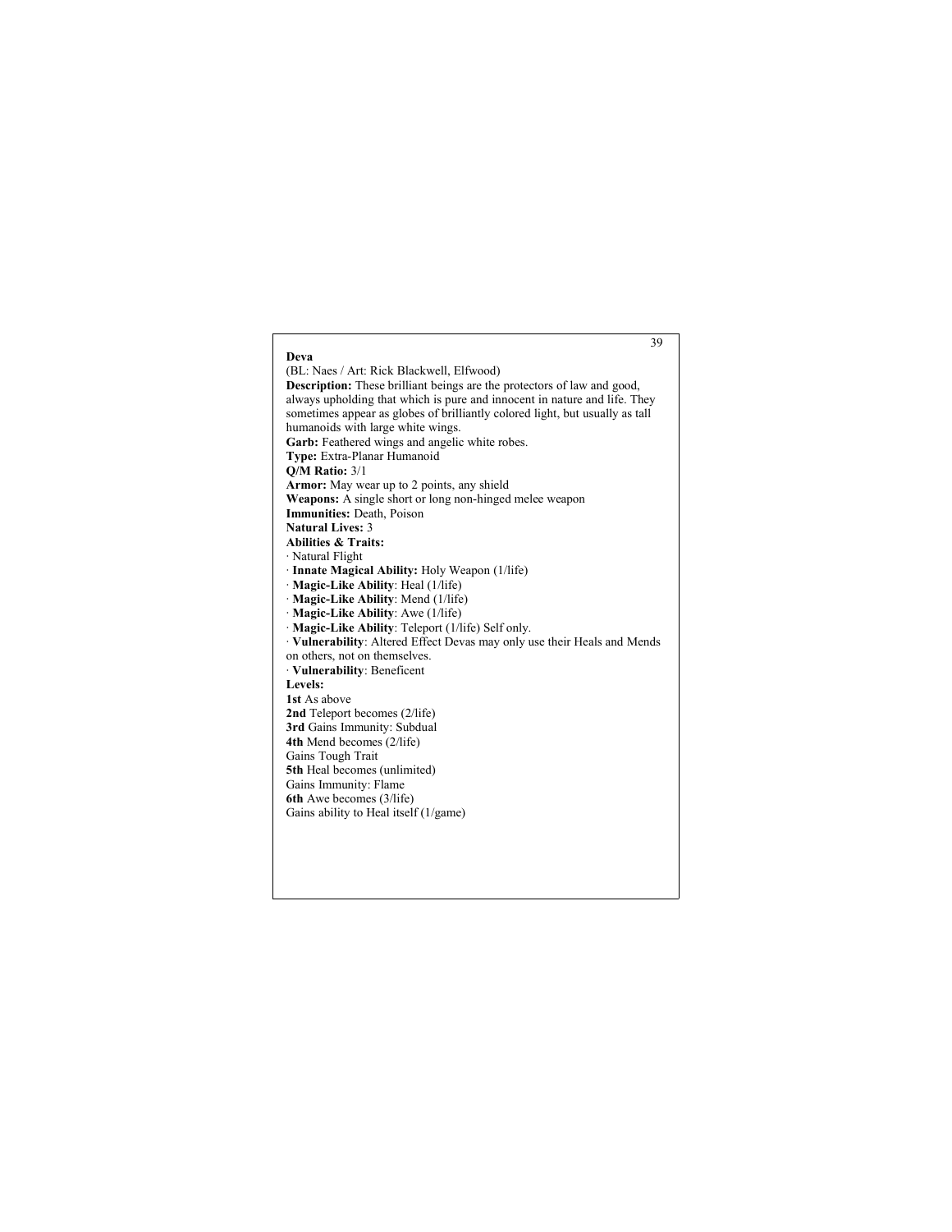## Deva

(BL: Naes / Art: Rick Blackwell, Elfwood)

**Description:** These brilliant beings are the protectors of law and good, always upholding that which is pure and innocent in nature and life. They sometimes appear as globes of brilliantly colored light, but usually as tall humanoids with large white wings.

**Garb:** Feathered wings and angelic white robes.

**Type:** Extra-Planar Humanoid

**Q/M Ratio:** 3/1

**Armor:** May wear up to 2 points, any shield

**Weapons:** A single short or long non-hinged melee weapon

**Immunities:** Death, Poison

**Natural Lives:** 3

**Abilities & Traits:**

- Natural Flight
- **Innate Magical Ability:** Holy Weapon (1/life)
- **Magic-Like Ability**: Heal (1/life)
- **Magic-Like Ability**: Mend (1/life)
- **Magic-Like Ability**: Awe (1/life)
- **Magic-Like Ability**: Teleport (1/life) Self only.
- **Vulnerability**: Altered Effect Devas may only use their Heals and Mends on others, not on themselves.
- **Vulnerability**: Beneficent

**Levels:**

**1st** As above

**2nd** Teleport becomes (2/life)

**3rd** Gains Immunity: Subdual

**4th** Mend becomes (2/life)
Gains Tough Trait

**5th** Heal becomes (unlimited)
Gains Immunity: Flame

**6th** Awe becomes (3/life)
Gains ability to Heal itself (1/game)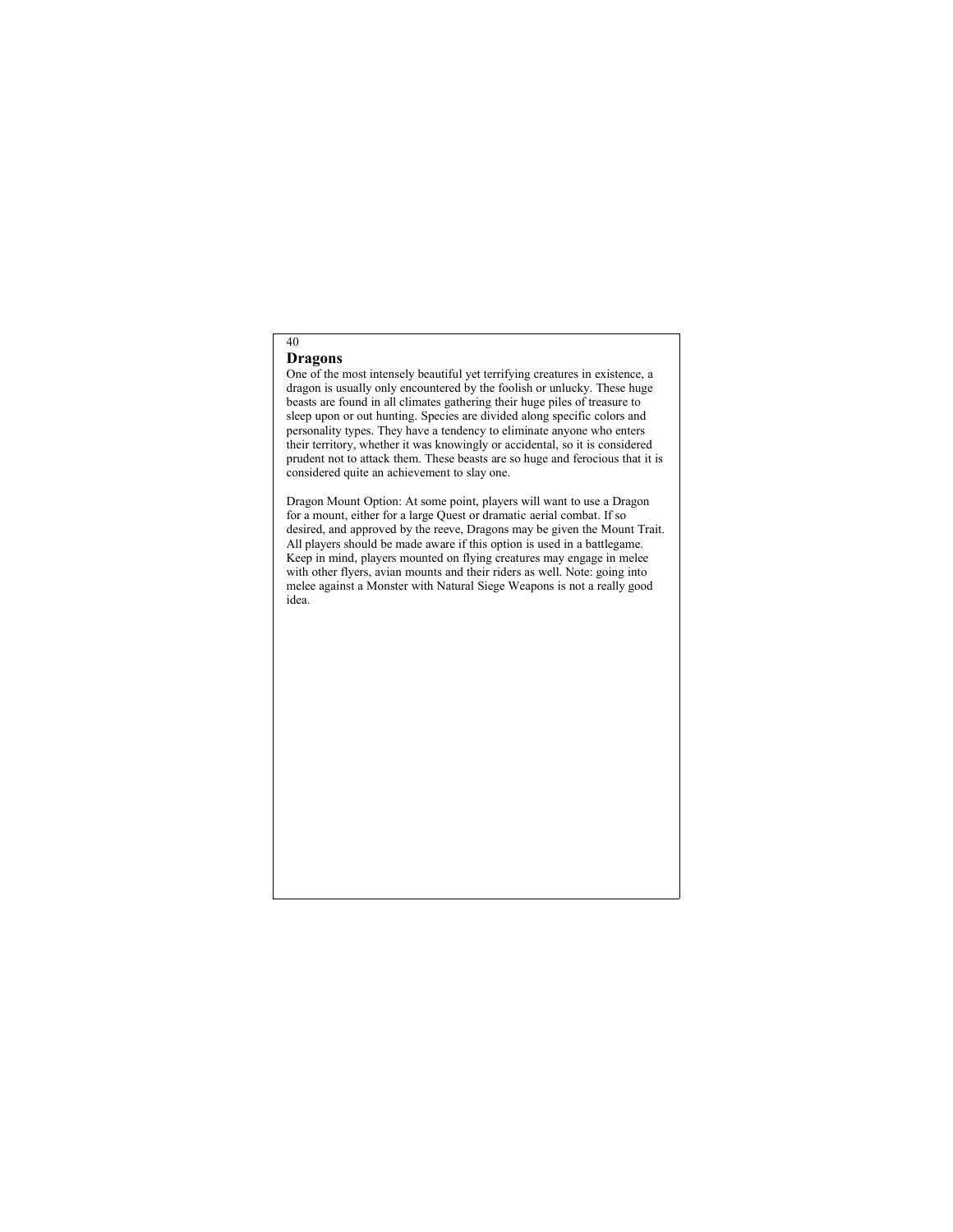## Dragons

One of the most intensely beautiful yet terrifying creatures in existence, a dragon is usually only encountered by the foolish or unlucky. These huge beasts are found in all climates gathering their huge piles of treasure to sleep upon or out hunting. Species are divided along specific colors and personality types. They have a tendency to eliminate anyone who enters their territory, whether it was knowingly or accidental, so it is considered prudent not to attack them. These beasts are so huge and ferocious that it is considered quite an achievement to slay one.

Dragon Mount Option: At some point, players will want to use a Dragon for a mount, either for a large Quest or dramatic aerial combat. If so desired, and approved by the reeve, Dragons may be given the Mount Trait. All players should be made aware if this option is used in a battlegame. Keep in mind, players mounted on flying creatures may engage in melee with other flyers, avian mounts and their riders as well. Note: going into melee against a Monster with Natural Siege Weapons is not a really good idea.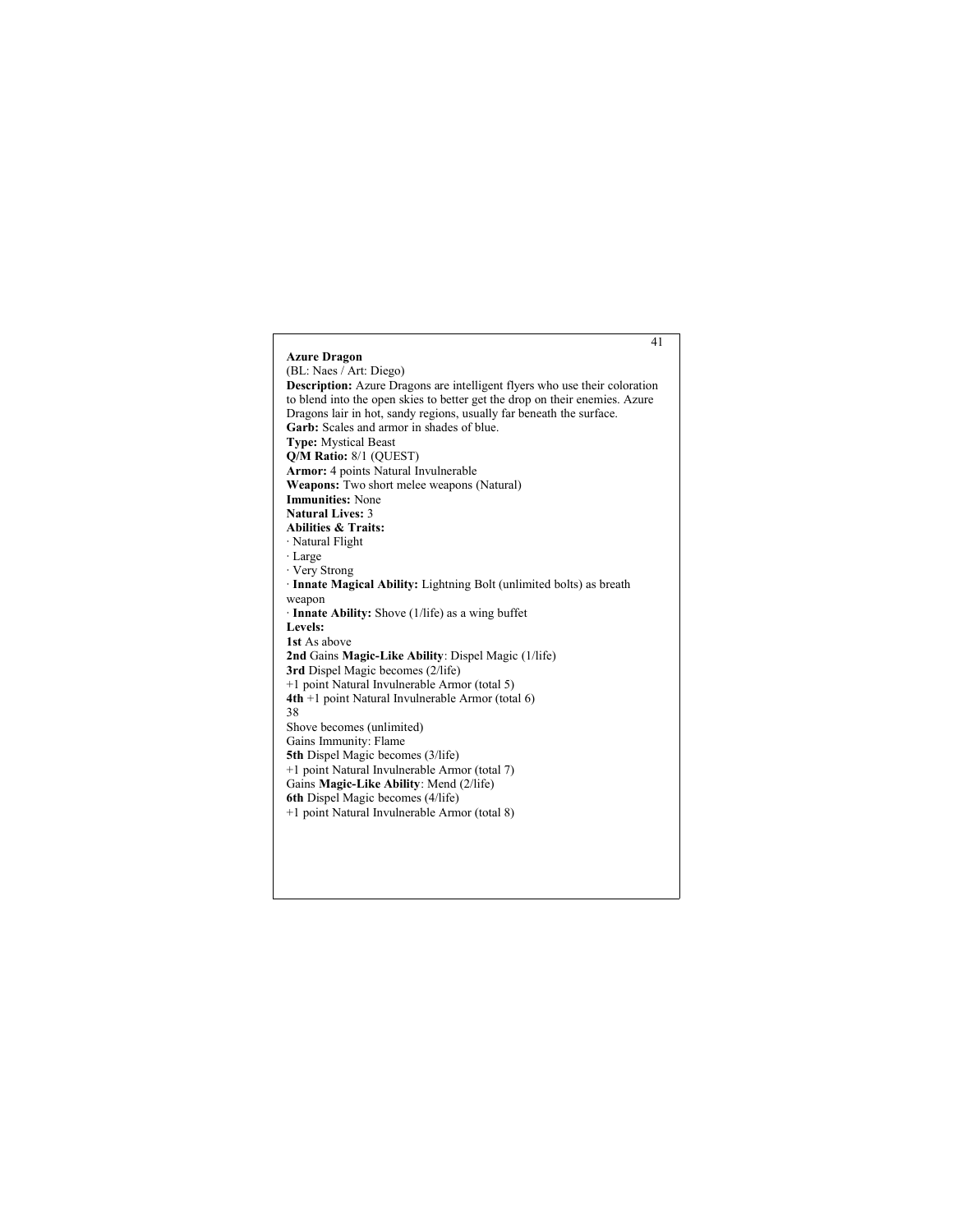## Azure Dragon

(BL: Naes / Art: Diego)

**Description:** Azure Dragons are intelligent flyers who use their coloration to blend into the open skies to better get the drop on their enemies. Azure Dragons lair in hot, sandy regions, usually far beneath the surface.

**Garb:** Scales and armor in shades of blue.

**Type:** Mystical Beast

**Q/M Ratio:** 8/1 (QUEST)

**Armor:** 4 points Natural Invulnerable

**Weapons:** Two short melee weapons (Natural)

**Immunities:** None

**Natural Lives:** 3

**Abilities & Traits:**

- Natural Flight
- Large
- Very Strong
- **Innate Magical Ability:** Lightning Bolt (unlimited bolts) as breath weapon
- **Innate Ability:** Shove (1/life) as a wing buffet

**Levels:**

**1st** As above

**2nd** Gains **Magic-Like Ability**: Dispel Magic (1/life)

**3rd** Dispel Magic becomes (2/life)
+1 point Natural Invulnerable Armor (total 5)

**4th** +1 point Natural Invulnerable Armor (total 6)
38
Shove becomes (unlimited)
Gains Immunity: Flame

**5th** Dispel Magic becomes (3/life)
+1 point Natural Invulnerable Armor (total 7)
Gains **Magic-Like Ability**: Mend (2/life)

**6th** Dispel Magic becomes (4/life)
+1 point Natural Invulnerable Armor (total 8)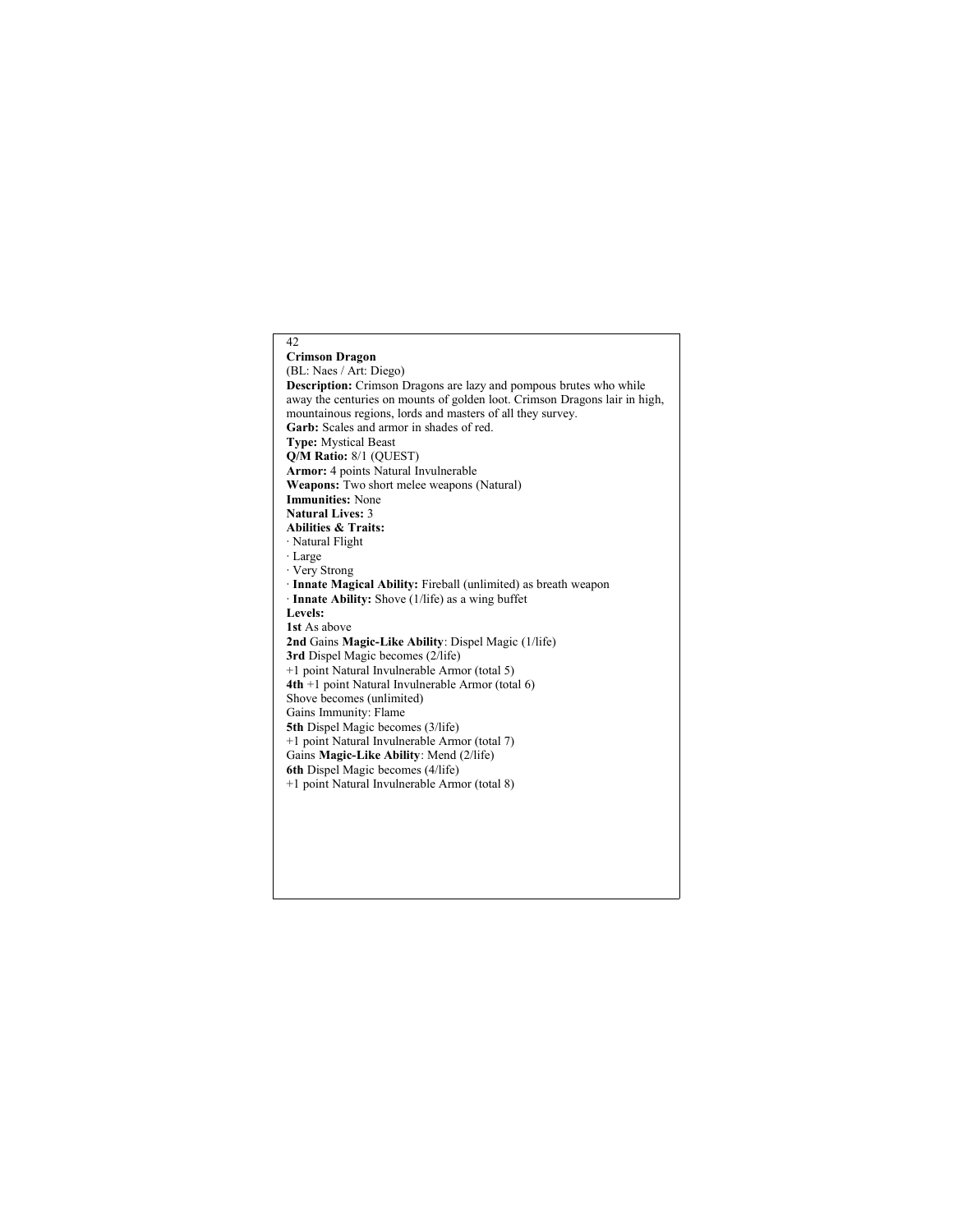## Crimson Dragon

(BL: Naes / Art: Diego)

**Description:** Crimson Dragons are lazy and pompous brutes who while away the centuries on mounts of golden loot. Crimson Dragons lair in high, mountainous regions, lords and masters of all they survey.

**Garb:** Scales and armor in shades of red.

**Type:** Mystical Beast

**Q/M Ratio:** 8/1 (QUEST)

**Armor:** 4 points Natural Invulnerable

**Weapons:** Two short melee weapons (Natural)

**Immunities:** None

**Natural Lives:** 3

**Abilities & Traits:**

- Natural Flight
- Large
- Very Strong
- **Innate Magical Ability:** Fireball (unlimited) as breath weapon
- **Innate Ability:** Shove (1/life) as a wing buffet

**Levels:**

**1st** As above

**2nd** Gains **Magic-Like Ability**: Dispel Magic (1/life)

**3rd** Dispel Magic becomes (2/life)
+1 point Natural Invulnerable Armor (total 5)

**4th** +1 point Natural Invulnerable Armor (total 6)
Shove becomes (unlimited)
Gains Immunity: Flame

**5th** Dispel Magic becomes (3/life)
+1 point Natural Invulnerable Armor (total 7)
Gains **Magic-Like Ability**: Mend (2/life)

**6th** Dispel Magic becomes (4/life)
+1 point Natural Invulnerable Armor (total 8)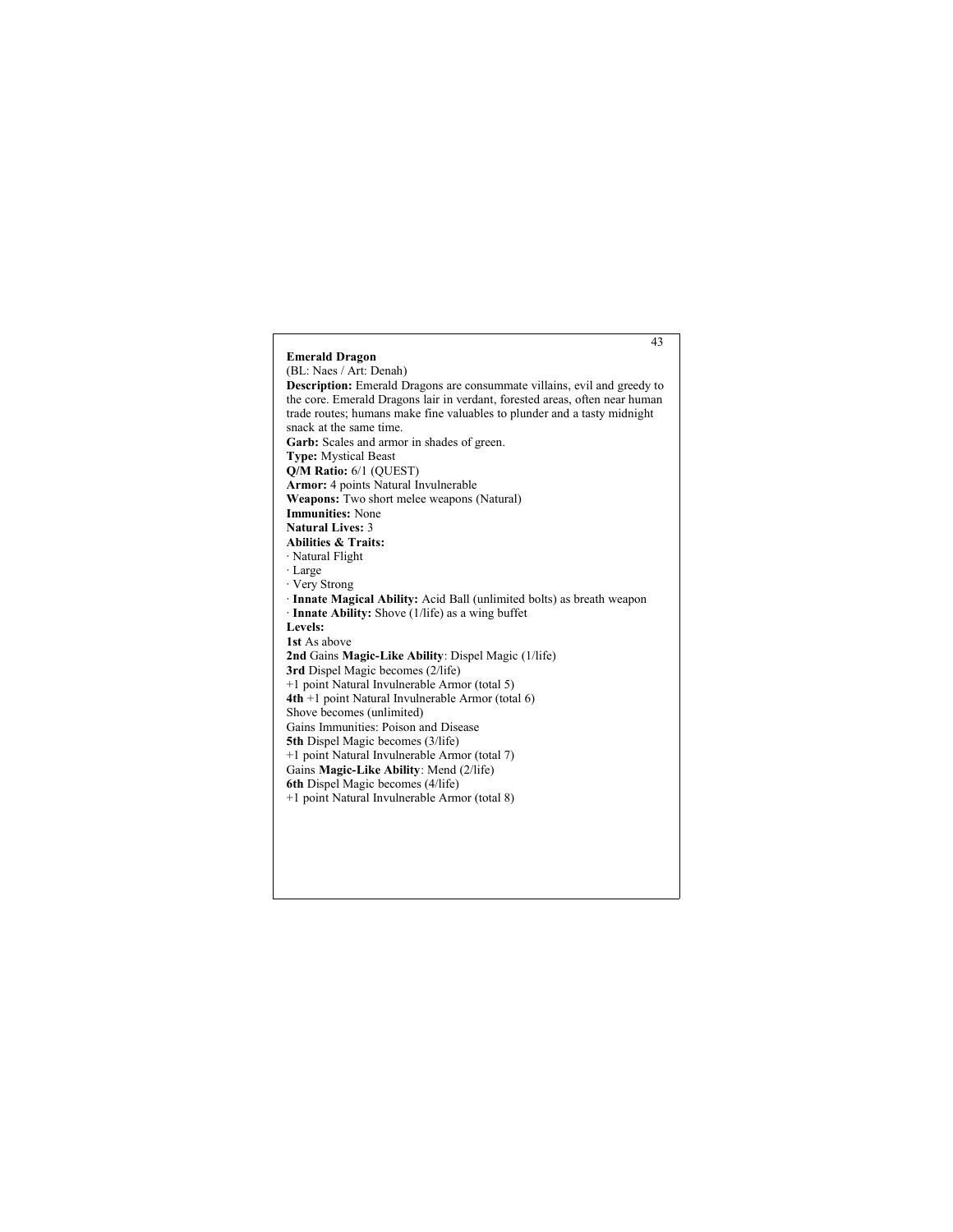## Emerald Dragon

(BL: Naes / Art: Denah)

**Description:** Emerald Dragons are consummate villains, evil and greedy to the core. Emerald Dragons lair in verdant, forested areas, often near human trade routes; humans make fine valuables to plunder and a tasty midnight snack at the same time.

**Garb:** Scales and armor in shades of green.

**Type:** Mystical Beast

**Q/M Ratio:** 6/1 (QUEST)

**Armor:** 4 points Natural Invulnerable

**Weapons:** Two short melee weapons (Natural)

**Immunities:** None

**Natural Lives:** 3

**Abilities & Traits:**

- Natural Flight
- Large
- Very Strong
- **Innate Magical Ability:** Acid Ball (unlimited bolts) as breath weapon
- **Innate Ability:** Shove (1/life) as a wing buffet

**Levels:**

**1st** As above

**2nd** Gains **Magic-Like Ability**: Dispel Magic (1/life)

**3rd** Dispel Magic becomes (2/life)
+1 point Natural Invulnerable Armor (total 5)

**4th** +1 point Natural Invulnerable Armor (total 6)
Shove becomes (unlimited)
Gains Immunities: Poison and Disease

**5th** Dispel Magic becomes (3/life)
+1 point Natural Invulnerable Armor (total 7)
Gains **Magic-Like Ability**: Mend (2/life)

**6th** Dispel Magic becomes (4/life)
+1 point Natural Invulnerable Armor (total 8)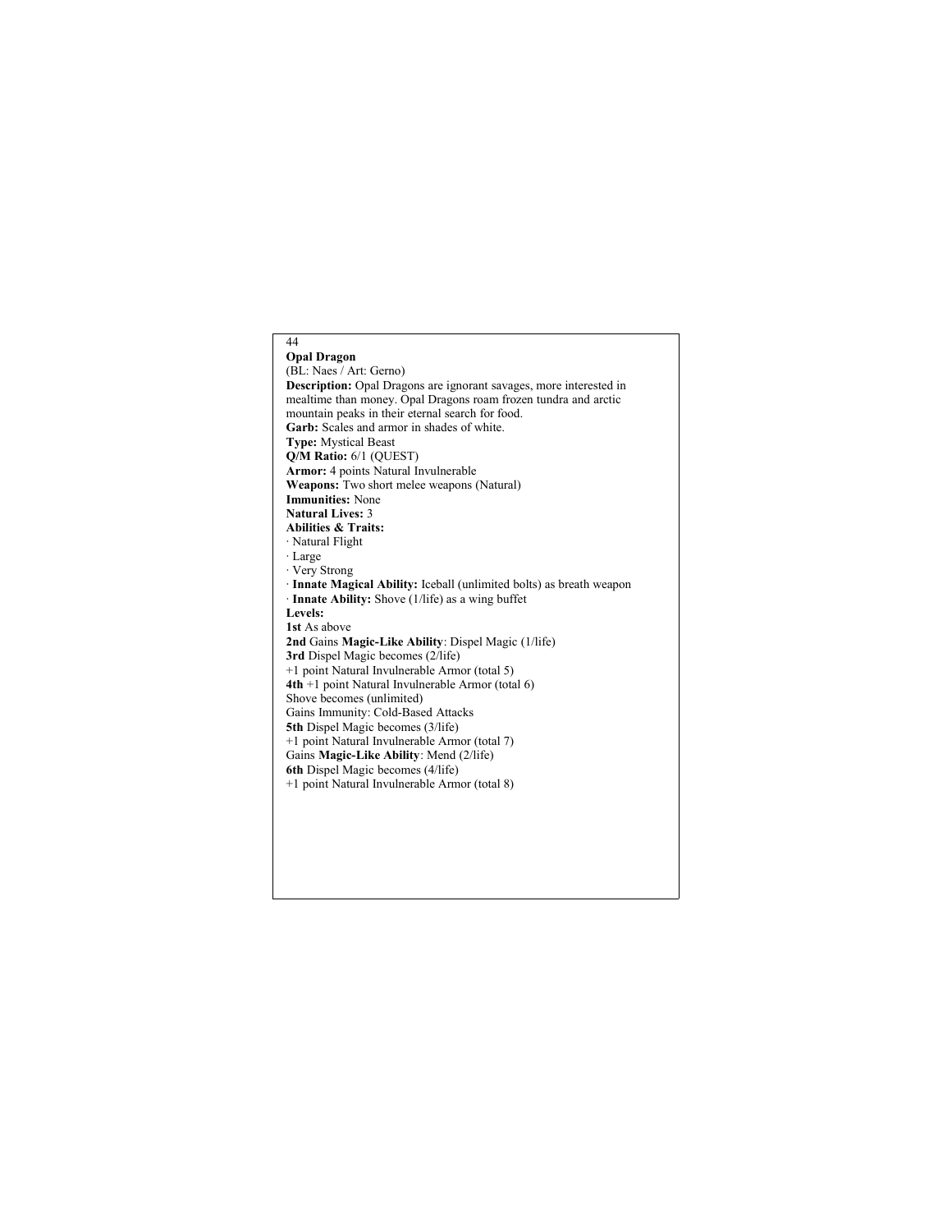**Opal Dragon**

(BL: Naes / Art: Gerno)

**Description:** Opal Dragons are ignorant savages, more interested in mealtime than money. Opal Dragons roam frozen tundra and arctic mountain peaks in their eternal search for food.

**Garb:** Scales and armor in shades of white.

**Type:** Mystical Beast

**Q/M Ratio:** 6/1 (QUEST)

**Armor:** 4 points Natural Invulnerable

**Weapons:** Two short melee weapons (Natural)

**Immunities:** None

**Natural Lives:** 3

**Abilities & Traits:**

- Natural Flight
- Large
- Very Strong
- **Innate Magical Ability:** Iceball (unlimited bolts) as breath weapon
- **Innate Ability:** Shove (1/life) as a wing buffet

**Levels:**

**1st** As above

**2nd** Gains **Magic-Like Ability**: Dispel Magic (1/life)

**3rd** Dispel Magic becomes (2/life)
+1 point Natural Invulnerable Armor (total 5)

**4th** +1 point Natural Invulnerable Armor (total 6)
Shove becomes (unlimited)
Gains Immunity: Cold-Based Attacks

**5th** Dispel Magic becomes (3/life)
+1 point Natural Invulnerable Armor (total 7)
Gains **Magic-Like Ability**: Mend (2/life)

**6th** Dispel Magic becomes (4/life)
+1 point Natural Invulnerable Armor (total 8)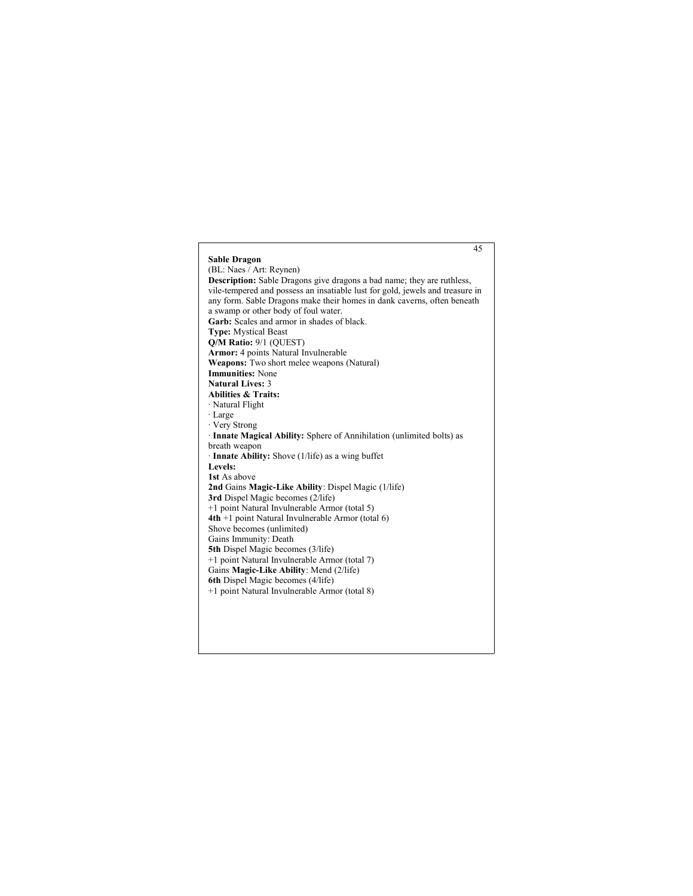## Sable Dragon

(BL: Naes / Art: Reynen)

**Description:** Sable Dragons give dragons a bad name; they are ruthless, vile-tempered and possess an insatiable lust for gold, jewels and treasure in any form. Sable Dragons make their homes in dank caverns, often beneath a swamp or other body of foul water.

**Garb:** Scales and armor in shades of black.

**Type:** Mystical Beast

**Q/M Ratio:** 9/1 (QUEST)

**Armor:** 4 points Natural Invulnerable

**Weapons:** Two short melee weapons (Natural)

**Immunities:** None

**Natural Lives:** 3

**Abilities & Traits:**

· Natural Flight
· Large
· Very Strong
· **Innate Magical Ability:** Sphere of Annihilation (unlimited bolts) as breath weapon
· **Innate Ability:** Shove (1/life) as a wing buffet

**Levels:**

**1st** As above
**2nd** Gains **Magic-Like Ability**: Dispel Magic (1/life)
**3rd** Dispel Magic becomes (2/life)
+1 point Natural Invulnerable Armor (total 5)
**4th** +1 point Natural Invulnerable Armor (total 6)
Shove becomes (unlimited)
Gains Immunity: Death
**5th** Dispel Magic becomes (3/life)
+1 point Natural Invulnerable Armor (total 7)
Gains **Magic-Like Ability**: Mend (2/life)
**6th** Dispel Magic becomes (4/life)
+1 point Natural Invulnerable Armor (total 8)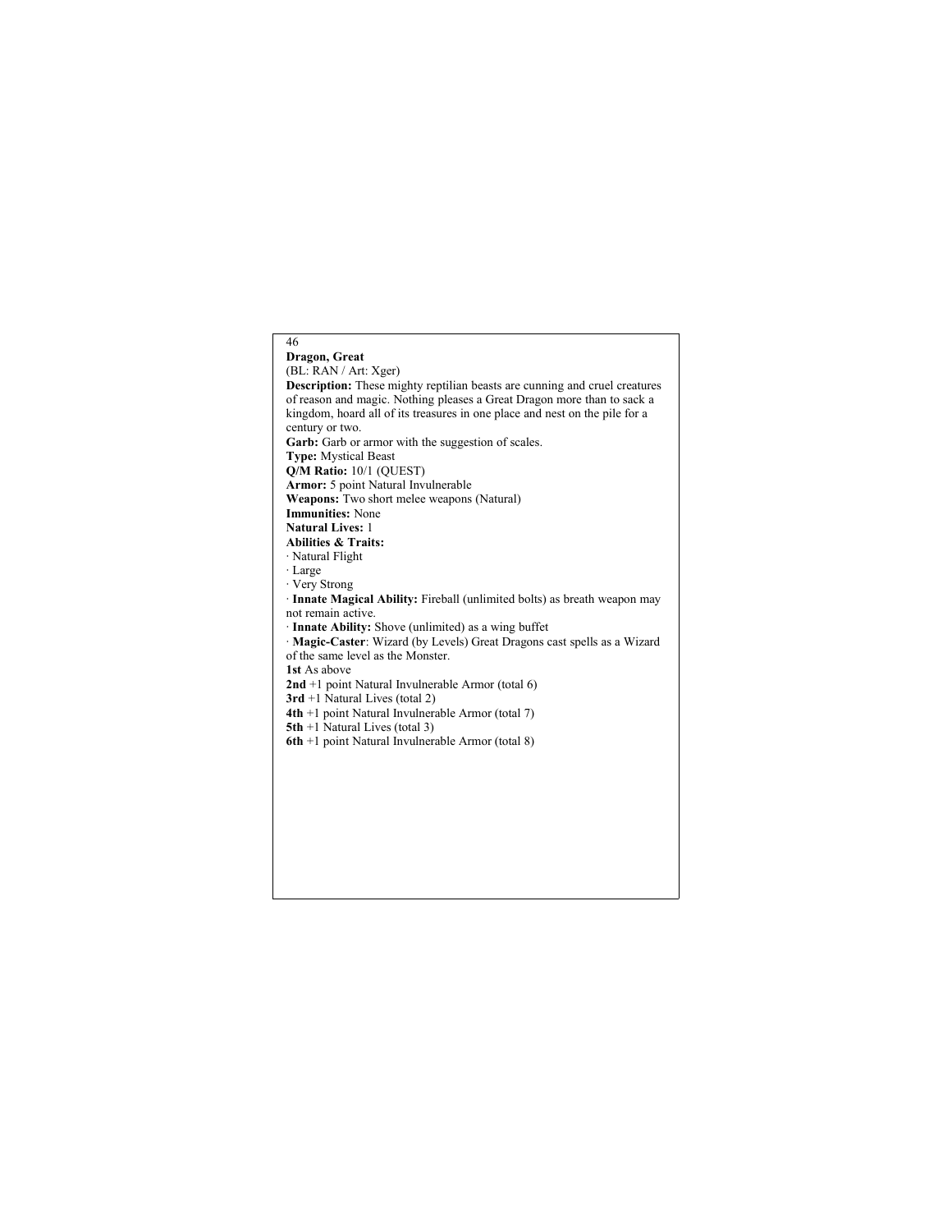## Dragon, Great

(BL: RAN / Art: Xger)

**Description:** These mighty reptilian beasts are cunning and cruel creatures of reason and magic. Nothing pleases a Great Dragon more than to sack a kingdom, hoard all of its treasures in one place and nest on the pile for a century or two.

**Garb:** Garb or armor with the suggestion of scales.

**Type:** Mystical Beast

**Q/M Ratio:** 10/1 (QUEST)

**Armor:** 5 point Natural Invulnerable

**Weapons:** Two short melee weapons (Natural)

**Immunities:** None

**Natural Lives:** 1

**Abilities & Traits:**

· Natural Flight

· Large

· Very Strong

· **Innate Magical Ability:** Fireball (unlimited bolts) as breath weapon may not remain active.

· **Innate Ability:** Shove (unlimited) as a wing buffet

· **Magic-Caster**: Wizard (by Levels) Great Dragons cast spells as a Wizard of the same level as the Monster.

**1st** As above

**2nd** +1 point Natural Invulnerable Armor (total 6)

**3rd** +1 Natural Lives (total 2)

**4th** +1 point Natural Invulnerable Armor (total 7)

**5th** +1 Natural Lives (total 3)

**6th** +1 point Natural Invulnerable Armor (total 8)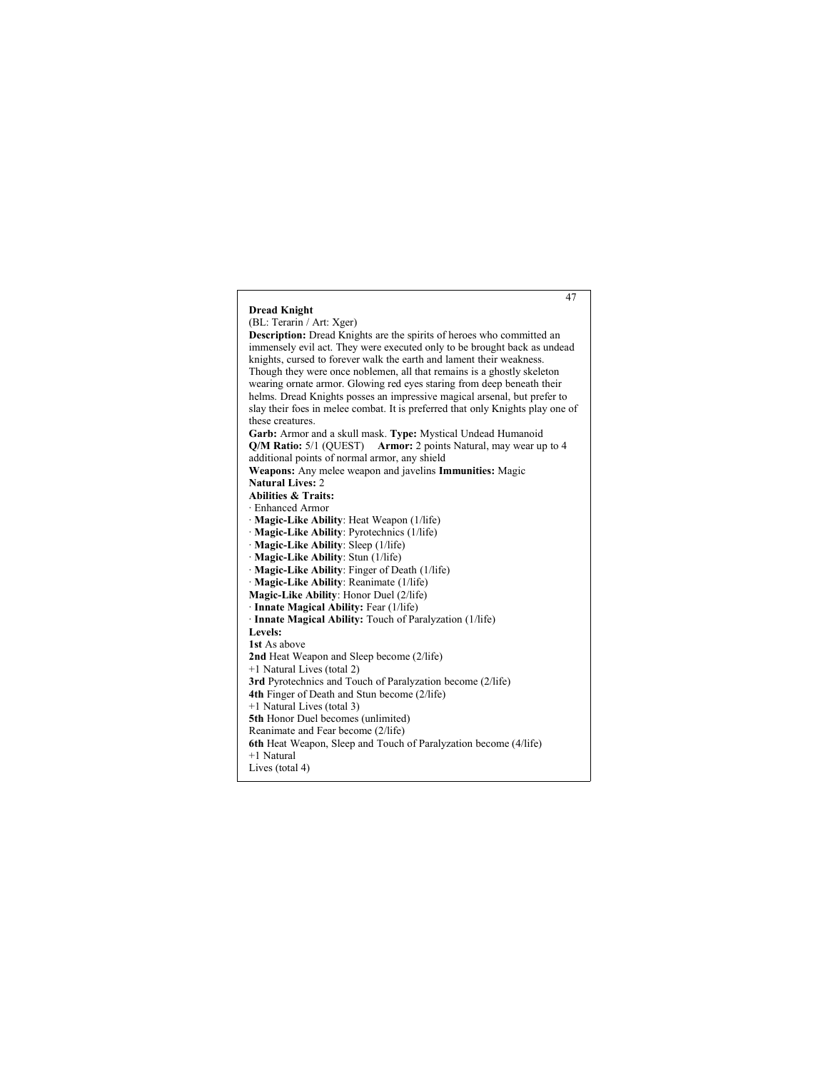## Dread Knight

(BL: Terarin / Art: Xger)

**Description:** Dread Knights are the spirits of heroes who committed an immensely evil act. They were executed only to be brought back as undead knights, cursed to forever walk the earth and lament their weakness. Though they were once noblemen, all that remains is a ghostly skeleton wearing ornate armor. Glowing red eyes staring from deep beneath their helms. Dread Knights posses an impressive magical arsenal, but prefer to slay their foes in melee combat. It is preferred that only Knights play one of these creatures.

**Garb:** Armor and a skull mask. **Type:** Mystical Undead Humanoid

**Q/M Ratio:** 5/1 (QUEST) **Armor:** 2 points Natural, may wear up to 4 additional points of normal armor, any shield

**Weapons:** Any melee weapon and javelins **Immunities:** Magic

**Natural Lives:** 2

**Abilities & Traits:**

- Enhanced Armor
- **Magic-Like Ability**: Heat Weapon (1/life)
- **Magic-Like Ability**: Pyrotechnics (1/life)
- **Magic-Like Ability**: Sleep (1/life)
- **Magic-Like Ability**: Stun (1/life)
- **Magic-Like Ability**: Finger of Death (1/life)
- **Magic-Like Ability**: Reanimate (1/life)

**Magic-Like Ability**: Honor Duel (2/life)

- **Innate Magical Ability:** Fear (1/life)
- **Innate Magical Ability:** Touch of Paralyzation (1/life)

**Levels:**

**1st** As above

**2nd** Heat Weapon and Sleep become (2/life)
+1 Natural Lives (total 2)

**3rd** Pyrotechnics and Touch of Paralyzation become (2/life)

**4th** Finger of Death and Stun become (2/life)
+1 Natural Lives (total 3)

**5th** Honor Duel becomes (unlimited)
Reanimate and Fear become (2/life)

**6th** Heat Weapon, Sleep and Touch of Paralyzation become (4/life)
+1 Natural
Lives (total 4)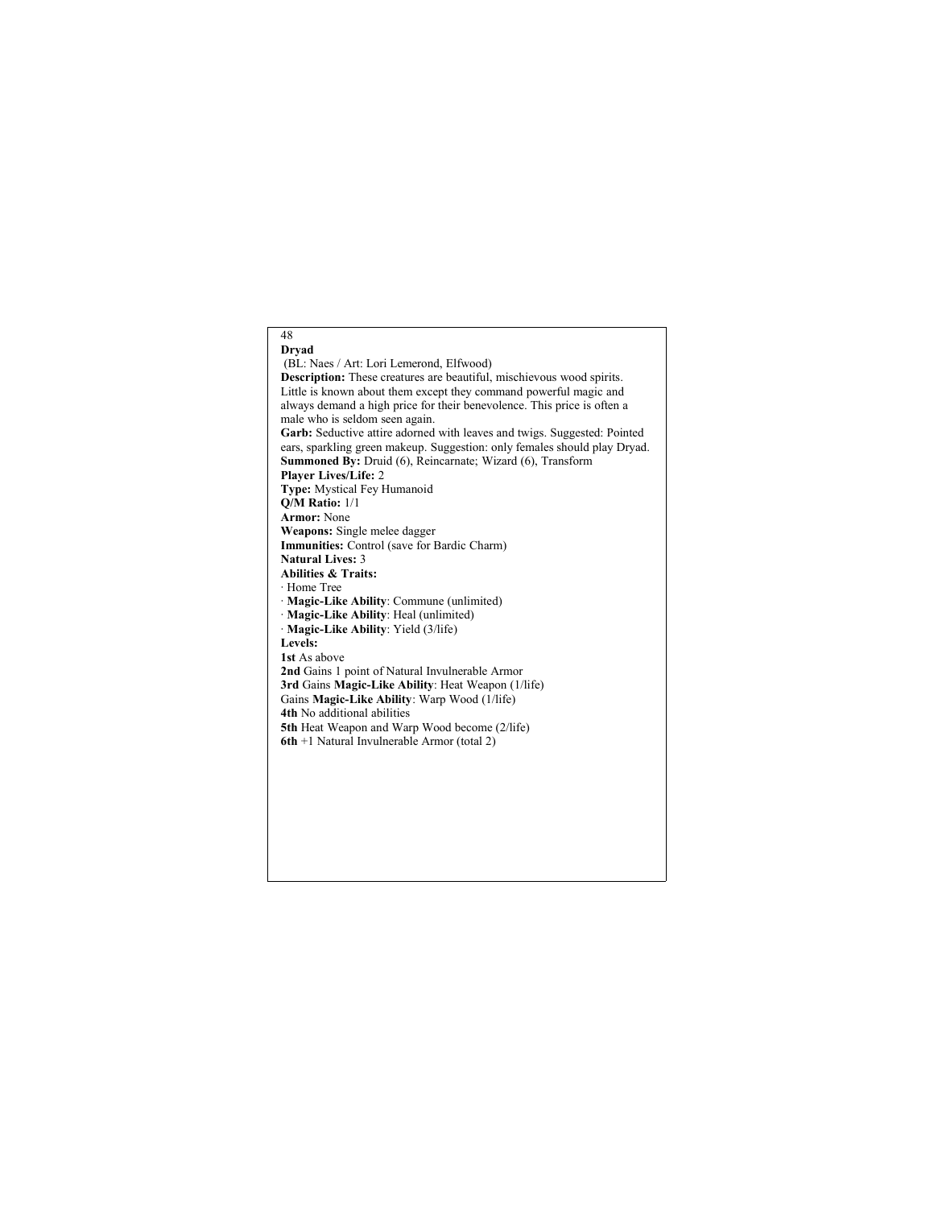## Dryad

(BL: Naes / Art: Lori Lemerond, Elfwood)

**Description:** These creatures are beautiful, mischievous wood spirits. Little is known about them except they command powerful magic and always demand a high price for their benevolence. This price is often a male who is seldom seen again.

**Garb:** Seductive attire adorned with leaves and twigs. Suggested: Pointed ears, sparkling green makeup. Suggestion: only females should play Dryad.

**Summoned By:** Druid (6), Reincarnate; Wizard (6), Transform

**Player Lives/Life:** 2

**Type:** Mystical Fey Humanoid

**Q/M Ratio:** 1/1

**Armor:** None

**Weapons:** Single melee dagger

**Immunities:** Control (save for Bardic Charm)

**Natural Lives:** 3

**Abilities & Traits:**

· Home Tree
· **Magic-Like Ability**: Commune (unlimited)
· **Magic-Like Ability**: Heal (unlimited)
· **Magic-Like Ability**: Yield (3/life)

**Levels:**

**1st** As above
**2nd** Gains 1 point of Natural Invulnerable Armor
**3rd** Gains **Magic-Like Ability**: Heat Weapon (1/life)
Gains **Magic-Like Ability**: Warp Wood (1/life)
**4th** No additional abilities
**5th** Heat Weapon and Warp Wood become (2/life)
**6th** +1 Natural Invulnerable Armor (total 2)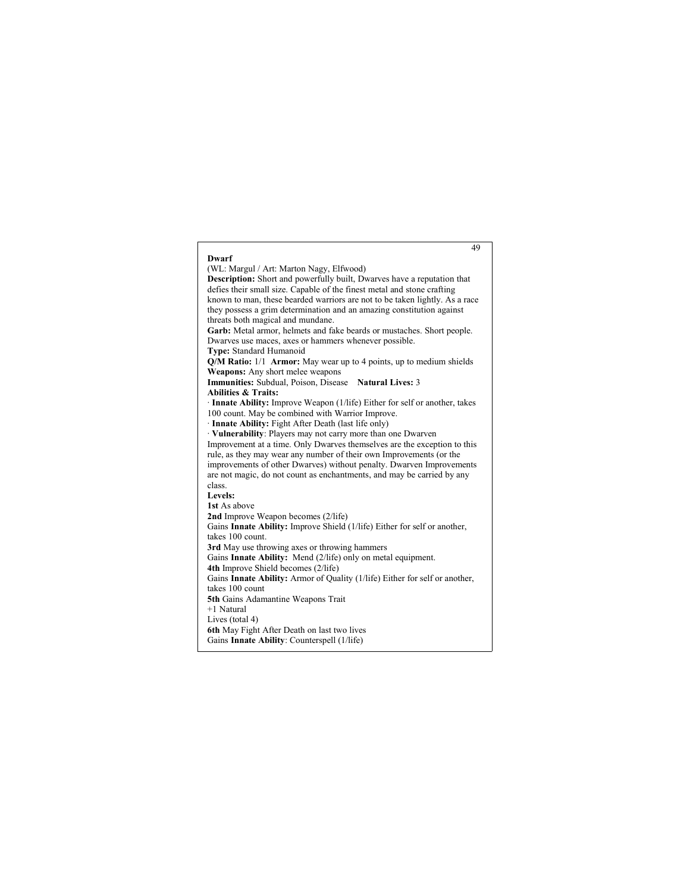## Dwarf

(WL: Margul / Art: Marton Nagy, Elfwood)

**Description:** Short and powerfully built, Dwarves have a reputation that defies their small size. Capable of the finest metal and stone crafting known to man, these bearded warriors are not to be taken lightly. As a race they possess a grim determination and an amazing constitution against threats both magical and mundane.

**Garb:** Metal armor, helmets and fake beards or mustaches. Short people. Dwarves use maces, axes or hammers whenever possible.

**Type:** Standard Humanoid

**Q/M Ratio:** 1/1 **Armor:** May wear up to 4 points, up to medium shields

**Weapons:** Any short melee weapons

**Immunities:** Subdual, Poison, Disease **Natural Lives:** 3

**Abilities & Traits:**

· **Innate Ability:** Improve Weapon (1/life) Either for self or another, takes 100 count. May be combined with Warrior Improve.

· **Innate Ability:** Fight After Death (last life only)

· **Vulnerability**: Players may not carry more than one Dwarven Improvement at a time. Only Dwarves themselves are the exception to this rule, as they may wear any number of their own Improvements (or the improvements of other Dwarves) without penalty. Dwarven Improvements are not magic, do not count as enchantments, and may be carried by any class.

**Levels:**

**1st** As above

**2nd** Improve Weapon becomes (2/life)
Gains **Innate Ability:** Improve Shield (1/life) Either for self or another, takes 100 count.

**3rd** May use throwing axes or throwing hammers
Gains **Innate Ability:** Mend (2/life) only on metal equipment.

**4th** Improve Shield becomes (2/life)
Gains **Innate Ability:** Armor of Quality (1/life) Either for self or another, takes 100 count

**5th** Gains Adamantine Weapons Trait
+1 Natural
Lives (total 4)

**6th** May Fight After Death on last two lives
Gains **Innate Ability**: Counterspell (1/life)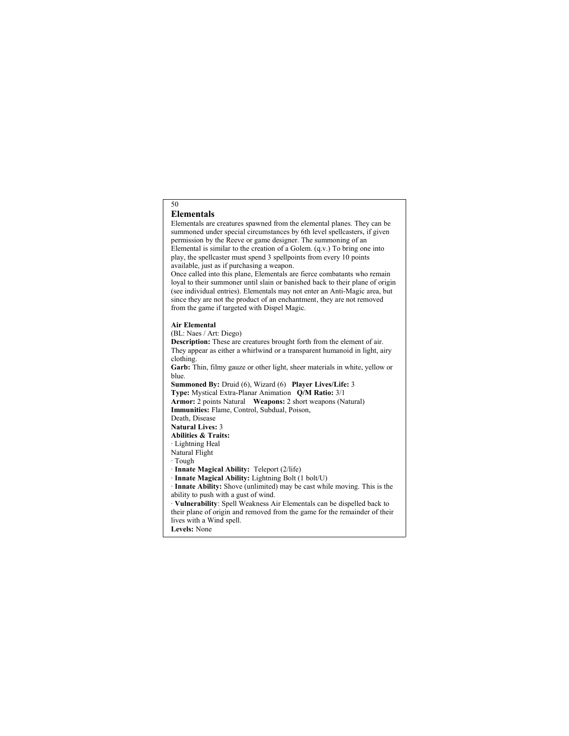## Elementals

Elementals are creatures spawned from the elemental planes. They can be summoned under special circumstances by 6th level spellcasters, if given permission by the Reeve or game designer. The summoning of an Elemental is similar to the creation of a Golem. (q.v.) To bring one into play, the spellcaster must spend 3 spellpoints from every 10 points available, just as if purchasing a weapon.

Once called into this plane, Elementals are fierce combatants who remain loyal to their summoner until slain or banished back to their plane of origin (see individual entries). Elementals may not enter an Anti-Magic area, but since they are not the product of an enchantment, they are not removed from the game if targeted with Dispel Magic.

### Air Elemental

(BL: Naes / Art: Diego)

**Description:** These are creatures brought forth from the element of air. They appear as either a whirlwind or a transparent humanoid in light, airy clothing.

**Garb:** Thin, filmy gauze or other light, sheer materials in white, yellow or blue.

**Summoned By:** Druid (6), Wizard (6) **Player Lives/Life:** 3

**Type:** Mystical Extra-Planar Animation **Q/M Ratio:** 3/1

**Armor:** 2 points Natural **Weapons:** 2 short weapons (Natural)

**Immunities:** Flame, Control, Subdual, Poison, Death, Disease

**Natural Lives:** 3

**Abilities & Traits:**

· Lightning Heal
Natural Flight
· Tough
· **Innate Magical Ability:** Teleport (2/life)
· **Innate Magical Ability:** Lightning Bolt (1 bolt/U)
· **Innate Ability:** Shove (unlimited) may be cast while moving. This is the ability to push with a gust of wind.
· **Vulnerability**: Spell Weakness Air Elementals can be dispelled back to their plane of origin and removed from the game for the remainder of their lives with a Wind spell.

**Levels:** None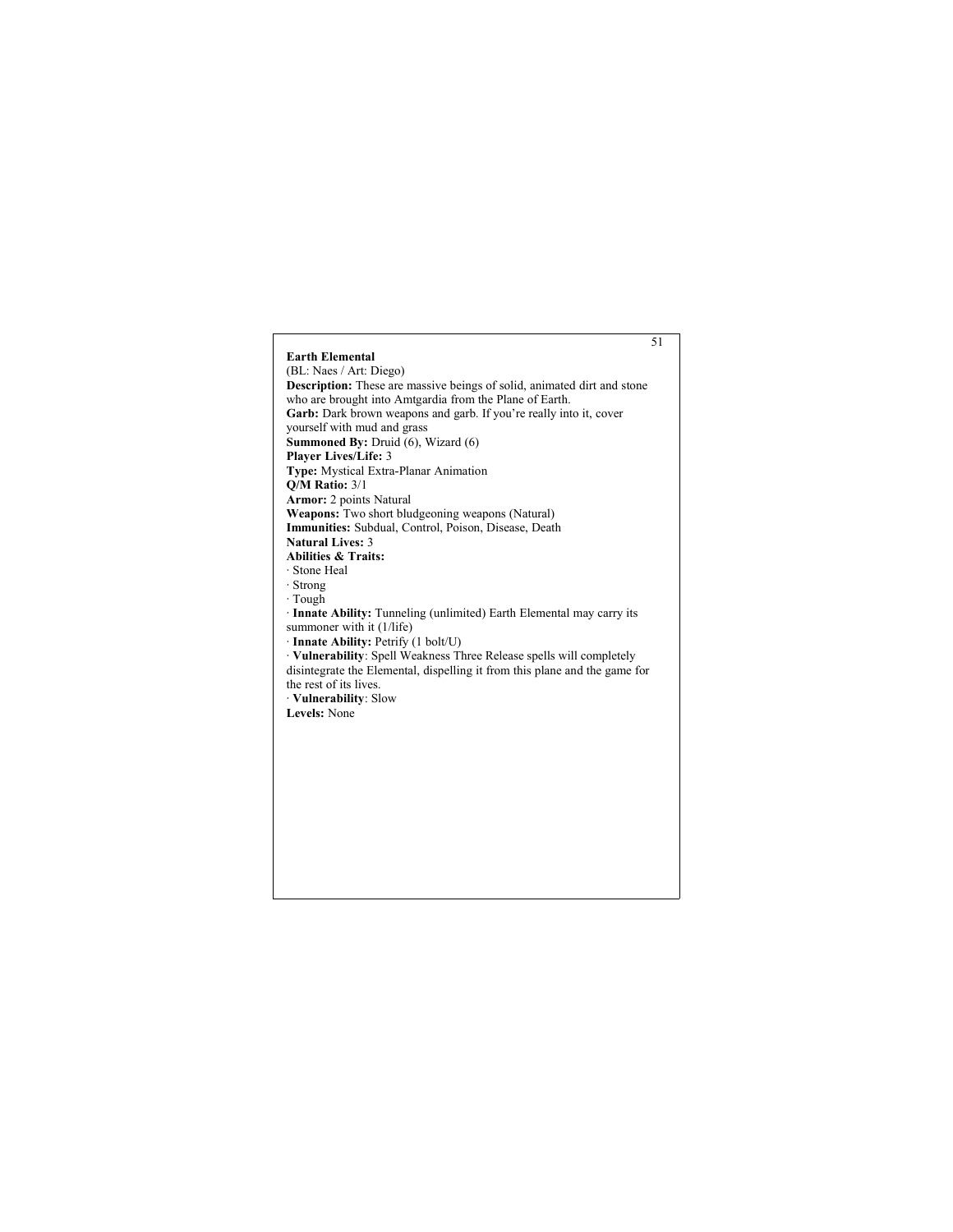**Earth Elemental**

(BL: Naes / Art: Diego)

**Description:** These are massive beings of solid, animated dirt and stone who are brought into Amtgardia from the Plane of Earth.

**Garb:** Dark brown weapons and garb. If you're really into it, cover yourself with mud and grass

**Summoned By:** Druid (6), Wizard (6)

**Player Lives/Life:** 3

**Type:** Mystical Extra-Planar Animation

**Q/M Ratio:** 3/1

**Armor:** 2 points Natural

**Weapons:** Two short bludgeoning weapons (Natural)

**Immunities:** Subdual, Control, Poison, Disease, Death

**Natural Lives:** 3

**Abilities & Traits:**

· Stone Heal

· Strong

· Tough

· **Innate Ability:** Tunneling (unlimited) Earth Elemental may carry its summoner with it (1/life)

· **Innate Ability:** Petrify (1 bolt/U)

· **Vulnerability**: Spell Weakness Three Release spells will completely disintegrate the Elemental, dispelling it from this plane and the game for the rest of its lives.

· **Vulnerability**: Slow

**Levels:** None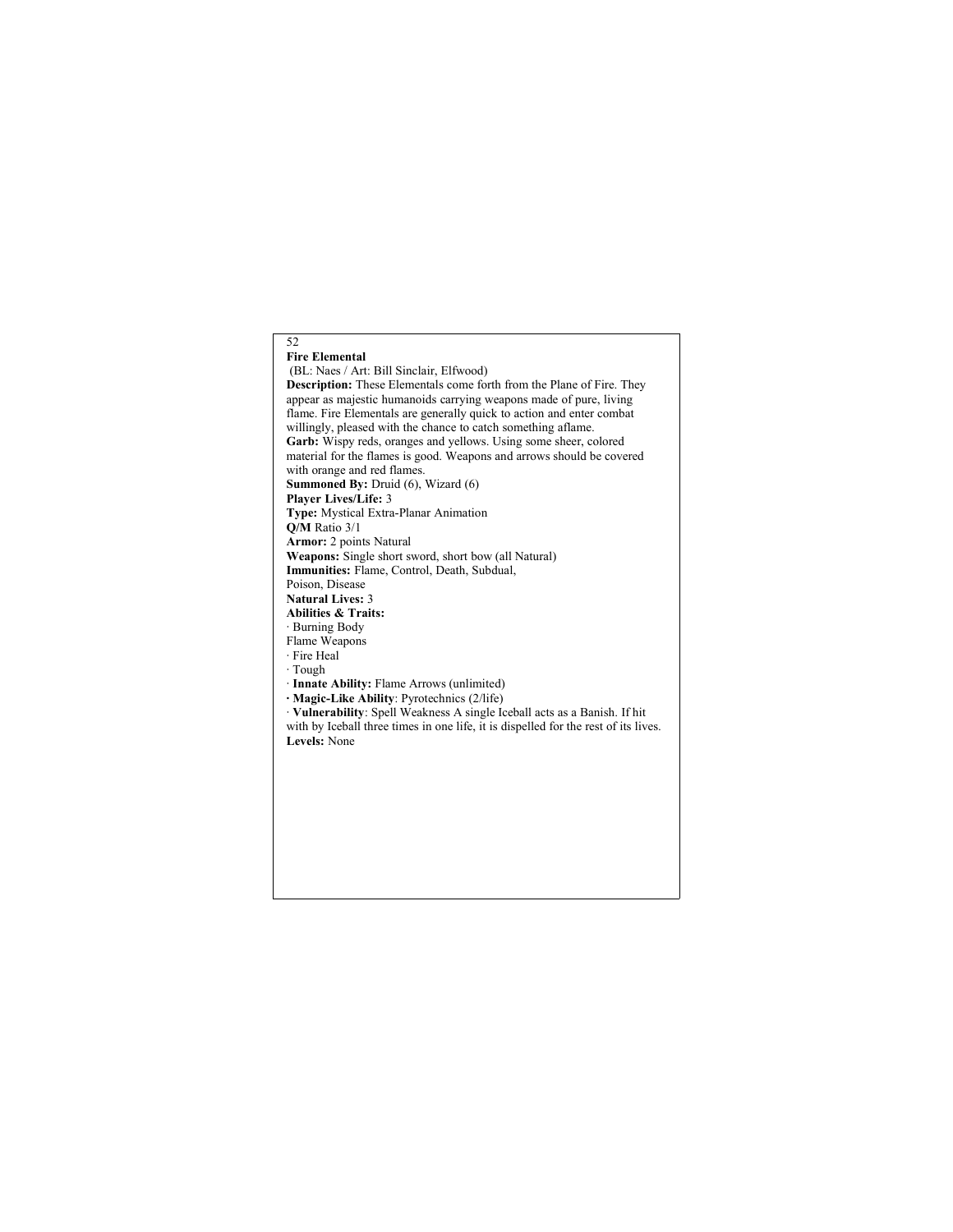**Fire Elemental**

(BL: Naes / Art: Bill Sinclair, Elfwood)

**Description:** These Elementals come forth from the Plane of Fire. They appear as majestic humanoids carrying weapons made of pure, living flame. Fire Elementals are generally quick to action and enter combat willingly, pleased with the chance to catch something aflame.

**Garb:** Wispy reds, oranges and yellows. Using some sheer, colored material for the flames is good. Weapons and arrows should be covered with orange and red flames.

**Summoned By:** Druid (6), Wizard (6)

**Player Lives/Life:** 3

**Type:** Mystical Extra-Planar Animation

**Q/M** Ratio 3/1

**Armor:** 2 points Natural

**Weapons:** Single short sword, short bow (all Natural)

**Immunities:** Flame, Control, Death, Subdual, Poison, Disease

**Natural Lives:** 3

**Abilities & Traits:**

· Burning Body

Flame Weapons

· Fire Heal

· Tough

· **Innate Ability:** Flame Arrows (unlimited)

· **Magic-Like Ability**: Pyrotechnics (2/life)

· **Vulnerability**: Spell Weakness A single Iceball acts as a Banish. If hit with by Iceball three times in one life, it is dispelled for the rest of its lives.

**Levels:** None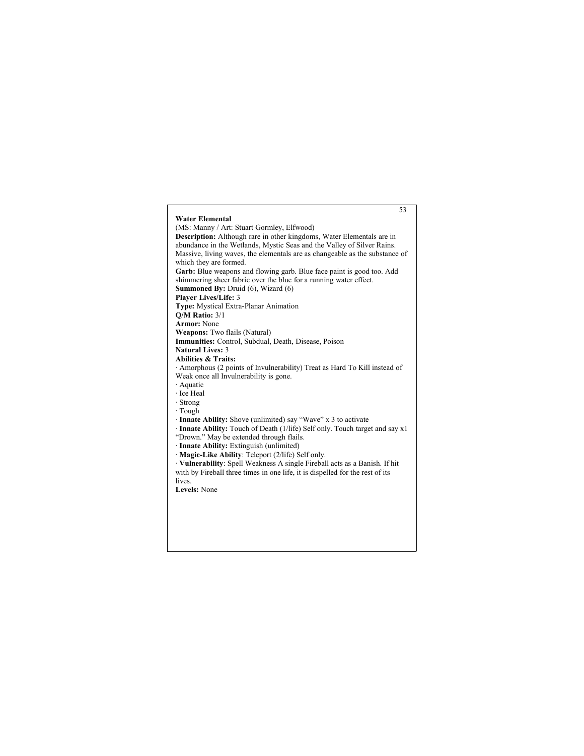**Water Elemental**

(MS: Manny / Art: Stuart Gormley, Elfwood)

**Description:** Although rare in other kingdoms, Water Elementals are in abundance in the Wetlands, Mystic Seas and the Valley of Silver Rains. Massive, living waves, the elementals are as changeable as the substance of which they are formed.

**Garb:** Blue weapons and flowing garb. Blue face paint is good too. Add shimmering sheer fabric over the blue for a running water effect.

**Summoned By:** Druid (6), Wizard (6)

**Player Lives/Life:** 3

**Type:** Mystical Extra-Planar Animation

**Q/M Ratio:** 3/1

**Armor:** None

**Weapons:** Two flails (Natural)

**Immunities:** Control, Subdual, Death, Disease, Poison

**Natural Lives:** 3

**Abilities & Traits:**

- Amorphous (2 points of Invulnerability) Treat as Hard To Kill instead of Weak once all Invulnerability is gone.
- Aquatic
- Ice Heal
- Strong
- Tough
- **Innate Ability:** Shove (unlimited) say “Wave” x 3 to activate
- **Innate Ability:** Touch of Death (1/life) Self only. Touch target and say x1 “Drown.” May be extended through flails.
- **Innate Ability:** Extinguish (unlimited)
- **Magic-Like Ability**: Teleport (2/life) Self only.
- **Vulnerability**: Spell Weakness A single Fireball acts as a Banish. If hit with by Fireball three times in one life, it is dispelled for the rest of its lives.

**Levels:** None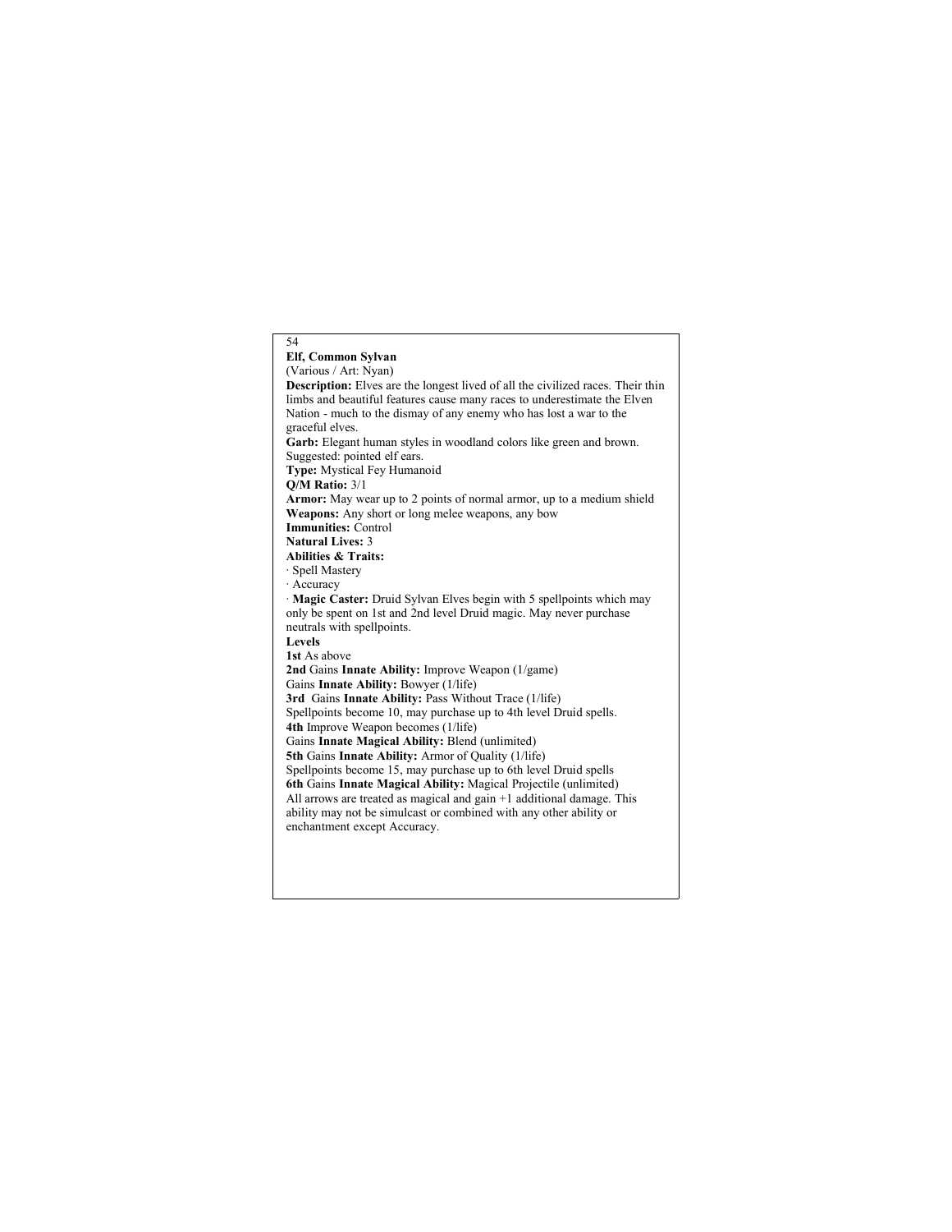## Elf, Common Sylvan

(Various / Art: Nyan)

**Description:** Elves are the longest lived of all the civilized races. Their thin limbs and beautiful features cause many races to underestimate the Elven Nation - much to the dismay of any enemy who has lost a war to the graceful elves.

**Garb:** Elegant human styles in woodland colors like green and brown. Suggested: pointed elf ears.

**Type:** Mystical Fey Humanoid

**Q/M Ratio:** 3/1

**Armor:** May wear up to 2 points of normal armor, up to a medium shield

**Weapons:** Any short or long melee weapons, any bow

**Immunities:** Control

**Natural Lives:** 3

**Abilities & Traits:**

- Spell Mastery
- Accuracy
- **Magic Caster:** Druid Sylvan Elves begin with 5 spellpoints which may only be spent on 1st and 2nd level Druid magic. May never purchase neutrals with spellpoints.

**Levels**

**1st** As above

**2nd** Gains **Innate Ability:** Improve Weapon (1/game)
Gains **Innate Ability:** Bowyer (1/life)

**3rd** Gains **Innate Ability:** Pass Without Trace (1/life)
Spellpoints become 10, may purchase up to 4th level Druid spells.

**4th** Improve Weapon becomes (1/life)
Gains **Innate Magical Ability:** Blend (unlimited)

**5th** Gains **Innate Ability:** Armor of Quality (1/life)
Spellpoints become 15, may purchase up to 6th level Druid spells

**6th** Gains **Innate Magical Ability:** Magical Projectile (unlimited)
All arrows are treated as magical and gain +1 additional damage. This ability may not be simulcast or combined with any other ability or enchantment except Accuracy.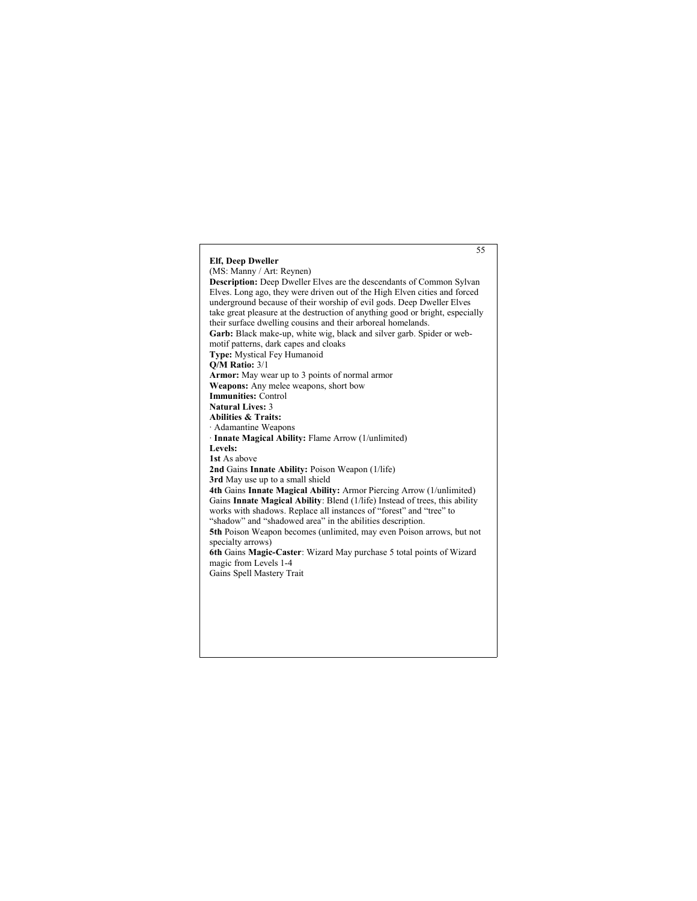**Elf, Deep Dweller**

(MS: Manny / Art: Reynen)

**Description:** Deep Dweller Elves are the descendants of Common Sylvan Elves. Long ago, they were driven out of the High Elven cities and forced underground because of their worship of evil gods. Deep Dweller Elves take great pleasure at the destruction of anything good or bright, especially their surface dwelling cousins and their arboreal homelands.

**Garb:** Black make-up, white wig, black and silver garb. Spider or web-motif patterns, dark capes and cloaks

**Type:** Mystical Fey Humanoid

**Q/M Ratio:** 3/1

**Armor:** May wear up to 3 points of normal armor

**Weapons:** Any melee weapons, short bow

**Immunities:** Control

**Natural Lives:** 3

**Abilities & Traits:**

· Adamantine Weapons

· **Innate Magical Ability:** Flame Arrow (1/unlimited)

**Levels:**

**1st** As above

**2nd** Gains **Innate Ability:** Poison Weapon (1/life)

**3rd** May use up to a small shield

**4th** Gains **Innate Magical Ability:** Armor Piercing Arrow (1/unlimited)
Gains **Innate Magical Ability**: Blend (1/life) Instead of trees, this ability works with shadows. Replace all instances of "forest" and "tree" to "shadow" and "shadowed area" in the abilities description.

**5th** Poison Weapon becomes (unlimited, may even Poison arrows, but not specialty arrows)

**6th** Gains **Magic-Caster**: Wizard May purchase 5 total points of Wizard magic from Levels 1-4
Gains Spell Mastery Trait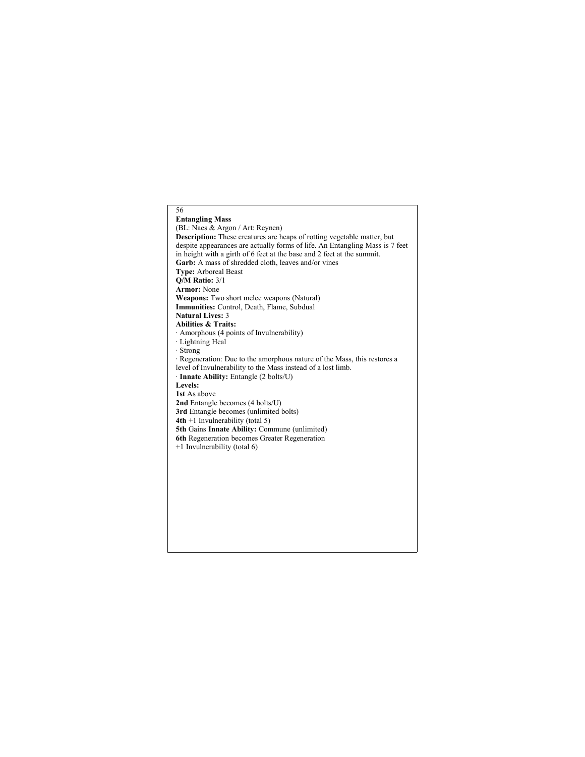## Entangling Mass

(BL: Naes & Argon / Art: Reynen)

**Description:** These creatures are heaps of rotting vegetable matter, but despite appearances are actually forms of life. An Entangling Mass is 7 feet in height with a girth of 6 feet at the base and 2 feet at the summit.

**Garb:** A mass of shredded cloth, leaves and/or vines

**Type:** Arboreal Beast

**Q/M Ratio:** 3/1

**Armor:** None

**Weapons:** Two short melee weapons (Natural)

**Immunities:** Control, Death, Flame, Subdual

**Natural Lives:** 3

**Abilities & Traits:**

· Amorphous (4 points of Invulnerability)
· Lightning Heal
· Strong
· Regeneration: Due to the amorphous nature of the Mass, this restores a level of Invulnerability to the Mass instead of a lost limb.
· **Innate Ability:** Entangle (2 bolts/U)

**Levels:**

**1st** As above
**2nd** Entangle becomes (4 bolts/U)
**3rd** Entangle becomes (unlimited bolts)
**4th** +1 Invulnerability (total 5)
**5th** Gains **Innate Ability:** Commune (unlimited)
**6th** Regeneration becomes Greater Regeneration
+1 Invulnerability (total 6)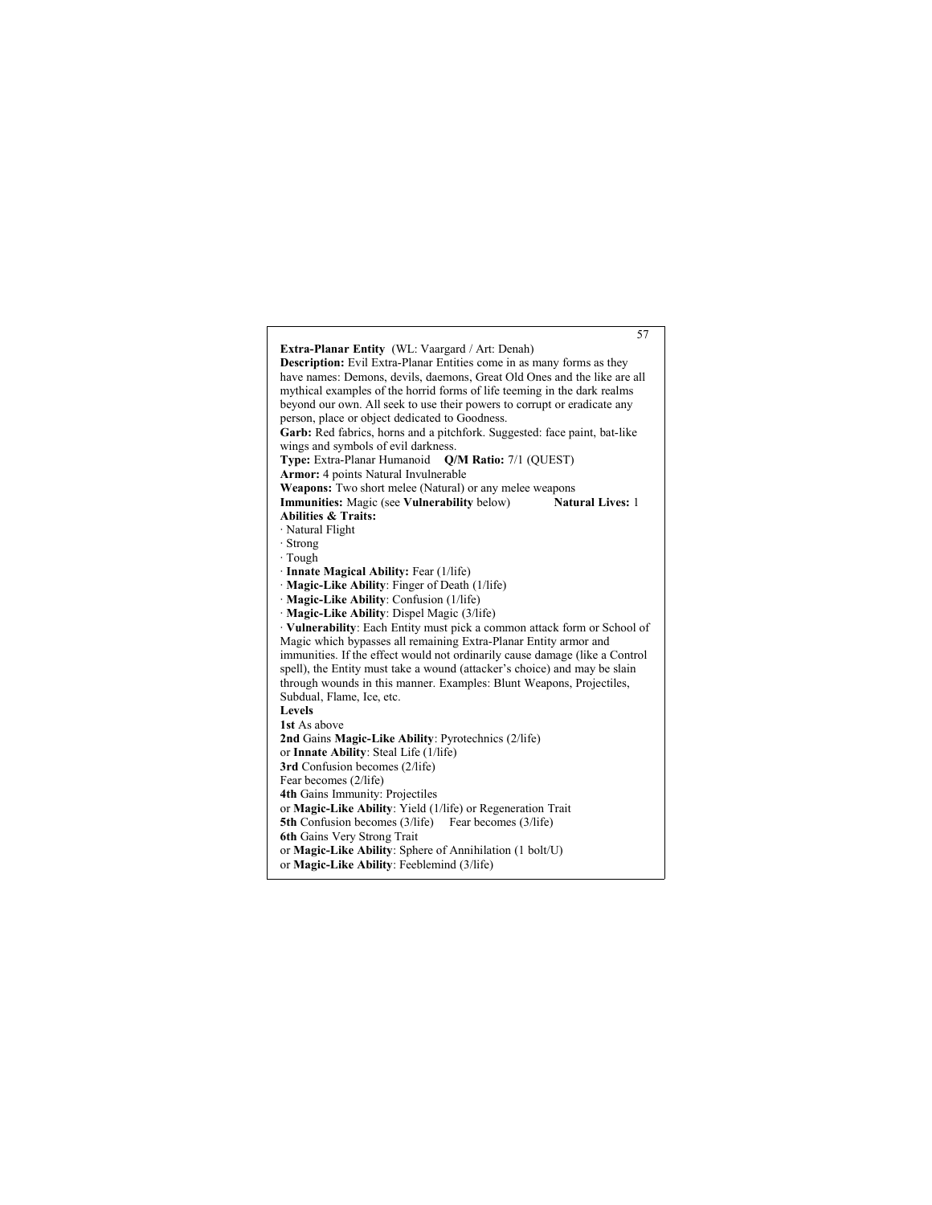**Extra-Planar Entity** (WL: Vaargard / Art: Denah)

**Description:** Evil Extra-Planar Entities come in as many forms as they have names: Demons, devils, daemons, Great Old Ones and the like are all mythical examples of the horrid forms of life teeming in the dark realms beyond our own. All seek to use their powers to corrupt or eradicate any person, place or object dedicated to Goodness.

**Garb:** Red fabrics, horns and a pitchfork. Suggested: face paint, bat-like wings and symbols of evil darkness.

**Type:** Extra-Planar Humanoid **Q/M Ratio:** 7/1 (QUEST)

**Armor:** 4 points Natural Invulnerable

**Weapons:** Two short melee (Natural) or any melee weapons

**Immunities:** Magic (see **Vulnerability** below) **Natural Lives:** 1

**Abilities & Traits:**

- Natural Flight
- Strong
- Tough
- **Innate Magical Ability:** Fear (1/life)
- **Magic-Like Ability**: Finger of Death (1/life)
- **Magic-Like Ability**: Confusion (1/life)
- **Magic-Like Ability**: Dispel Magic (3/life)
- **Vulnerability**: Each Entity must pick a common attack form or School of Magic which bypasses all remaining Extra-Planar Entity armor and immunities. If the effect would not ordinarily cause damage (like a Control spell), the Entity must take a wound (attacker's choice) and may be slain through wounds in this manner. Examples: Blunt Weapons, Projectiles, Subdual, Flame, Ice, etc.

**Levels**

**1st** As above

**2nd** Gains **Magic-Like Ability**: Pyrotechnics (2/life)
or **Innate Ability**: Steal Life (1/life)

**3rd** Confusion becomes (2/life)
Fear becomes (2/life)

**4th** Gains Immunity: Projectiles
or **Magic-Like Ability**: Yield (1/life) or Regeneration Trait

**5th** Confusion becomes (3/life) Fear becomes (3/life)

**6th** Gains Very Strong Trait
or **Magic-Like Ability**: Sphere of Annihilation (1 bolt/U)
or **Magic-Like Ability**: Feeblemind (3/life)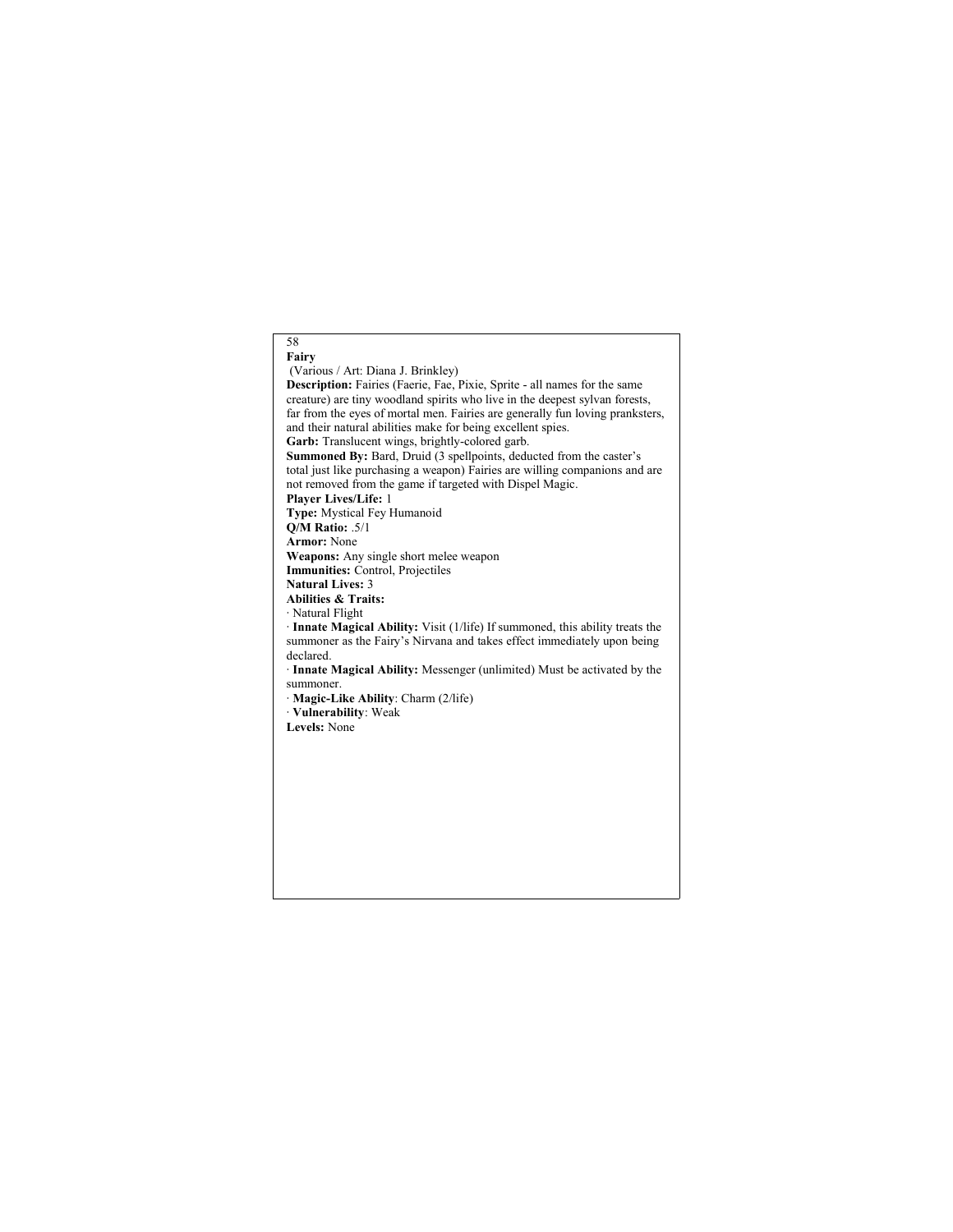## Fairy

(Various / Art: Diana J. Brinkley)

**Description:** Fairies (Faerie, Fae, Pixie, Sprite - all names for the same creature) are tiny woodland spirits who live in the deepest sylvan forests, far from the eyes of mortal men. Fairies are generally fun loving pranksters, and their natural abilities make for being excellent spies.

**Garb:** Translucent wings, brightly-colored garb.

**Summoned By:** Bard, Druid (3 spellpoints, deducted from the caster's total just like purchasing a weapon) Fairies are willing companions and are not removed from the game if targeted with Dispel Magic.

**Player Lives/Life:** 1

**Type:** Mystical Fey Humanoid

**Q/M Ratio:** .5/1

**Armor:** None

**Weapons:** Any single short melee weapon

**Immunities:** Control, Projectiles

**Natural Lives:** 3

**Abilities & Traits:**

- Natural Flight
- **Innate Magical Ability:** Visit (1/life) If summoned, this ability treats the summoner as the Fairy's Nirvana and takes effect immediately upon being declared.
- **Innate Magical Ability:** Messenger (unlimited) Must be activated by the summoner.
- **Magic-Like Ability**: Charm (2/life)
- **Vulnerability**: Weak

**Levels:** None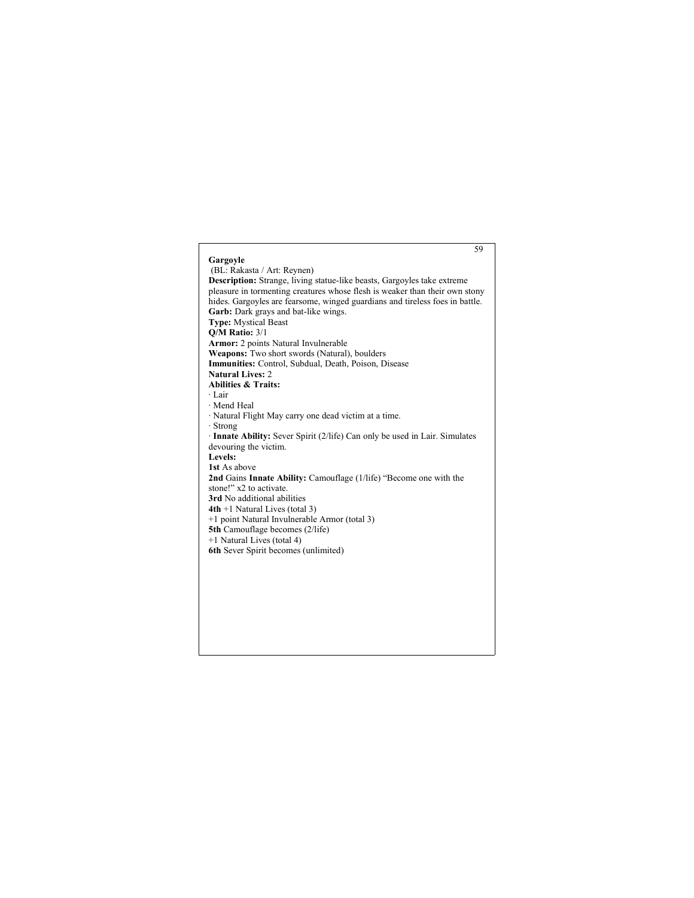## Gargoyle

(BL: Rakasta / Art: Reynen)

**Description:** Strange, living statue-like beasts, Gargoyles take extreme pleasure in tormenting creatures whose flesh is weaker than their own stony hides. Gargoyles are fearsome, winged guardians and tireless foes in battle.

**Garb:** Dark grays and bat-like wings.

**Type:** Mystical Beast

**Q/M Ratio:** 3/1

**Armor:** 2 points Natural Invulnerable

**Weapons:** Two short swords (Natural), boulders

**Immunities:** Control, Subdual, Death, Poison, Disease

**Natural Lives:** 2

**Abilities & Traits:**

- Lair
- Mend Heal
- Natural Flight May carry one dead victim at a time.
- Strong
- **Innate Ability:** Sever Spirit (2/life) Can only be used in Lair. Simulates devouring the victim.

**Levels:**

**1st** As above

**2nd** Gains **Innate Ability:** Camouflage (1/life) "Become one with the stone!" x2 to activate.

**3rd** No additional abilities

**4th** +1 Natural Lives (total 3)

+1 point Natural Invulnerable Armor (total 3)

**5th** Camouflage becomes (2/life)

+1 Natural Lives (total 4)

**6th** Sever Spirit becomes (unlimited)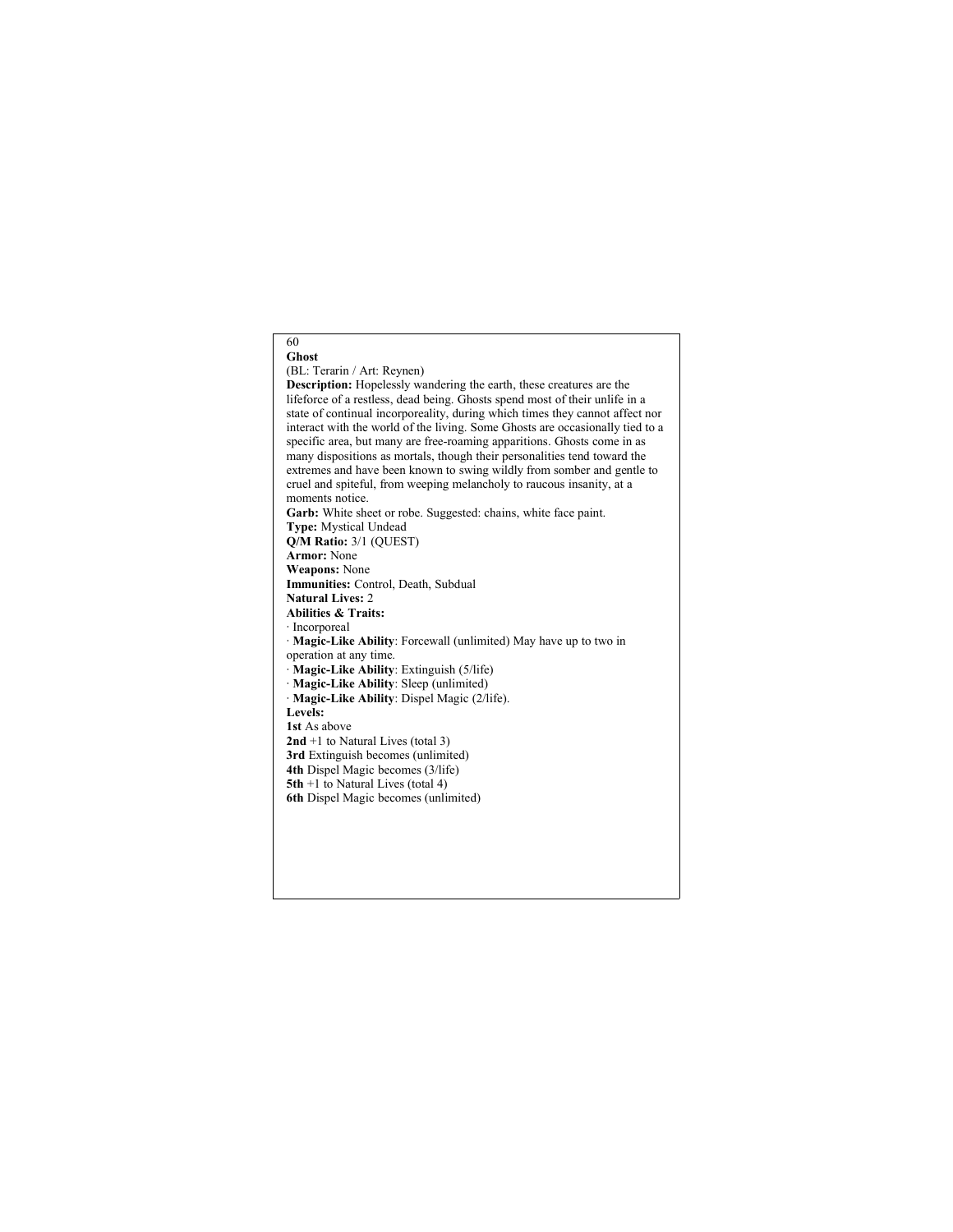## Ghost

(BL: Terarin / Art: Reynen)

**Description:** Hopelessly wandering the earth, these creatures are the lifeforce of a restless, dead being. Ghosts spend most of their unlife in a state of continual incorporeality, during which times they cannot affect nor interact with the world of the living. Some Ghosts are occasionally tied to a specific area, but many are free-roaming apparitions. Ghosts come in as many dispositions as mortals, though their personalities tend toward the extremes and have been known to swing wildly from somber and gentle to cruel and spiteful, from weeping melancholy to raucous insanity, at a moments notice.

**Garb:** White sheet or robe. Suggested: chains, white face paint.

**Type:** Mystical Undead

**Q/M Ratio:** 3/1 (QUEST)

**Armor:** None

**Weapons:** None

**Immunities:** Control, Death, Subdual

**Natural Lives:** 2

**Abilities & Traits:**

- Incorporeal
- **Magic-Like Ability**: Forcewall (unlimited) May have up to two in operation at any time.
- **Magic-Like Ability**: Extinguish (5/life)
- **Magic-Like Ability**: Sleep (unlimited)
- **Magic-Like Ability**: Dispel Magic (2/life).

**Levels:**

**1st** As above

**2nd** +1 to Natural Lives (total 3)

**3rd** Extinguish becomes (unlimited)

**4th** Dispel Magic becomes (3/life)

**5th** +1 to Natural Lives (total 4)

**6th** Dispel Magic becomes (unlimited)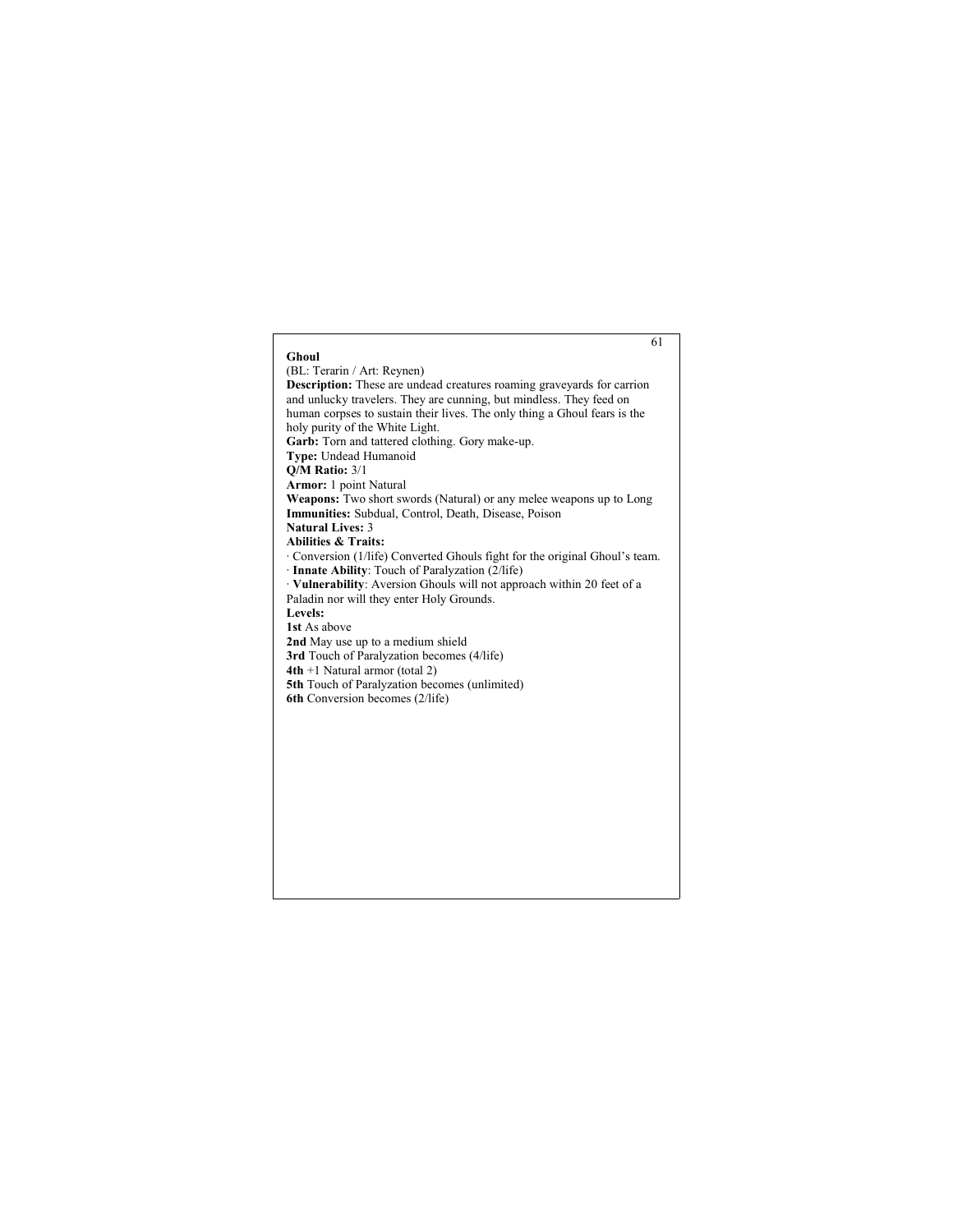## Ghoul

(BL: Terarin / Art: Reynen)

**Description:** These are undead creatures roaming graveyards for carrion and unlucky travelers. They are cunning, but mindless. They feed on human corpses to sustain their lives. The only thing a Ghoul fears is the holy purity of the White Light.

**Garb:** Torn and tattered clothing. Gory make-up.

**Type:** Undead Humanoid

**Q/M Ratio:** 3/1

**Armor:** 1 point Natural

**Weapons:** Two short swords (Natural) or any melee weapons up to Long

**Immunities:** Subdual, Control, Death, Disease, Poison

**Natural Lives:** 3

**Abilities & Traits:**

· Conversion (1/life) Converted Ghouls fight for the original Ghoul's team.

· **Innate Ability**: Touch of Paralyzation (2/life)

· **Vulnerability**: Aversion Ghouls will not approach within 20 feet of a Paladin nor will they enter Holy Grounds.

**Levels:**

**1st** As above

**2nd** May use up to a medium shield

**3rd** Touch of Paralyzation becomes (4/life)

**4th** +1 Natural armor (total 2)

**5th** Touch of Paralyzation becomes (unlimited)

**6th** Conversion becomes (2/life)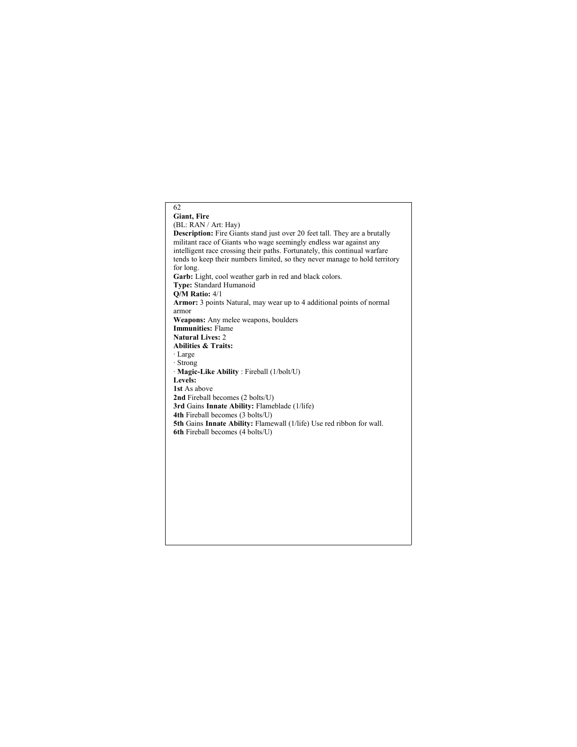## Giant, Fire

(BL: RAN / Art: Hay)

**Description:** Fire Giants stand just over 20 feet tall. They are a brutally militant race of Giants who wage seemingly endless war against any intelligent race crossing their paths. Fortunately, this continual warfare tends to keep their numbers limited, so they never manage to hold territory for long.

**Garb:** Light, cool weather garb in red and black colors.

**Type:** Standard Humanoid

**Q/M Ratio:** 4/1

**Armor:** 3 points Natural, may wear up to 4 additional points of normal armor

**Weapons:** Any melee weapons, boulders

**Immunities:** Flame

**Natural Lives:** 2

**Abilities & Traits:**

· Large
· Strong
· **Magic-Like Ability** : Fireball (1/bolt/U)

**Levels:**

**1st** As above
**2nd** Fireball becomes (2 bolts/U)
**3rd** Gains **Innate Ability:** Flameblade (1/life)
**4th** Fireball becomes (3 bolts/U)
**5th** Gains **Innate Ability:** Flamewall (1/life) Use red ribbon for wall.
**6th** Fireball becomes (4 bolts/U)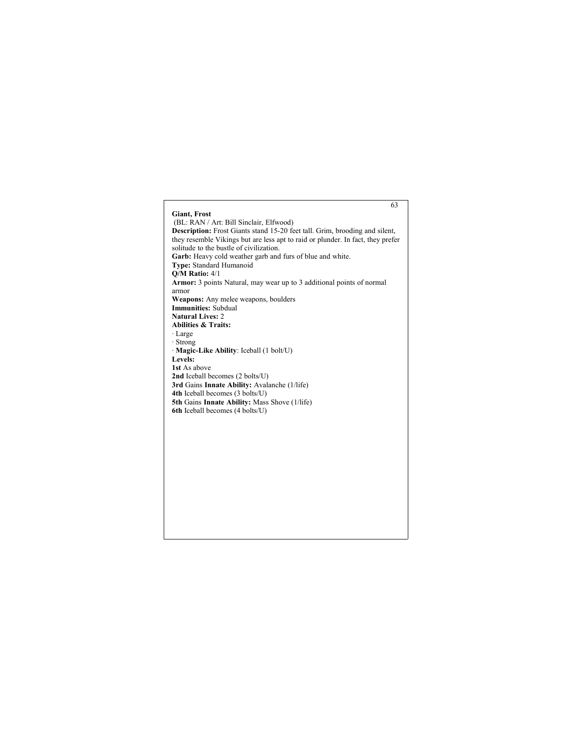## Giant, Frost

(BL: RAN / Art: Bill Sinclair, Elfwood)

**Description:** Frost Giants stand 15-20 feet tall. Grim, brooding and silent, they resemble Vikings but are less apt to raid or plunder. In fact, they prefer solitude to the bustle of civilization.

**Garb:** Heavy cold weather garb and furs of blue and white.

**Type:** Standard Humanoid

**Q/M Ratio:** 4/1

**Armor:** 3 points Natural, may wear up to 3 additional points of normal armor

**Weapons:** Any melee weapons, boulders

**Immunities:** Subdual

**Natural Lives:** 2

**Abilities & Traits:**

- Large
- Strong
- **Magic-Like Ability**: Iceball (1 bolt/U)

**Levels:**

**1st** As above
**2nd** Iceball becomes (2 bolts/U)
**3rd** Gains **Innate Ability:** Avalanche (1/life)
**4th** Iceball becomes (3 bolts/U)
**5th** Gains **Innate Ability:** Mass Shove (1/life)
**6th** Iceball becomes (4 bolts/U)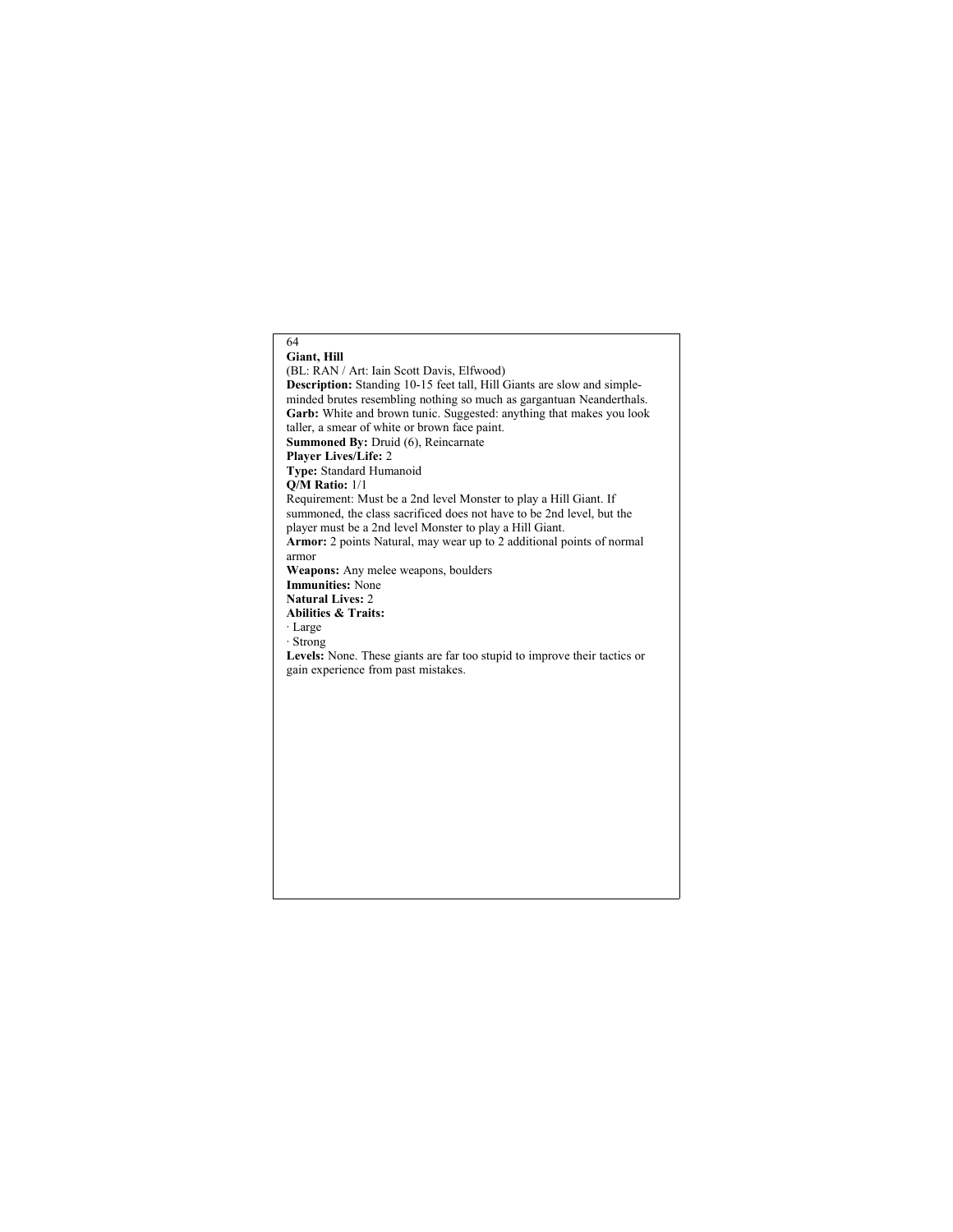## Giant, Hill

(BL: RAN / Art: Iain Scott Davis, Elfwood)

**Description:** Standing 10-15 feet tall, Hill Giants are slow and simple-minded brutes resembling nothing so much as gargantuan Neanderthals.

**Garb:** White and brown tunic. Suggested: anything that makes you look taller, a smear of white or brown face paint.

**Summoned By:** Druid (6), Reincarnate

**Player Lives/Life:** 2

**Type:** Standard Humanoid

**Q/M Ratio:** 1/1

Requirement: Must be a 2nd level Monster to play a Hill Giant. If summoned, the class sacrificed does not have to be 2nd level, but the player must be a 2nd level Monster to play a Hill Giant.

**Armor:** 2 points Natural, may wear up to 2 additional points of normal armor

**Weapons:** Any melee weapons, boulders

**Immunities:** None

**Natural Lives:** 2

**Abilities & Traits:**

- Large
- Strong

**Levels:** None. These giants are far too stupid to improve their tactics or gain experience from past mistakes.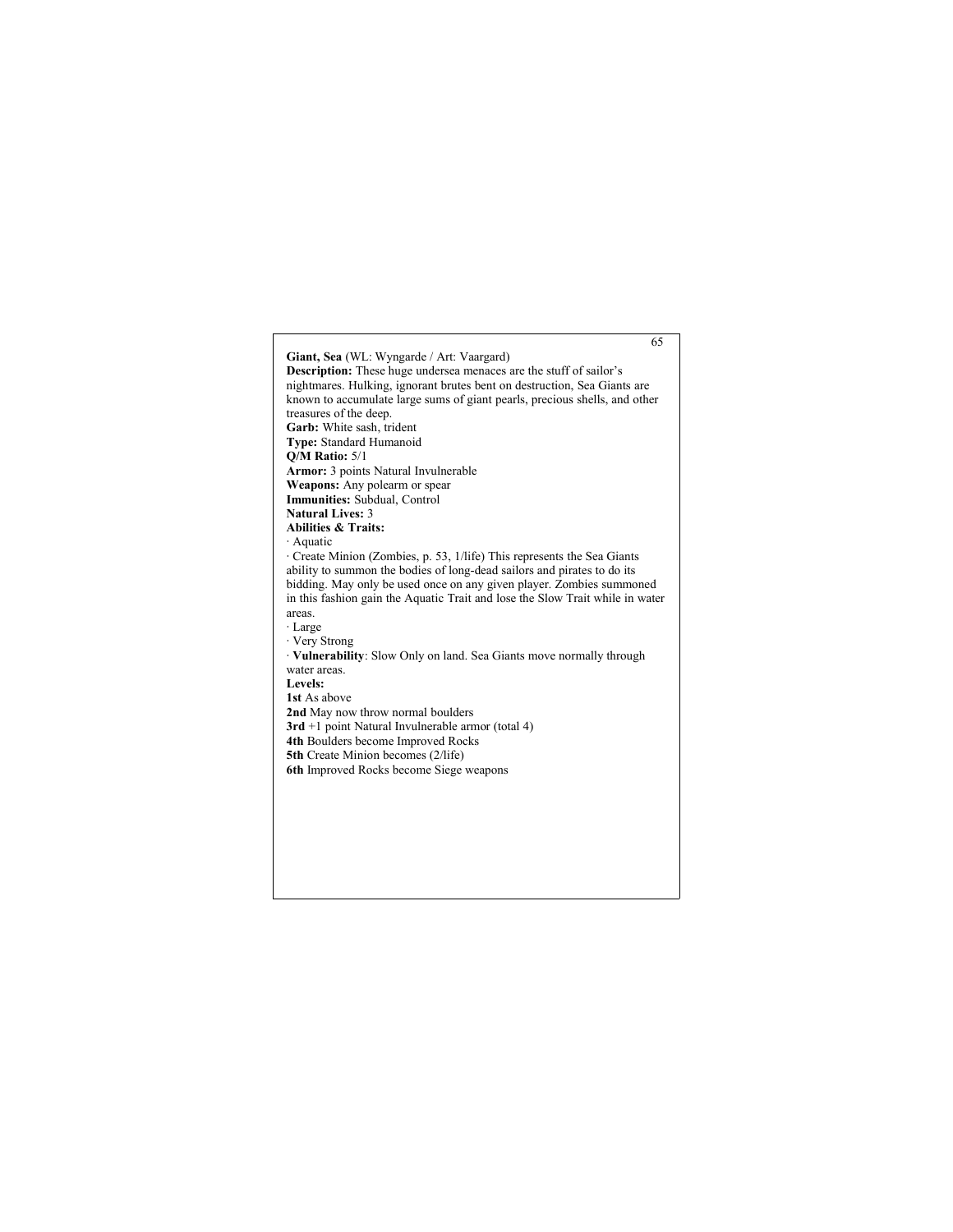**Giant, Sea** (WL: Wyngarde / Art: Vaargard)
**Description:** These huge undersea menaces are the stuff of sailor's nightmares. Hulking, ignorant brutes bent on destruction, Sea Giants are known to accumulate large sums of giant pearls, precious shells, and other treasures of the deep.
**Garb:** White sash, trident
**Type:** Standard Humanoid
**Q/M Ratio:** 5/1
**Armor:** 3 points Natural Invulnerable
**Weapons:** Any polearm or spear
**Immunities:** Subdual, Control
**Natural Lives:** 3
**Abilities & Traits:**

· Aquatic
· Create Minion (Zombies, p. 53, 1/life) This represents the Sea Giants ability to summon the bodies of long-dead sailors and pirates to do its bidding. May only be used once on any given player. Zombies summoned in this fashion gain the Aquatic Trait and lose the Slow Trait while in water areas.
· Large
· Very Strong
· **Vulnerability**: Slow Only on land. Sea Giants move normally through water areas.

**Levels:**

**1st** As above
**2nd** May now throw normal boulders
**3rd** +1 point Natural Invulnerable armor (total 4)
**4th** Boulders become Improved Rocks
**5th** Create Minion becomes (2/life)
**6th** Improved Rocks become Siege weapons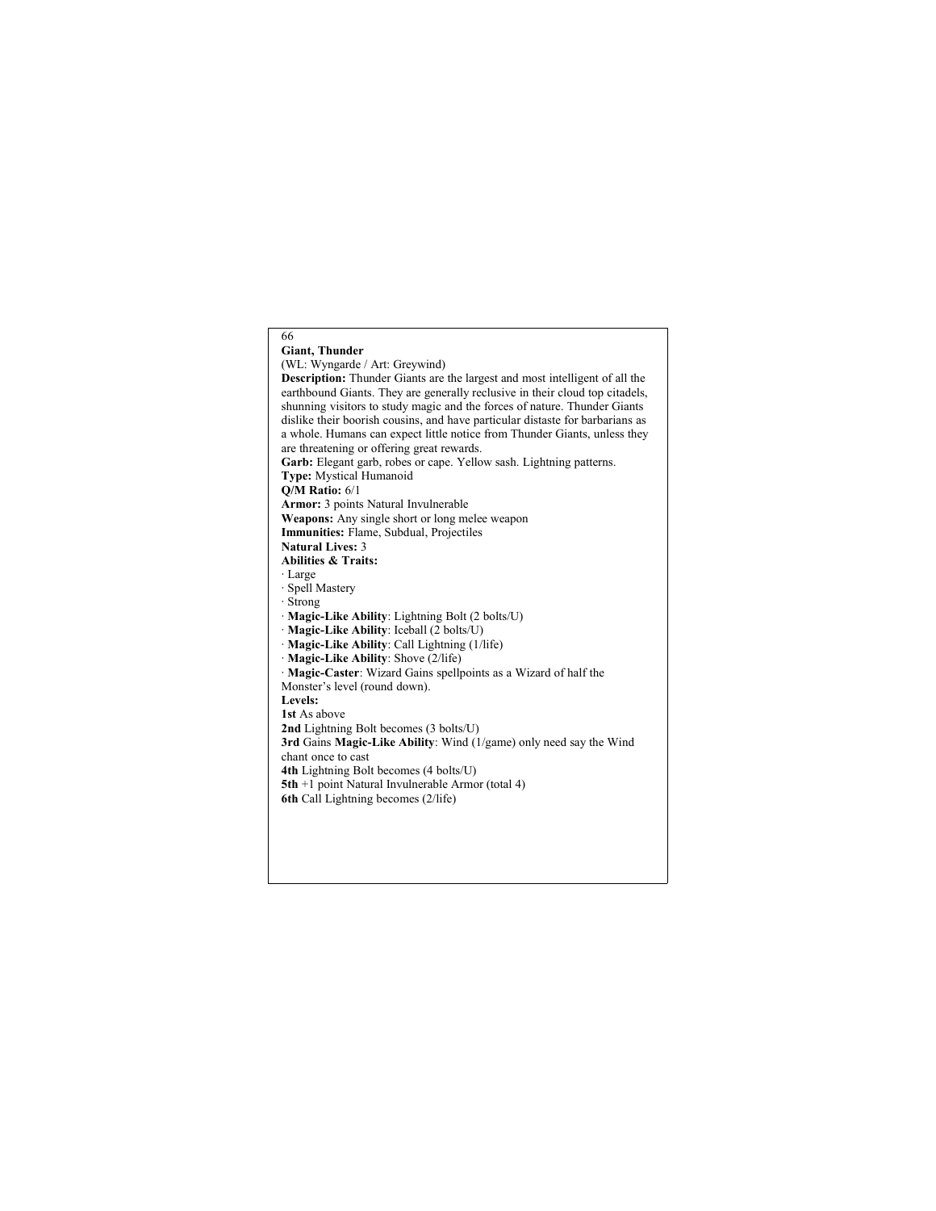## Giant, Thunder

(WL: Wyngarde / Art: Greywind)

**Description:** Thunder Giants are the largest and most intelligent of all the earthbound Giants. They are generally reclusive in their cloud top citadels, shunning visitors to study magic and the forces of nature. Thunder Giants dislike their boorish cousins, and have particular distaste for barbarians as a whole. Humans can expect little notice from Thunder Giants, unless they are threatening or offering great rewards.

**Garb:** Elegant garb, robes or cape. Yellow sash. Lightning patterns.

**Type:** Mystical Humanoid

**Q/M Ratio:** 6/1

**Armor:** 3 points Natural Invulnerable

**Weapons:** Any single short or long melee weapon

**Immunities:** Flame, Subdual, Projectiles

**Natural Lives:** 3

**Abilities & Traits:**

- Large
- Spell Mastery
- Strong
- **Magic-Like Ability**: Lightning Bolt (2 bolts/U)
- **Magic-Like Ability**: Iceball (2 bolts/U)
- **Magic-Like Ability**: Call Lightning (1/life)
- **Magic-Like Ability**: Shove (2/life)
- **Magic-Caster**: Wizard Gains spellpoints as a Wizard of half the Monster's level (round down).

**Levels:**

**1st** As above

**2nd** Lightning Bolt becomes (3 bolts/U)

**3rd** Gains **Magic-Like Ability**: Wind (1/game) only need say the Wind chant once to cast

**4th** Lightning Bolt becomes (4 bolts/U)

**5th** +1 point Natural Invulnerable Armor (total 4)

**6th** Call Lightning becomes (2/life)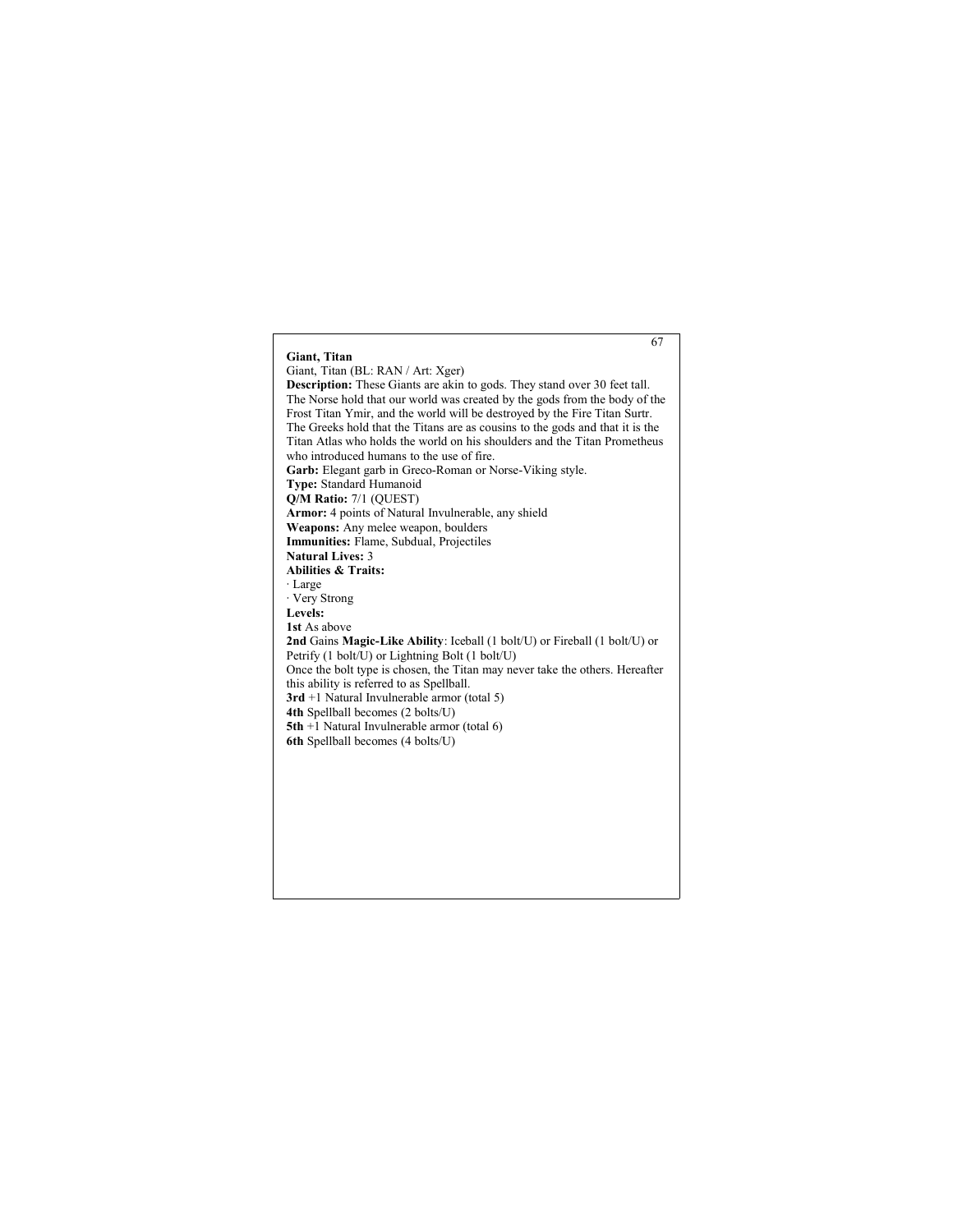## Giant, Titan

Giant, Titan (BL: RAN / Art: Xger)

**Description:** These Giants are akin to gods. They stand over 30 feet tall. The Norse hold that our world was created by the gods from the body of the Frost Titan Ymir, and the world will be destroyed by the Fire Titan Surtr. The Greeks hold that the Titans are as cousins to the gods and that it is the Titan Atlas who holds the world on his shoulders and the Titan Prometheus who introduced humans to the use of fire.

**Garb:** Elegant garb in Greco-Roman or Norse-Viking style.

**Type:** Standard Humanoid

**Q/M Ratio:** 7/1 (QUEST)

**Armor:** 4 points of Natural Invulnerable, any shield

**Weapons:** Any melee weapon, boulders

**Immunities:** Flame, Subdual, Projectiles

**Natural Lives:** 3

**Abilities & Traits:**

- Large
- Very Strong

**Levels:**

**1st** As above

**2nd** Gains **Magic-Like Ability**: Iceball (1 bolt/U) or Fireball (1 bolt/U) or Petrify (1 bolt/U) or Lightning Bolt (1 bolt/U)

Once the bolt type is chosen, the Titan may never take the others. Hereafter this ability is referred to as Spellball.

**3rd** +1 Natural Invulnerable armor (total 5)

**4th** Spellball becomes (2 bolts/U)

**5th** +1 Natural Invulnerable armor (total 6)

**6th** Spellball becomes (4 bolts/U)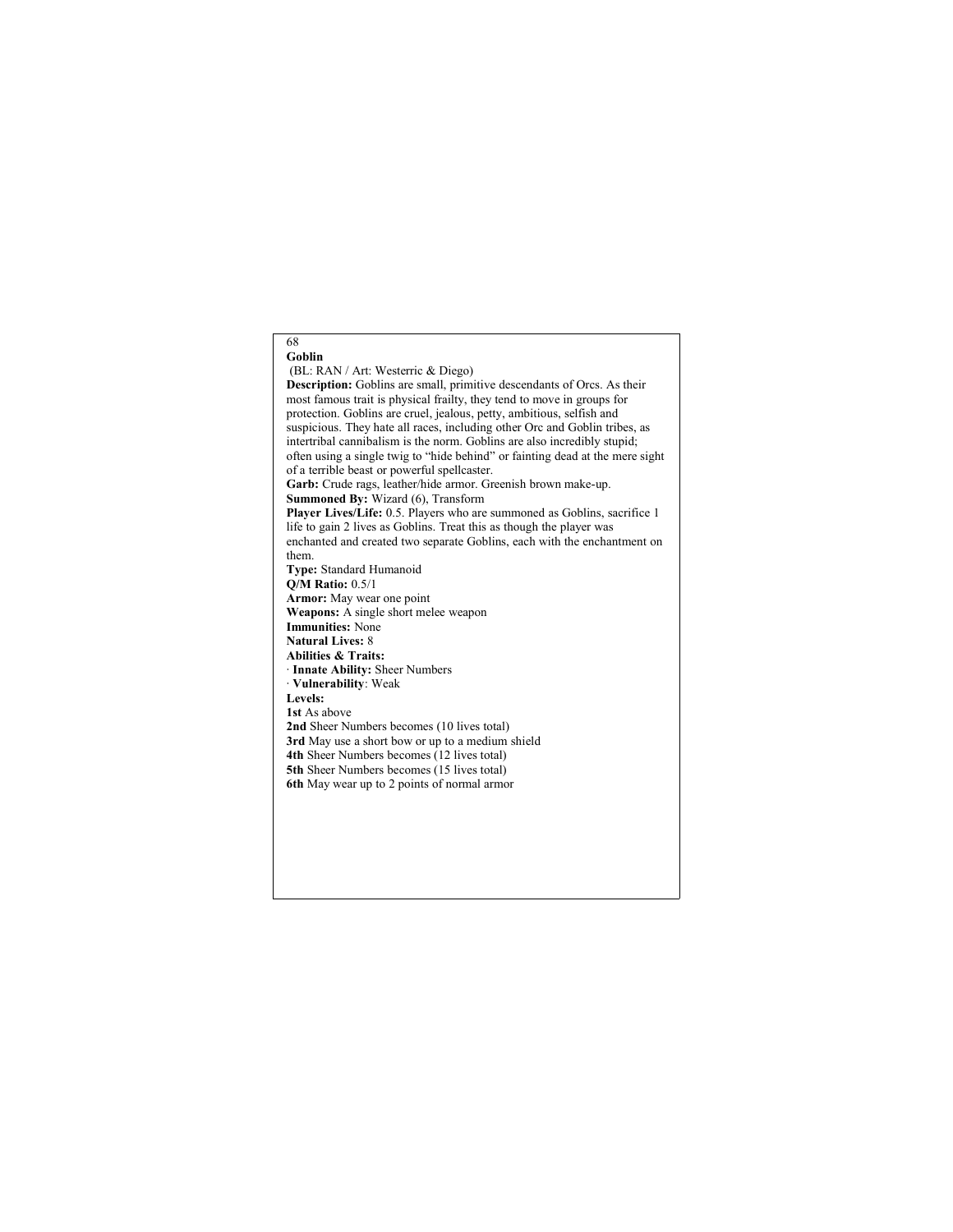## Goblin

(BL: RAN / Art: Westerric & Diego)

**Description:** Goblins are small, primitive descendants of Orcs. As their most famous trait is physical frailty, they tend to move in groups for protection. Goblins are cruel, jealous, petty, ambitious, selfish and suspicious. They hate all races, including other Orc and Goblin tribes, as intertribal cannibalism is the norm. Goblins are also incredibly stupid; often using a single twig to "hide behind" or fainting dead at the mere sight of a terrible beast or powerful spellcaster.

**Garb:** Crude rags, leather/hide armor. Greenish brown make-up.

**Summoned By:** Wizard (6), Transform

**Player Lives/Life:** 0.5. Players who are summoned as Goblins, sacrifice 1 life to gain 2 lives as Goblins. Treat this as though the player was enchanted and created two separate Goblins, each with the enchantment on them.

**Type:** Standard Humanoid

**Q/M Ratio:** 0.5/1

**Armor:** May wear one point

**Weapons:** A single short melee weapon

**Immunities:** None

**Natural Lives:** 8

**Abilities & Traits:**

· **Innate Ability:** Sheer Numbers

· **Vulnerability**: Weak

**Levels:**

**1st** As above

**2nd** Sheer Numbers becomes (10 lives total)

**3rd** May use a short bow or up to a medium shield

**4th** Sheer Numbers becomes (12 lives total)

**5th** Sheer Numbers becomes (15 lives total)

**6th** May wear up to 2 points of normal armor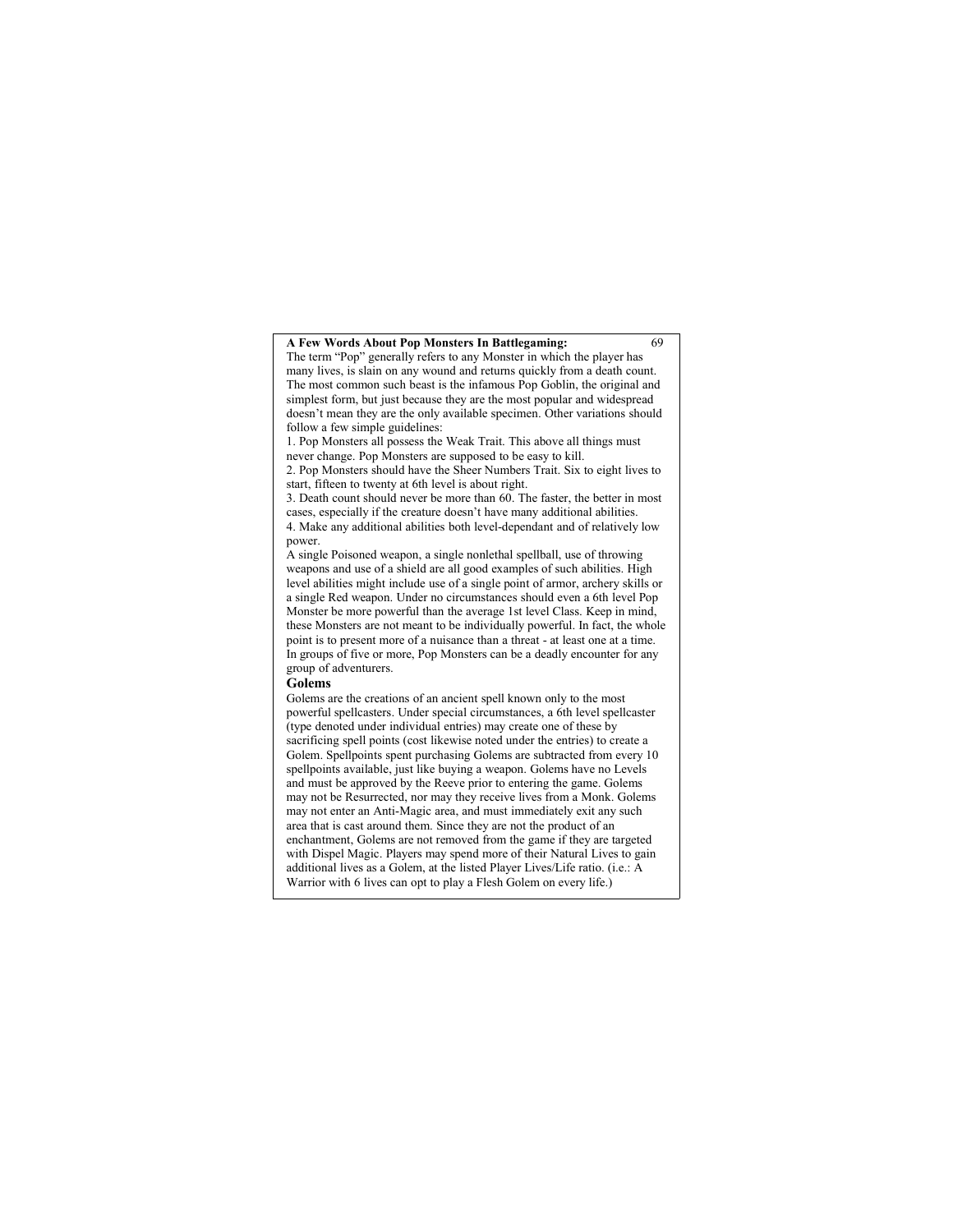**A Few Words About Pop Monsters In Battlegaming:**

The term “Pop” generally refers to any Monster in which the player has many lives, is slain on any wound and returns quickly from a death count. The most common such beast is the infamous Pop Goblin, the original and simplest form, but just because they are the most popular and widespread doesn’t mean they are the only available specimen. Other variations should follow a few simple guidelines:

1. Pop Monsters all possess the Weak Trait. This above all things must never change. Pop Monsters are supposed to be easy to kill.
2. Pop Monsters should have the Sheer Numbers Trait. Six to eight lives to start, fifteen to twenty at 6th level is about right.
3. Death count should never be more than 60. The faster, the better in most cases, especially if the creature doesn’t have many additional abilities.
4. Make any additional abilities both level-dependant and of relatively low power.

A single Poisoned weapon, a single nonlethal spellball, use of throwing weapons and use of a shield are all good examples of such abilities. High level abilities might include use of a single point of armor, archery skills or a single Red weapon. Under no circumstances should even a 6th level Pop Monster be more powerful than the average 1st level Class. Keep in mind, these Monsters are not meant to be individually powerful. In fact, the whole point is to present more of a nuisance than a threat - at least one at a time. In groups of five or more, Pop Monsters can be a deadly encounter for any group of adventurers.

## Golems

Golems are the creations of an ancient spell known only to the most powerful spellcasters. Under special circumstances, a 6th level spellcaster (type denoted under individual entries) may create one of these by sacrificing spell points (cost likewise noted under the entries) to create a Golem. Spellpoints spent purchasing Golems are subtracted from every 10 spellpoints available, just like buying a weapon. Golems have no Levels and must be approved by the Reeve prior to entering the game. Golems may not be Resurrected, nor may they receive lives from a Monk. Golems may not enter an Anti-Magic area, and must immediately exit any such area that is cast around them. Since they are not the product of an enchantment, Golems are not removed from the game if they are targeted with Dispel Magic. Players may spend more of their Natural Lives to gain additional lives as a Golem, at the listed Player Lives/Life ratio. (i.e.: A Warrior with 6 lives can opt to play a Flesh Golem on every life.)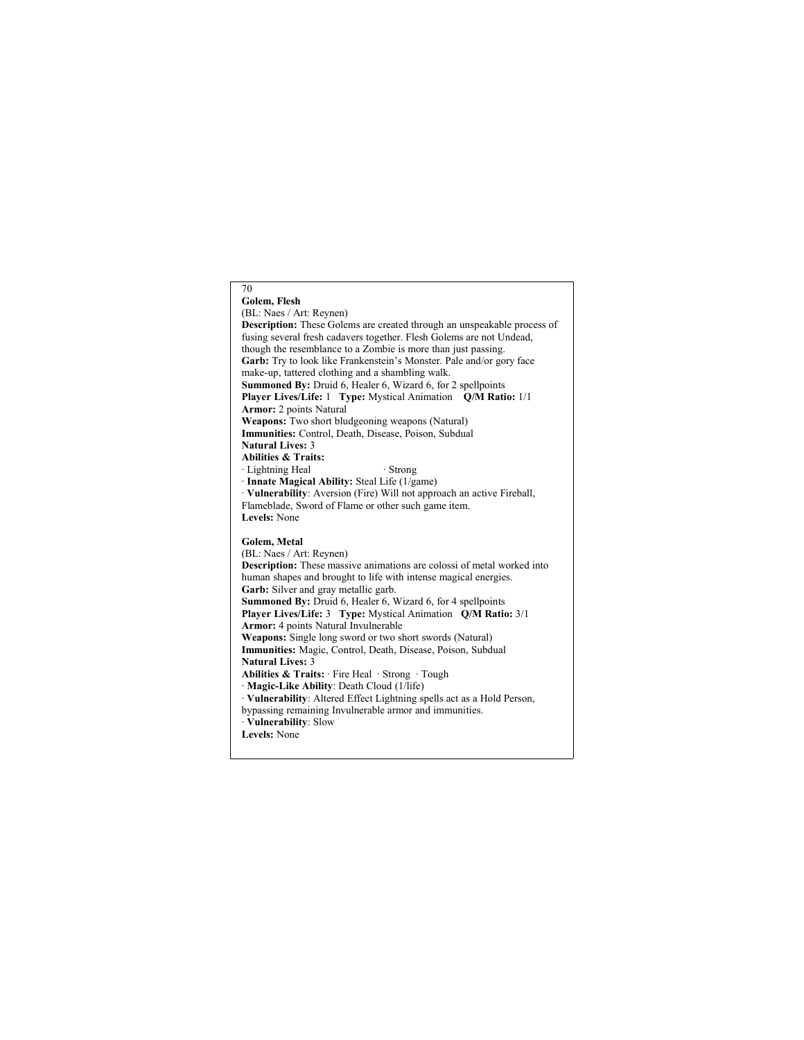## Golem, Flesh

(BL: Naes / Art: Reynen)

**Description:** These Golems are created through an unspeakable process of fusing several fresh cadavers together. Flesh Golems are not Undead, though the resemblance to a Zombie is more than just passing.

**Garb:** Try to look like Frankenstein's Monster. Pale and/or gory face make-up, tattered clothing and a shambling walk.

**Summoned By:** Druid 6, Healer 6, Wizard 6, for 2 spellpoints

**Player Lives/Life:** 1 **Type:** Mystical Animation **Q/M Ratio:** 1/1

**Armor:** 2 points Natural

**Weapons:** Two short bludgeoning weapons (Natural)

**Immunities:** Control, Death, Disease, Poison, Subdual

**Natural Lives:** 3

**Abilities & Traits:**

- Lightning Heal
- Strong
- **Innate Magical Ability:** Steal Life (1/game)
- **Vulnerability**: Aversion (Fire) Will not approach an active Fireball, Flameblade, Sword of Flame or other such game item.

**Levels:** None

## Golem, Metal

(BL: Naes / Art: Reynen)

**Description:** These massive animations are colossi of metal worked into human shapes and brought to life with intense magical energies.

**Garb:** Silver and gray metallic garb.

**Summoned By:** Druid 6, Healer 6, Wizard 6, for 4 spellpoints

**Player Lives/Life:** 3 **Type:** Mystical Animation **Q/M Ratio:** 3/1

**Armor:** 4 points Natural Invulnerable

**Weapons:** Single long sword or two short swords (Natural)

**Immunities:** Magic, Control, Death, Disease, Poison, Subdual

**Natural Lives:** 3

**Abilities & Traits:** · Fire Heal · Strong · Tough

- **Magic-Like Ability**: Death Cloud (1/life)
- **Vulnerability**: Altered Effect Lightning spells act as a Hold Person, bypassing remaining Invulnerable armor and immunities.
- **Vulnerability**: Slow

**Levels:** None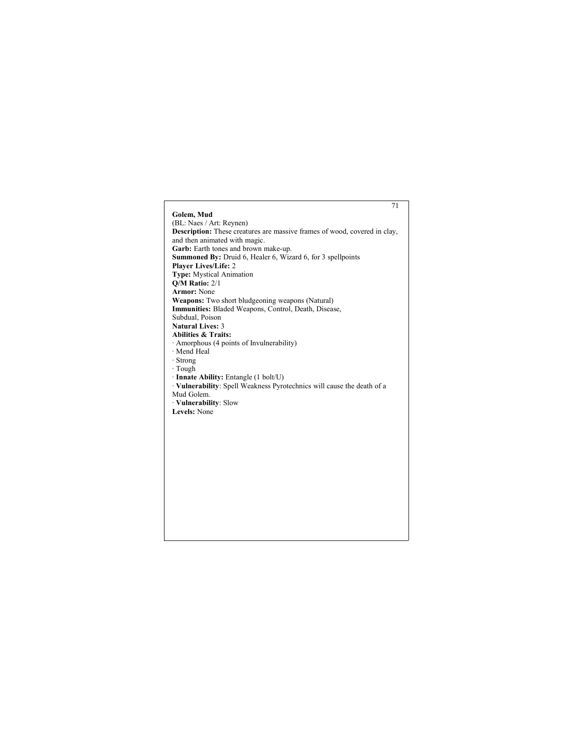**Golem, Mud**
(BL: Naes / Art: Reynen)
**Description:** These creatures are massive frames of wood, covered in clay, and then animated with magic.
**Garb:** Earth tones and brown make-up.
**Summoned By:** Druid 6, Healer 6, Wizard 6, for 3 spellpoints
**Player Lives/Life:** 2
**Type:** Mystical Animation
**Q/M Ratio:** 2/1
**Armor:** None
**Weapons:** Two short bludgeoning weapons (Natural)
**Immunities:** Bladed Weapons, Control, Death, Disease, Subdual, Poison
**Natural Lives:** 3
**Abilities & Traits:**
· Amorphous (4 points of Invulnerability)
· Mend Heal
· Strong
· Tough
· **Innate Ability:** Entangle (1 bolt/U)
· **Vulnerability**: Spell Weakness Pyrotechnics will cause the death of a Mud Golem.
· **Vulnerability**: Slow
**Levels:** None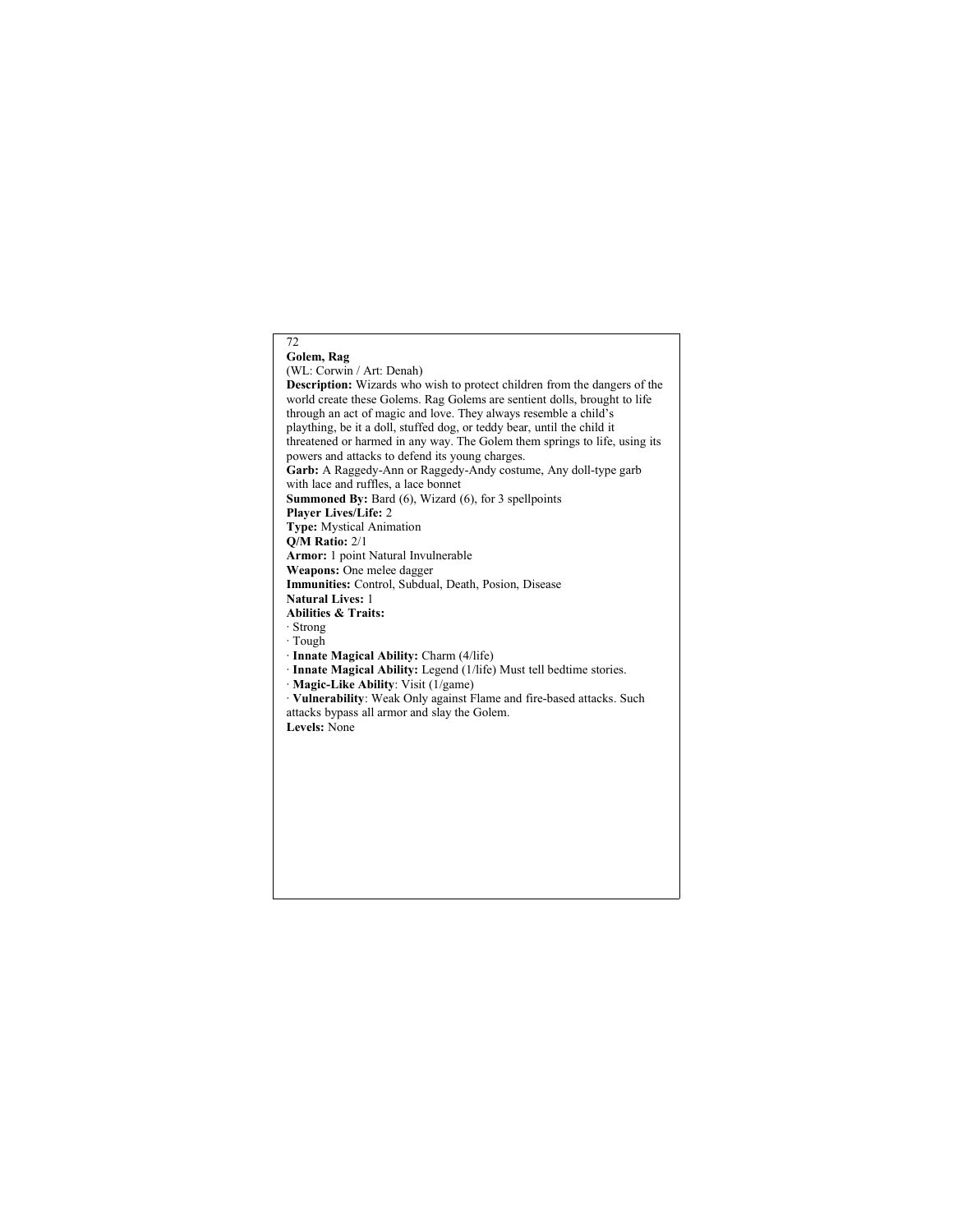## Golem, Rag

(WL: Corwin / Art: Denah)

**Description:** Wizards who wish to protect children from the dangers of the world create these Golems. Rag Golems are sentient dolls, brought to life through an act of magic and love. They always resemble a child's plaything, be it a doll, stuffed dog, or teddy bear, until the child it threatened or harmed in any way. The Golem them springs to life, using its powers and attacks to defend its young charges.

**Garb:** A Raggedy-Ann or Raggedy-Andy costume, Any doll-type garb with lace and ruffles, a lace bonnet

**Summoned By:** Bard (6), Wizard (6), for 3 spellpoints

**Player Lives/Life:** 2

**Type:** Mystical Animation

**Q/M Ratio:** 2/1

**Armor:** 1 point Natural Invulnerable

**Weapons:** One melee dagger

**Immunities:** Control, Subdual, Death, Posion, Disease

**Natural Lives:** 1

**Abilities & Traits:**

- Strong
- Tough
- **Innate Magical Ability:** Charm (4/life)
- **Innate Magical Ability:** Legend (1/life) Must tell bedtime stories.
- **Magic-Like Ability**: Visit (1/game)
- **Vulnerability**: Weak Only against Flame and fire-based attacks. Such attacks bypass all armor and slay the Golem.

**Levels:** None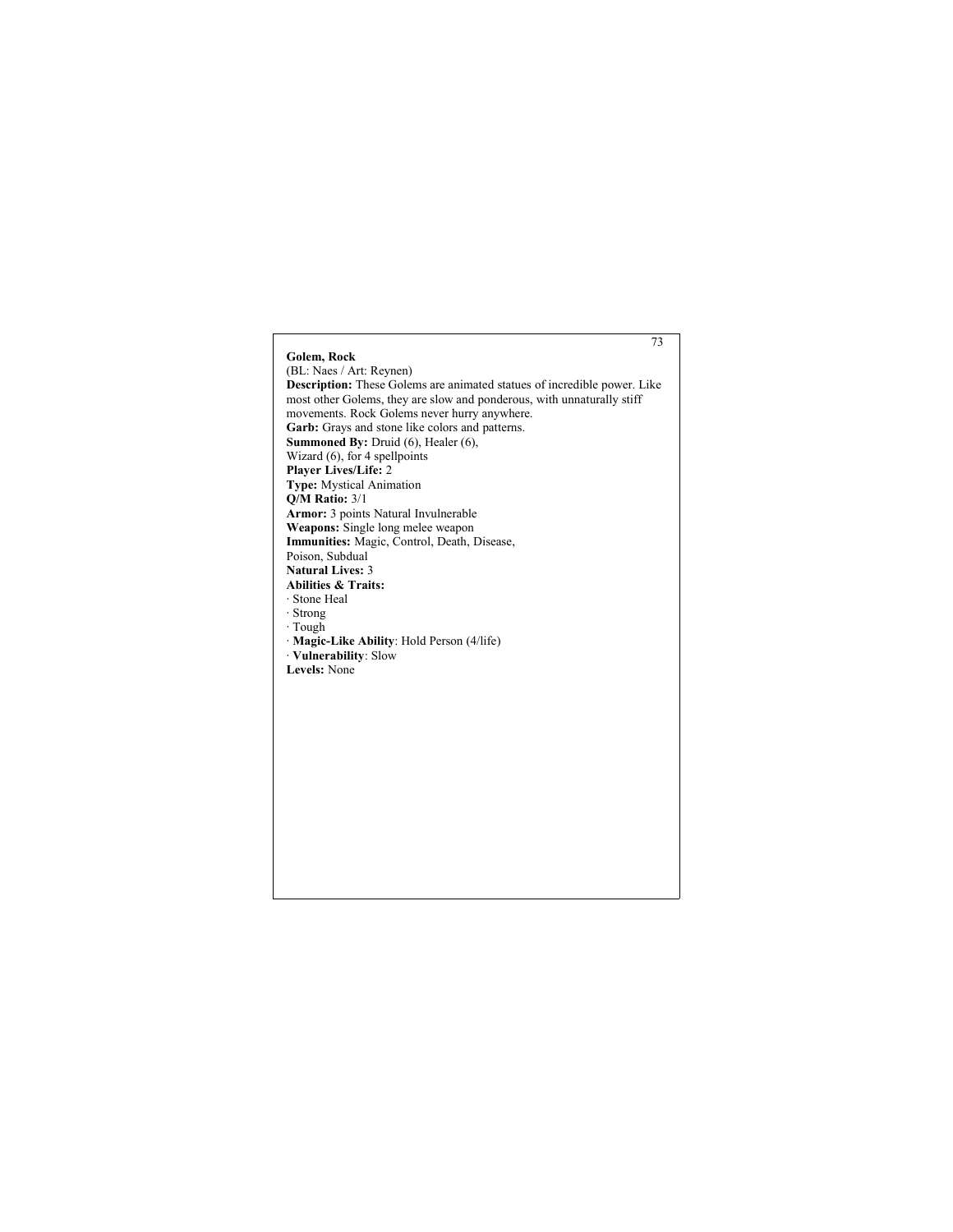**Golem, Rock**
(BL: Naes / Art: Reynen)
**Description:** These Golems are animated statues of incredible power. Like most other Golems, they are slow and ponderous, with unnaturally stiff movements. Rock Golems never hurry anywhere.
**Garb:** Grays and stone like colors and patterns.
**Summoned By:** Druid (6), Healer (6), Wizard (6), for 4 spellpoints
**Player Lives/Life:** 2
**Type:** Mystical Animation
**Q/M Ratio:** 3/1
**Armor:** 3 points Natural Invulnerable
**Weapons:** Single long melee weapon
**Immunities:** Magic, Control, Death, Disease, Poison, Subdual
**Natural Lives:** 3
**Abilities & Traits:**
· Stone Heal
· Strong
· Tough
· **Magic-Like Ability**: Hold Person (4/life)
· **Vulnerability**: Slow
**Levels:** None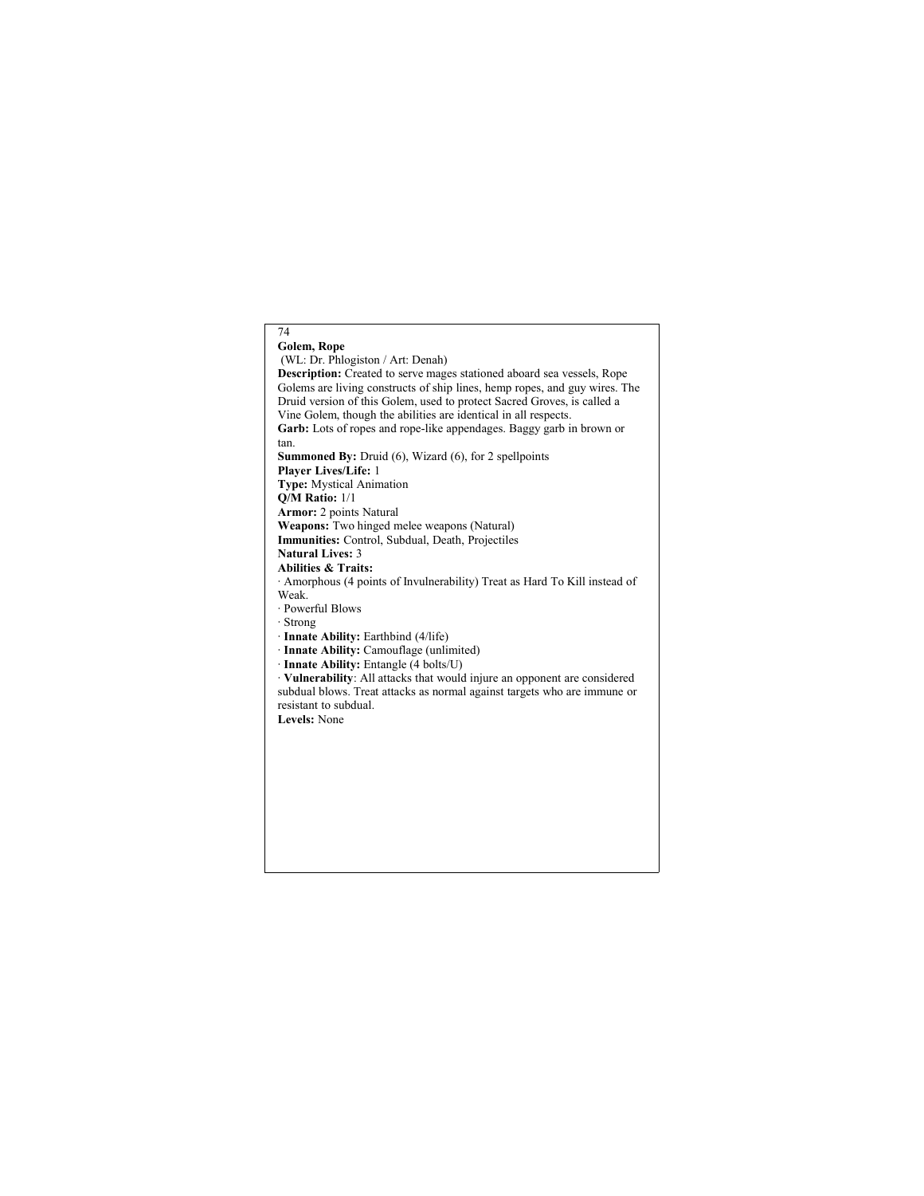## Golem, Rope

(WL: Dr. Phlogiston / Art: Denah)

**Description:** Created to serve mages stationed aboard sea vessels, Rope Golems are living constructs of ship lines, hemp ropes, and guy wires. The Druid version of this Golem, used to protect Sacred Groves, is called a Vine Golem, though the abilities are identical in all respects.

**Garb:** Lots of ropes and rope-like appendages. Baggy garb in brown or tan.

**Summoned By:** Druid (6), Wizard (6), for 2 spellpoints

**Player Lives/Life:** 1

**Type:** Mystical Animation

**Q/M Ratio:** 1/1

**Armor:** 2 points Natural

**Weapons:** Two hinged melee weapons (Natural)

**Immunities:** Control, Subdual, Death, Projectiles

**Natural Lives:** 3

**Abilities & Traits:**

- Amorphous (4 points of Invulnerability) Treat as Hard To Kill instead of Weak.
- Powerful Blows
- Strong
- **Innate Ability:** Earthbind (4/life)
- **Innate Ability:** Camouflage (unlimited)
- **Innate Ability:** Entangle (4 bolts/U)
- **Vulnerability**: All attacks that would injure an opponent are considered subdual blows. Treat attacks as normal against targets who are immune or resistant to subdual.

**Levels:** None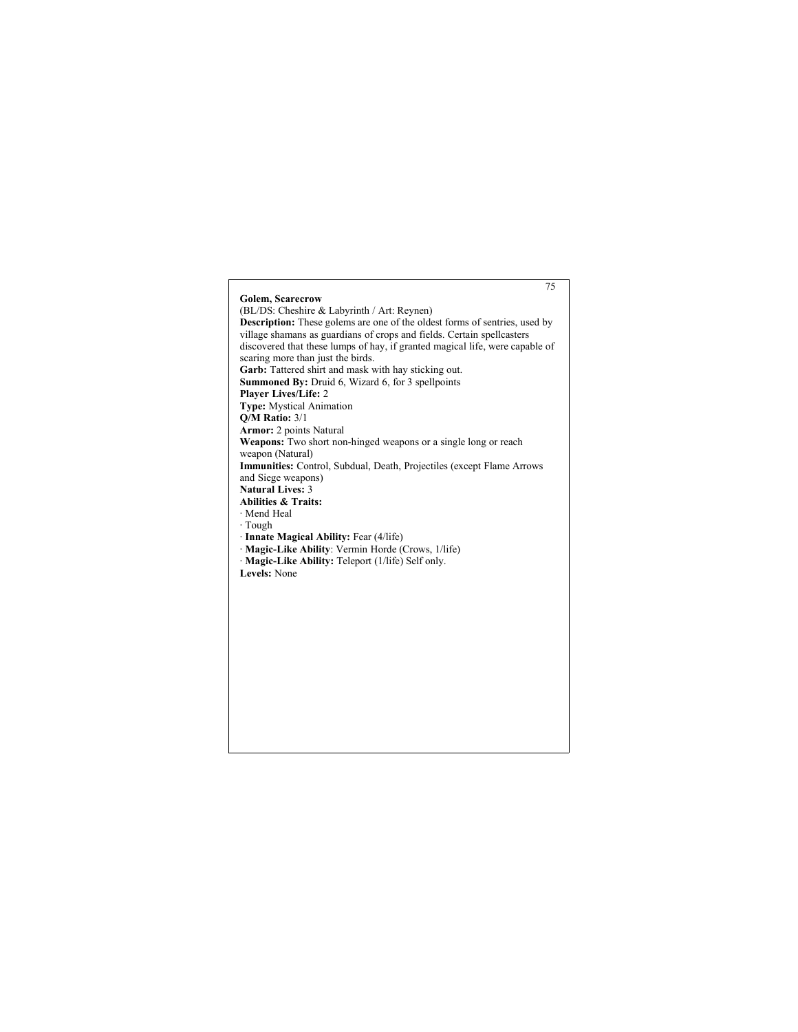**Golem, Scarecrow**

(BL/DS: Cheshire & Labyrinth / Art: Reynen)

**Description:** These golems are one of the oldest forms of sentries, used by village shamans as guardians of crops and fields. Certain spellcasters discovered that these lumps of hay, if granted magical life, were capable of scaring more than just the birds.

**Garb:** Tattered shirt and mask with hay sticking out.

**Summoned By:** Druid 6, Wizard 6, for 3 spellpoints

**Player Lives/Life:** 2

**Type:** Mystical Animation

**Q/M Ratio:** 3/1

**Armor:** 2 points Natural

**Weapons:** Two short non-hinged weapons or a single long or reach weapon (Natural)

**Immunities:** Control, Subdual, Death, Projectiles (except Flame Arrows and Siege weapons)

**Natural Lives:** 3

**Abilities & Traits:**

- Mend Heal
- Tough
- **Innate Magical Ability:** Fear (4/life)
- **Magic-Like Ability**: Vermin Horde (Crows, 1/life)
- **Magic-Like Ability:** Teleport (1/life) Self only.

**Levels:** None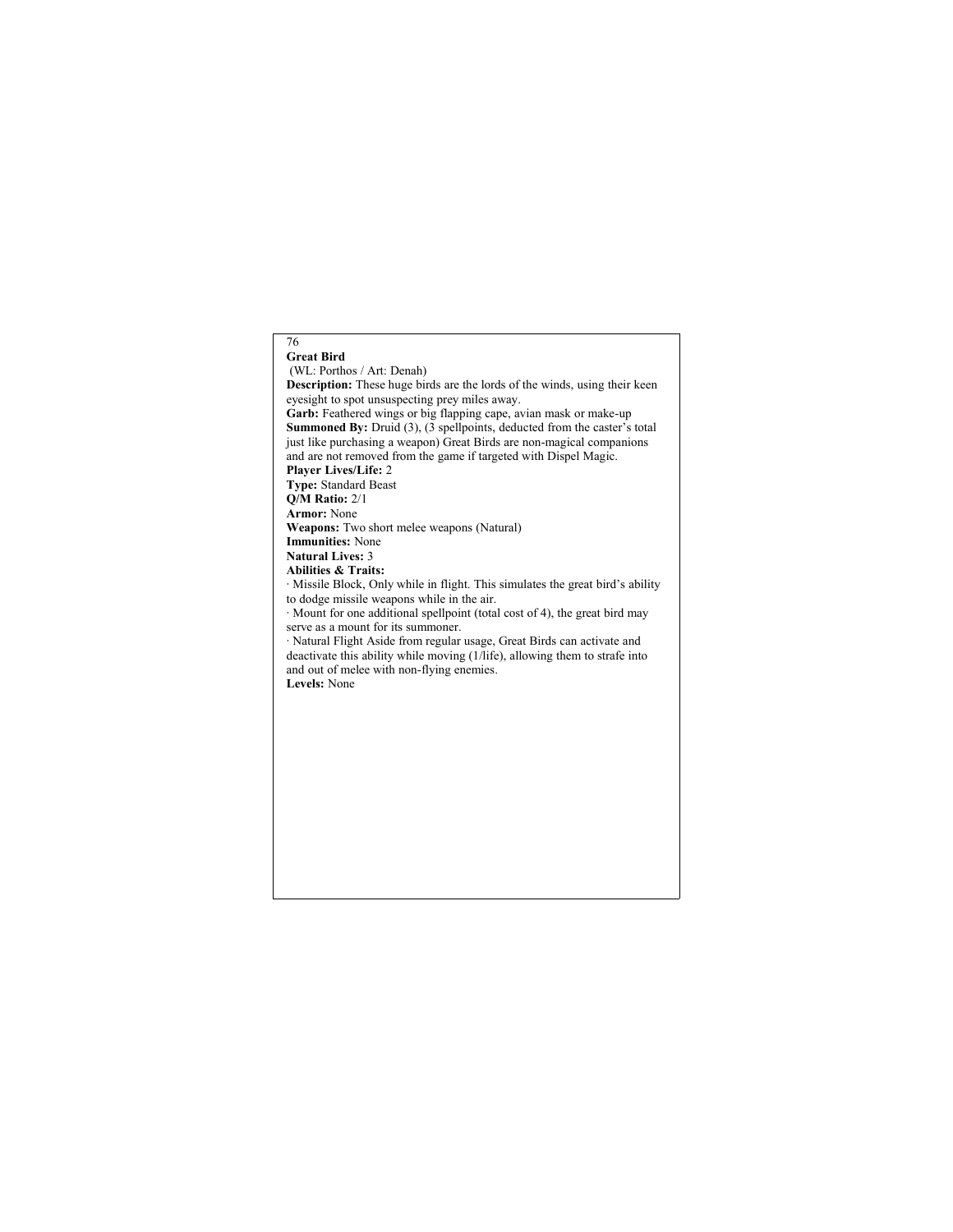**Great Bird**

(WL: Porthos / Art: Denah)

**Description:** These huge birds are the lords of the winds, using their keen eyesight to spot unsuspecting prey miles away.

**Garb:** Feathered wings or big flapping cape, avian mask or make-up

**Summoned By:** Druid (3), (3 spellpoints, deducted from the caster's total just like purchasing a weapon) Great Birds are non-magical companions and are not removed from the game if targeted with Dispel Magic.

**Player Lives/Life:** 2

**Type:** Standard Beast

**Q/M Ratio:** 2/1

**Armor:** None

**Weapons:** Two short melee weapons (Natural)

**Immunities:** None

**Natural Lives:** 3

**Abilities & Traits:**

· Missile Block, Only while in flight. This simulates the great bird's ability to dodge missile weapons while in the air.

· Mount for one additional spellpoint (total cost of 4), the great bird may serve as a mount for its summoner.

· Natural Flight Aside from regular usage, Great Birds can activate and deactivate this ability while moving (1/life), allowing them to strafe into and out of melee with non-flying enemies.

**Levels:** None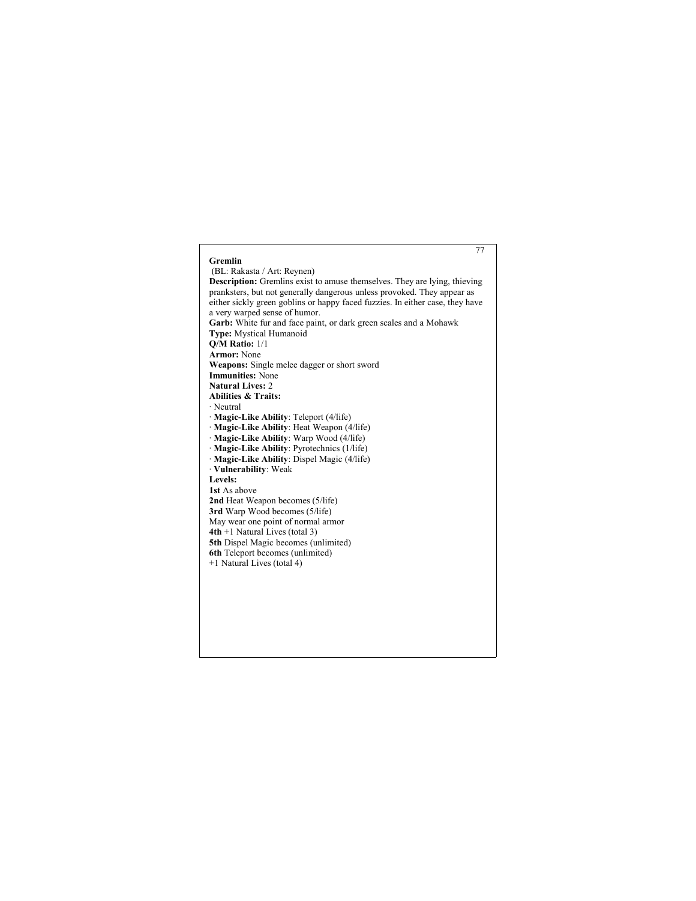## Gremlin

(BL: Rakasta / Art: Reynen)

**Description:** Gremlins exist to amuse themselves. They are lying, thieving pranksters, but not generally dangerous unless provoked. They appear as either sickly green goblins or happy faced fuzzies. In either case, they have a very warped sense of humor.

**Garb:** White fur and face paint, or dark green scales and a Mohawk

**Type:** Mystical Humanoid

**Q/M Ratio:** 1/1

**Armor:** None

**Weapons:** Single melee dagger or short sword

**Immunities:** None

**Natural Lives:** 2

**Abilities & Traits:**

- Neutral
- **Magic-Like Ability**: Teleport (4/life)
- **Magic-Like Ability**: Heat Weapon (4/life)
- **Magic-Like Ability**: Warp Wood (4/life)
- **Magic-Like Ability**: Pyrotechnics (1/life)
- **Magic-Like Ability**: Dispel Magic (4/life)
- **Vulnerability**: Weak

**Levels:**

**1st** As above

**2nd** Heat Weapon becomes (5/life)

**3rd** Warp Wood becomes (5/life)

May wear one point of normal armor

**4th** +1 Natural Lives (total 3)

**5th** Dispel Magic becomes (unlimited)

**6th** Teleport becomes (unlimited)

+1 Natural Lives (total 4)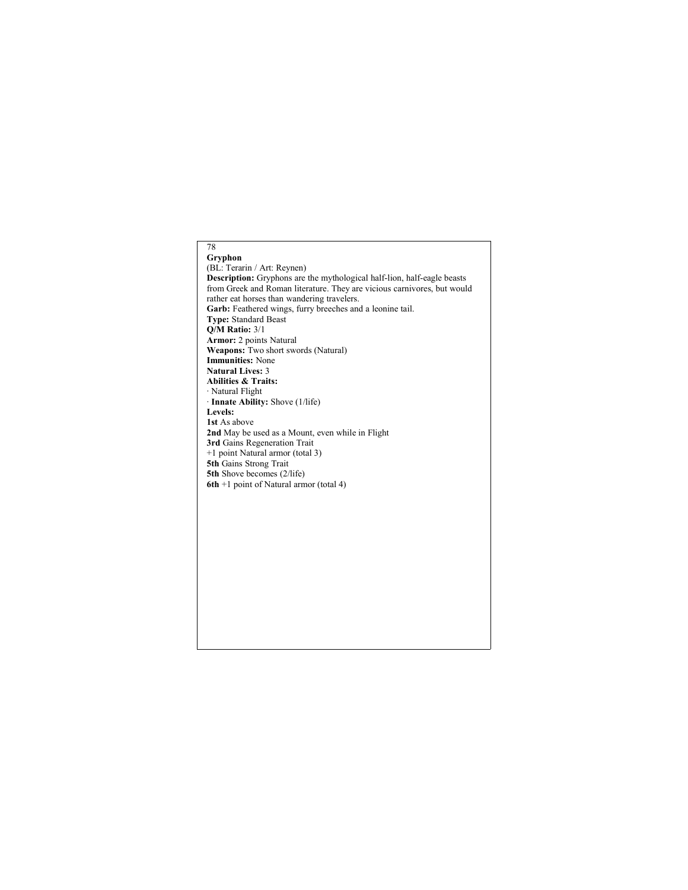## Gryphon

(BL: Terarin / Art: Reynen)

**Description:** Gryphons are the mythological half-lion, half-eagle beasts from Greek and Roman literature. They are vicious carnivores, but would rather eat horses than wandering travelers.

**Garb:** Feathered wings, furry breeches and a leonine tail.

**Type:** Standard Beast

**Q/M Ratio:** 3/1

**Armor:** 2 points Natural

**Weapons:** Two short swords (Natural)

**Immunities:** None

**Natural Lives:** 3

**Abilities & Traits:**

- Natural Flight
- **Innate Ability:** Shove (1/life)

**Levels:**

**1st** As above

**2nd** May be used as a Mount, even while in Flight

**3rd** Gains Regeneration Trait

+1 point Natural armor (total 3)

**5th** Gains Strong Trait

**5th** Shove becomes (2/life)

**6th** +1 point of Natural armor (total 4)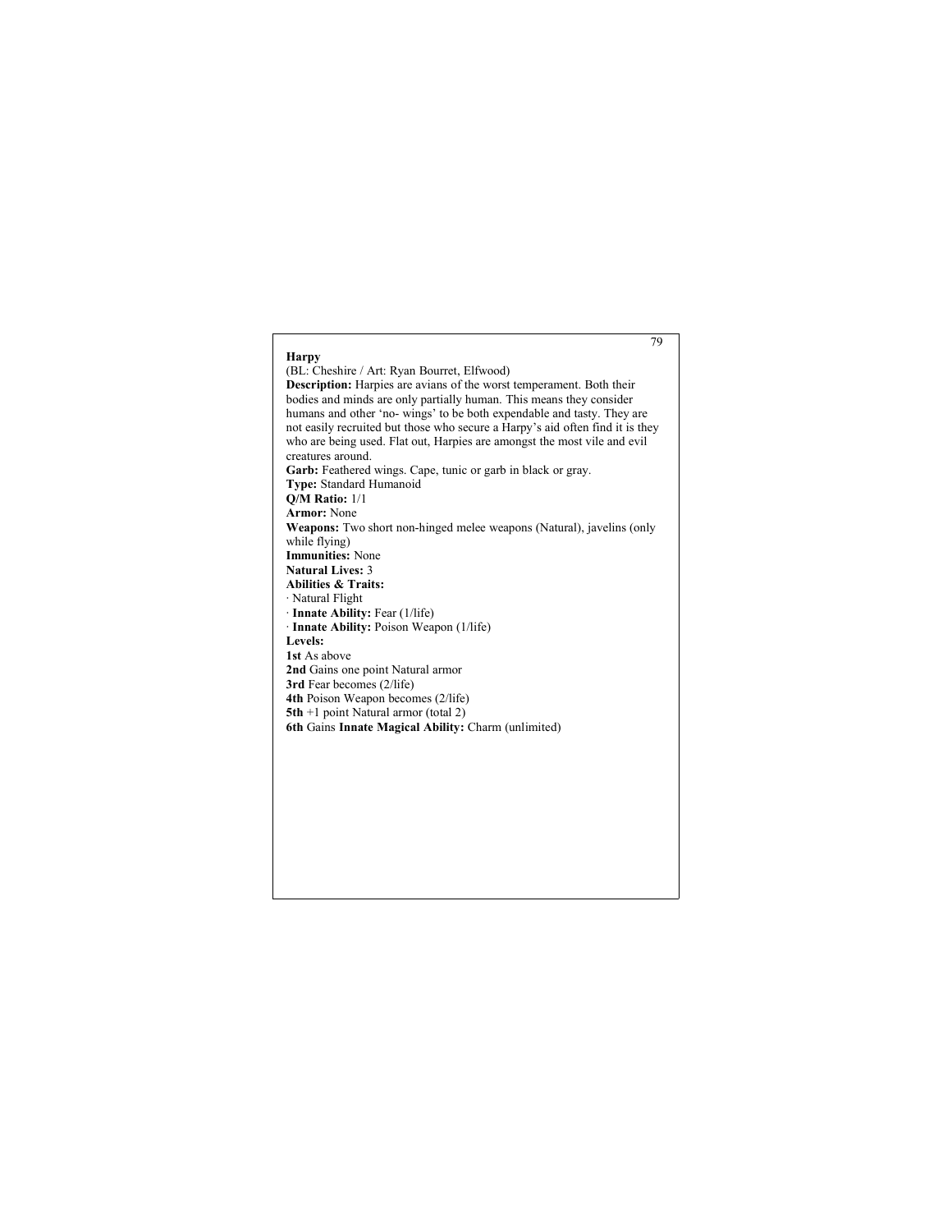## Harpy

(BL: Cheshire / Art: Ryan Bourret, Elfwood)

**Description:** Harpies are avians of the worst temperament. Both their bodies and minds are only partially human. This means they consider humans and other 'no- wings' to be both expendable and tasty. They are not easily recruited but those who secure a Harpy's aid often find it is they who are being used. Flat out, Harpies are amongst the most vile and evil creatures around.

**Garb:** Feathered wings. Cape, tunic or garb in black or gray.

**Type:** Standard Humanoid

**Q/M Ratio:** 1/1

**Armor:** None

**Weapons:** Two short non-hinged melee weapons (Natural), javelins (only while flying)

**Immunities:** None

**Natural Lives:** 3

**Abilities & Traits:**

- Natural Flight
- **Innate Ability:** Fear (1/life)
- **Innate Ability:** Poison Weapon (1/life)

**Levels:**

**1st** As above

**2nd** Gains one point Natural armor

**3rd** Fear becomes (2/life)

**4th** Poison Weapon becomes (2/life)

**5th** +1 point Natural armor (total 2)

**6th** Gains **Innate Magical Ability:** Charm (unlimited)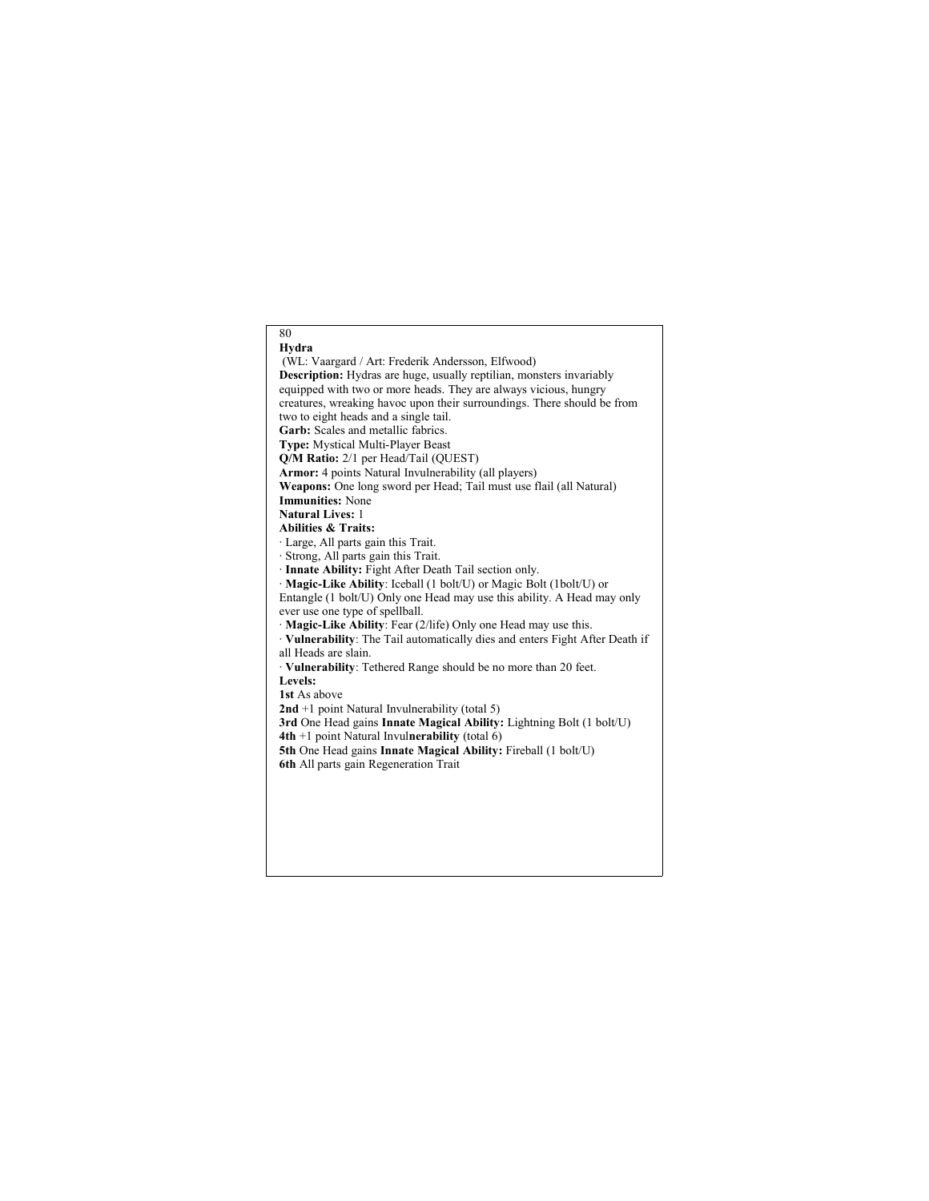## Hydra

(WL: Vaargard / Art: Frederik Andersson, Elfwood)

**Description:** Hydras are huge, usually reptilian, monsters invariably equipped with two or more heads. They are always vicious, hungry creatures, wreaking havoc upon their surroundings. There should be from two to eight heads and a single tail.

**Garb:** Scales and metallic fabrics.

**Type:** Mystical Multi-Player Beast

**Q/M Ratio:** 2/1 per Head/Tail (QUEST)

**Armor:** 4 points Natural Invulnerability (all players)

**Weapons:** One long sword per Head; Tail must use flail (all Natural)

**Immunities:** None

**Natural Lives:** 1

**Abilities & Traits:**

- Large, All parts gain this Trait.
- Strong, All parts gain this Trait.
- **Innate Ability:** Fight After Death Tail section only.
- **Magic-Like Ability**: Iceball (1 bolt/U) or Magic Bolt (1bolt/U) or Entangle (1 bolt/U) Only one Head may use this ability. A Head may only ever use one type of spellball.
- **Magic-Like Ability**: Fear (2/life) Only one Head may use this.
- **Vulnerability**: The Tail automatically dies and enters Fight After Death if all Heads are slain.
- **Vulnerability**: Tethered Range should be no more than 20 feet.

**Levels:**

**1st** As above

**2nd** +1 point Natural Invulnerability (total 5)

**3rd** One Head gains **Innate Magical Ability:** Lightning Bolt (1 bolt/U)

**4th** +1 point Natural Invul**nerability** (total 6)

**5th** One Head gains **Innate Magical Ability:** Fireball (1 bolt/U)

**6th** All parts gain Regeneration Trait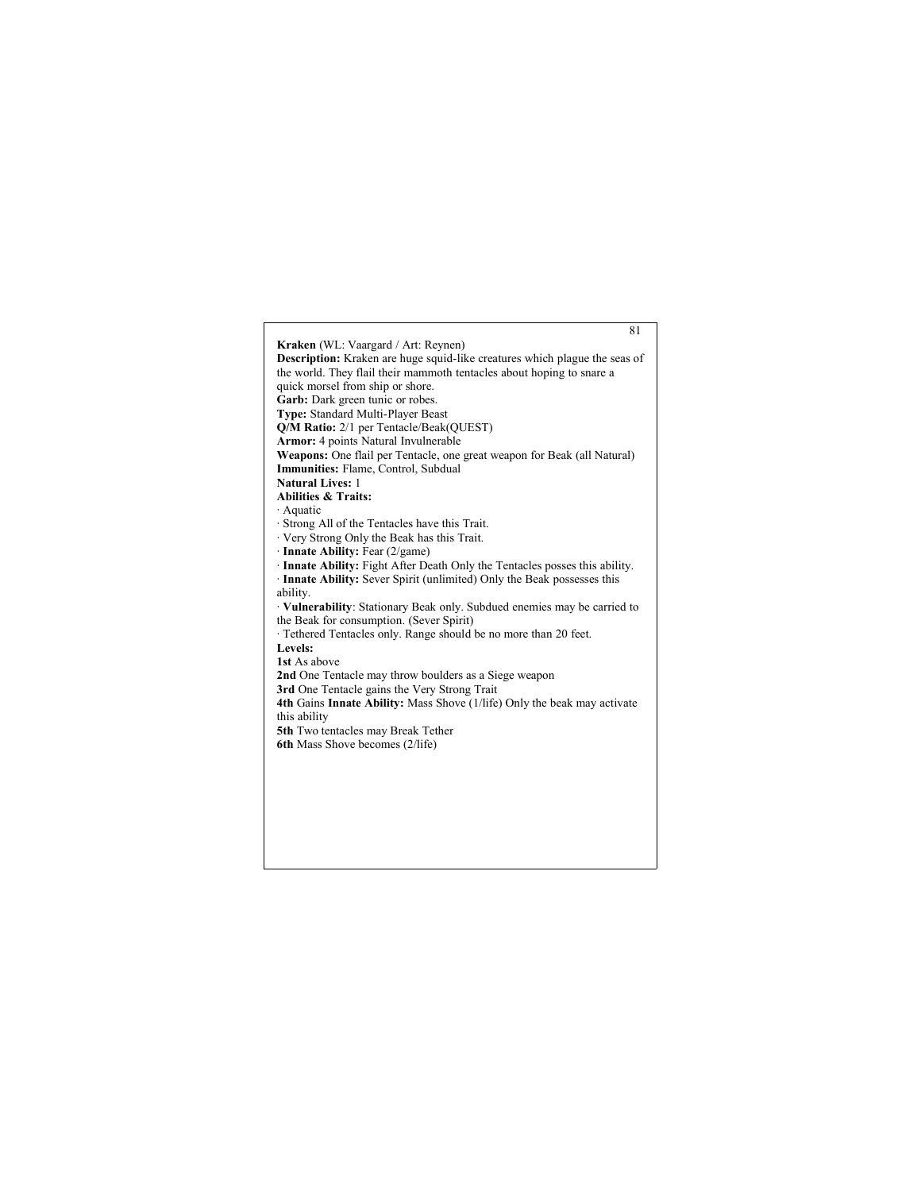**Kraken** (WL: Vaargard / Art: Reynen)
**Description:** Kraken are huge squid-like creatures which plague the seas of the world. They flail their mammoth tentacles about hoping to snare a quick morsel from ship or shore.
**Garb:** Dark green tunic or robes.
**Type:** Standard Multi-Player Beast
**Q/M Ratio:** 2/1 per Tentacle/Beak(QUEST)
**Armor:** 4 points Natural Invulnerable
**Weapons:** One flail per Tentacle, one great weapon for Beak (all Natural)
**Immunities:** Flame, Control, Subdual
**Natural Lives:** 1
**Abilities & Traits:**

· Aquatic
· Strong All of the Tentacles have this Trait.
· Very Strong Only the Beak has this Trait.
· **Innate Ability:** Fear (2/game)
· **Innate Ability:** Fight After Death Only the Tentacles posses this ability.
· **Innate Ability:** Sever Spirit (unlimited) Only the Beak possesses this ability.
· **Vulnerability**: Stationary Beak only. Subdued enemies may be carried to the Beak for consumption. (Sever Spirit)
· Tethered Tentacles only. Range should be no more than 20 feet.

**Levels:**

**1st** As above
**2nd** One Tentacle may throw boulders as a Siege weapon
**3rd** One Tentacle gains the Very Strong Trait
**4th** Gains **Innate Ability:** Mass Shove (1/life) Only the beak may activate this ability
**5th** Two tentacles may Break Tether
**6th** Mass Shove becomes (2/life)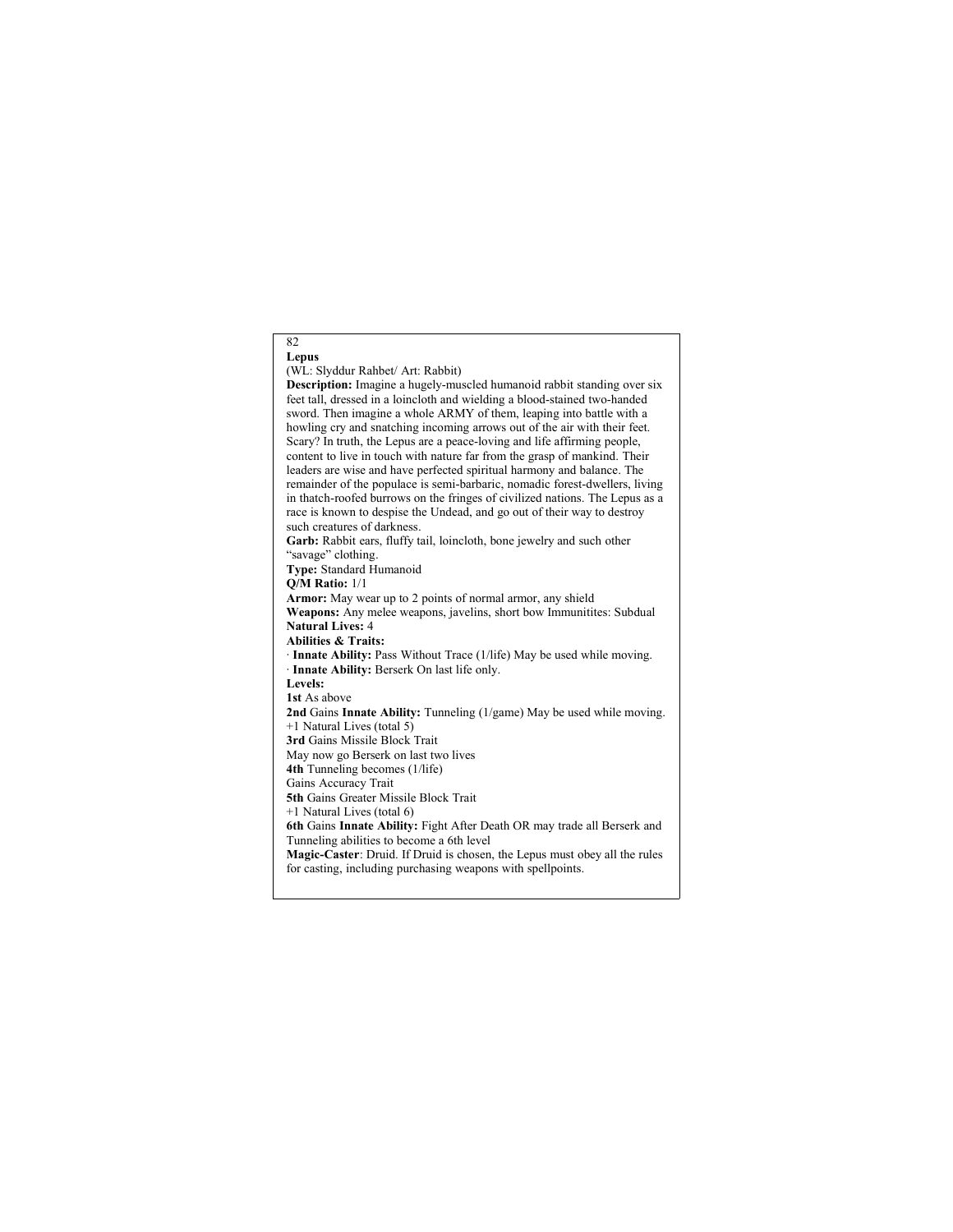**Lepus**

(WL: Slyddur Rahbet/ Art: Rabbit)

**Description:** Imagine a hugely-muscled humanoid rabbit standing over six feet tall, dressed in a loincloth and wielding a blood-stained two-handed sword. Then imagine a whole ARMY of them, leaping into battle with a howling cry and snatching incoming arrows out of the air with their feet. Scary? In truth, the Lepus are a peace-loving and life affirming people, content to live in touch with nature far from the grasp of mankind. Their leaders are wise and have perfected spiritual harmony and balance. The remainder of the populace is semi-barbaric, nomadic forest-dwellers, living in thatch-roofed burrows on the fringes of civilized nations. The Lepus as a race is known to despise the Undead, and go out of their way to destroy such creatures of darkness.

**Garb:** Rabbit ears, fluffy tail, loincloth, bone jewelry and such other "savage" clothing.

**Type:** Standard Humanoid

**Q/M Ratio:** 1/1

**Armor:** May wear up to 2 points of normal armor, any shield

**Weapons:** Any melee weapons, javelins, short bow Immunitites: Subdual

**Natural Lives:** 4

**Abilities & Traits:**

· **Innate Ability:** Pass Without Trace (1/life) May be used while moving.

· **Innate Ability:** Berserk On last life only.

**Levels:**

**1st** As above

**2nd** Gains **Innate Ability:** Tunneling (1/game) May be used while moving.
+1 Natural Lives (total 5)

**3rd** Gains Missile Block Trait
May now go Berserk on last two lives

**4th** Tunneling becomes (1/life)
Gains Accuracy Trait

**5th** Gains Greater Missile Block Trait
+1 Natural Lives (total 6)

**6th** Gains **Innate Ability:** Fight After Death OR may trade all Berserk and Tunneling abilities to become a 6th level

**Magic-Caster**: Druid. If Druid is chosen, the Lepus must obey all the rules for casting, including purchasing weapons with spellpoints.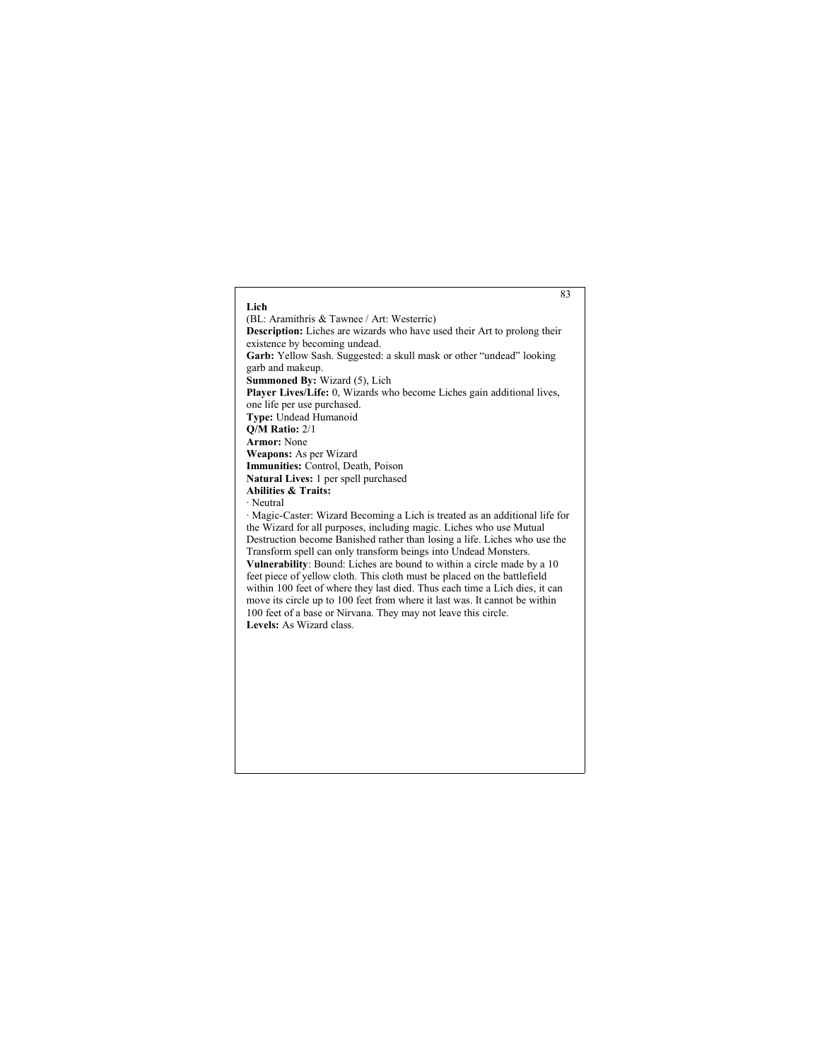**Lich**

(BL: Aramithris & Tawnee / Art: Westerric)

**Description:** Liches are wizards who have used their Art to prolong their existence by becoming undead.

**Garb:** Yellow Sash. Suggested: a skull mask or other "undead" looking garb and makeup.

**Summoned By:** Wizard (5), Lich

**Player Lives/Life:** 0, Wizards who become Liches gain additional lives, one life per use purchased.

**Type:** Undead Humanoid

**Q/M Ratio:** 2/1

**Armor:** None

**Weapons:** As per Wizard

**Immunities:** Control, Death, Poison

**Natural Lives:** 1 per spell purchased

**Abilities & Traits:**

· Neutral

· Magic-Caster: Wizard Becoming a Lich is treated as an additional life for the Wizard for all purposes, including magic. Liches who use Mutual Destruction become Banished rather than losing a life. Liches who use the Transform spell can only transform beings into Undead Monsters.

**Vulnerability**: Bound: Liches are bound to within a circle made by a 10 feet piece of yellow cloth. This cloth must be placed on the battlefield within 100 feet of where they last died. Thus each time a Lich dies, it can move its circle up to 100 feet from where it last was. It cannot be within 100 feet of a base or Nirvana. They may not leave this circle.

**Levels:** As Wizard class.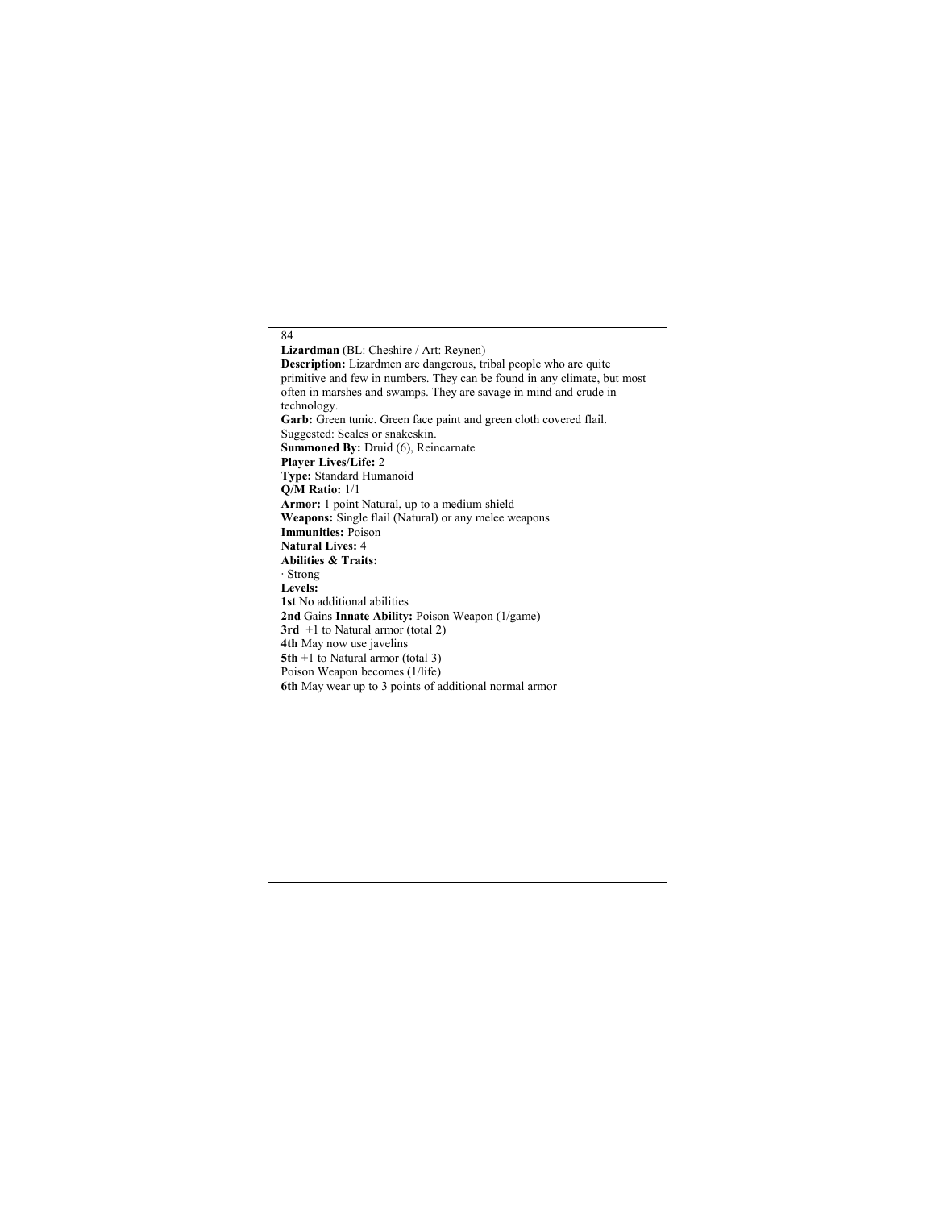**Lizardman** (BL: Cheshire / Art: Reynen)

**Description:** Lizardmen are dangerous, tribal people who are quite primitive and few in numbers. They can be found in any climate, but most often in marshes and swamps. They are savage in mind and crude in technology.

**Garb:** Green tunic. Green face paint and green cloth covered flail. Suggested: Scales or snakeskin.

**Summoned By:** Druid (6), Reincarnate

**Player Lives/Life:** 2

**Type:** Standard Humanoid

**Q/M Ratio:** 1/1

**Armor:** 1 point Natural, up to a medium shield

**Weapons:** Single flail (Natural) or any melee weapons

**Immunities:** Poison

**Natural Lives:** 4

**Abilities & Traits:**

· Strong

**Levels:**

**1st** No additional abilities

**2nd** Gains **Innate Ability:** Poison Weapon (1/game)

**3rd** +1 to Natural armor (total 2)

**4th** May now use javelins

**5th** +1 to Natural armor (total 3)

Poison Weapon becomes (1/life)

**6th** May wear up to 3 points of additional normal armor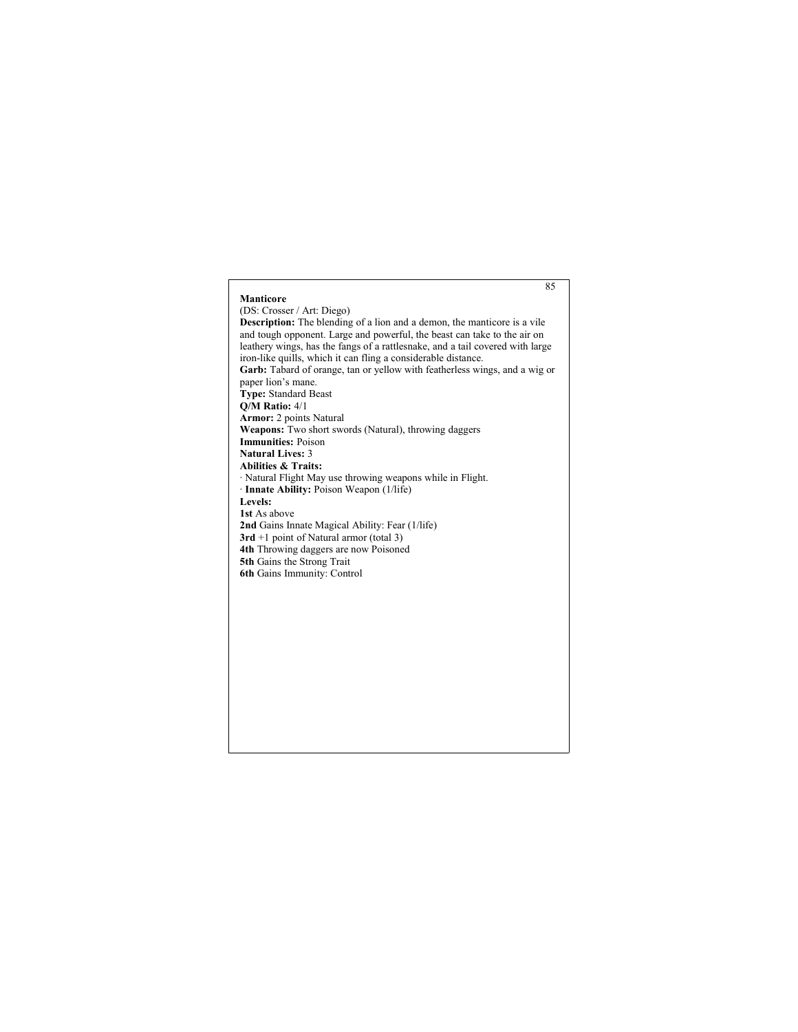**Manticore**

(DS: Crosser / Art: Diego)

**Description:** The blending of a lion and a demon, the manticore is a vile and tough opponent. Large and powerful, the beast can take to the air on leathery wings, has the fangs of a rattlesnake, and a tail covered with large iron-like quills, which it can fling a considerable distance.

**Garb:** Tabard of orange, tan or yellow with featherless wings, and a wig or paper lion's mane.

**Type:** Standard Beast

**Q/M Ratio:** 4/1

**Armor:** 2 points Natural

**Weapons:** Two short swords (Natural), throwing daggers

**Immunities:** Poison

**Natural Lives:** 3

**Abilities & Traits:**

· Natural Flight May use throwing weapons while in Flight.

· **Innate Ability:** Poison Weapon (1/life)

**Levels:**

**1st** As above

**2nd** Gains Innate Magical Ability: Fear (1/life)

**3rd** +1 point of Natural armor (total 3)

**4th** Throwing daggers are now Poisoned

**5th** Gains the Strong Trait

**6th** Gains Immunity: Control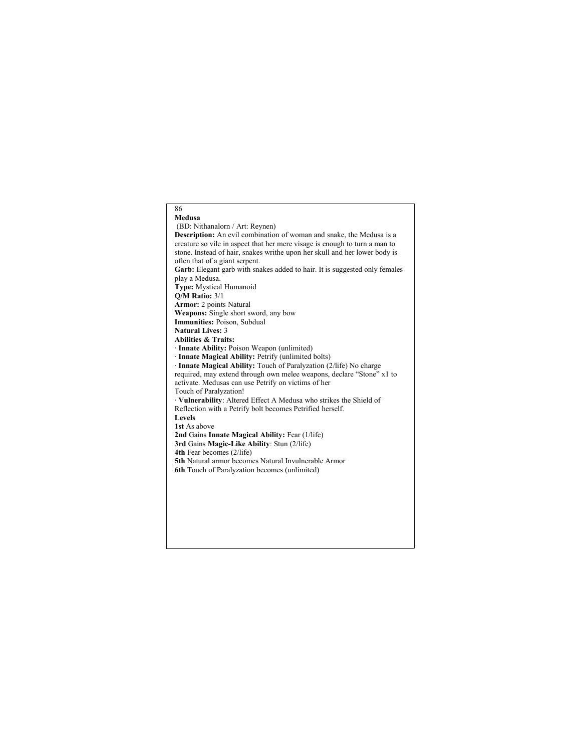## Medusa

(BD: Nithanalorn / Art: Reynen)

**Description:** An evil combination of woman and snake, the Medusa is a creature so vile in aspect that her mere visage is enough to turn a man to stone. Instead of hair, snakes writhe upon her skull and her lower body is often that of a giant serpent.

**Garb:** Elegant garb with snakes added to hair. It is suggested only females play a Medusa.

**Type:** Mystical Humanoid

**Q/M Ratio:** 3/1

**Armor:** 2 points Natural

**Weapons:** Single short sword, any bow

**Immunities:** Poison, Subdual

**Natural Lives:** 3

**Abilities & Traits:**

- **Innate Ability:** Poison Weapon (unlimited)
- **Innate Magical Ability:** Petrify (unlimited bolts)
- **Innate Magical Ability:** Touch of Paralyzation (2/life) No charge required, may extend through own melee weapons, declare "Stone" x1 to activate. Medusas can use Petrify on victims of her Touch of Paralyzation!
- **Vulnerability**: Altered Effect A Medusa who strikes the Shield of Reflection with a Petrify bolt becomes Petrified herself.

**Levels**

**1st** As above

**2nd** Gains **Innate Magical Ability:** Fear (1/life)

**3rd** Gains **Magic-Like Ability**: Stun (2/life)

**4th** Fear becomes (2/life)

**5th** Natural armor becomes Natural Invulnerable Armor

**6th** Touch of Paralyzation becomes (unlimited)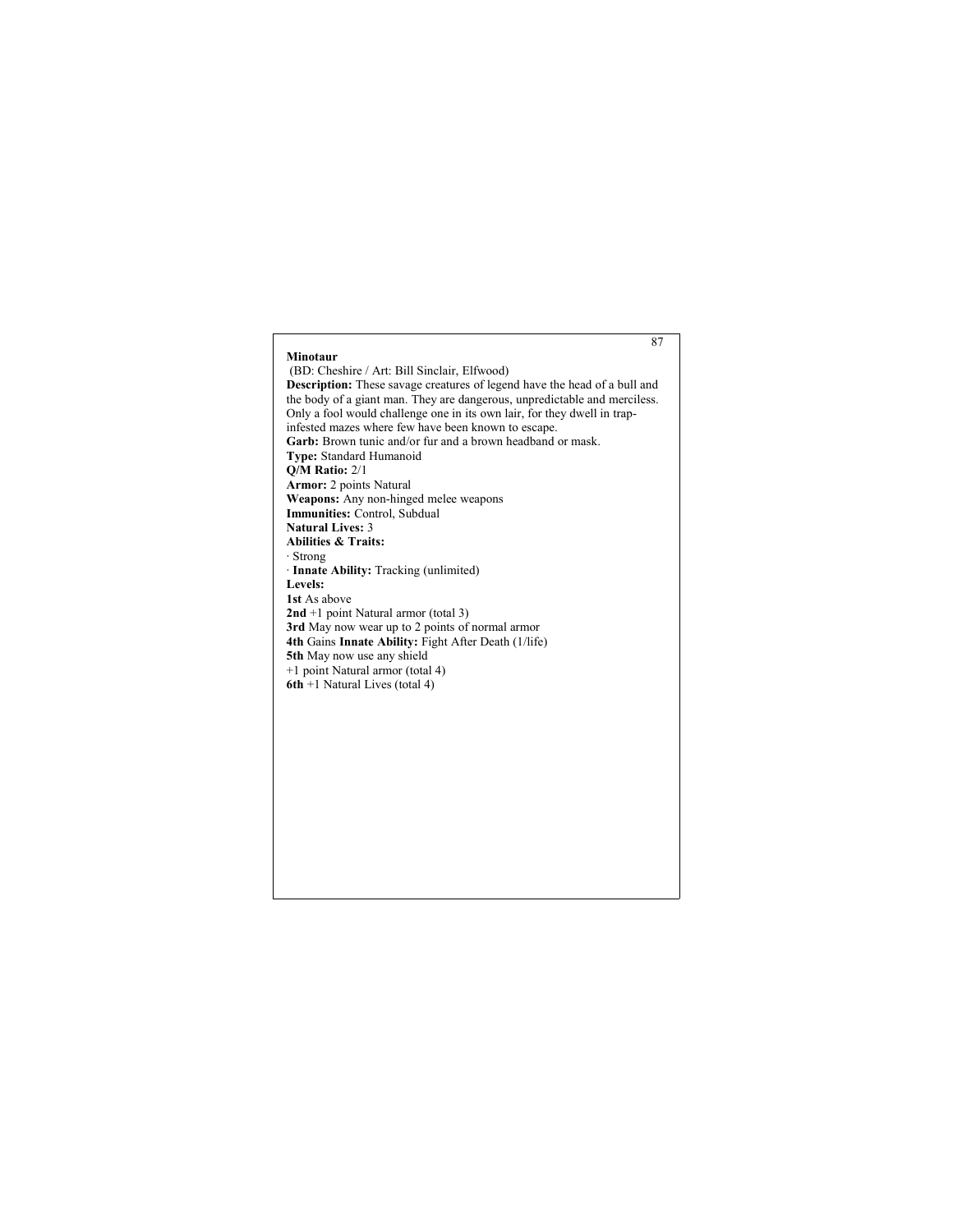## Minotaur

(BD: Cheshire / Art: Bill Sinclair, Elfwood)

**Description:** These savage creatures of legend have the head of a bull and the body of a giant man. They are dangerous, unpredictable and merciless. Only a fool would challenge one in its own lair, for they dwell in trap-infested mazes where few have been known to escape.

**Garb:** Brown tunic and/or fur and a brown headband or mask.

**Type:** Standard Humanoid

**Q/M Ratio:** 2/1

**Armor:** 2 points Natural

**Weapons:** Any non-hinged melee weapons

**Immunities:** Control, Subdual

**Natural Lives:** 3

**Abilities & Traits:**

- Strong
- **Innate Ability:** Tracking (unlimited)

**Levels:**

**1st** As above

**2nd** +1 point Natural armor (total 3)

**3rd** May now wear up to 2 points of normal armor

**4th** Gains **Innate Ability:** Fight After Death (1/life)

**5th** May now use any shield

+1 point Natural armor (total 4)

**6th** +1 Natural Lives (total 4)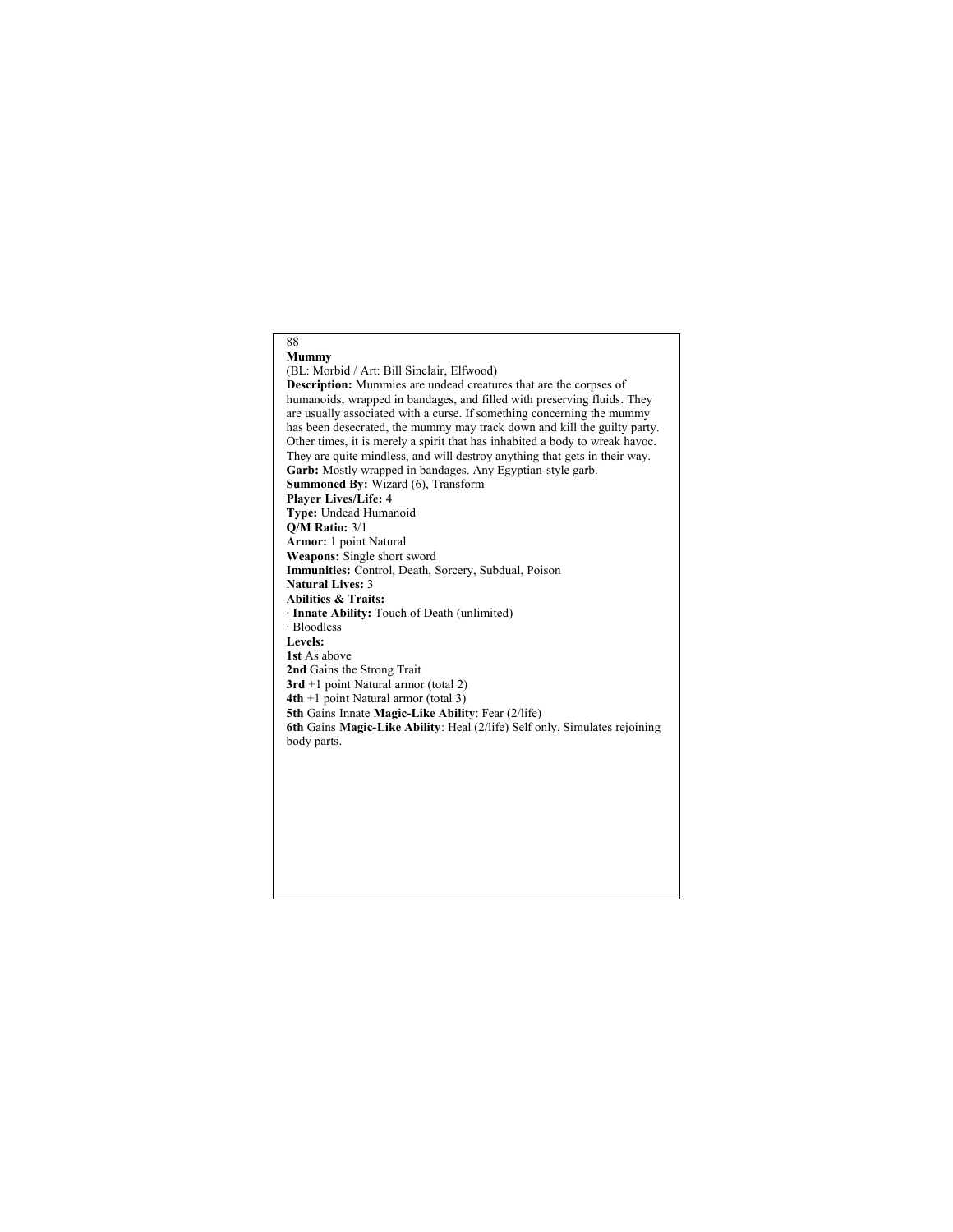## Mummy

(BL: Morbid / Art: Bill Sinclair, Elfwood)

**Description:** Mummies are undead creatures that are the corpses of humanoids, wrapped in bandages, and filled with preserving fluids. They are usually associated with a curse. If something concerning the mummy has been desecrated, the mummy may track down and kill the guilty party. Other times, it is merely a spirit that has inhabited a body to wreak havoc. They are quite mindless, and will destroy anything that gets in their way.

**Garb:** Mostly wrapped in bandages. Any Egyptian-style garb.

**Summoned By:** Wizard (6), Transform

**Player Lives/Life:** 4

**Type:** Undead Humanoid

**Q/M Ratio:** 3/1

**Armor:** 1 point Natural

**Weapons:** Single short sword

**Immunities:** Control, Death, Sorcery, Subdual, Poison

**Natural Lives:** 3

**Abilities & Traits:**

- **Innate Ability:** Touch of Death (unlimited)
- Bloodless

**Levels:**

**1st** As above
**2nd** Gains the Strong Trait
**3rd** +1 point Natural armor (total 2)
**4th** +1 point Natural armor (total 3)
**5th** Gains Innate **Magic-Like Ability**: Fear (2/life)
**6th** Gains **Magic-Like Ability**: Heal (2/life) Self only. Simulates rejoining body parts.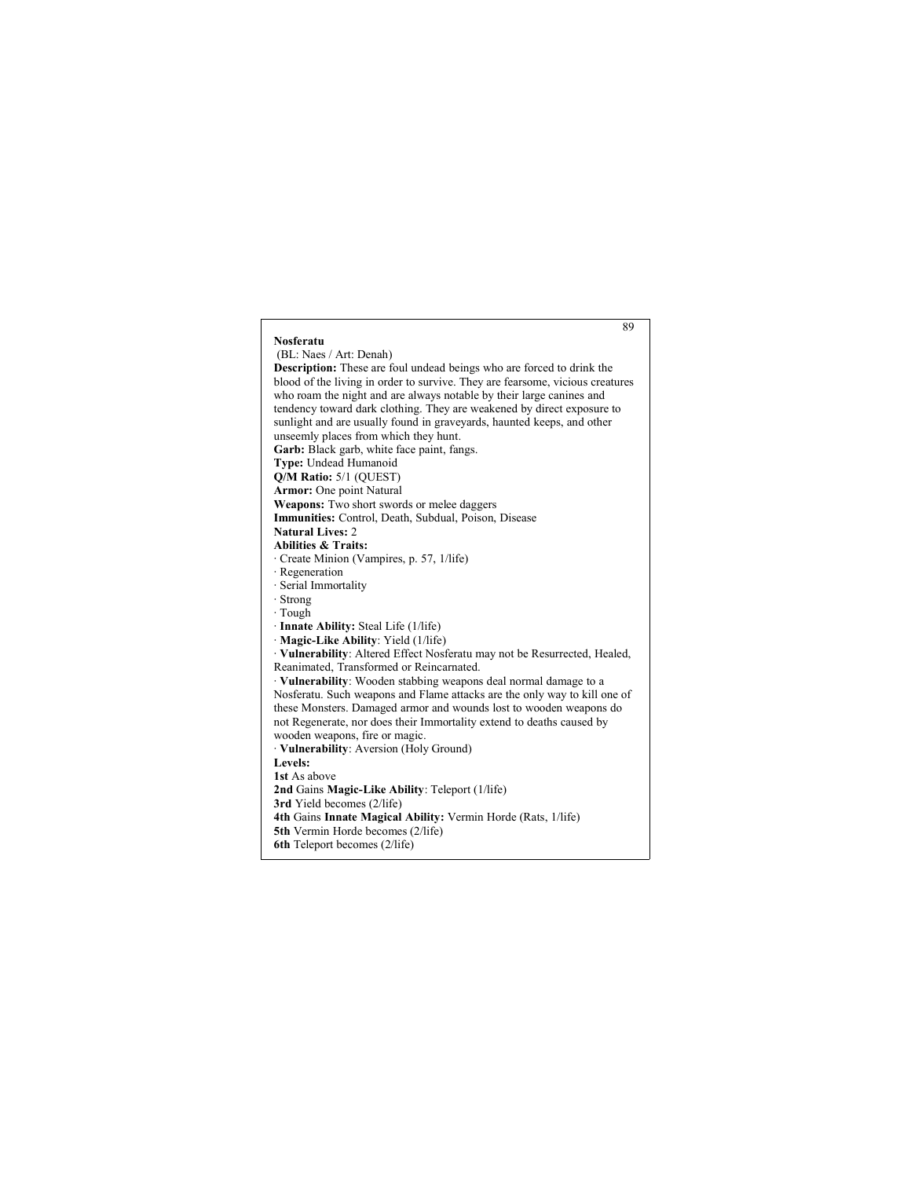**Nosferatu**

(BL: Naes / Art: Denah)

**Description:** These are foul undead beings who are forced to drink the blood of the living in order to survive. They are fearsome, vicious creatures who roam the night and are always notable by their large canines and tendency toward dark clothing. They are weakened by direct exposure to sunlight and are usually found in graveyards, haunted keeps, and other unseemly places from which they hunt.

**Garb:** Black garb, white face paint, fangs.

**Type:** Undead Humanoid

**Q/M Ratio:** 5/1 (QUEST)

**Armor:** One point Natural

**Weapons:** Two short swords or melee daggers

**Immunities:** Control, Death, Subdual, Poison, Disease

**Natural Lives:** 2

**Abilities & Traits:**

- Create Minion (Vampires, p. 57, 1/life)
- Regeneration
- Serial Immortality
- Strong
- Tough
- **Innate Ability:** Steal Life (1/life)
- **Magic-Like Ability**: Yield (1/life)
- **Vulnerability**: Altered Effect Nosferatu may not be Resurrected, Healed, Reanimated, Transformed or Reincarnated.
- **Vulnerability**: Wooden stabbing weapons deal normal damage to a Nosferatu. Such weapons and Flame attacks are the only way to kill one of these Monsters. Damaged armor and wounds lost to wooden weapons do not Regenerate, nor does their Immortality extend to deaths caused by wooden weapons, fire or magic.
- **Vulnerability**: Aversion (Holy Ground)

**Levels:**

**1st** As above

**2nd** Gains **Magic-Like Ability**: Teleport (1/life)

**3rd** Yield becomes (2/life)

**4th** Gains **Innate Magical Ability:** Vermin Horde (Rats, 1/life)

**5th** Vermin Horde becomes (2/life)

**6th** Teleport becomes (2/life)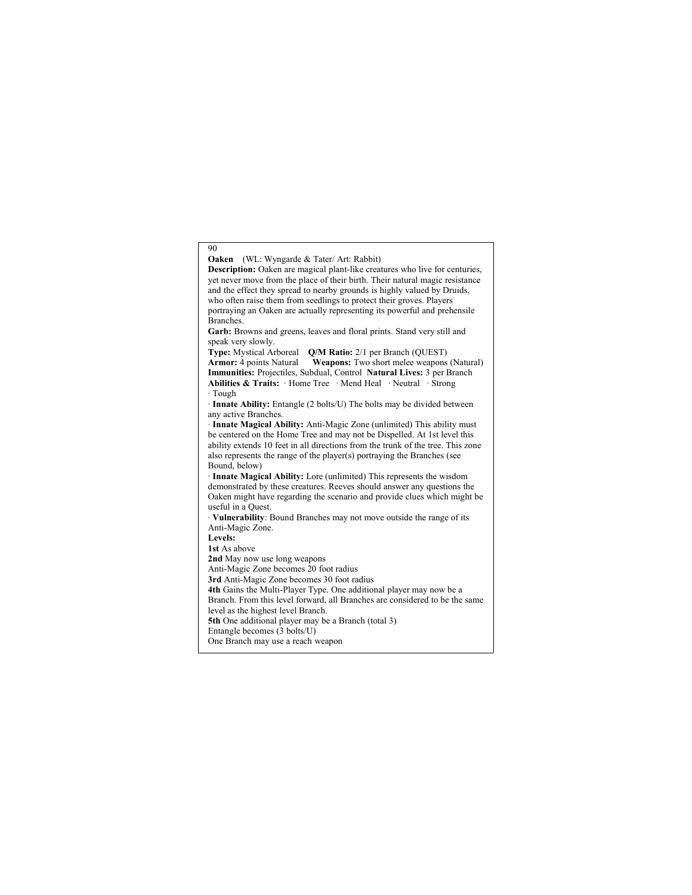**Oaken** (WL: Wyngarde & Tater/ Art: Rabbit)

**Description:** Oaken are magical plant-like creatures who live for centuries, yet never move from the place of their birth. Their natural magic resistance and the effect they spread to nearby grounds is highly valued by Druids, who often raise them from seedlings to protect their groves. Players portraying an Oaken are actually representing its powerful and prehensile Branches.

**Garb:** Browns and greens, leaves and floral prints. Stand very still and speak very slowly.

**Type:** Mystical Arboreal **Q/M Ratio:** 2/1 per Branch (QUEST)

**Armor:** 4 points Natural **Weapons:** Two short melee weapons (Natural)

**Immunities:** Projectiles, Subdual, Control **Natural Lives:** 3 per Branch

**Abilities & Traits:** · Home Tree · Mend Heal · Neutral · Strong · Tough

· **Innate Ability:** Entangle (2 bolts/U) The bolts may be divided between any active Branches.

· **Innate Magical Ability:** Anti-Magic Zone (unlimited) This ability must be centered on the Home Tree and may not be Dispelled. At 1st level this ability extends 10 feet in all directions from the trunk of the tree. This zone also represents the range of the player(s) portraying the Branches (see Bound, below)

· **Innate Magical Ability:** Lore (unlimited) This represents the wisdom demonstrated by these creatures. Reeves should answer any questions the Oaken might have regarding the scenario and provide clues which might be useful in a Quest.

· **Vulnerability**: Bound Branches may not move outside the range of its Anti-Magic Zone.

**Levels:**

**1st** As above

**2nd** May now use long weapons
Anti-Magic Zone becomes 20 foot radius

**3rd** Anti-Magic Zone becomes 30 foot radius

**4th** Gains the Multi-Player Type. One additional player may now be a Branch. From this level forward, all Branches are considered to be the same level as the highest level Branch.

**5th** One additional player may be a Branch (total 3)
Entangle becomes (3 bolts/U)
One Branch may use a reach weapon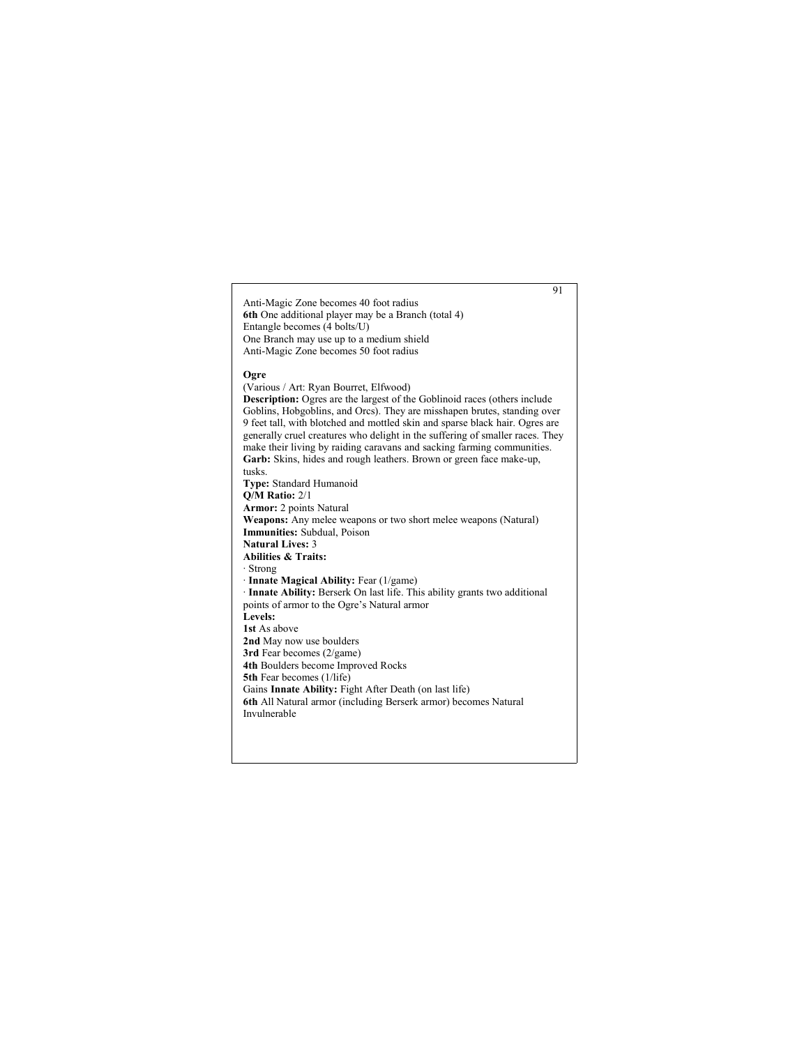Anti-Magic Zone becomes 40 foot radius
**6th** One additional player may be a Branch (total 4)
Entangle becomes (4 bolts/U)
One Branch may use up to a medium shield
Anti-Magic Zone becomes 50 foot radius

**Ogre**

(Various / Art: Ryan Bourret, Elfwood)
**Description:** Ogres are the largest of the Goblinoid races (others include Goblins, Hobgoblins, and Orcs). They are misshapen brutes, standing over 9 feet tall, with blotched and mottled skin and sparse black hair. Ogres are generally cruel creatures who delight in the suffering of smaller races. They make their living by raiding caravans and sacking farming communities.
**Garb:** Skins, hides and rough leathers. Brown or green face make-up, tusks.
**Type:** Standard Humanoid
**Q/M Ratio:** 2/1
**Armor:** 2 points Natural
**Weapons:** Any melee weapons or two short melee weapons (Natural)
**Immunities:** Subdual, Poison
**Natural Lives:** 3
**Abilities & Traits:**
· Strong
· **Innate Magical Ability:** Fear (1/game)
· **Innate Ability:** Berserk On last life. This ability grants two additional points of armor to the Ogre's Natural armor
**Levels:**
**1st** As above
**2nd** May now use boulders
**3rd** Fear becomes (2/game)
**4th** Boulders become Improved Rocks
**5th** Fear becomes (1/life)
Gains **Innate Ability:** Fight After Death (on last life)
**6th** All Natural armor (including Berserk armor) becomes Natural Invulnerable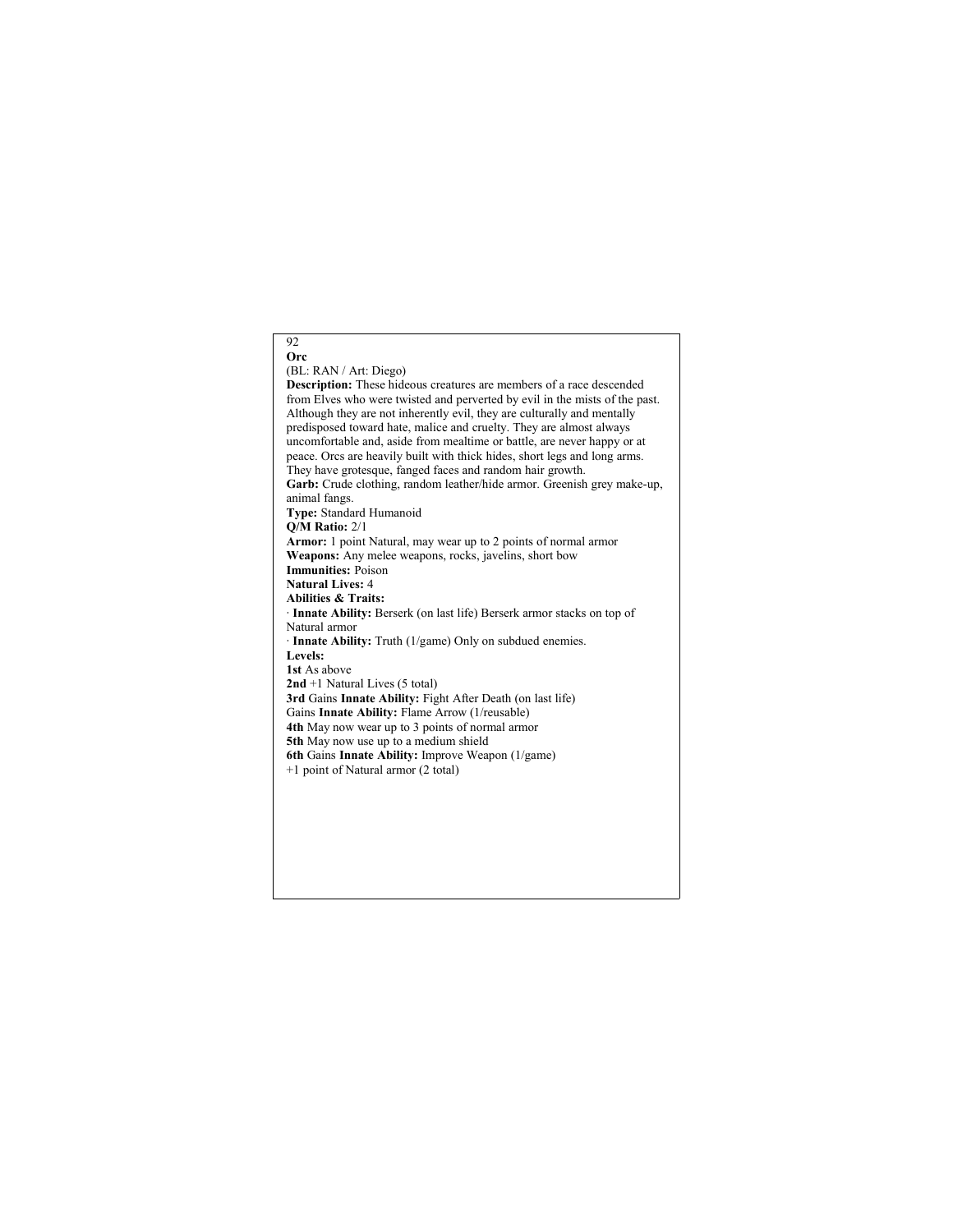## Orc

(BL: RAN / Art: Diego)

**Description:** These hideous creatures are members of a race descended from Elves who were twisted and perverted by evil in the mists of the past. Although they are not inherently evil, they are culturally and mentally predisposed toward hate, malice and cruelty. They are almost always uncomfortable and, aside from mealtime or battle, are never happy or at peace. Orcs are heavily built with thick hides, short legs and long arms. They have grotesque, fanged faces and random hair growth.

**Garb:** Crude clothing, random leather/hide armor. Greenish grey make-up, animal fangs.

**Type:** Standard Humanoid

**Q/M Ratio:** 2/1

**Armor:** 1 point Natural, may wear up to 2 points of normal armor

**Weapons:** Any melee weapons, rocks, javelins, short bow

**Immunities:** Poison

**Natural Lives:** 4

**Abilities & Traits:**

· **Innate Ability:** Berserk (on last life) Berserk armor stacks on top of Natural armor

· **Innate Ability:** Truth (1/game) Only on subdued enemies.

**Levels:**

**1st** As above

**2nd** +1 Natural Lives (5 total)

**3rd** Gains **Innate Ability:** Fight After Death (on last life)
Gains **Innate Ability:** Flame Arrow (1/reusable)

**4th** May now wear up to 3 points of normal armor

**5th** May now use up to a medium shield

**6th** Gains **Innate Ability:** Improve Weapon (1/game)
+1 point of Natural armor (2 total)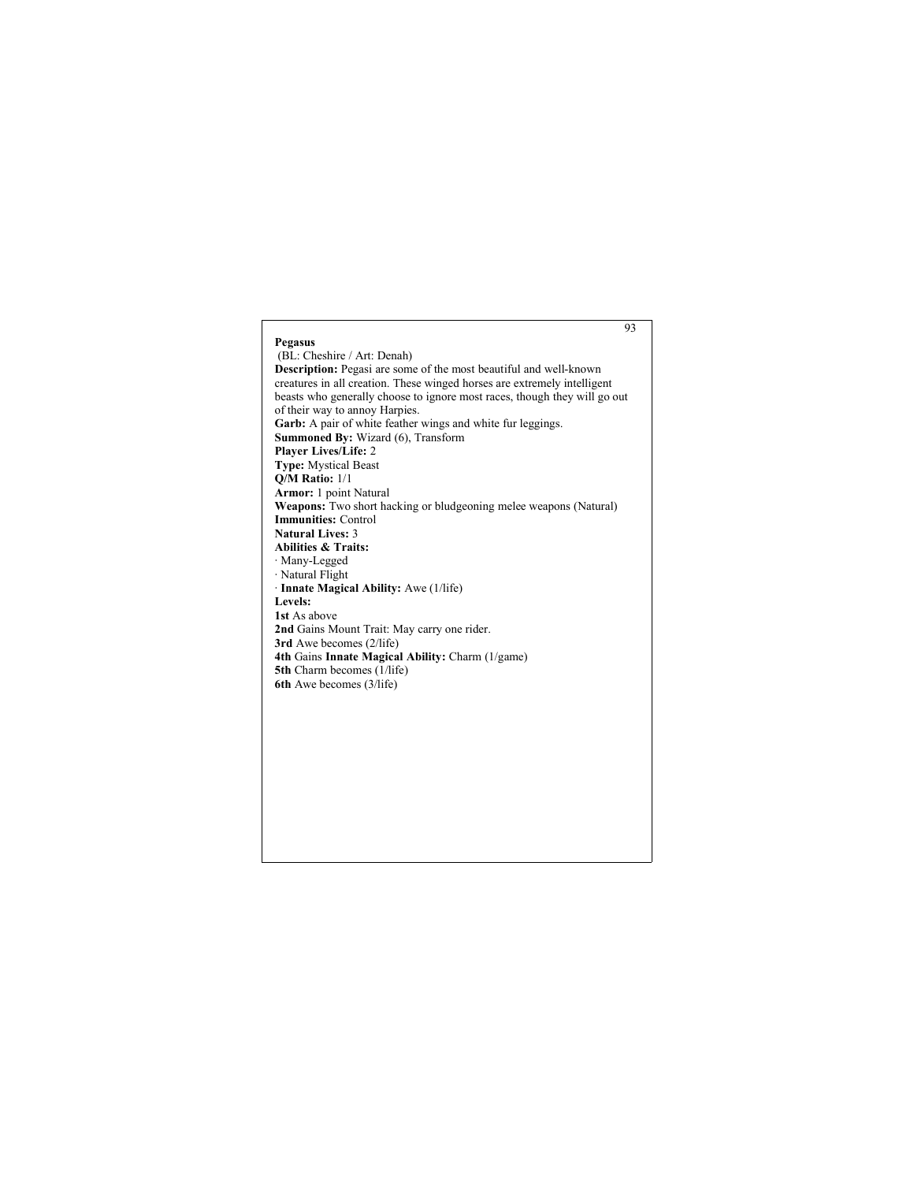**Pegasus**

(BL: Cheshire / Art: Denah)

**Description:** Pegasi are some of the most beautiful and well-known creatures in all creation. These winged horses are extremely intelligent beasts who generally choose to ignore most races, though they will go out of their way to annoy Harpies.

**Garb:** A pair of white feather wings and white fur leggings.

**Summoned By:** Wizard (6), Transform

**Player Lives/Life:** 2

**Type:** Mystical Beast

**Q/M Ratio:** 1/1

**Armor:** 1 point Natural

**Weapons:** Two short hacking or bludgeoning melee weapons (Natural)

**Immunities:** Control

**Natural Lives:** 3

**Abilities & Traits:**

· Many-Legged
· Natural Flight
· **Innate Magical Ability:** Awe (1/life)

**Levels:**

**1st** As above
**2nd** Gains Mount Trait: May carry one rider.
**3rd** Awe becomes (2/life)
**4th** Gains **Innate Magical Ability:** Charm (1/game)
**5th** Charm becomes (1/life)
**6th** Awe becomes (3/life)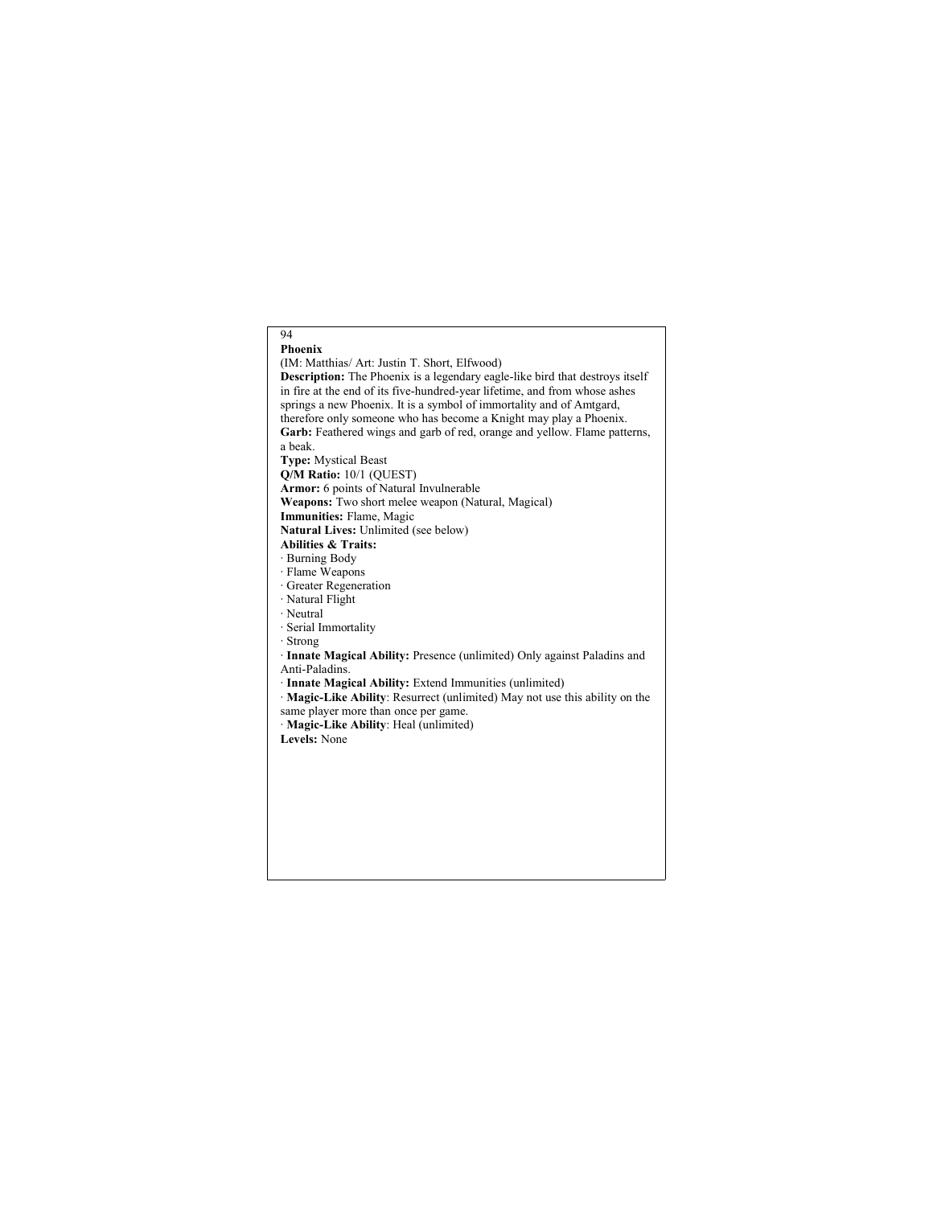**Phoenix**

(IM: Matthias/ Art: Justin T. Short, Elfwood)

**Description:** The Phoenix is a legendary eagle-like bird that destroys itself in fire at the end of its five-hundred-year lifetime, and from whose ashes springs a new Phoenix. It is a symbol of immortality and of Amtgard, therefore only someone who has become a Knight may play a Phoenix.

**Garb:** Feathered wings and garb of red, orange and yellow. Flame patterns, a beak.

**Type:** Mystical Beast

**Q/M Ratio:** 10/1 (QUEST)

**Armor:** 6 points of Natural Invulnerable

**Weapons:** Two short melee weapon (Natural, Magical)

**Immunities:** Flame, Magic

**Natural Lives:** Unlimited (see below)

**Abilities & Traits:**

· Burning Body
· Flame Weapons
· Greater Regeneration
· Natural Flight
· Neutral
· Serial Immortality
· Strong
· **Innate Magical Ability:** Presence (unlimited) Only against Paladins and Anti-Paladins.
· **Innate Magical Ability:** Extend Immunities (unlimited)
· **Magic-Like Ability**: Resurrect (unlimited) May not use this ability on the same player more than once per game.
· **Magic-Like Ability**: Heal (unlimited)

**Levels:** None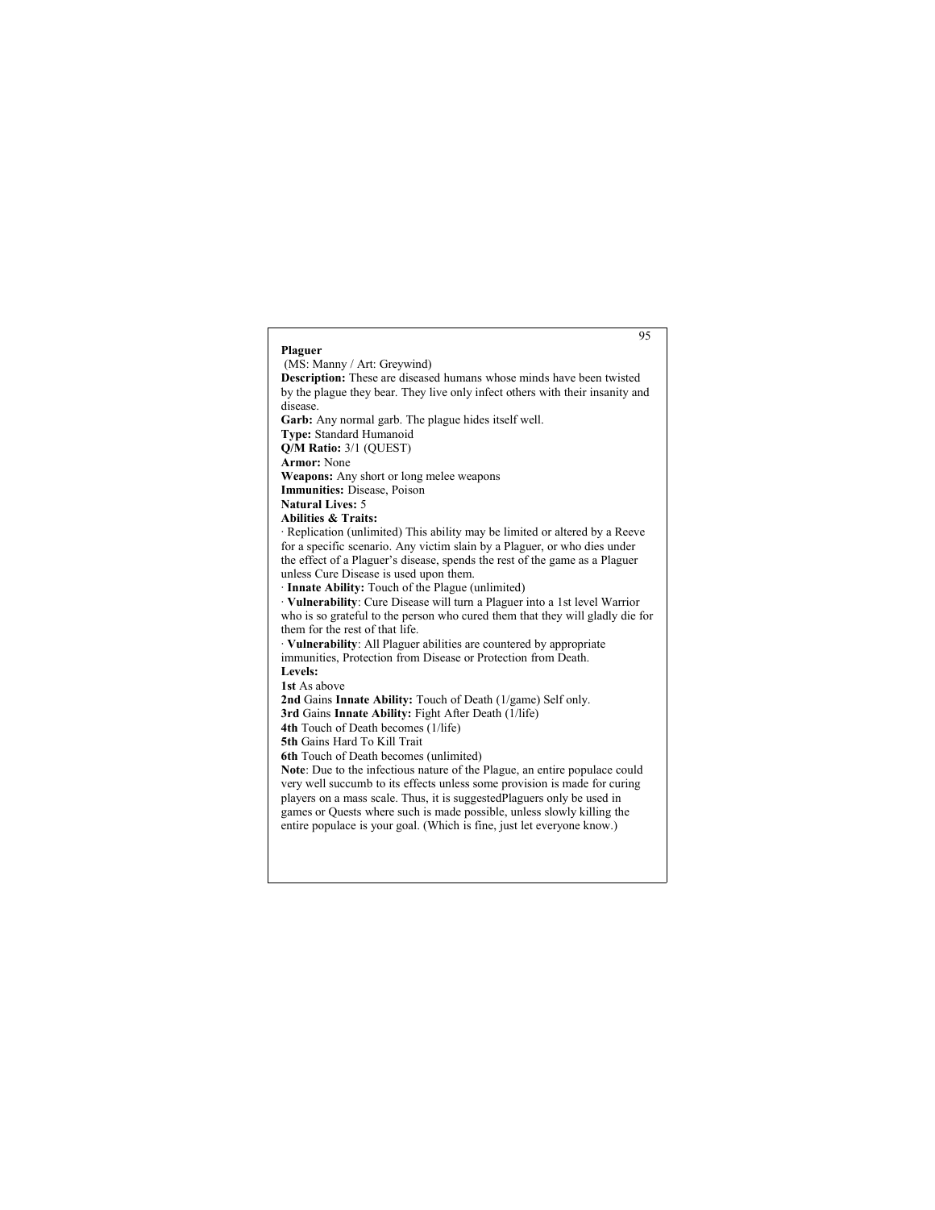**Plaguer**

(MS: Manny / Art: Greywind)

**Description:** These are diseased humans whose minds have been twisted by the plague they bear. They live only infect others with their insanity and disease.

**Garb:** Any normal garb. The plague hides itself well.

**Type:** Standard Humanoid

**Q/M Ratio:** 3/1 (QUEST)

**Armor:** None

**Weapons:** Any short or long melee weapons

**Immunities:** Disease, Poison

**Natural Lives:** 5

**Abilities & Traits:**

· Replication (unlimited) This ability may be limited or altered by a Reeve for a specific scenario. Any victim slain by a Plaguer, or who dies under the effect of a Plaguer's disease, spends the rest of the game as a Plaguer unless Cure Disease is used upon them.

· **Innate Ability:** Touch of the Plague (unlimited)

· **Vulnerability**: Cure Disease will turn a Plaguer into a 1st level Warrior who is so grateful to the person who cured them that they will gladly die for them for the rest of that life.

· **Vulnerability**: All Plaguer abilities are countered by appropriate immunities, Protection from Disease or Protection from Death.

**Levels:**

**1st** As above

**2nd** Gains **Innate Ability:** Touch of Death (1/game) Self only.

**3rd** Gains **Innate Ability:** Fight After Death (1/life)

**4th** Touch of Death becomes (1/life)

**5th** Gains Hard To Kill Trait

**6th** Touch of Death becomes (unlimited)

**Note**: Due to the infectious nature of the Plague, an entire populace could very well succumb to its effects unless some provision is made for curing players on a mass scale. Thus, it is suggestedPlaguers only be used in games or Quests where such is made possible, unless slowly killing the entire populace is your goal. (Which is fine, just let everyone know.)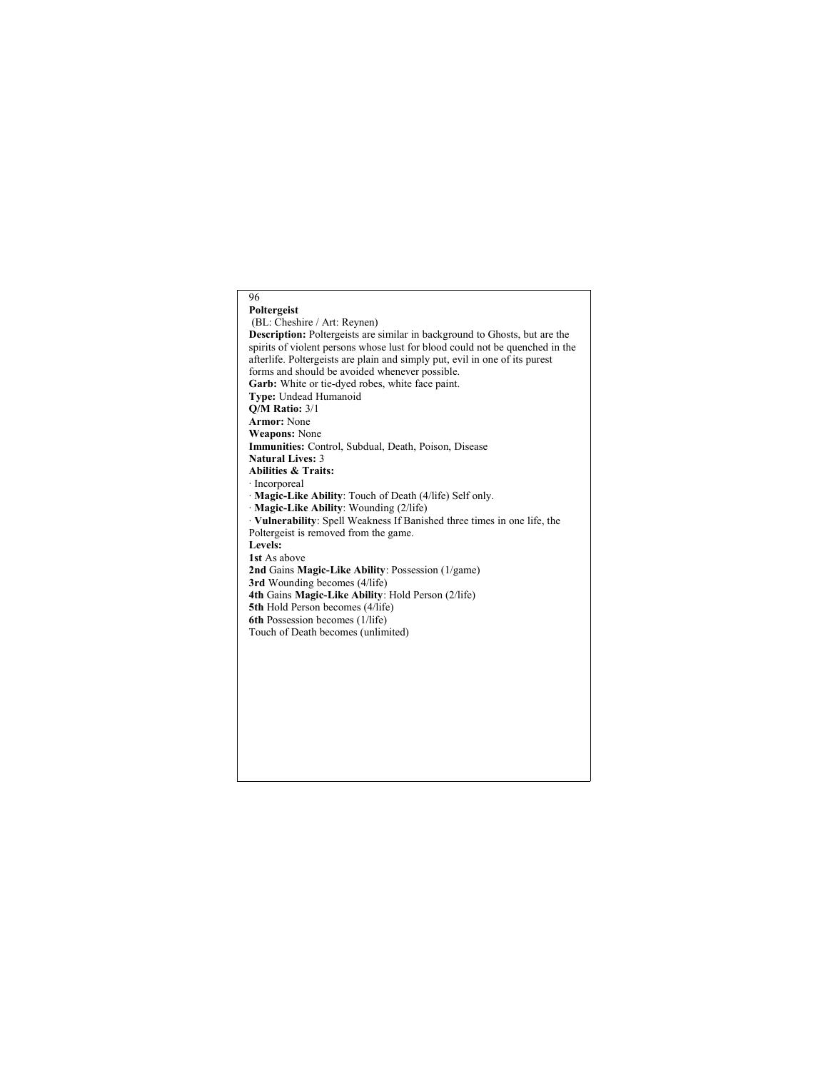**Poltergeist**

(BL: Cheshire / Art: Reynen)

**Description:** Poltergeists are similar in background to Ghosts, but are the spirits of violent persons whose lust for blood could not be quenched in the afterlife. Poltergeists are plain and simply put, evil in one of its purest forms and should be avoided whenever possible.

**Garb:** White or tie-dyed robes, white face paint.

**Type:** Undead Humanoid

**Q/M Ratio:** 3/1

**Armor:** None

**Weapons:** None

**Immunities:** Control, Subdual, Death, Poison, Disease

**Natural Lives:** 3

**Abilities & Traits:**

· Incorporeal

· **Magic-Like Ability**: Touch of Death (4/life) Self only.

· **Magic-Like Ability**: Wounding (2/life)

· **Vulnerability**: Spell Weakness If Banished three times in one life, the Poltergeist is removed from the game.

**Levels:**

**1st** As above

**2nd** Gains **Magic-Like Ability**: Possession (1/game)

**3rd** Wounding becomes (4/life)

**4th** Gains **Magic-Like Ability**: Hold Person (2/life)

**5th** Hold Person becomes (4/life)

**6th** Possession becomes (1/life)

Touch of Death becomes (unlimited)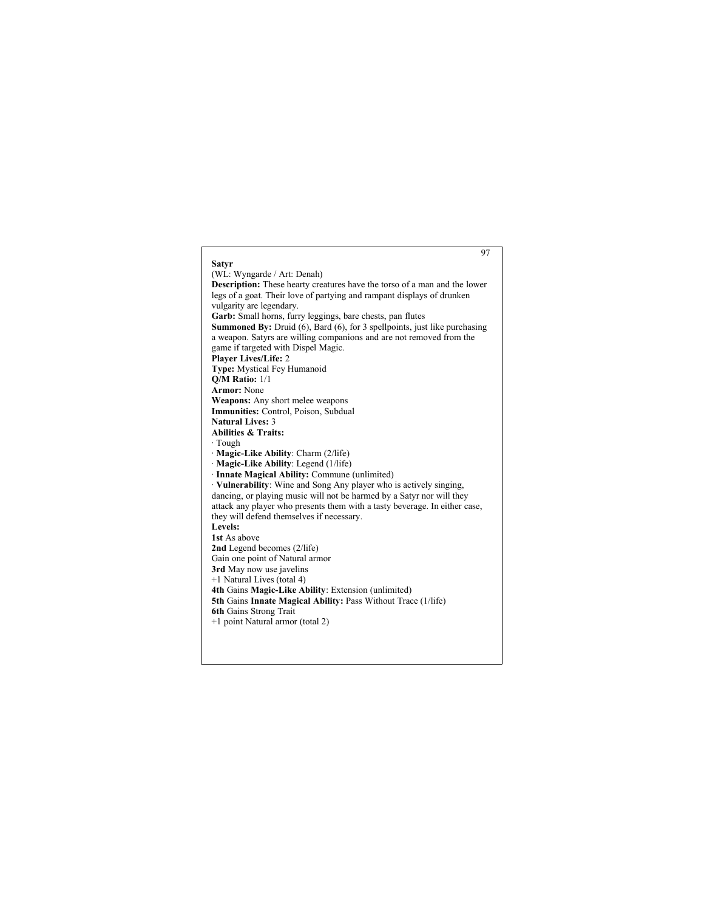## Satyr

(WL: Wyngarde / Art: Denah)

**Description:** These hearty creatures have the torso of a man and the lower legs of a goat. Their love of partying and rampant displays of drunken vulgarity are legendary.

**Garb:** Small horns, furry leggings, bare chests, pan flutes

**Summoned By:** Druid (6), Bard (6), for 3 spellpoints, just like purchasing a weapon. Satyrs are willing companions and are not removed from the game if targeted with Dispel Magic.

**Player Lives/Life:** 2

**Type:** Mystical Fey Humanoid

**Q/M Ratio:** 1/1

**Armor:** None

**Weapons:** Any short melee weapons

**Immunities:** Control, Poison, Subdual

**Natural Lives:** 3

**Abilities & Traits:**

- Tough
- **Magic-Like Ability**: Charm (2/life)
- **Magic-Like Ability**: Legend (1/life)
- **Innate Magical Ability:** Commune (unlimited)
- **Vulnerability**: Wine and Song Any player who is actively singing, dancing, or playing music will not be harmed by a Satyr nor will they attack any player who presents them with a tasty beverage. In either case, they will defend themselves if necessary.

**Levels:**

**1st** As above

**2nd** Legend becomes (2/life)
Gain one point of Natural armor

**3rd** May now use javelins
+1 Natural Lives (total 4)

**4th** Gains **Magic-Like Ability**: Extension (unlimited)

**5th** Gains **Innate Magical Ability:** Pass Without Trace (1/life)

**6th** Gains Strong Trait
+1 point Natural armor (total 2)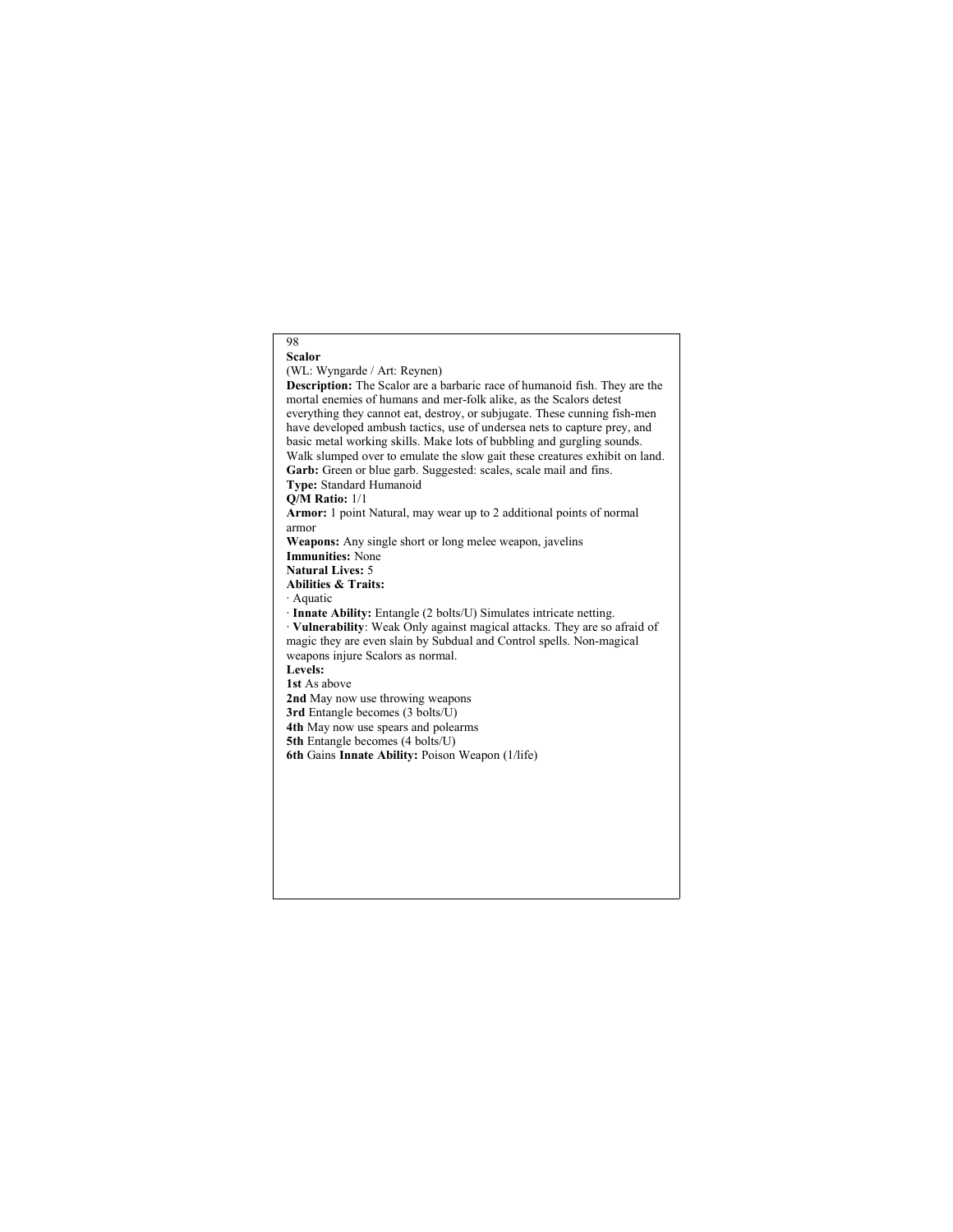## Scalor

(WL: Wyngarde / Art: Reynen)

**Description:** The Scalor are a barbaric race of humanoid fish. They are the mortal enemies of humans and mer-folk alike, as the Scalors detest everything they cannot eat, destroy, or subjugate. These cunning fish-men have developed ambush tactics, use of undersea nets to capture prey, and basic metal working skills. Make lots of bubbling and gurgling sounds. Walk slumped over to emulate the slow gait these creatures exhibit on land.

**Garb:** Green or blue garb. Suggested: scales, scale mail and fins.

**Type:** Standard Humanoid

**Q/M Ratio:** 1/1

**Armor:** 1 point Natural, may wear up to 2 additional points of normal armor

**Weapons:** Any single short or long melee weapon, javelins

**Immunities:** None

**Natural Lives:** 5

**Abilities & Traits:**

- Aquatic
- **Innate Ability:** Entangle (2 bolts/U) Simulates intricate netting.
- **Vulnerability**: Weak Only against magical attacks. They are so afraid of magic they are even slain by Subdual and Control spells. Non-magical weapons injure Scalors as normal.

**Levels:**

**1st** As above

**2nd** May now use throwing weapons

**3rd** Entangle becomes (3 bolts/U)

**4th** May now use spears and polearms

**5th** Entangle becomes (4 bolts/U)

**6th** Gains **Innate Ability:** Poison Weapon (1/life)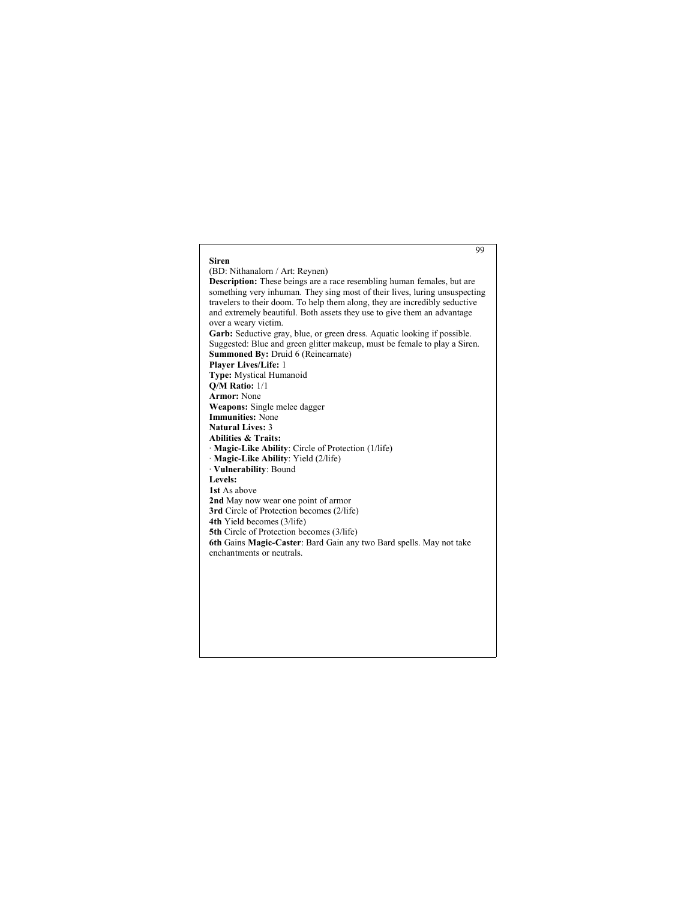**Siren**

(BD: Nithanalorn / Art: Reynen)

**Description:** These beings are a race resembling human females, but are something very inhuman. They sing most of their lives, luring unsuspecting travelers to their doom. To help them along, they are incredibly seductive and extremely beautiful. Both assets they use to give them an advantage over a weary victim.

**Garb:** Seductive gray, blue, or green dress. Aquatic looking if possible. Suggested: Blue and green glitter makeup, must be female to play a Siren.

**Summoned By:** Druid 6 (Reincarnate)

**Player Lives/Life:** 1

**Type:** Mystical Humanoid

**Q/M Ratio:** 1/1

**Armor:** None

**Weapons:** Single melee dagger

**Immunities:** None

**Natural Lives:** 3

**Abilities & Traits:**

· **Magic-Like Ability**: Circle of Protection (1/life)
· **Magic-Like Ability**: Yield (2/life)
· **Vulnerability**: Bound

**Levels:**

**1st** As above
**2nd** May now wear one point of armor
**3rd** Circle of Protection becomes (2/life)
**4th** Yield becomes (3/life)
**5th** Circle of Protection becomes (3/life)
**6th** Gains **Magic-Caster**: Bard Gain any two Bard spells. May not take enchantments or neutrals.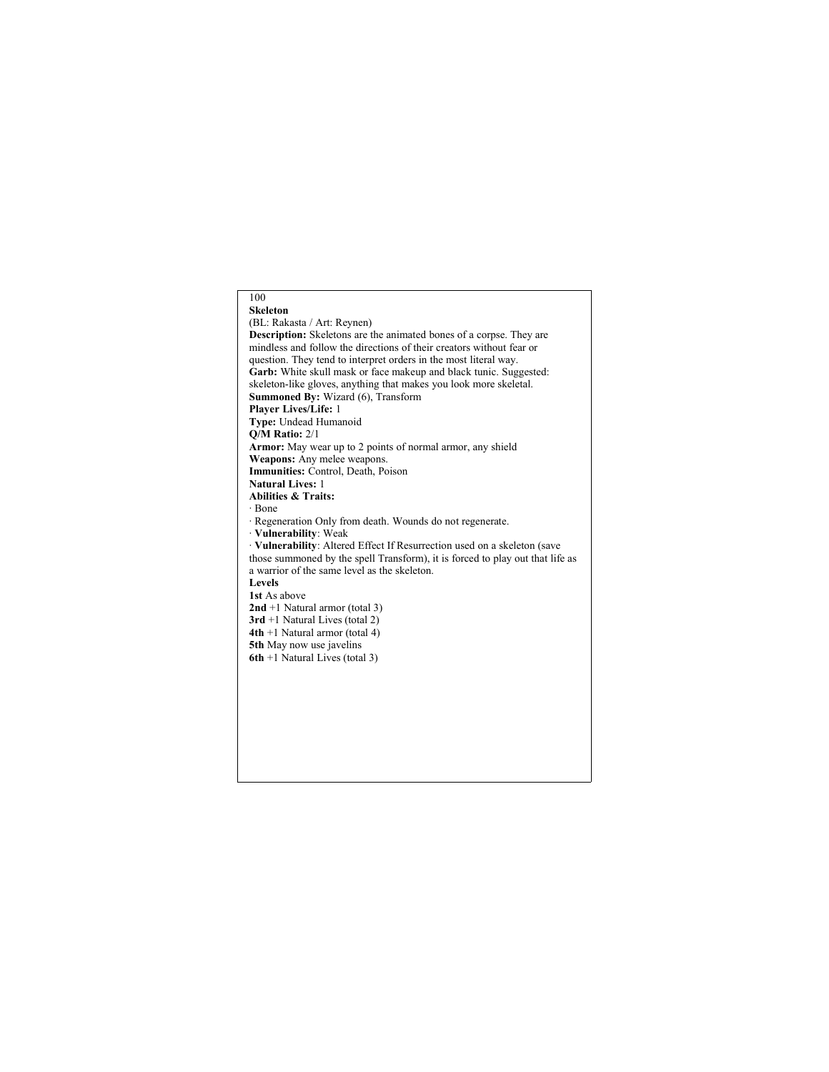**Skeleton**

(BL: Rakasta / Art: Reynen)

**Description:** Skeletons are the animated bones of a corpse. They are mindless and follow the directions of their creators without fear or question. They tend to interpret orders in the most literal way.

**Garb:** White skull mask or face makeup and black tunic. Suggested: skeleton-like gloves, anything that makes you look more skeletal.

**Summoned By:** Wizard (6), Transform

**Player Lives/Life:** 1

**Type:** Undead Humanoid

**Q/M Ratio:** 2/1

**Armor:** May wear up to 2 points of normal armor, any shield

**Weapons:** Any melee weapons.

**Immunities:** Control, Death, Poison

**Natural Lives:** 1

**Abilities & Traits:**

· Bone

· Regeneration Only from death. Wounds do not regenerate.

· **Vulnerability**: Weak

· **Vulnerability**: Altered Effect If Resurrection used on a skeleton (save those summoned by the spell Transform), it is forced to play out that life as a warrior of the same level as the skeleton.

**Levels**

**1st** As above

**2nd** +1 Natural armor (total 3)

**3rd** +1 Natural Lives (total 2)

**4th** +1 Natural armor (total 4)

**5th** May now use javelins

**6th** +1 Natural Lives (total 3)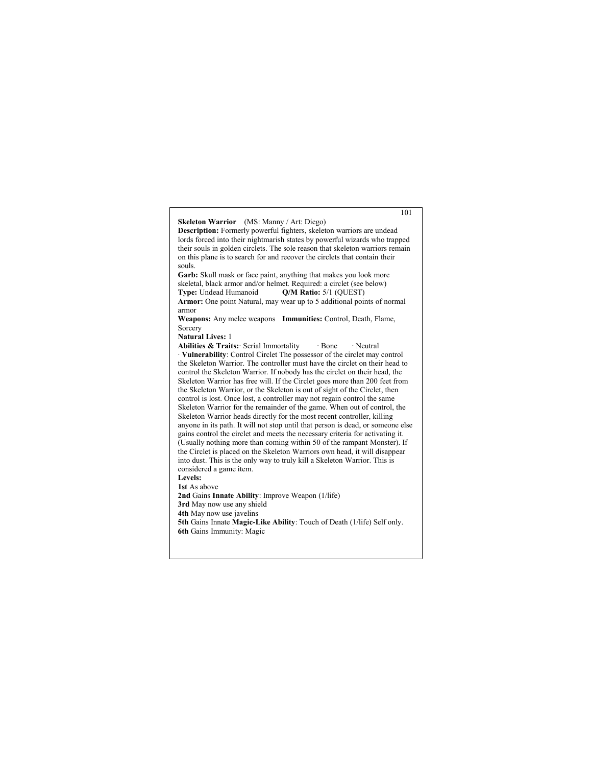**Skeleton Warrior** (MS: Manny / Art: Diego)

**Description:** Formerly powerful fighters, skeleton warriors are undead lords forced into their nightmarish states by powerful wizards who trapped their souls in golden circlets. The sole reason that skeleton warriors remain on this plane is to search for and recover the circlets that contain their souls.

**Garb:** Skull mask or face paint, anything that makes you look more skeletal, black armor and/or helmet. Required: a circlet (see below)

**Type:** Undead Humanoid **Q/M Ratio:** 5/1 (QUEST)

**Armor:** One point Natural, may wear up to 5 additional points of normal armor

**Weapons:** Any melee weapons **Immunities:** Control, Death, Flame, Sorcery

**Natural Lives:** 1

**Abilities & Traits:** · Serial Immortality · Bone · Neutral

· **Vulnerability**: Control Circlet The possessor of the circlet may control the Skeleton Warrior. The controller must have the circlet on their head to control the Skeleton Warrior. If nobody has the circlet on their head, the Skeleton Warrior has free will. If the Circlet goes more than 200 feet from the Skeleton Warrior, or the Skeleton is out of sight of the Circlet, then control is lost. Once lost, a controller may not regain control the same Skeleton Warrior for the remainder of the game. When out of control, the Skeleton Warrior heads directly for the most recent controller, killing anyone in its path. It will not stop until that person is dead, or someone else gains control the circlet and meets the necessary criteria for activating it. (Usually nothing more than coming within 50 of the rampant Monster). If the Circlet is placed on the Skeleton Warriors own head, it will disappear into dust. This is the only way to truly kill a Skeleton Warrior. This is considered a game item.

**Levels:**

**1st** As above

**2nd** Gains **Innate Ability**: Improve Weapon (1/life)

**3rd** May now use any shield

**4th** May now use javelins

**5th** Gains Innate **Magic-Like Ability**: Touch of Death (1/life) Self only.

**6th** Gains Immunity: Magic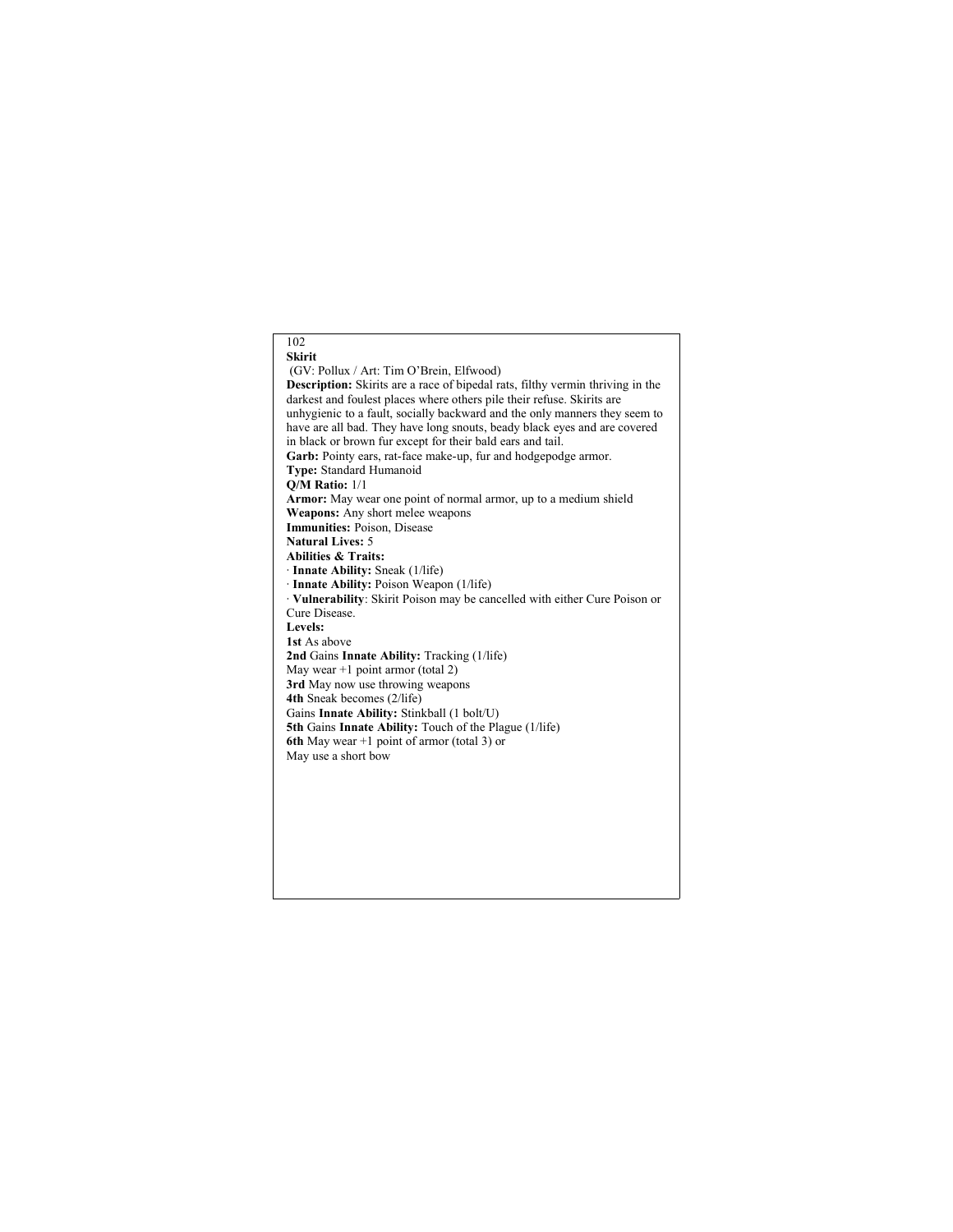## Skirit

(GV: Pollux / Art: Tim O'Brein, Elfwood)

**Description:** Skirits are a race of bipedal rats, filthy vermin thriving in the darkest and foulest places where others pile their refuse. Skirits are unhygienic to a fault, socially backward and the only manners they seem to have are all bad. They have long snouts, beady black eyes and are covered in black or brown fur except for their bald ears and tail.

**Garb:** Pointy ears, rat-face make-up, fur and hodgepodge armor.

**Type:** Standard Humanoid

**Q/M Ratio:** 1/1

**Armor:** May wear one point of normal armor, up to a medium shield

**Weapons:** Any short melee weapons

**Immunities:** Poison, Disease

**Natural Lives:** 5

**Abilities & Traits:**

- **Innate Ability:** Sneak (1/life)
- **Innate Ability:** Poison Weapon (1/life)
- **Vulnerability**: Skirit Poison may be cancelled with either Cure Poison or Cure Disease.

**Levels:**

**1st** As above

**2nd** Gains **Innate Ability:** Tracking (1/life)
May wear +1 point armor (total 2)

**3rd** May now use throwing weapons

**4th** Sneak becomes (2/life)
Gains **Innate Ability:** Stinkball (1 bolt/U)

**5th** Gains **Innate Ability:** Touch of the Plague (1/life)

**6th** May wear +1 point of armor (total 3) or
May use a short bow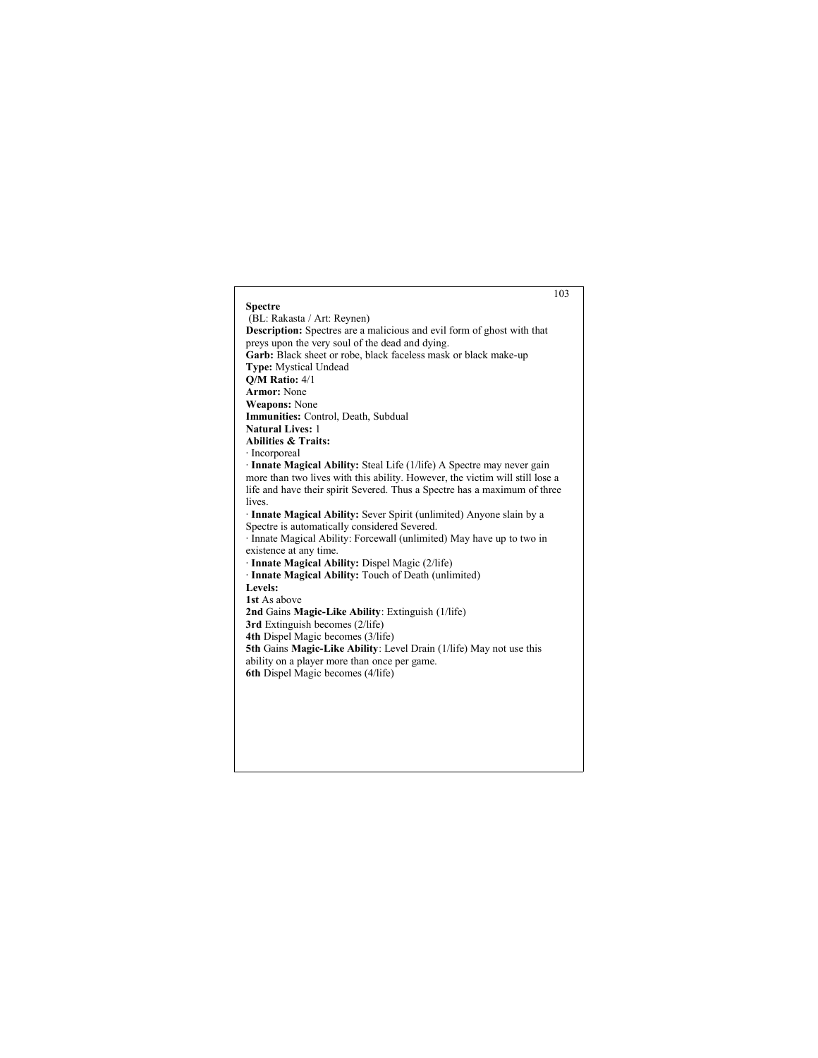**Spectre**

(BL: Rakasta / Art: Reynen)

**Description:** Spectres are a malicious and evil form of ghost with that preys upon the very soul of the dead and dying.

**Garb:** Black sheet or robe, black faceless mask or black make-up

**Type:** Mystical Undead

**Q/M Ratio:** 4/1

**Armor:** None

**Weapons:** None

**Immunities:** Control, Death, Subdual

**Natural Lives:** 1

**Abilities & Traits:**

· Incorporeal

· **Innate Magical Ability:** Steal Life (1/life) A Spectre may never gain more than two lives with this ability. However, the victim will still lose a life and have their spirit Severed. Thus a Spectre has a maximum of three lives.

· **Innate Magical Ability:** Sever Spirit (unlimited) Anyone slain by a Spectre is automatically considered Severed.

· Innate Magical Ability: Forcewall (unlimited) May have up to two in existence at any time.

· **Innate Magical Ability:** Dispel Magic (2/life)

· **Innate Magical Ability:** Touch of Death (unlimited)

**Levels:**

**1st** As above

**2nd** Gains **Magic-Like Ability**: Extinguish (1/life)

**3rd** Extinguish becomes (2/life)

**4th** Dispel Magic becomes (3/life)

**5th** Gains **Magic-Like Ability**: Level Drain (1/life) May not use this ability on a player more than once per game.

**6th** Dispel Magic becomes (4/life)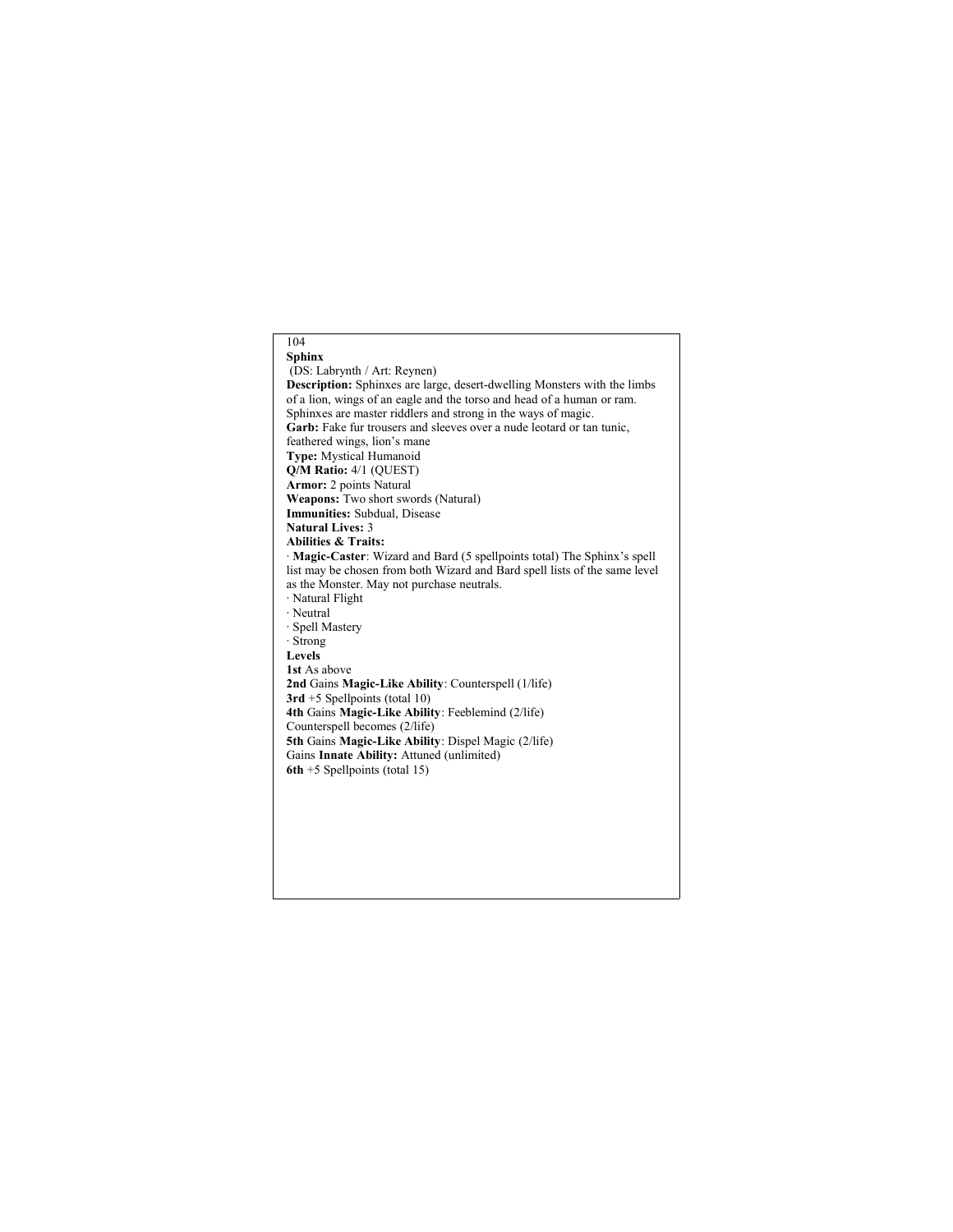## Sphinx

(DS: Labrynth / Art: Reynen)

**Description:** Sphinxes are large, desert-dwelling Monsters with the limbs of a lion, wings of an eagle and the torso and head of a human or ram. Sphinxes are master riddlers and strong in the ways of magic.

**Garb:** Fake fur trousers and sleeves over a nude leotard or tan tunic, feathered wings, lion's mane

**Type:** Mystical Humanoid

**Q/M Ratio:** 4/1 (QUEST)

**Armor:** 2 points Natural

**Weapons:** Two short swords (Natural)

**Immunities:** Subdual, Disease

**Natural Lives:** 3

**Abilities & Traits:**

· **Magic-Caster**: Wizard and Bard (5 spellpoints total) The Sphinx's spell list may be chosen from both Wizard and Bard spell lists of the same level as the Monster. May not purchase neutrals.
· Natural Flight
· Neutral
· Spell Mastery
· Strong

**Levels**

**1st** As above
**2nd** Gains **Magic-Like Ability**: Counterspell (1/life)
**3rd** +5 Spellpoints (total 10)
**4th** Gains **Magic-Like Ability**: Feeblemind (2/life)
Counterspell becomes (2/life)
**5th** Gains **Magic-Like Ability**: Dispel Magic (2/life)
Gains **Innate Ability:** Attuned (unlimited)
**6th** +5 Spellpoints (total 15)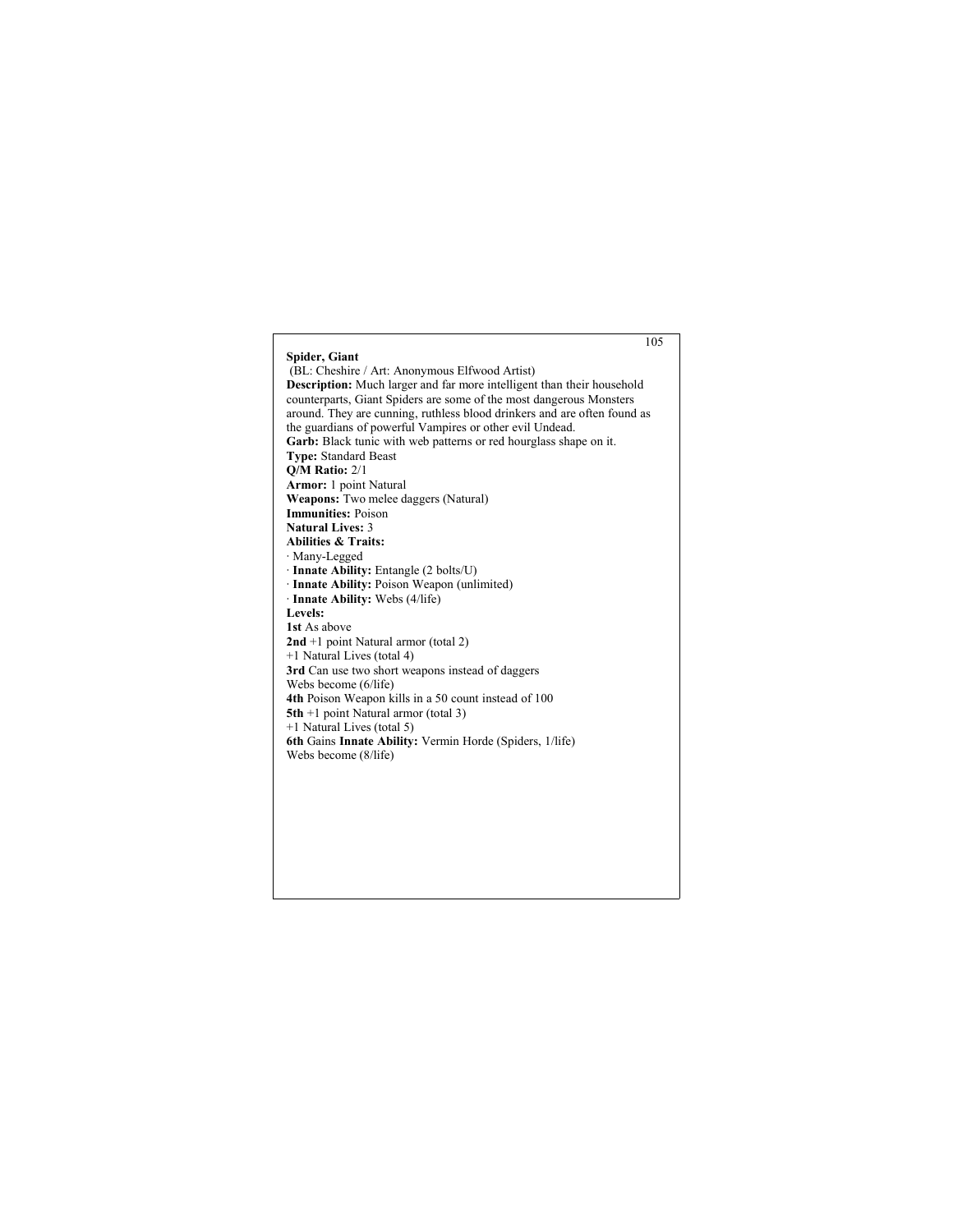## Spider, Giant

(BL: Cheshire / Art: Anonymous Elfwood Artist)

**Description:** Much larger and far more intelligent than their household counterparts, Giant Spiders are some of the most dangerous Monsters around. They are cunning, ruthless blood drinkers and are often found as the guardians of powerful Vampires or other evil Undead.

**Garb:** Black tunic with web patterns or red hourglass shape on it.

**Type:** Standard Beast

**Q/M Ratio:** 2/1

**Armor:** 1 point Natural

**Weapons:** Two melee daggers (Natural)

**Immunities:** Poison

**Natural Lives:** 3

**Abilities & Traits:**

· Many-Legged

· **Innate Ability:** Entangle (2 bolts/U)

· **Innate Ability:** Poison Weapon (unlimited)

· **Innate Ability:** Webs (4/life)

**Levels:**

**1st** As above

**2nd** +1 point Natural armor (total 2)
+1 Natural Lives (total 4)

**3rd** Can use two short weapons instead of daggers
Webs become (6/life)

**4th** Poison Weapon kills in a 50 count instead of 100

**5th** +1 point Natural armor (total 3)
+1 Natural Lives (total 5)

**6th** Gains **Innate Ability:** Vermin Horde (Spiders, 1/life)
Webs become (8/life)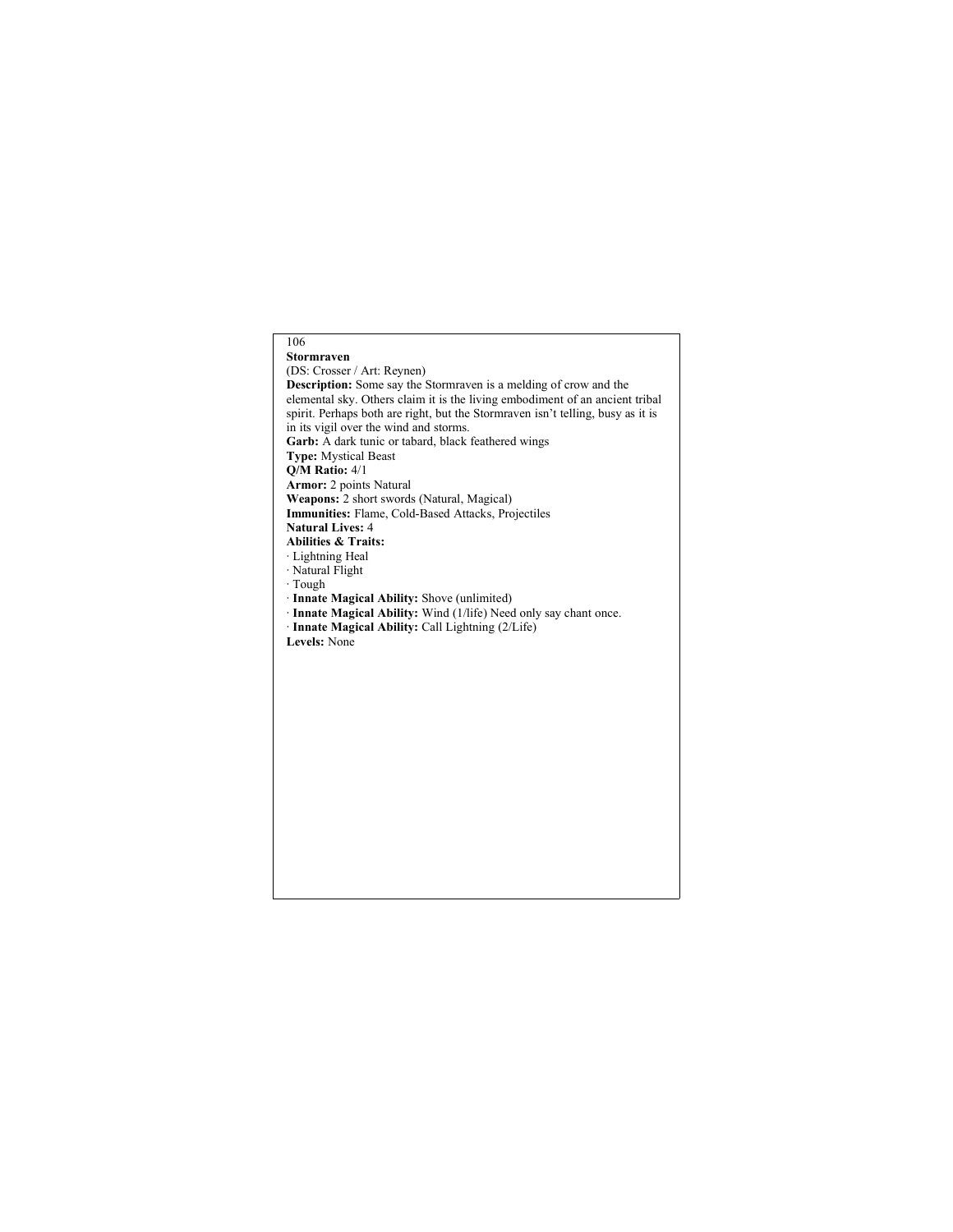**Stormraven**

(DS: Crosser / Art: Reynen)

**Description:** Some say the Stormraven is a melding of crow and the elemental sky. Others claim it is the living embodiment of an ancient tribal spirit. Perhaps both are right, but the Stormraven isn't telling, busy as it is in its vigil over the wind and storms.

**Garb:** A dark tunic or tabard, black feathered wings

**Type:** Mystical Beast

**Q/M Ratio:** 4/1

**Armor:** 2 points Natural

**Weapons:** 2 short swords (Natural, Magical)

**Immunities:** Flame, Cold-Based Attacks, Projectiles

**Natural Lives:** 4

**Abilities & Traits:**

· Lightning Heal
· Natural Flight
· Tough
· **Innate Magical Ability:** Shove (unlimited)
· **Innate Magical Ability:** Wind (1/life) Need only say chant once.
· **Innate Magical Ability:** Call Lightning (2/Life)

**Levels:** None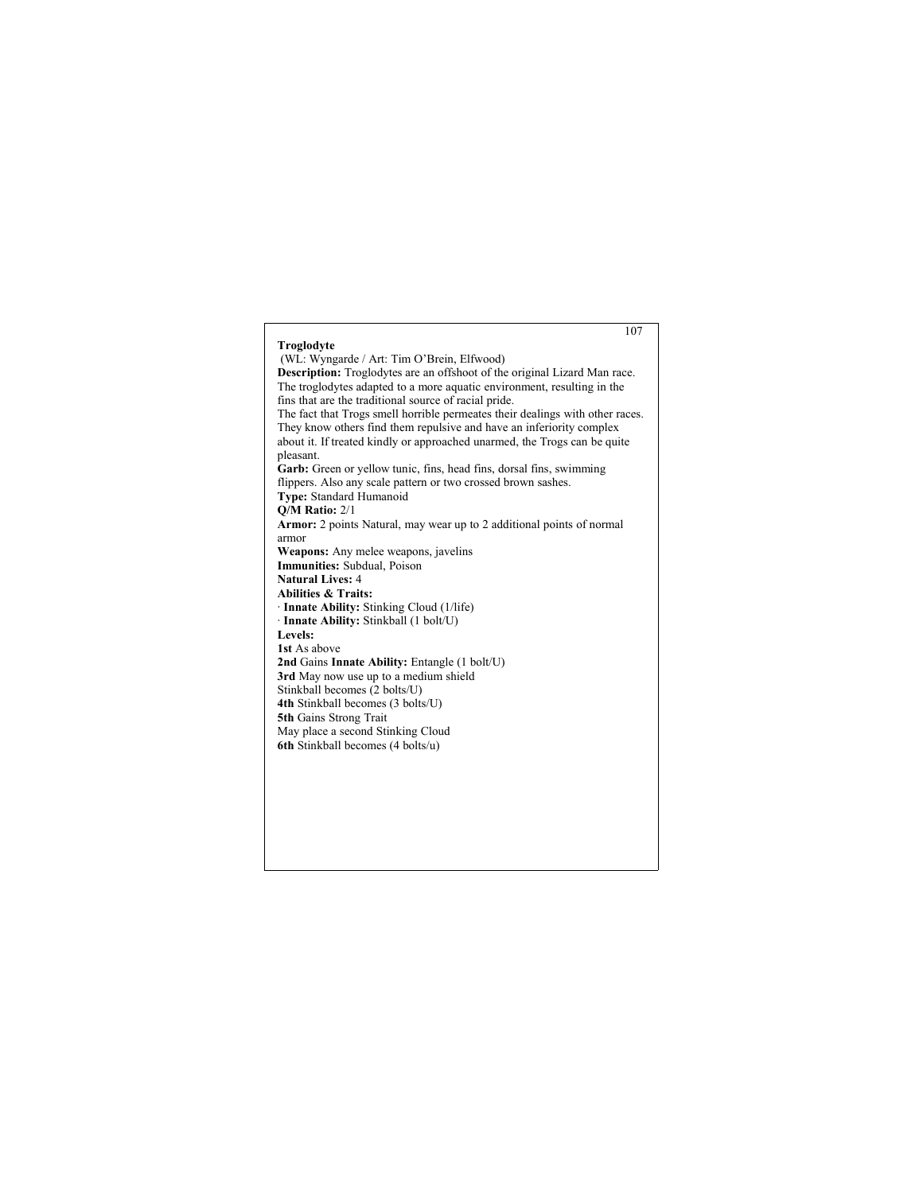## Troglodyte

(WL: Wyngarde / Art: Tim O'Brein, Elfwood)

**Description:** Troglodytes are an offshoot of the original Lizard Man race. The troglodytes adapted to a more aquatic environment, resulting in the fins that are the traditional source of racial pride.

The fact that Trogs smell horrible permeates their dealings with other races. They know others find them repulsive and have an inferiority complex about it. If treated kindly or approached unarmed, the Trogs can be quite pleasant.

**Garb:** Green or yellow tunic, fins, head fins, dorsal fins, swimming flippers. Also any scale pattern or two crossed brown sashes.

**Type:** Standard Humanoid

**Q/M Ratio:** 2/1

**Armor:** 2 points Natural, may wear up to 2 additional points of normal armor

**Weapons:** Any melee weapons, javelins

**Immunities:** Subdual, Poison

**Natural Lives:** 4

**Abilities & Traits:**

· **Innate Ability:** Stinking Cloud (1/life)
· **Innate Ability:** Stinkball (1 bolt/U)

**Levels:**

**1st** As above
**2nd** Gains **Innate Ability:** Entangle (1 bolt/U)
**3rd** May now use up to a medium shield
Stinkball becomes (2 bolts/U)
**4th** Stinkball becomes (3 bolts/U)
**5th** Gains Strong Trait
May place a second Stinking Cloud
**6th** Stinkball becomes (4 bolts/u)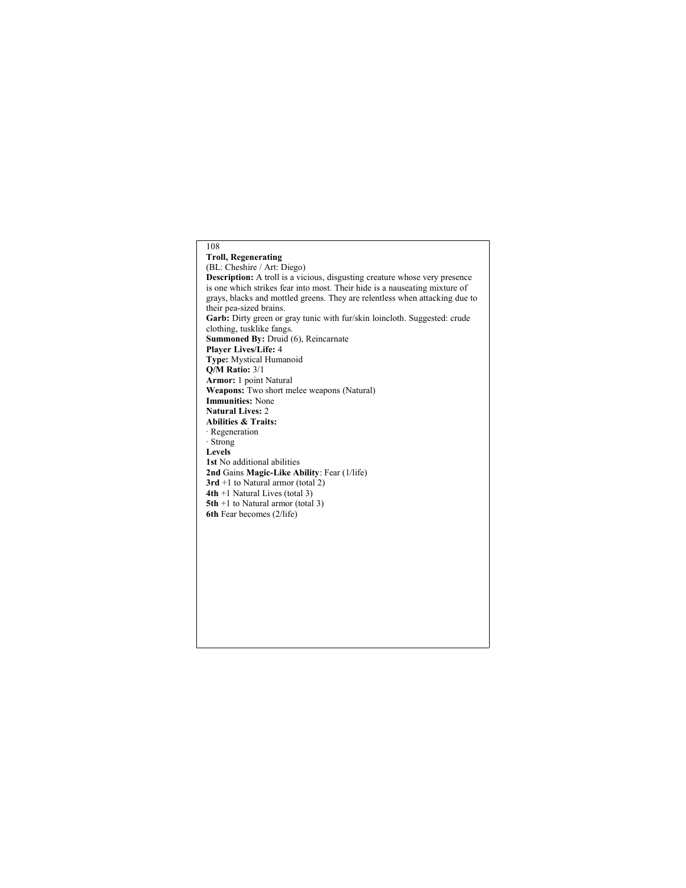**Troll, Regenerating**
(BL: Cheshire / Art: Diego)

**Description:** A troll is a vicious, disgusting creature whose very presence is one which strikes fear into most. Their hide is a nauseating mixture of grays, blacks and mottled greens. They are relentless when attacking due to their pea-sized brains.

**Garb:** Dirty green or gray tunic with fur/skin loincloth. Suggested: crude clothing, tusklike fangs.

**Summoned By:** Druid (6), Reincarnate

**Player Lives/Life:** 4

**Type:** Mystical Humanoid

**Q/M Ratio:** 3/1

**Armor:** 1 point Natural

**Weapons:** Two short melee weapons (Natural)

**Immunities:** None

**Natural Lives:** 2

**Abilities & Traits:**

· Regeneration
· Strong

**Levels**

**1st** No additional abilities
**2nd** Gains **Magic-Like Ability**: Fear (1/life)
**3rd** +1 to Natural armor (total 2)
**4th** +1 Natural Lives (total 3)
**5th** +1 to Natural armor (total 3)
**6th** Fear becomes (2/life)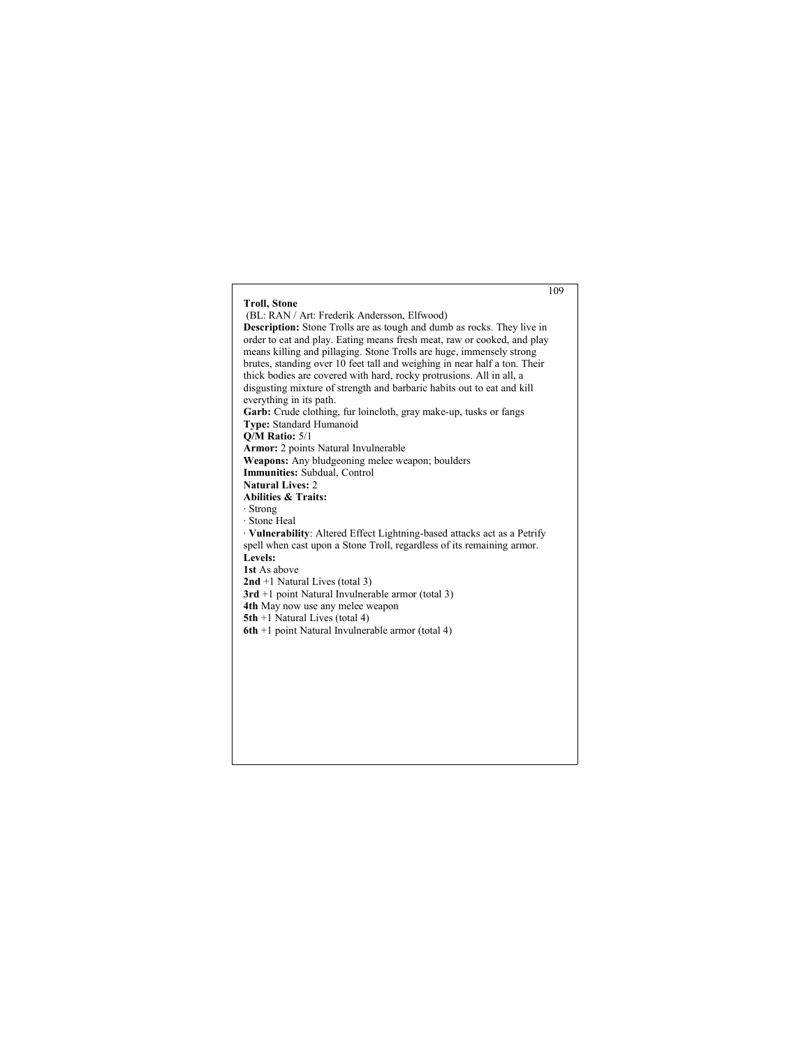**Troll, Stone**

(BL: RAN / Art: Frederik Andersson, Elfwood)

**Description:** Stone Trolls are as tough and dumb as rocks. They live in order to eat and play. Eating means fresh meat, raw or cooked, and play means killing and pillaging. Stone Trolls are huge, immensely strong brutes, standing over 10 feet tall and weighing in near half a ton. Their thick bodies are covered with hard, rocky protrusions. All in all, a disgusting mixture of strength and barbaric habits out to eat and kill everything in its path.

**Garb:** Crude clothing, fur loincloth, gray make-up, tusks or fangs

**Type:** Standard Humanoid

**Q/M Ratio:** 5/1

**Armor:** 2 points Natural Invulnerable

**Weapons:** Any bludgeoning melee weapon; boulders

**Immunities:** Subdual, Control

**Natural Lives:** 2

**Abilities & Traits:**

- Strong
- Stone Heal
- **Vulnerability**: Altered Effect Lightning-based attacks act as a Petrify spell when cast upon a Stone Troll, regardless of its remaining armor.

**Levels:**

**1st** As above

**2nd** +1 Natural Lives (total 3)

**3rd** +1 point Natural Invulnerable armor (total 3)

**4th** May now use any melee weapon

**5th** +1 Natural Lives (total 4)

**6th** +1 point Natural Invulnerable armor (total 4)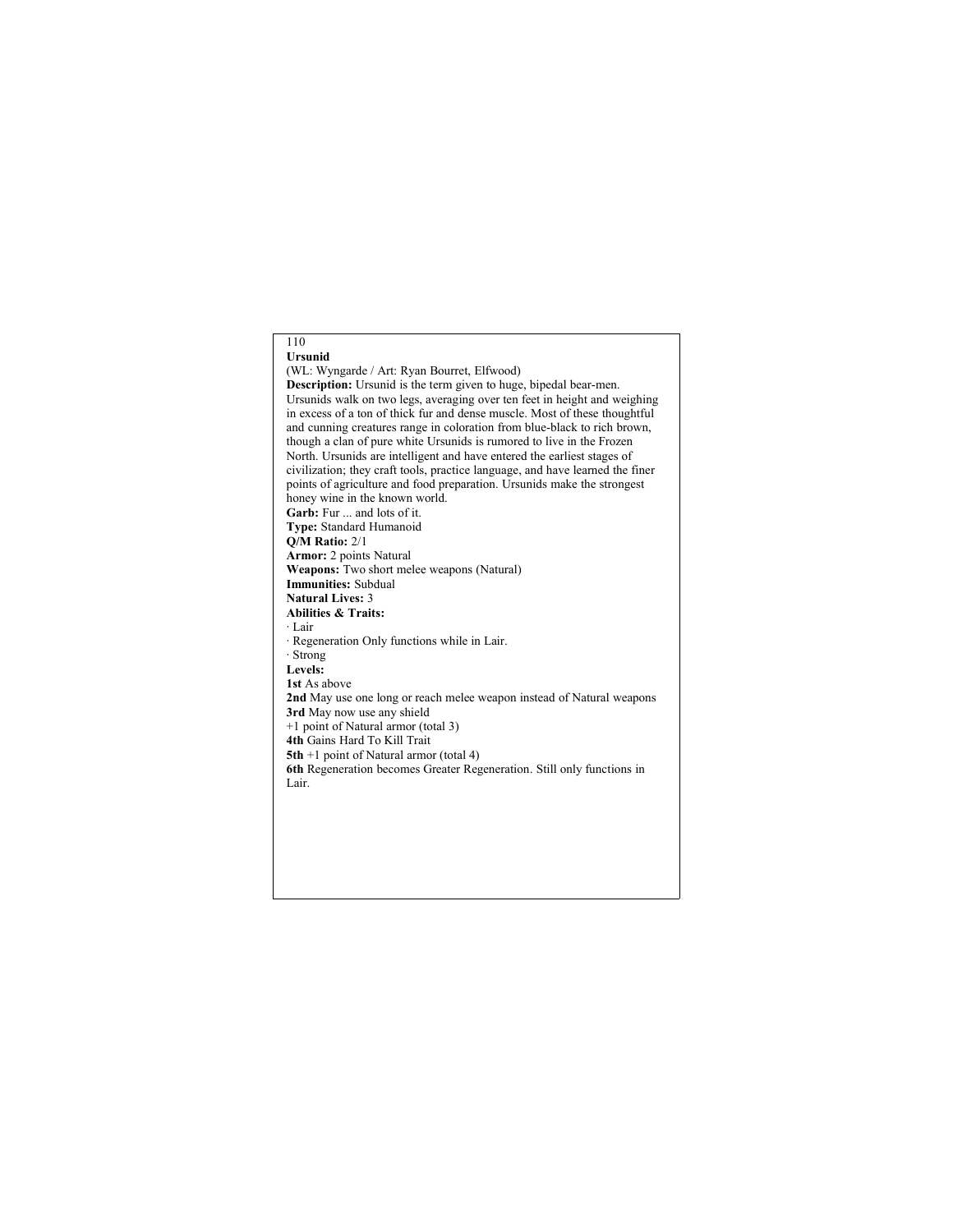## Ursunid

(WL: Wyngarde / Art: Ryan Bourret, Elfwood)

**Description:** Ursunid is the term given to huge, bipedal bear-men. Ursunids walk on two legs, averaging over ten feet in height and weighing in excess of a ton of thick fur and dense muscle. Most of these thoughtful and cunning creatures range in coloration from blue-black to rich brown, though a clan of pure white Ursunids is rumored to live in the Frozen North. Ursunids are intelligent and have entered the earliest stages of civilization; they craft tools, practice language, and have learned the finer points of agriculture and food preparation. Ursunids make the strongest honey wine in the known world.

**Garb:** Fur ... and lots of it.

**Type:** Standard Humanoid

**Q/M Ratio:** 2/1

**Armor:** 2 points Natural

**Weapons:** Two short melee weapons (Natural)

**Immunities:** Subdual

**Natural Lives:** 3

**Abilities & Traits:**

- Lair
- Regeneration Only functions while in Lair.
- Strong

**Levels:**

**1st** As above

**2nd** May use one long or reach melee weapon instead of Natural weapons

**3rd** May now use any shield

+1 point of Natural armor (total 3)

**4th** Gains Hard To Kill Trait

**5th** +1 point of Natural armor (total 4)

**6th** Regeneration becomes Greater Regeneration. Still only functions in Lair.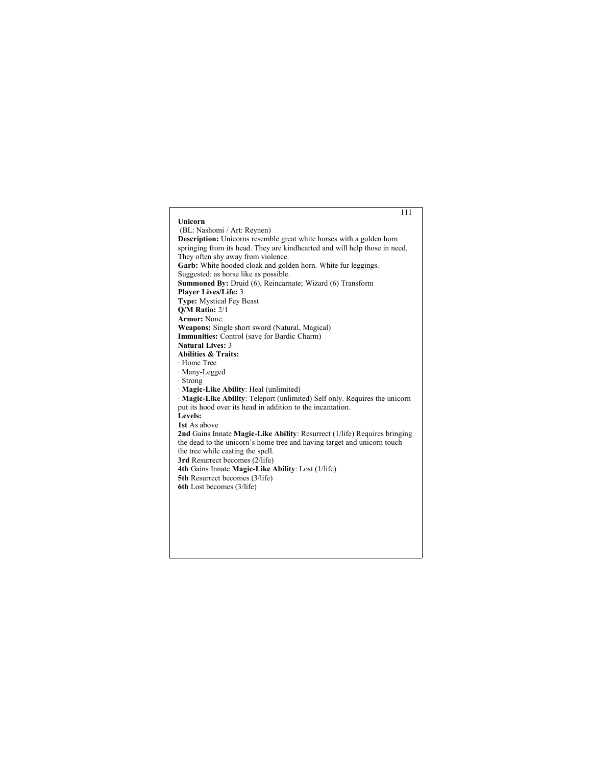**Unicorn**

(BL: Nashomi / Art: Reynen)

**Description:** Unicorns resemble great white horses with a golden horn springing from its head. They are kindhearted and will help those in need. They often shy away from violence.

**Garb:** White hooded cloak and golden horn. White fur leggings. Suggested: as horse like as possible.

**Summoned By:** Druid (6), Reincarnate; Wizard (6) Transform

**Player Lives/Life:** 3

**Type:** Mystical Fey Beast

**Q/M Ratio:** 2/1

**Armor:** None.

**Weapons:** Single short sword (Natural, Magical)

**Immunities:** Control (save for Bardic Charm)

**Natural Lives:** 3

**Abilities & Traits:**

· Home Tree

· Many-Legged

· Strong

· **Magic-Like Ability**: Heal (unlimited)

· **Magic-Like Ability**: Teleport (unlimited) Self only. Requires the unicorn put its hood over its head in addition to the incantation.

**Levels:**

**1st** As above

**2nd** Gains Innate **Magic-Like Ability**: Resurrect (1/life) Requires bringing the dead to the unicorn's home tree and having target and unicorn touch the tree while casting the spell.

**3rd** Resurrect becomes (2/life)

**4th** Gains Innate **Magic-Like Ability**: Lost (1/life)

**5th** Resurrect becomes (3/life)

**6th** Lost becomes (3/life)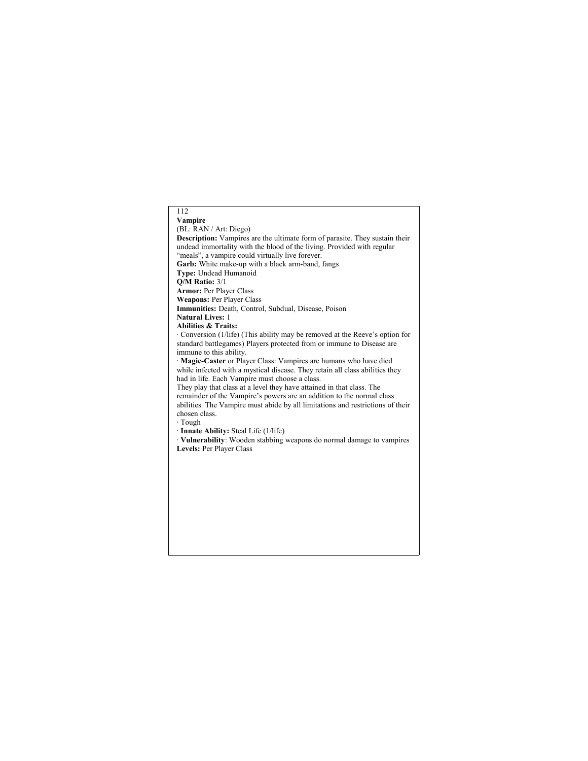## Vampire

(BL: RAN / Art: Diego)

**Description:** Vampires are the ultimate form of parasite. They sustain their undead immortality with the blood of the living. Provided with regular "meals", a vampire could virtually live forever.

**Garb:** White make-up with a black arm-band, fangs

**Type:** Undead Humanoid

**Q/M Ratio:** 3/1

**Armor:** Per Player Class

**Weapons:** Per Player Class

**Immunities:** Death, Control, Subdual, Disease, Poison

**Natural Lives:** 1

**Abilities & Traits:**

· Conversion (1/life) (This ability may be removed at the Reeve's option for standard battlegames) Players protected from or immune to Disease are immune to this ability.

· **Magic-Caster** or Player Class: Vampires are humans who have died while infected with a mystical disease. They retain all class abilities they had in life. Each Vampire must choose a class.
They play that class at a level they have attained in that class. The remainder of the Vampire's powers are an addition to the normal class abilities. The Vampire must abide by all limitations and restrictions of their chosen class.

· Tough

· **Innate Ability:** Steal Life (1/life)

· **Vulnerability**: Wooden stabbing weapons do normal damage to vampires

**Levels:** Per Player Class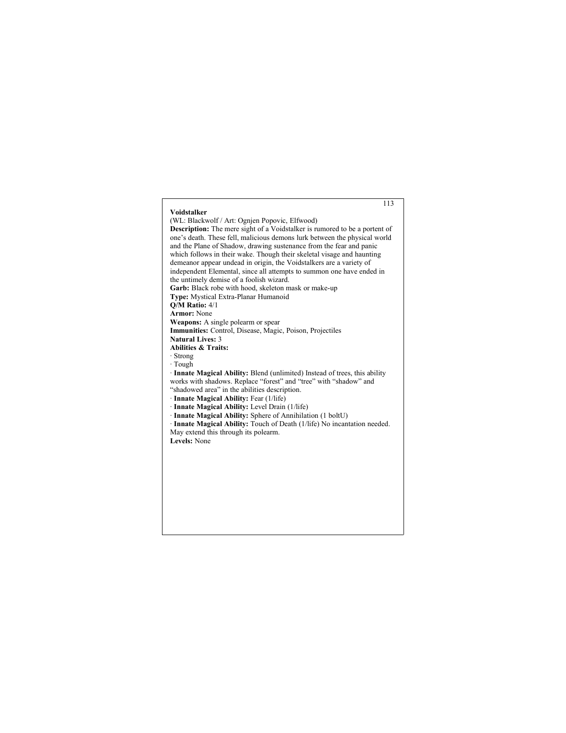## Voidstalker

(WL: Blackwolf / Art: Ognjen Popovic, Elfwood)

**Description:** The mere sight of a Voidstalker is rumored to be a portent of one's death. These fell, malicious demons lurk between the physical world and the Plane of Shadow, drawing sustenance from the fear and panic which follows in their wake. Though their skeletal visage and haunting demeanor appear undead in origin, the Voidstalkers are a variety of independent Elemental, since all attempts to summon one have ended in the untimely demise of a foolish wizard.

**Garb:** Black robe with hood, skeleton mask or make-up

**Type:** Mystical Extra-Planar Humanoid

**Q/M Ratio:** 4/1

**Armor:** None

**Weapons:** A single polearm or spear

**Immunities:** Control, Disease, Magic, Poison, Projectiles

**Natural Lives:** 3

**Abilities & Traits:**

· Strong

· Tough

· **Innate Magical Ability:** Blend (unlimited) Instead of trees, this ability works with shadows. Replace "forest" and "tree" with "shadow" and "shadowed area" in the abilities description.

· **Innate Magical Ability:** Fear (1/life)

· **Innate Magical Ability:** Level Drain (1/life)

· **Innate Magical Ability:** Sphere of Annihilation (1 boltU)

· **Innate Magical Ability:** Touch of Death (1/life) No incantation needed. May extend this through its polearm.

**Levels:** None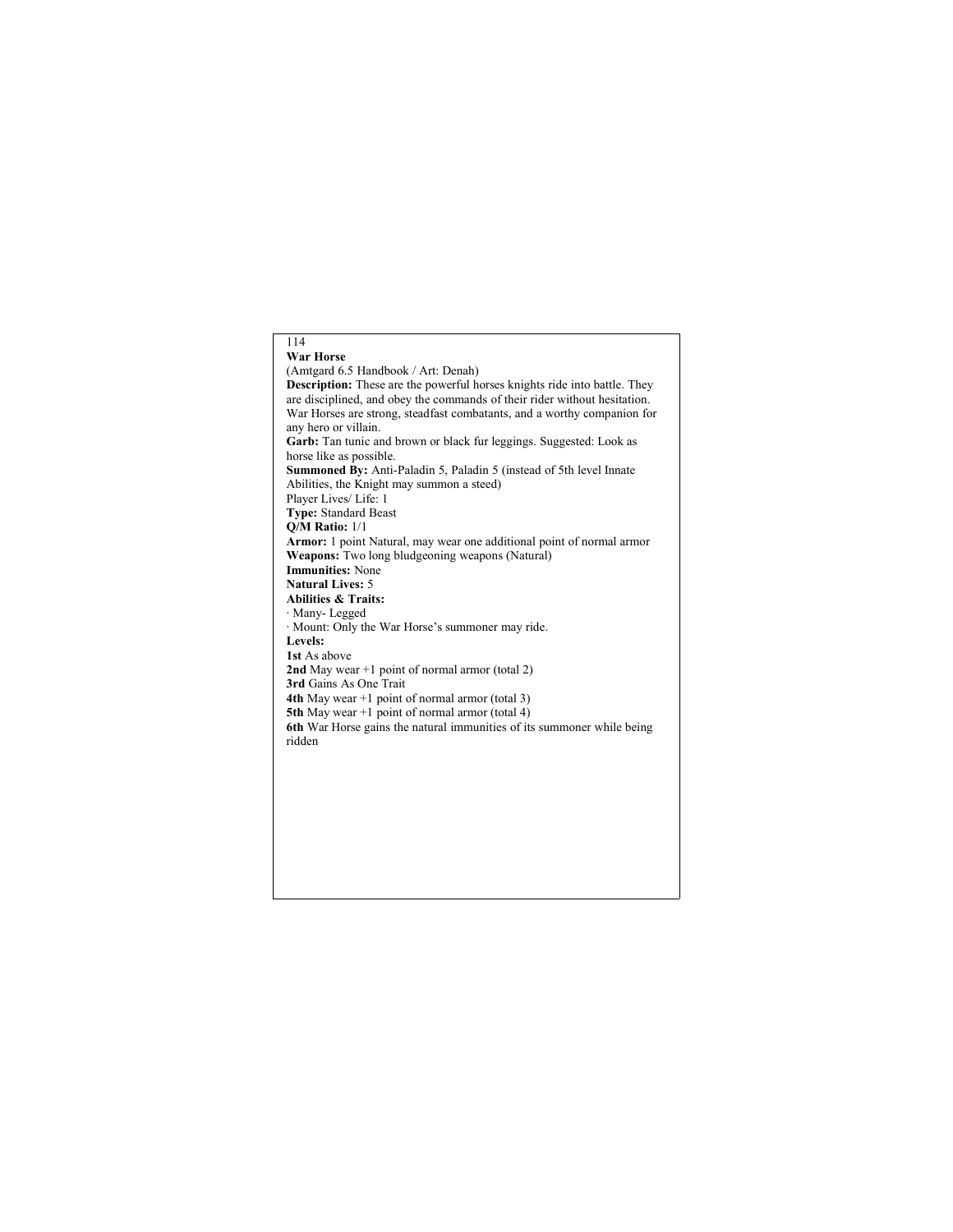## War Horse

(Amtgard 6.5 Handbook / Art: Denah)

**Description:** These are the powerful horses knights ride into battle. They are disciplined, and obey the commands of their rider without hesitation. War Horses are strong, steadfast combatants, and a worthy companion for any hero or villain.

**Garb:** Tan tunic and brown or black fur leggings. Suggested: Look as horse like as possible.

**Summoned By:** Anti-Paladin 5, Paladin 5 (instead of 5th level Innate Abilities, the Knight may summon a steed)

Player Lives/ Life: 1

**Type:** Standard Beast

**Q/M Ratio:** 1/1

**Armor:** 1 point Natural, may wear one additional point of normal armor

**Weapons:** Two long bludgeoning weapons (Natural)

**Immunities:** None

**Natural Lives:** 5

**Abilities & Traits:**

· Many- Legged

· Mount: Only the War Horse's summoner may ride.

**Levels:**

**1st** As above

**2nd** May wear +1 point of normal armor (total 2)

**3rd** Gains As One Trait

**4th** May wear +1 point of normal armor (total 3)

**5th** May wear +1 point of normal armor (total 4)

**6th** War Horse gains the natural immunities of its summoner while being ridden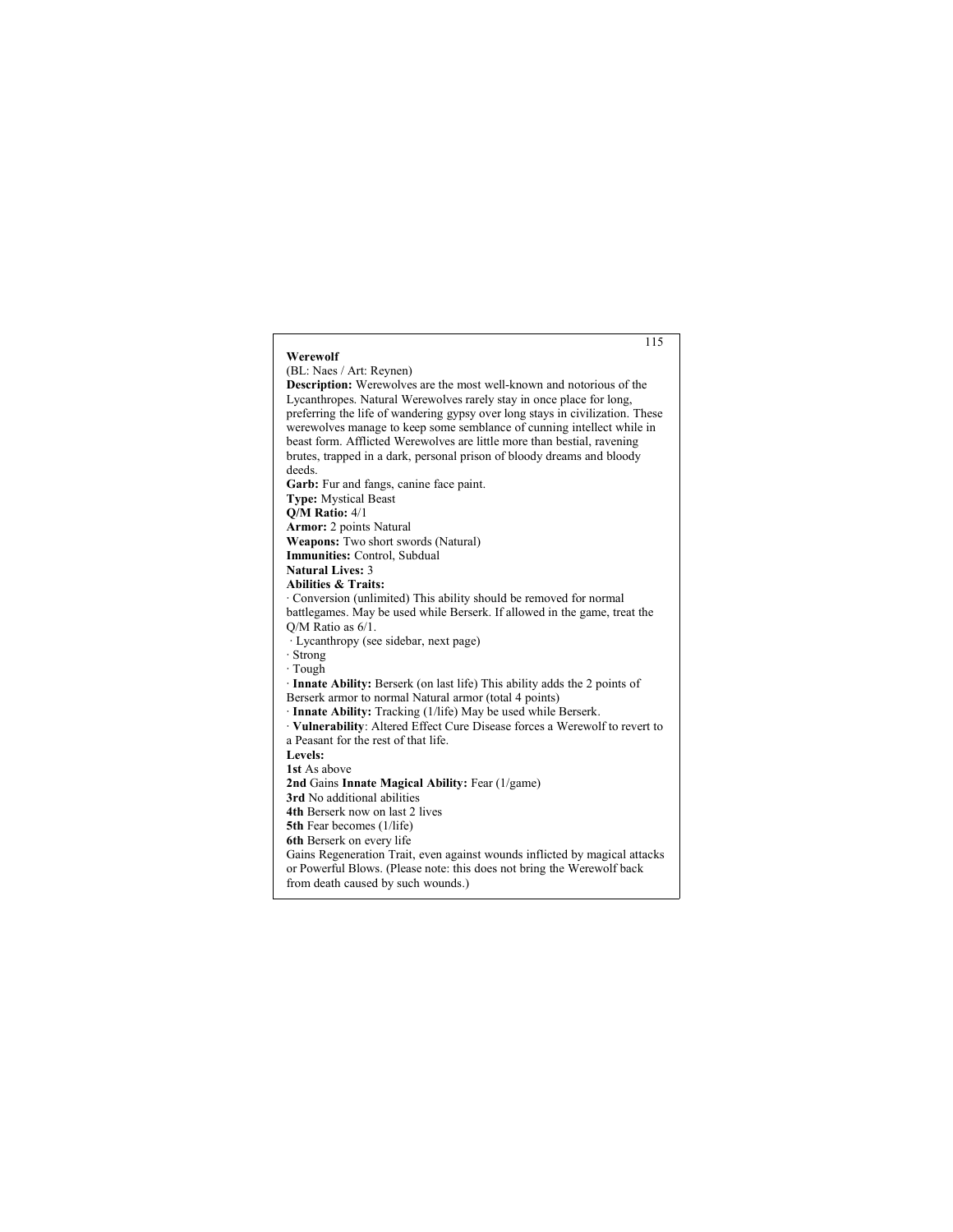## Werewolf

(BL: Naes / Art: Reynen)

**Description:** Werewolves are the most well-known and notorious of the Lycanthropes. Natural Werewolves rarely stay in once place for long, preferring the life of wandering gypsy over long stays in civilization. These werewolves manage to keep some semblance of cunning intellect while in beast form. Afflicted Werewolves are little more than bestial, ravening brutes, trapped in a dark, personal prison of bloody dreams and bloody deeds.

**Garb:** Fur and fangs, canine face paint.

**Type:** Mystical Beast

**Q/M Ratio:** 4/1

**Armor:** 2 points Natural

**Weapons:** Two short swords (Natural)

**Immunities:** Control, Subdual

**Natural Lives:** 3

**Abilities & Traits:**

- Conversion (unlimited) This ability should be removed for normal battlegames. May be used while Berserk. If allowed in the game, treat the Q/M Ratio as 6/1.
- Lycanthropy (see sidebar, next page)
- Strong
- Tough
- **Innate Ability:** Berserk (on last life) This ability adds the 2 points of Berserk armor to normal Natural armor (total 4 points)
- **Innate Ability:** Tracking (1/life) May be used while Berserk.
- **Vulnerability**: Altered Effect Cure Disease forces a Werewolf to revert to a Peasant for the rest of that life.

**Levels:**

**1st** As above

**2nd** Gains **Innate Magical Ability:** Fear (1/game)

**3rd** No additional abilities

**4th** Berserk now on last 2 lives

**5th** Fear becomes (1/life)

**6th** Berserk on every life

Gains Regeneration Trait, even against wounds inflicted by magical attacks or Powerful Blows. (Please note: this does not bring the Werewolf back from death caused by such wounds.)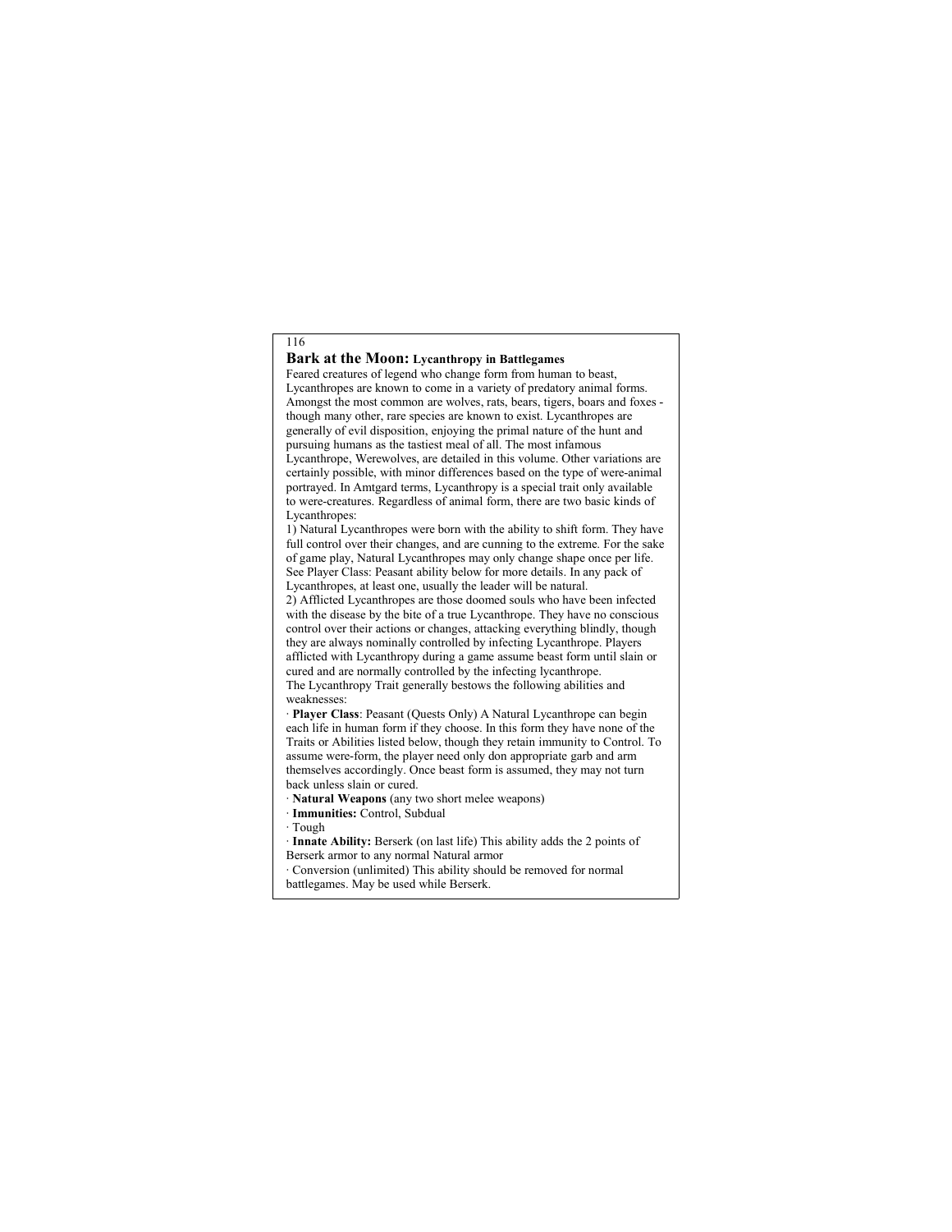## Bark at the Moon: Lycanthropy in Battlegames

Feared creatures of legend who change form from human to beast, Lycanthropes are known to come in a variety of predatory animal forms. Amongst the most common are wolves, rats, bears, tigers, boars and foxes - though many other, rare species are known to exist. Lycanthropes are generally of evil disposition, enjoying the primal nature of the hunt and pursuing humans as the tastiest meal of all. The most infamous Lycanthrope, Werewolves, are detailed in this volume. Other variations are certainly possible, with minor differences based on the type of were-animal portrayed. In Amtgard terms, Lycanthropy is a special trait only available to were-creatures. Regardless of animal form, there are two basic kinds of Lycanthropes:

1) Natural Lycanthropes were born with the ability to shift form. They have full control over their changes, and are cunning to the extreme. For the sake of game play, Natural Lycanthropes may only change shape once per life. See Player Class: Peasant ability below for more details. In any pack of Lycanthropes, at least one, usually the leader will be natural.

2) Afflicted Lycanthropes are those doomed souls who have been infected with the disease by the bite of a true Lycanthrope. They have no conscious control over their actions or changes, attacking everything blindly, though they are always nominally controlled by infecting Lycanthrope. Players afflicted with Lycanthropy during a game assume beast form until slain or cured and are normally controlled by the infecting lycanthrope.

The Lycanthropy Trait generally bestows the following abilities and weaknesses:

- **Player Class**: Peasant (Quests Only) A Natural Lycanthrope can begin each life in human form if they choose. In this form they have none of the Traits or Abilities listed below, though they retain immunity to Control. To assume were-form, the player need only don appropriate garb and arm themselves accordingly. Once beast form is assumed, they may not turn back unless slain or cured.
- **Natural Weapons** (any two short melee weapons)
- **Immunities:** Control, Subdual
- Tough
- **Innate Ability:** Berserk (on last life) This ability adds the 2 points of Berserk armor to any normal Natural armor
- Conversion (unlimited) This ability should be removed for normal battlegames. May be used while Berserk.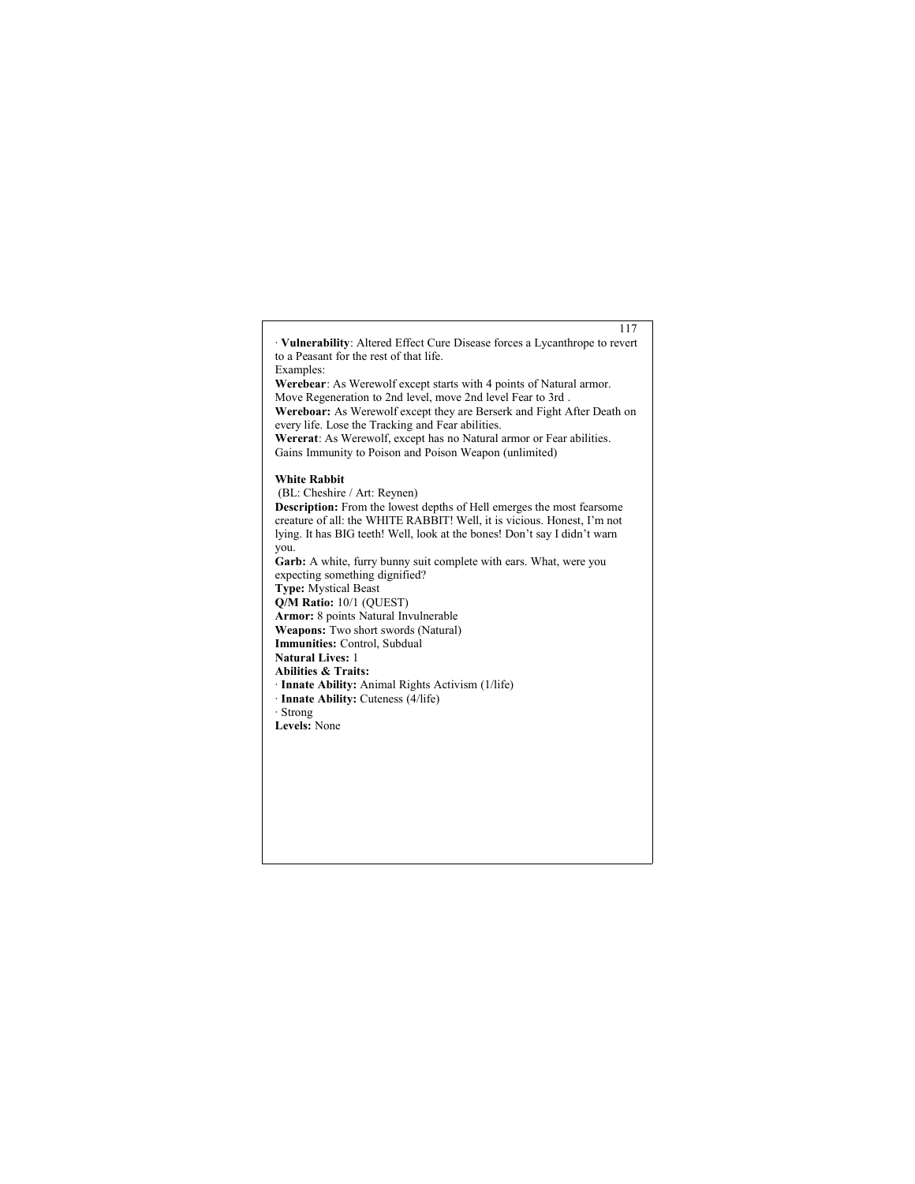· **Vulnerability**: Altered Effect Cure Disease forces a Lycanthrope to revert to a Peasant for the rest of that life.

Examples:

**Werebear**: As Werewolf except starts with 4 points of Natural armor. Move Regeneration to 2nd level, move 2nd level Fear to 3rd .

**Wereboar:** As Werewolf except they are Berserk and Fight After Death on every life. Lose the Tracking and Fear abilities.

**Wererat**: As Werewolf, except has no Natural armor or Fear abilities. Gains Immunity to Poison and Poison Weapon (unlimited)

**White Rabbit**

(BL: Cheshire / Art: Reynen)

**Description:** From the lowest depths of Hell emerges the most fearsome creature of all: the WHITE RABBIT! Well, it is vicious. Honest, I'm not lying. It has BIG teeth! Well, look at the bones! Don't say I didn't warn you.

**Garb:** A white, furry bunny suit complete with ears. What, were you expecting something dignified?

**Type:** Mystical Beast

**Q/M Ratio:** 10/1 (QUEST)

**Armor:** 8 points Natural Invulnerable

**Weapons:** Two short swords (Natural)

**Immunities:** Control, Subdual

**Natural Lives:** 1

**Abilities & Traits:**

· **Innate Ability:** Animal Rights Activism (1/life)

· **Innate Ability:** Cuteness (4/life)

· Strong

**Levels:** None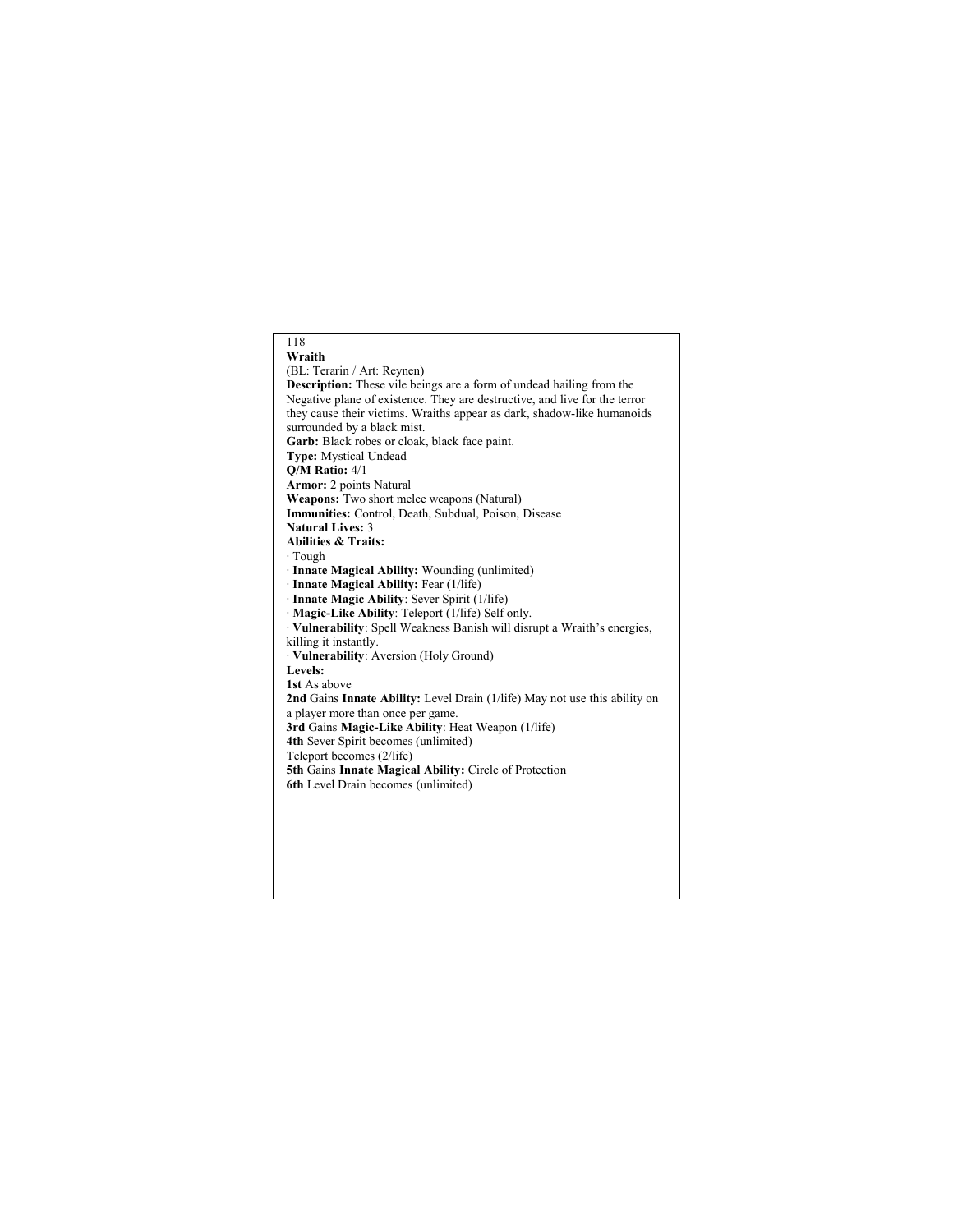## Wraith

(BL: Terarin / Art: Reynen)

**Description:** These vile beings are a form of undead hailing from the Negative plane of existence. They are destructive, and live for the terror they cause their victims. Wraiths appear as dark, shadow-like humanoids surrounded by a black mist.

**Garb:** Black robes or cloak, black face paint.

**Type:** Mystical Undead

**Q/M Ratio:** 4/1

**Armor:** 2 points Natural

**Weapons:** Two short melee weapons (Natural)

**Immunities:** Control, Death, Subdual, Poison, Disease

**Natural Lives:** 3

**Abilities & Traits:**

- Tough
- **Innate Magical Ability:** Wounding (unlimited)
- **Innate Magical Ability:** Fear (1/life)
- **Innate Magic Ability**: Sever Spirit (1/life)
- **Magic-Like Ability**: Teleport (1/life) Self only.
- **Vulnerability**: Spell Weakness Banish will disrupt a Wraith's energies, killing it instantly.
- **Vulnerability**: Aversion (Holy Ground)

**Levels:**

**1st** As above

**2nd** Gains **Innate Ability:** Level Drain (1/life) May not use this ability on a player more than once per game.

**3rd** Gains **Magic-Like Ability**: Heat Weapon (1/life)

**4th** Sever Spirit becomes (unlimited)

Teleport becomes (2/life)

**5th** Gains **Innate Magical Ability:** Circle of Protection

**6th** Level Drain becomes (unlimited)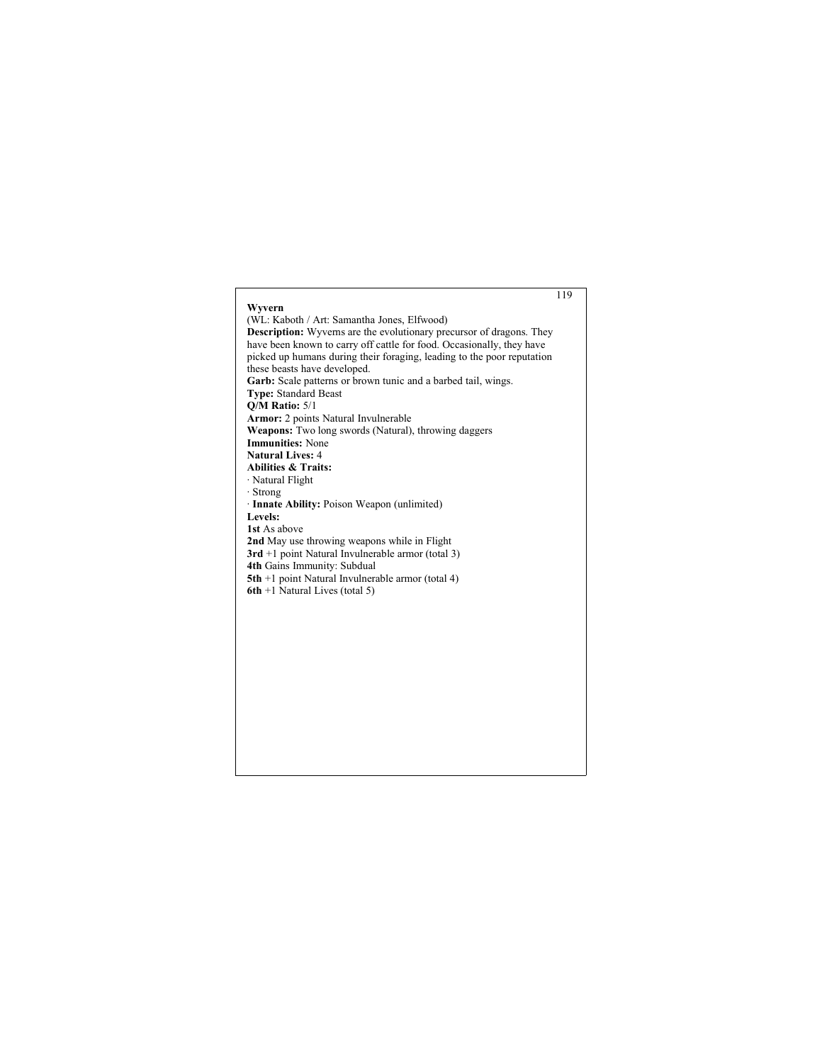## Wyvern

(WL: Kaboth / Art: Samantha Jones, Elfwood)

**Description:** Wyverns are the evolutionary precursor of dragons. They have been known to carry off cattle for food. Occasionally, they have picked up humans during their foraging, leading to the poor reputation these beasts have developed.

**Garb:** Scale patterns or brown tunic and a barbed tail, wings.

**Type:** Standard Beast

**Q/M Ratio:** 5/1

**Armor:** 2 points Natural Invulnerable

**Weapons:** Two long swords (Natural), throwing daggers

**Immunities:** None

**Natural Lives:** 4

**Abilities & Traits:**

· Natural Flight

· Strong

· **Innate Ability:** Poison Weapon (unlimited)

**Levels:**

**1st** As above

**2nd** May use throwing weapons while in Flight

**3rd** +1 point Natural Invulnerable armor (total 3)

**4th** Gains Immunity: Subdual

**5th** +1 point Natural Invulnerable armor (total 4)

**6th** +1 Natural Lives (total 5)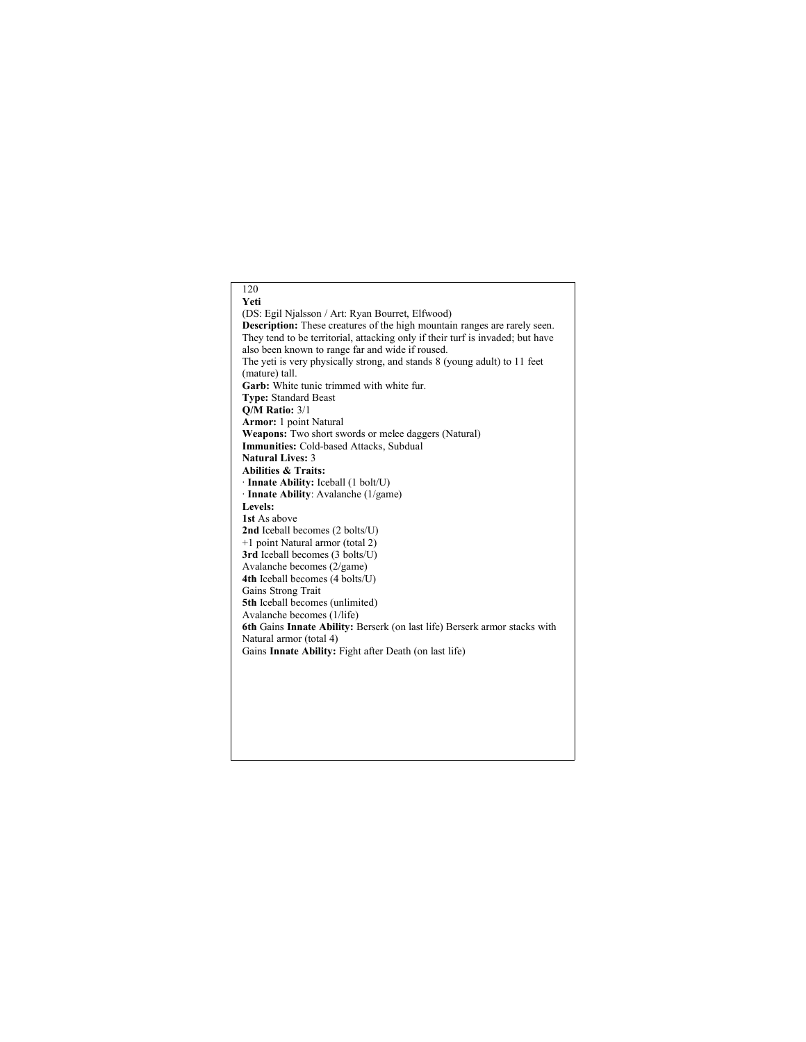## Yeti

(DS: Egil Njalsson / Art: Ryan Bourret, Elfwood)

**Description:** These creatures of the high mountain ranges are rarely seen. They tend to be territorial, attacking only if their turf is invaded; but have also been known to range far and wide if roused.

The yeti is very physically strong, and stands 8 (young adult) to 11 feet (mature) tall.

**Garb:** White tunic trimmed with white fur.

**Type:** Standard Beast

**Q/M Ratio:** 3/1

**Armor:** 1 point Natural

**Weapons:** Two short swords or melee daggers (Natural)

**Immunities:** Cold-based Attacks, Subdual

**Natural Lives:** 3

**Abilities & Traits:**

- **Innate Ability:** Iceball (1 bolt/U)
- **Innate Ability**: Avalanche (1/game)

**Levels:**

**1st** As above

**2nd** Iceball becomes (2 bolts/U)
+1 point Natural armor (total 2)

**3rd** Iceball becomes (3 bolts/U)
Avalanche becomes (2/game)

**4th** Iceball becomes (4 bolts/U)
Gains Strong Trait

**5th** Iceball becomes (unlimited)
Avalanche becomes (1/life)

**6th** Gains **Innate Ability:** Berserk (on last life) Berserk armor stacks with Natural armor (total 4)
Gains **Innate Ability:** Fight after Death (on last life)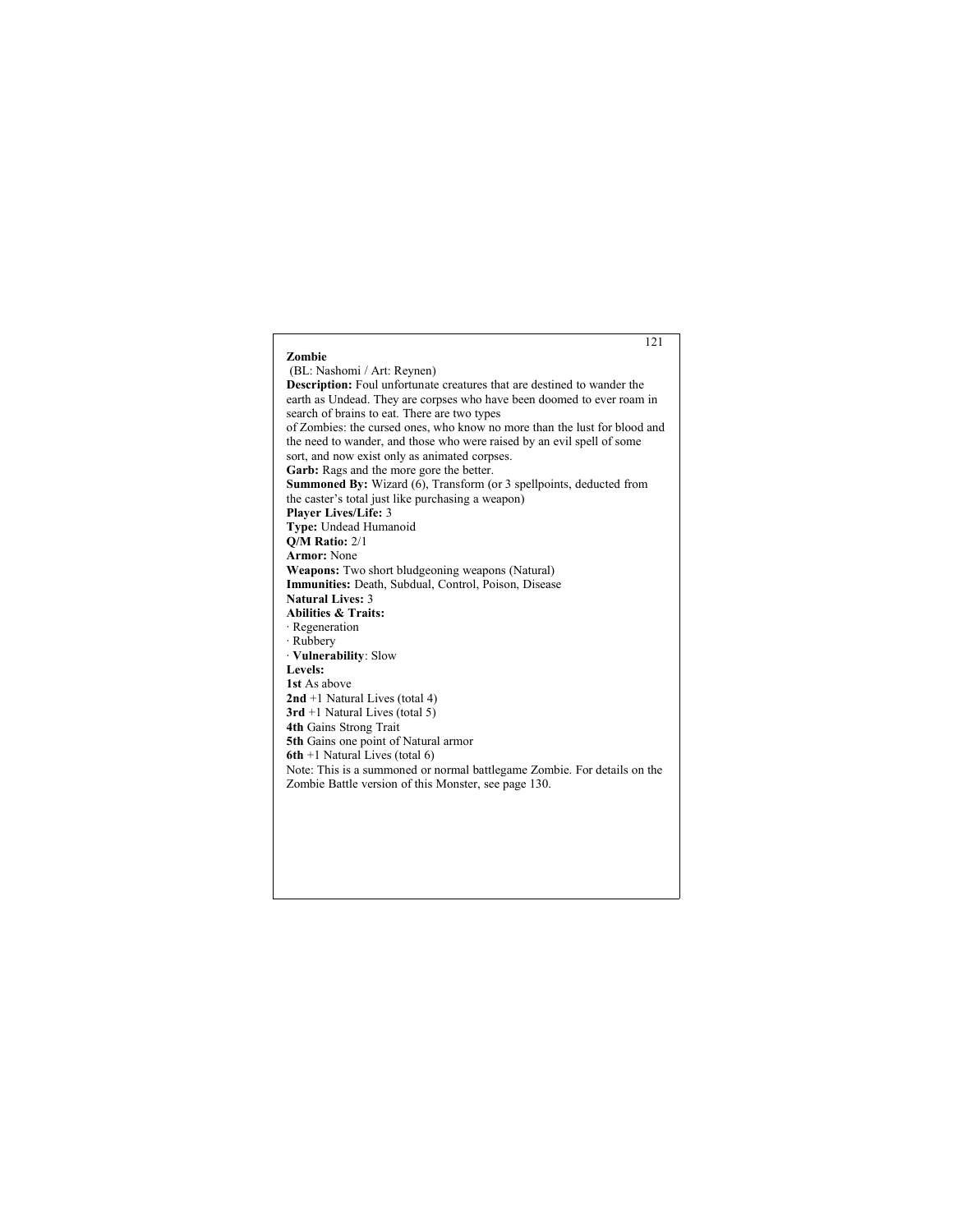**Zombie**

(BL: Nashomi / Art: Reynen)

**Description:** Foul unfortunate creatures that are destined to wander the earth as Undead. They are corpses who have been doomed to ever roam in search of brains to eat. There are two types of Zombies: the cursed ones, who know no more than the lust for blood and the need to wander, and those who were raised by an evil spell of some sort, and now exist only as animated corpses.

**Garb:** Rags and the more gore the better.

**Summoned By:** Wizard (6), Transform (or 3 spellpoints, deducted from the caster's total just like purchasing a weapon)

**Player Lives/Life:** 3

**Type:** Undead Humanoid

**Q/M Ratio:** 2/1

**Armor:** None

**Weapons:** Two short bludgeoning weapons (Natural)

**Immunities:** Death, Subdual, Control, Poison, Disease

**Natural Lives:** 3

**Abilities & Traits:**

· Regeneration
· Rubbery
· **Vulnerability**: Slow

**Levels:**

**1st** As above
**2nd** +1 Natural Lives (total 4)
**3rd** +1 Natural Lives (total 5)
**4th** Gains Strong Trait
**5th** Gains one point of Natural armor
**6th** +1 Natural Lives (total 6)

Note: This is a summoned or normal battlegame Zombie. For details on the Zombie Battle version of this Monster, see page 130.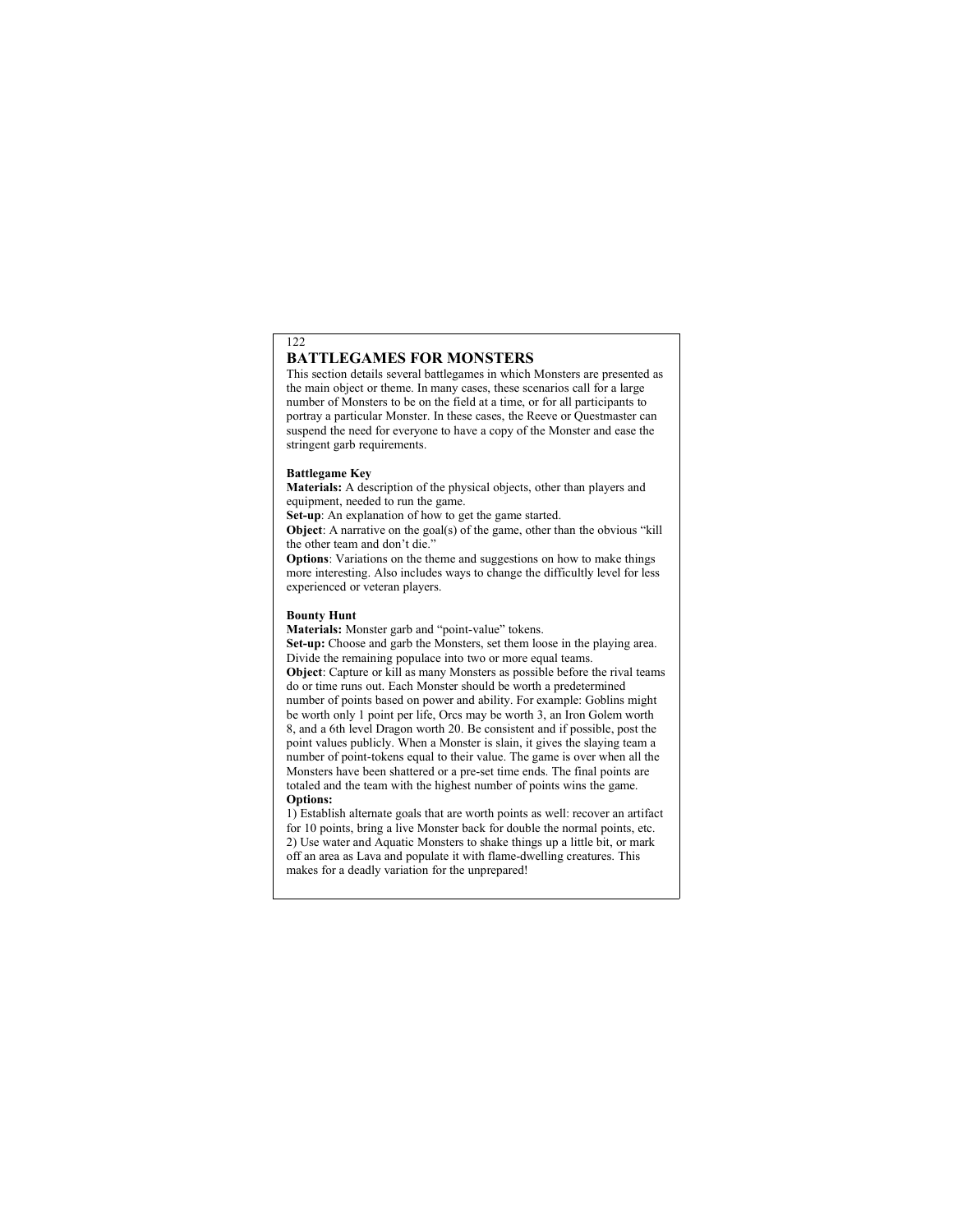# BATTLEGAMES FOR MONSTERS

This section details several battlegames in which Monsters are presented as the main object or theme. In many cases, these scenarios call for a large number of Monsters to be on the field at a time, or for all participants to portray a particular Monster. In these cases, the Reeve or Questmaster can suspend the need for everyone to have a copy of the Monster and ease the stringent garb requirements.

**Battlegame Key**

**Materials:** A description of the physical objects, other than players and equipment, needed to run the game.

**Set-up**: An explanation of how to get the game started.

**Object**: A narrative on the goal(s) of the game, other than the obvious "kill the other team and don't die."

**Options**: Variations on the theme and suggestions on how to make things more interesting. Also includes ways to change the difficultly level for less experienced or veteran players.

**Bounty Hunt**

**Materials:** Monster garb and "point-value" tokens.

**Set-up:** Choose and garb the Monsters, set them loose in the playing area. Divide the remaining populace into two or more equal teams.

**Object**: Capture or kill as many Monsters as possible before the rival teams do or time runs out. Each Monster should be worth a predetermined number of points based on power and ability. For example: Goblins might be worth only 1 point per life, Orcs may be worth 3, an Iron Golem worth 8, and a 6th level Dragon worth 20. Be consistent and if possible, post the point values publicly. When a Monster is slain, it gives the slaying team a number of point-tokens equal to their value. The game is over when all the Monsters have been shattered or a pre-set time ends. The final points are totaled and the team with the highest number of points wins the game.

**Options:**

1) Establish alternate goals that are worth points as well: recover an artifact for 10 points, bring a live Monster back for double the normal points, etc.
2) Use water and Aquatic Monsters to shake things up a little bit, or mark off an area as Lava and populate it with flame-dwelling creatures. This makes for a deadly variation for the unprepared!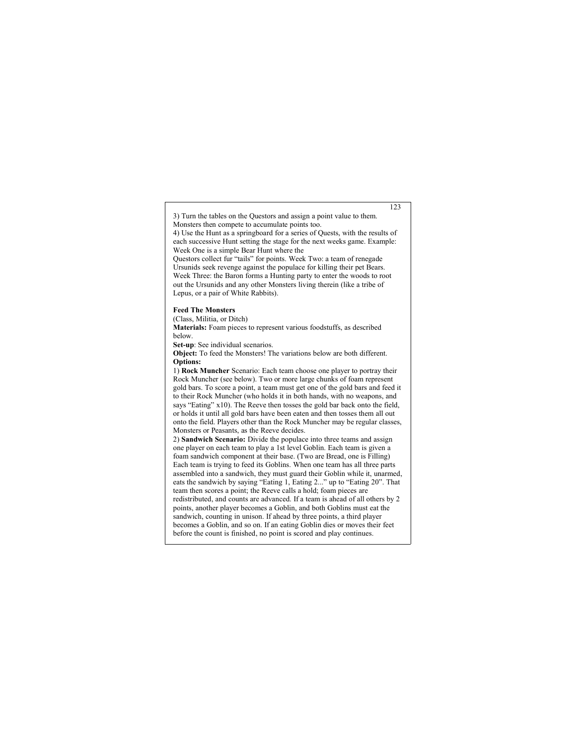3) Turn the tables on the Questors and assign a point value to them. Monsters then compete to accumulate points too.

4) Use the Hunt as a springboard for a series of Quests, with the results of each successive Hunt setting the stage for the next weeks game. Example: Week One is a simple Bear Hunt where the Questors collect fur "tails" for points. Week Two: a team of renegade Ursunids seek revenge against the populace for killing their pet Bears. Week Three: the Baron forms a Hunting party to enter the woods to root out the Ursunids and any other Monsters living therein (like a tribe of Lepus, or a pair of White Rabbits).

**Feed The Monsters**

(Class, Militia, or Ditch)

**Materials:** Foam pieces to represent various foodstuffs, as described below.

**Set-up**: See individual scenarios.

**Object:** To feed the Monsters! The variations below are both different.

**Options:**

1) **Rock Muncher** Scenario: Each team choose one player to portray their Rock Muncher (see below). Two or more large chunks of foam represent gold bars. To score a point, a team must get one of the gold bars and feed it to their Rock Muncher (who holds it in both hands, with no weapons, and says "Eating" x10). The Reeve then tosses the gold bar back onto the field, or holds it until all gold bars have been eaten and then tosses them all out onto the field. Players other than the Rock Muncher may be regular classes, Monsters or Peasants, as the Reeve decides.

2) **Sandwich Scenario:** Divide the populace into three teams and assign one player on each team to play a 1st level Goblin. Each team is given a foam sandwich component at their base. (Two are Bread, one is Filling) Each team is trying to feed its Goblins. When one team has all three parts assembled into a sandwich, they must guard their Goblin while it, unarmed, eats the sandwich by saying "Eating 1, Eating 2..." up to "Eating 20". That team then scores a point; the Reeve calls a hold; foam pieces are redistributed, and counts are advanced. If a team is ahead of all others by 2 points, another player becomes a Goblin, and both Goblins must eat the sandwich, counting in unison. If ahead by three points, a third player becomes a Goblin, and so on. If an eating Goblin dies or moves their feet before the count is finished, no point is scored and play continues.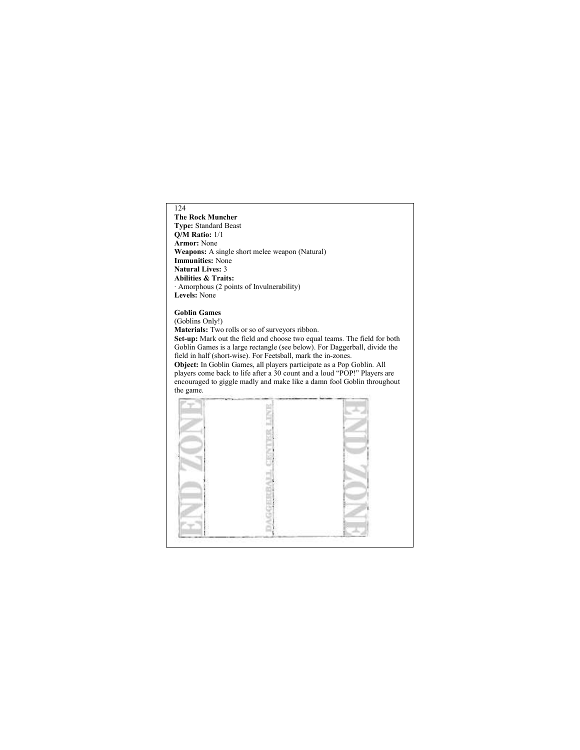**The Rock Muncher**
**Type:** Standard Beast
**Q/M Ratio:** 1/1
**Armor:** None
**Weapons:** A single short melee weapon (Natural)
**Immunities:** None
**Natural Lives:** 3
**Abilities & Traits:**
· Amorphous (2 points of Invulnerability)
**Levels:** None

**Goblin Games**
(Goblins Only!)
**Materials:** Two rolls or so of surveyors ribbon.
**Set-up:** Mark out the field and choose two equal teams. The field for both Goblin Games is a large rectangle (see below). For Daggerball, divide the field in half (short-wise). For Feetsball, mark the in-zones.
**Object:** In Goblin Games, all players participate as a Pop Goblin. All players come back to life after a 30 count and a loud "POP!" Players are encouraged to giggle madly and make like a damn fool Goblin throughout the game.

END ZONE | DAGGERBALL CENTER LINE | END ZONE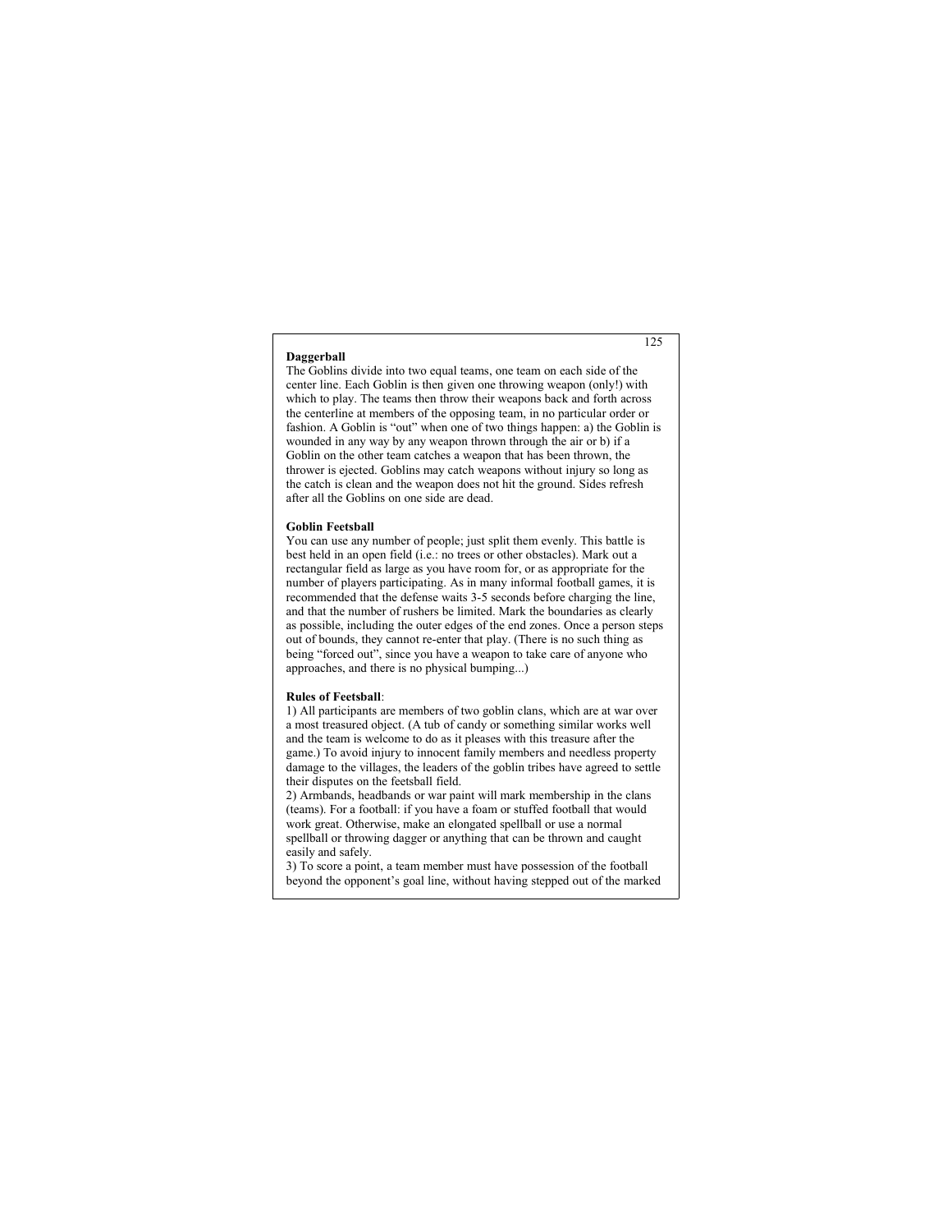**Daggerball**

The Goblins divide into two equal teams, one team on each side of the center line. Each Goblin is then given one throwing weapon (only!) with which to play. The teams then throw their weapons back and forth across the centerline at members of the opposing team, in no particular order or fashion. A Goblin is "out" when one of two things happen: a) the Goblin is wounded in any way by any weapon thrown through the air or b) if a Goblin on the other team catches a weapon that has been thrown, the thrower is ejected. Goblins may catch weapons without injury so long as the catch is clean and the weapon does not hit the ground. Sides refresh after all the Goblins on one side are dead.

**Goblin Feetsball**

You can use any number of people; just split them evenly. This battle is best held in an open field (i.e.: no trees or other obstacles). Mark out a rectangular field as large as you have room for, or as appropriate for the number of players participating. As in many informal football games, it is recommended that the defense waits 3-5 seconds before charging the line, and that the number of rushers be limited. Mark the boundaries as clearly as possible, including the outer edges of the end zones. Once a person steps out of bounds, they cannot re-enter that play. (There is no such thing as being "forced out", since you have a weapon to take care of anyone who approaches, and there is no physical bumping...)

**Rules of Feetsball**:

1) All participants are members of two goblin clans, which are at war over a most treasured object. (A tub of candy or something similar works well and the team is welcome to do as it pleases with this treasure after the game.) To avoid injury to innocent family members and needless property damage to the villages, the leaders of the goblin tribes have agreed to settle their disputes on the feetsball field.

2) Armbands, headbands or war paint will mark membership in the clans (teams). For a football: if you have a foam or stuffed football that would work great. Otherwise, make an elongated spellball or use a normal spellball or throwing dagger or anything that can be thrown and caught easily and safely.

3) To score a point, a team member must have possession of the football beyond the opponent's goal line, without having stepped out of the marked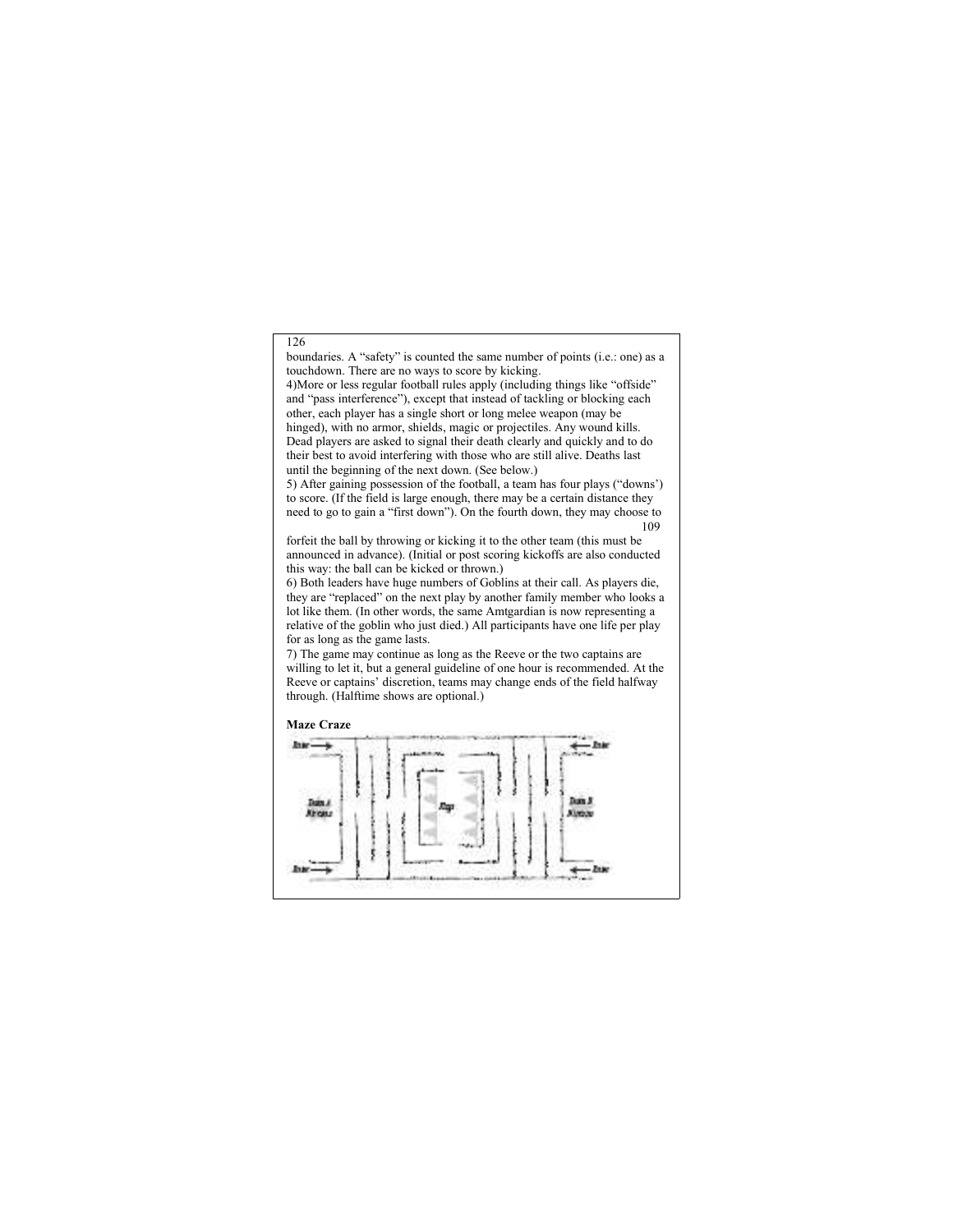boundaries. A "safety" is counted the same number of points (i.e.: one) as a touchdown. There are no ways to score by kicking.

4)More or less regular football rules apply (including things like "offside" and "pass interference"), except that instead of tackling or blocking each other, each player has a single short or long melee weapon (may be hinged), with no armor, shields, magic or projectiles. Any wound kills. Dead players are asked to signal their death clearly and quickly and to do their best to avoid interfering with those who are still alive. Deaths last until the beginning of the next down. (See below.)

5) After gaining possession of the football, a team has four plays ("downs') to score. (If the field is large enough, there may be a certain distance they need to go to gain a "first down"). On the fourth down, they may choose to forfeit the ball by throwing or kicking it to the other team (this must be announced in advance). (Initial or post scoring kickoffs are also conducted this way: the ball can be kicked or thrown.)

6) Both leaders have huge numbers of Goblins at their call. As players die, they are "replaced" on the next play by another family member who looks a lot like them. (In other words, the same Amtgardian is now representing a relative of the goblin who just died.) All participants have one life per play for as long as the game lasts.

7) The game may continue as long as the Reeve or the two captains are willing to let it, but a general guideline of one hour is recommended. At the Reeve or captains' discretion, teams may change ends of the field halfway through. (Halftime shows are optional.)

**Maze Craze**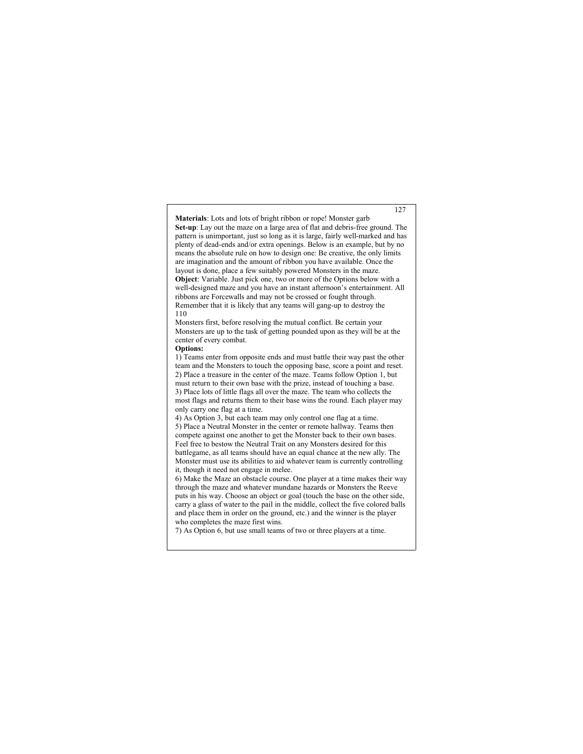**Materials**: Lots and lots of bright ribbon or rope! Monster garb

**Set-up**: Lay out the maze on a large area of flat and debris-free ground. The pattern is unimportant, just so long as it is large, fairly well-marked and has plenty of dead-ends and/or extra openings. Below is an example, but by no means the absolute rule on how to design one: Be creative, the only limits are imagination and the amount of ribbon you have available. Once the layout is done, place a few suitably powered Monsters in the maze.

**Object**: Variable. Just pick one, two or more of the Options below with a well-designed maze and you have an instant afternoon's entertainment. All ribbons are Forcewalls and may not be crossed or fought through. Remember that it is likely that any teams will gang-up to destroy the Monsters first, before resolving the mutual conflict. Be certain your Monsters are up to the task of getting pounded upon as they will be at the center of every combat.

**Options:**

1) Teams enter from opposite ends and must battle their way past the other team and the Monsters to touch the opposing base, score a point and reset.
2) Place a treasure in the center of the maze. Teams follow Option 1, but must return to their own base with the prize, instead of touching a base.
3) Place lots of little flags all over the maze. The team who collects the most flags and returns them to their base wins the round. Each player may only carry one flag at a time.
4) As Option 3, but each team may only control one flag at a time.
5) Place a Neutral Monster in the center or remote hallway. Teams then compete against one another to get the Monster back to their own bases. Feel free to bestow the Neutral Trait on any Monsters desired for this battlegame, as all teams should have an equal chance at the new ally. The Monster must use its abilities to aid whatever team is currently controlling it, though it need not engage in melee.
6) Make the Maze an obstacle course. One player at a time makes their way through the maze and whatever mundane hazards or Monsters the Reeve puts in his way. Choose an object or goal (touch the base on the other side, carry a glass of water to the pail in the middle, collect the five colored balls and place them in order on the ground, etc.) and the winner is the player who completes the maze first wins.
7) As Option 6, but use small teams of two or three players at a time.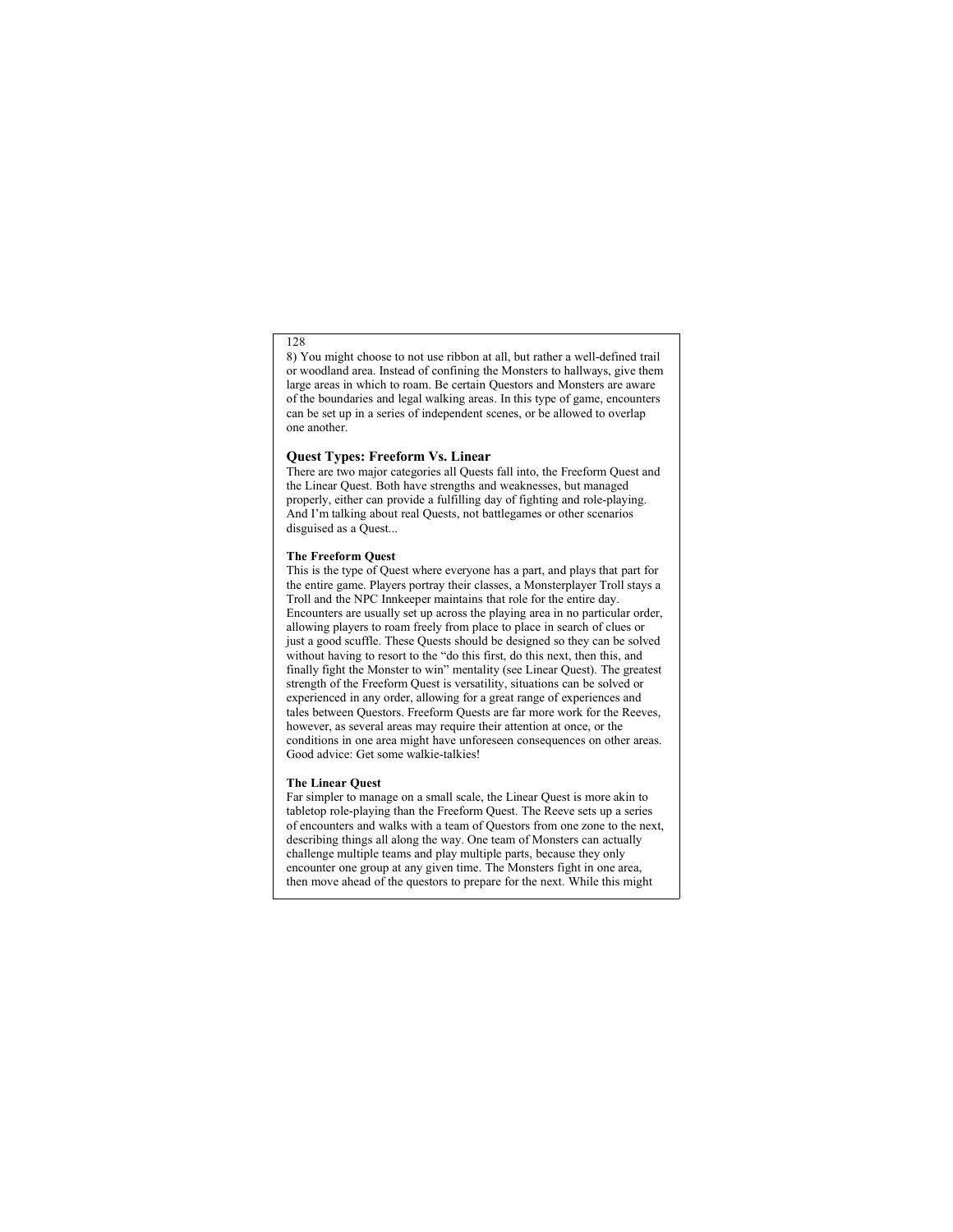8) You might choose to not use ribbon at all, but rather a well-defined trail or woodland area. Instead of confining the Monsters to hallways, give them large areas in which to roam. Be certain Questors and Monsters are aware of the boundaries and legal walking areas. In this type of game, encounters can be set up in a series of independent scenes, or be allowed to overlap one another.

## Quest Types: Freeform Vs. Linear

There are two major categories all Quests fall into, the Freeform Quest and the Linear Quest. Both have strengths and weaknesses, but managed properly, either can provide a fulfilling day of fighting and role-playing. And I'm talking about real Quests, not battlegames or other scenarios disguised as a Quest...

### The Freeform Quest

This is the type of Quest where everyone has a part, and plays that part for the entire game. Players portray their classes, a Monsterplayer Troll stays a Troll and the NPC Innkeeper maintains that role for the entire day. Encounters are usually set up across the playing area in no particular order, allowing players to roam freely from place to place in search of clues or just a good scuffle. These Quests should be designed so they can be solved without having to resort to the "do this first, do this next, then this, and finally fight the Monster to win" mentality (see Linear Quest). The greatest strength of the Freeform Quest is versatility, situations can be solved or experienced in any order, allowing for a great range of experiences and tales between Questors. Freeform Quests are far more work for the Reeves, however, as several areas may require their attention at once, or the conditions in one area might have unforeseen consequences on other areas. Good advice: Get some walkie-talkies!

### The Linear Quest

Far simpler to manage on a small scale, the Linear Quest is more akin to tabletop role-playing than the Freeform Quest. The Reeve sets up a series of encounters and walks with a team of Questors from one zone to the next, describing things all along the way. One team of Monsters can actually challenge multiple teams and play multiple parts, because they only encounter one group at any given time. The Monsters fight in one area, then move ahead of the questors to prepare for the next. While this might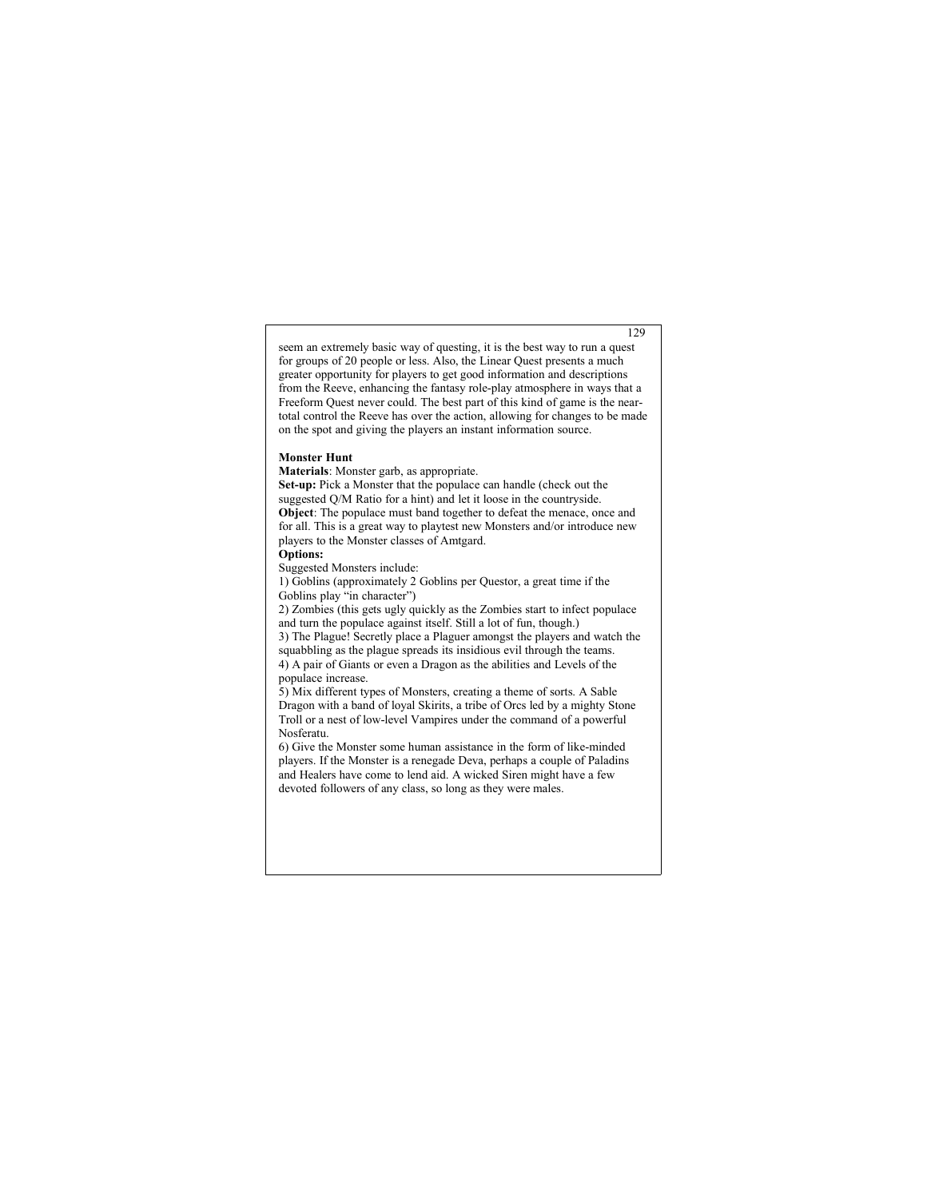seem an extremely basic way of questing, it is the best way to run a quest for groups of 20 people or less. Also, the Linear Quest presents a much greater opportunity for players to get good information and descriptions from the Reeve, enhancing the fantasy role-play atmosphere in ways that a Freeform Quest never could. The best part of this kind of game is the near-total control the Reeve has over the action, allowing for changes to be made on the spot and giving the players an instant information source.

**Monster Hunt**

**Materials**: Monster garb, as appropriate.

**Set-up:** Pick a Monster that the populace can handle (check out the suggested Q/M Ratio for a hint) and let it loose in the countryside.

**Object**: The populace must band together to defeat the menace, once and for all. This is a great way to playtest new Monsters and/or introduce new players to the Monster classes of Amtgard.

**Options:**

Suggested Monsters include:

1) Goblins (approximately 2 Goblins per Questor, a great time if the Goblins play "in character")

2) Zombies (this gets ugly quickly as the Zombies start to infect populace and turn the populace against itself. Still a lot of fun, though.)

3) The Plague! Secretly place a Plaguer amongst the players and watch the squabbling as the plague spreads its insidious evil through the teams.

4) A pair of Giants or even a Dragon as the abilities and Levels of the populace increase.

5) Mix different types of Monsters, creating a theme of sorts. A Sable Dragon with a band of loyal Skirits, a tribe of Orcs led by a mighty Stone Troll or a nest of low-level Vampires under the command of a powerful Nosferatu.

6) Give the Monster some human assistance in the form of like-minded players. If the Monster is a renegade Deva, perhaps a couple of Paladins and Healers have come to lend aid. A wicked Siren might have a few devoted followers of any class, so long as they were males.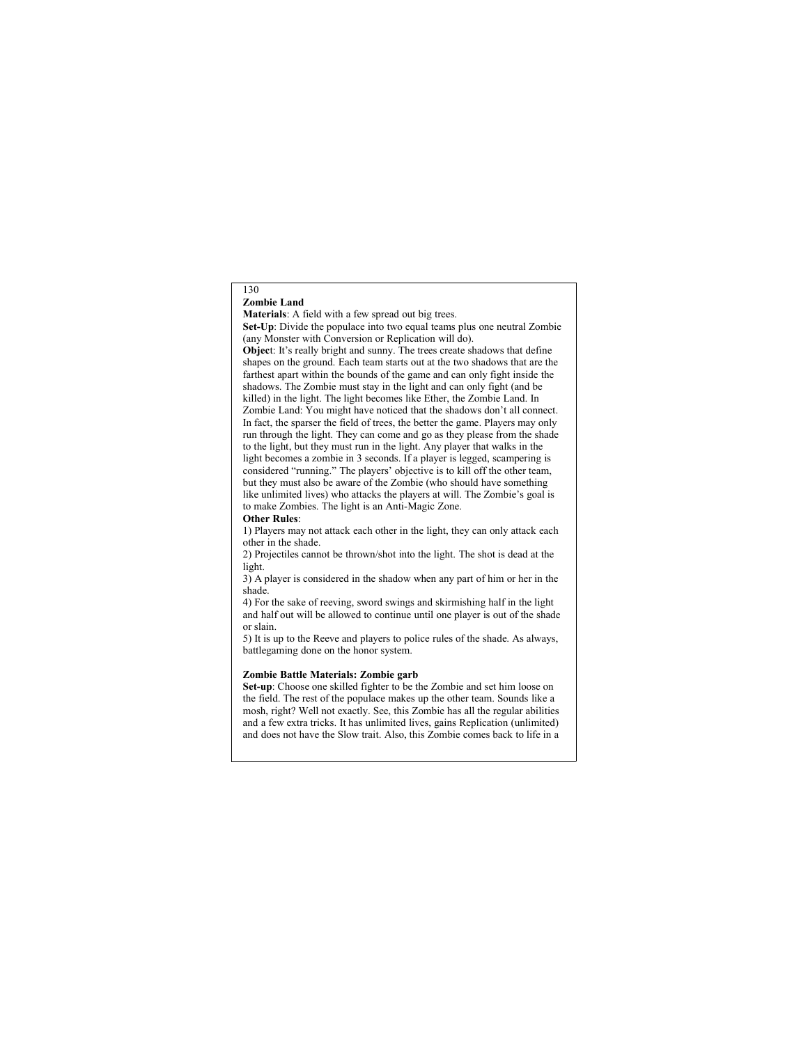**Zombie Land**

**Materials**: A field with a few spread out big trees.

**Set-Up**: Divide the populace into two equal teams plus one neutral Zombie (any Monster with Conversion or Replication will do).

**Object**: It's really bright and sunny. The trees create shadows that define shapes on the ground. Each team starts out at the two shadows that are the farthest apart within the bounds of the game and can only fight inside the shadows. The Zombie must stay in the light and can only fight (and be killed) in the light. The light becomes like Ether, the Zombie Land. In Zombie Land: You might have noticed that the shadows don't all connect. In fact, the sparser the field of trees, the better the game. Players may only run through the light. They can come and go as they please from the shade to the light, but they must run in the light. Any player that walks in the light becomes a zombie in 3 seconds. If a player is legged, scampering is considered "running." The players' objective is to kill off the other team, but they must also be aware of the Zombie (who should have something like unlimited lives) who attacks the players at will. The Zombie's goal is to make Zombies. The light is an Anti-Magic Zone.

**Other Rules**:

1) Players may not attack each other in the light, they can only attack each other in the shade.
2) Projectiles cannot be thrown/shot into the light. The shot is dead at the light.
3) A player is considered in the shadow when any part of him or her in the shade.
4) For the sake of reeving, sword swings and skirmishing half in the light and half out will be allowed to continue until one player is out of the shade or slain.
5) It is up to the Reeve and players to police rules of the shade. As always, battlegaming done on the honor system.

**Zombie Battle Materials: Zombie garb**

**Set-up**: Choose one skilled fighter to be the Zombie and set him loose on the field. The rest of the populace makes up the other team. Sounds like a mosh, right? Well not exactly. See, this Zombie has all the regular abilities and a few extra tricks. It has unlimited lives, gains Replication (unlimited) and does not have the Slow trait. Also, this Zombie comes back to life in a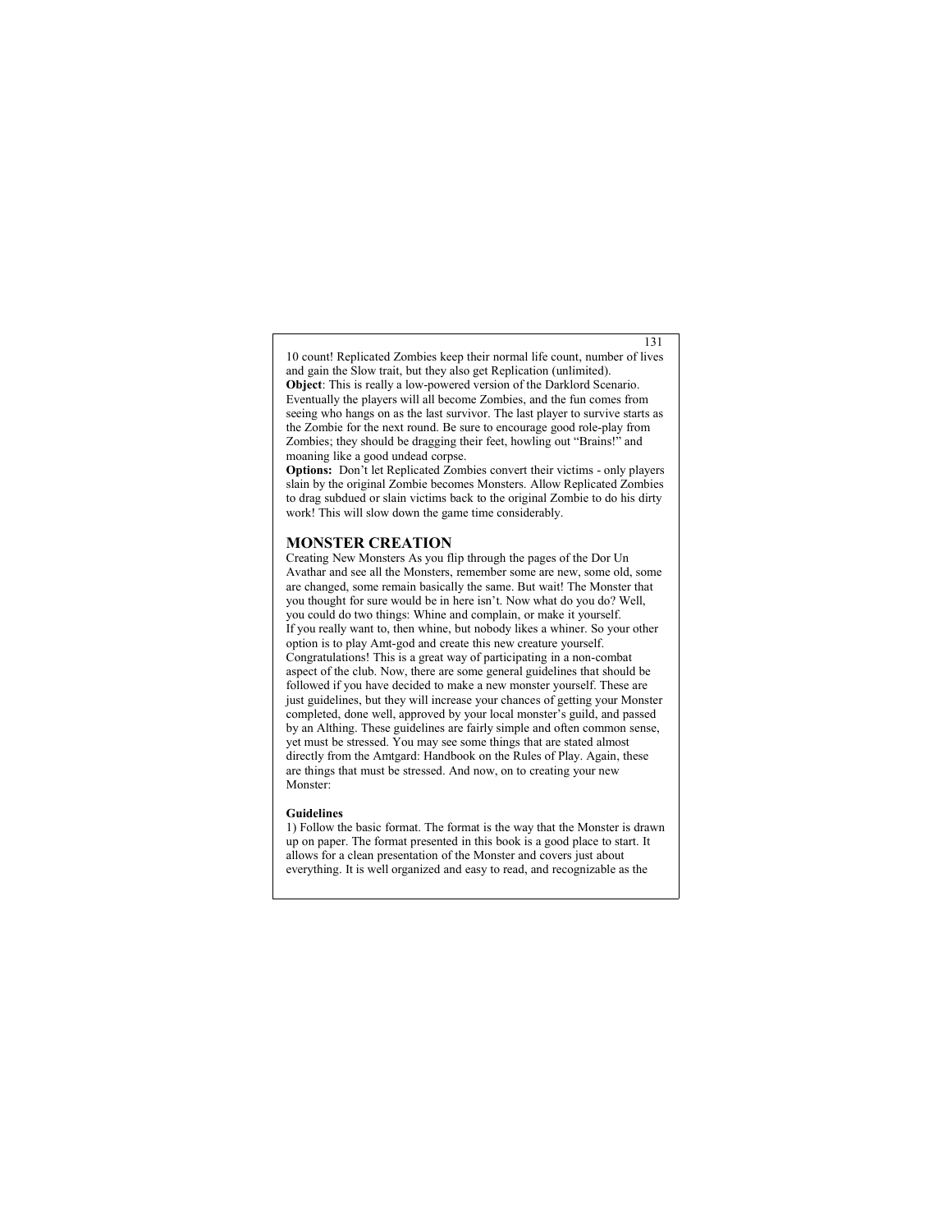10 count! Replicated Zombies keep their normal life count, number of lives and gain the Slow trait, but they also get Replication (unlimited).

**Object**: This is really a low-powered version of the Darklord Scenario. Eventually the players will all become Zombies, and the fun comes from seeing who hangs on as the last survivor. The last player to survive starts as the Zombie for the next round. Be sure to encourage good role-play from Zombies; they should be dragging their feet, howling out "Brains!" and moaning like a good undead corpse.

**Options:** Don't let Replicated Zombies convert their victims - only players slain by the original Zombie becomes Monsters. Allow Replicated Zombies to drag subdued or slain victims back to the original Zombie to do his dirty work! This will slow down the game time considerably.

## MONSTER CREATION

Creating New Monsters As you flip through the pages of the Dor Un Avathar and see all the Monsters, remember some are new, some old, some are changed, some remain basically the same. But wait! The Monster that you thought for sure would be in here isn't. Now what do you do? Well, you could do two things: Whine and complain, or make it yourself.

If you really want to, then whine, but nobody likes a whiner. So your other option is to play Amt-god and create this new creature yourself. Congratulations! This is a great way of participating in a non-combat aspect of the club. Now, there are some general guidelines that should be followed if you have decided to make a new monster yourself. These are just guidelines, but they will increase your chances of getting your Monster completed, done well, approved by your local monster's guild, and passed by an Althing. These guidelines are fairly simple and often common sense, yet must be stressed. You may see some things that are stated almost directly from the Amtgard: Handbook on the Rules of Play. Again, these are things that must be stressed. And now, on to creating your new Monster:

### Guidelines

1) Follow the basic format. The format is the way that the Monster is drawn up on paper. The format presented in this book is a good place to start. It allows for a clean presentation of the Monster and covers just about everything. It is well organized and easy to read, and recognizable as the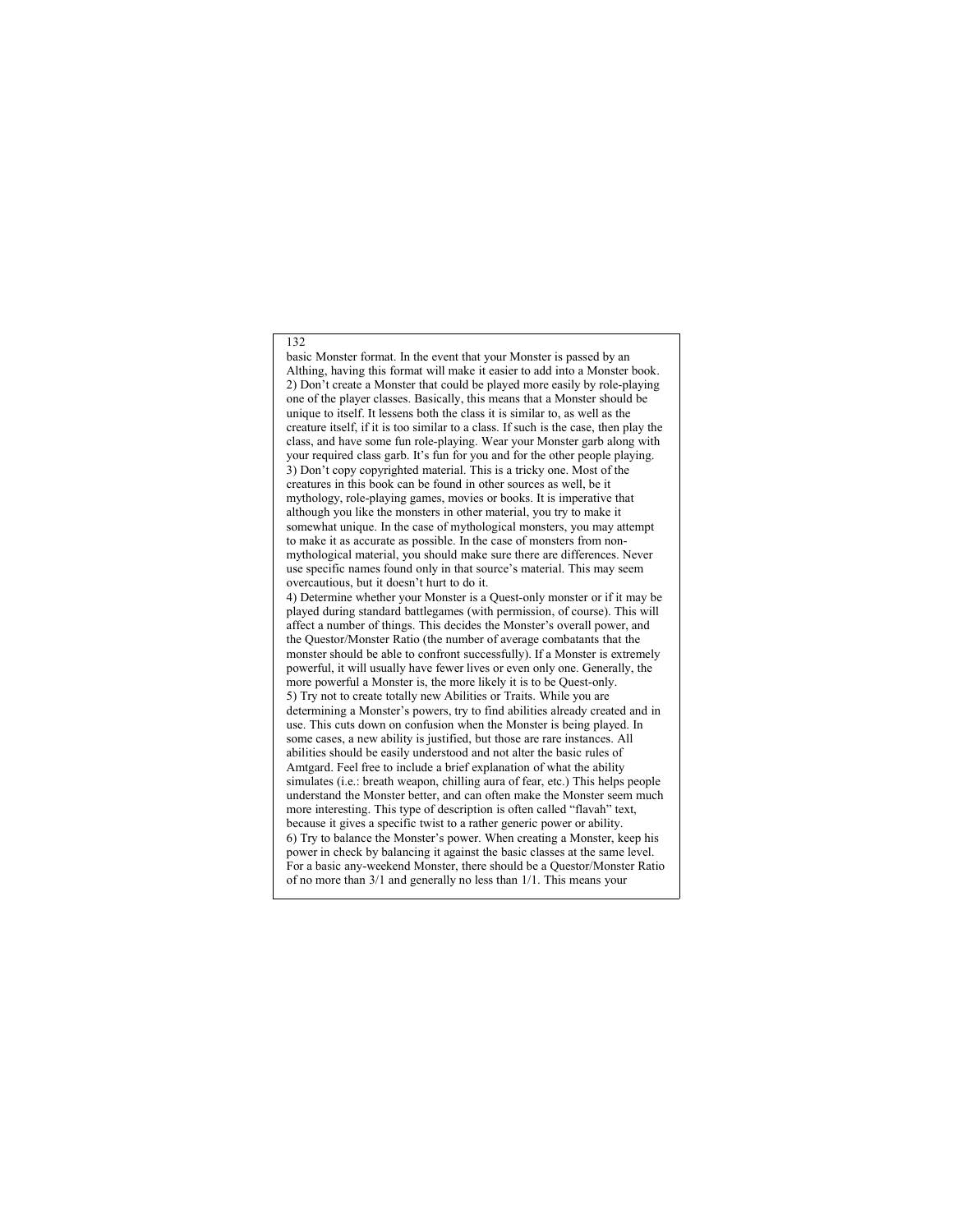basic Monster format. In the event that your Monster is passed by an Althing, having this format will make it easier to add into a Monster book.

2) Don't create a Monster that could be played more easily by role-playing one of the player classes. Basically, this means that a Monster should be unique to itself. It lessens both the class it is similar to, as well as the creature itself, if it is too similar to a class. If such is the case, then play the class, and have some fun role-playing. Wear your Monster garb along with your required class garb. It's fun for you and for the other people playing.

3) Don't copy copyrighted material. This is a tricky one. Most of the creatures in this book can be found in other sources as well, be it mythology, role-playing games, movies or books. It is imperative that although you like the monsters in other material, you try to make it somewhat unique. In the case of mythological monsters, you may attempt to make it as accurate as possible. In the case of monsters from non-mythological material, you should make sure there are differences. Never use specific names found only in that source's material. This may seem overcautious, but it doesn't hurt to do it.

4) Determine whether your Monster is a Quest-only monster or if it may be played during standard battlegames (with permission, of course). This will affect a number of things. This decides the Monster's overall power, and the Questor/Monster Ratio (the number of average combatants that the monster should be able to confront successfully). If a Monster is extremely powerful, it will usually have fewer lives or even only one. Generally, the more powerful a Monster is, the more likely it is to be Quest-only.

5) Try not to create totally new Abilities or Traits. While you are determining a Monster's powers, try to find abilities already created and in use. This cuts down on confusion when the Monster is being played. In some cases, a new ability is justified, but those are rare instances. All abilities should be easily understood and not alter the basic rules of Amtgard. Feel free to include a brief explanation of what the ability simulates (i.e.: breath weapon, chilling aura of fear, etc.) This helps people understand the Monster better, and can often make the Monster seem much more interesting. This type of description is often called "flavah" text, because it gives a specific twist to a rather generic power or ability.

6) Try to balance the Monster's power. When creating a Monster, keep his power in check by balancing it against the basic classes at the same level. For a basic any-weekend Monster, there should be a Questor/Monster Ratio of no more than 3/1 and generally no less than 1/1. This means your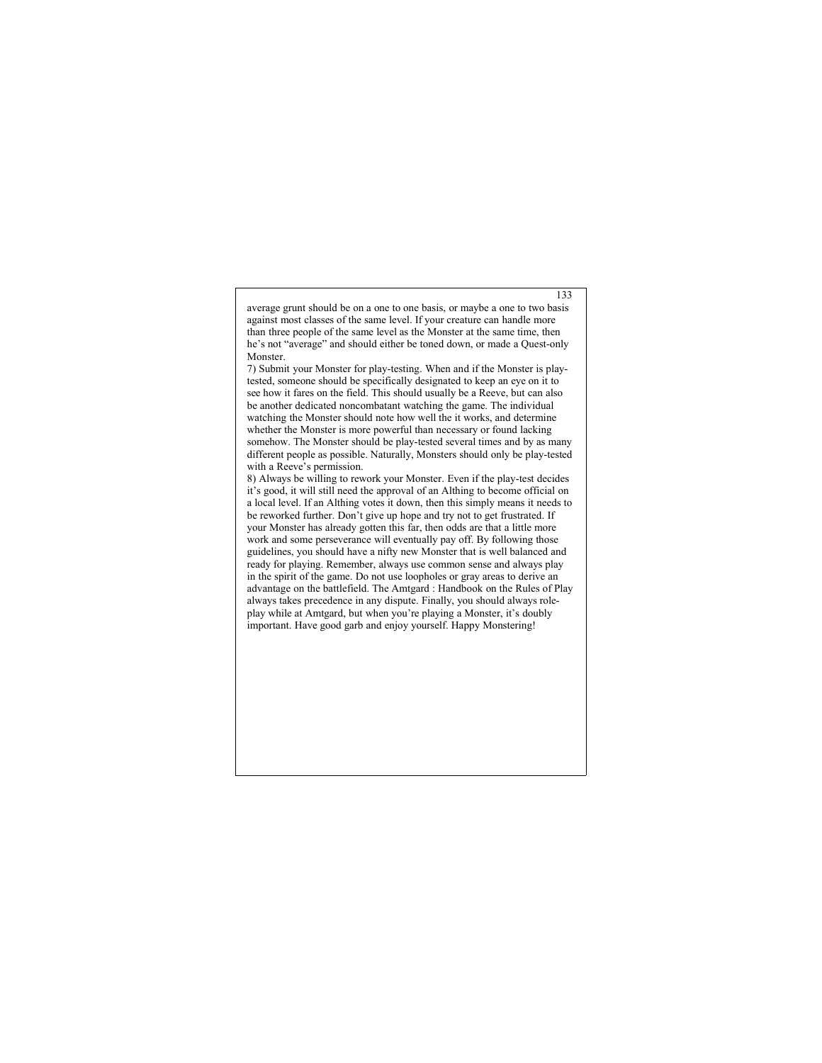average grunt should be on a one to one basis, or maybe a one to two basis against most classes of the same level. If your creature can handle more than three people of the same level as the Monster at the same time, then he's not "average" and should either be toned down, or made a Quest-only Monster.

7) Submit your Monster for play-testing. When and if the Monster is play-tested, someone should be specifically designated to keep an eye on it to see how it fares on the field. This should usually be a Reeve, but can also be another dedicated noncombatant watching the game. The individual watching the Monster should note how well the it works, and determine whether the Monster is more powerful than necessary or found lacking somehow. The Monster should be play-tested several times and by as many different people as possible. Naturally, Monsters should only be play-tested with a Reeve's permission.

8) Always be willing to rework your Monster. Even if the play-test decides it's good, it will still need the approval of an Althing to become official on a local level. If an Althing votes it down, then this simply means it needs to be reworked further. Don't give up hope and try not to get frustrated. If your Monster has already gotten this far, then odds are that a little more work and some perseverance will eventually pay off. By following those guidelines, you should have a nifty new Monster that is well balanced and ready for playing. Remember, always use common sense and always play in the spirit of the game. Do not use loopholes or gray areas to derive an advantage on the battlefield. The Amtgard : Handbook on the Rules of Play always takes precedence in any dispute. Finally, you should always role-play while at Amtgard, but when you're playing a Monster, it's doubly important. Have good garb and enjoy yourself. Happy Monstering!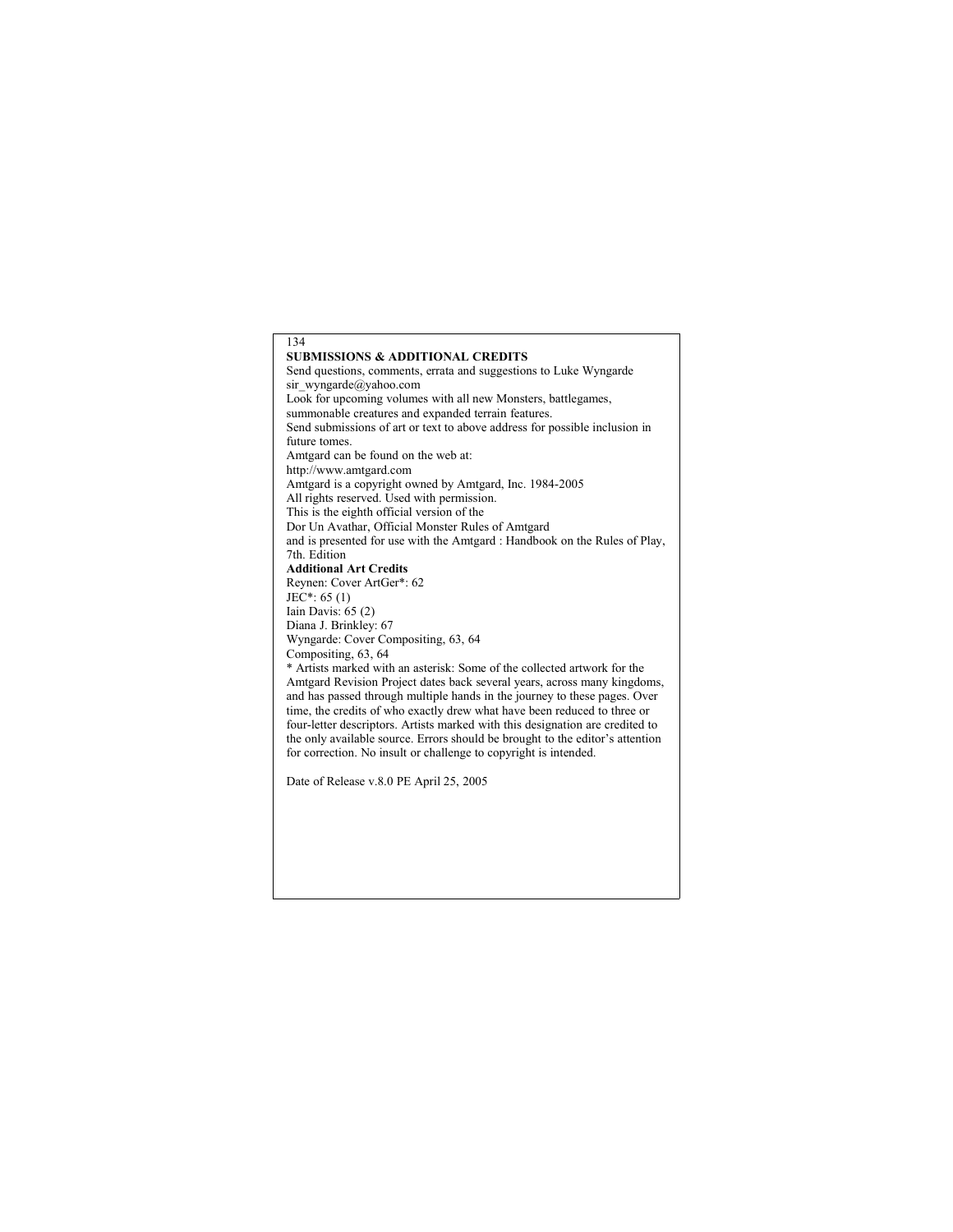## SUBMISSIONS & ADDITIONAL CREDITS

Send questions, comments, errata and suggestions to Luke Wyngarde
sir_wyngarde@yahoo.com

Look for upcoming volumes with all new Monsters, battlegames, summonable creatures and expanded terrain features.

Send submissions of art or text to above address for possible inclusion in future tomes.

Amtgard can be found on the web at:
http://www.amtgard.com

Amtgard is a copyright owned by Amtgard, Inc. 1984-2005
All rights reserved. Used with permission.

This is the eighth official version of the
Dor Un Avathar, Official Monster Rules of Amtgard
and is presented for use with the Amtgard : Handbook on the Rules of Play, 7th. Edition

**Additional Art Credits**

Reynen: Cover ArtGer*: 62
JEC*: 65 (1)
Iain Davis: 65 (2)
Diana J. Brinkley: 67
Wyngarde: Cover Compositing, 63, 64
Compositing, 63, 64

* Artists marked with an asterisk: Some of the collected artwork for the Amtgard Revision Project dates back several years, across many kingdoms, and has passed through multiple hands in the journey to these pages. Over time, the credits of who exactly drew what have been reduced to three or four-letter descriptors. Artists marked with this designation are credited to the only available source. Errors should be brought to the editor's attention for correction. No insult or challenge to copyright is intended.

Date of Release v.8.0 PE April 25, 2005